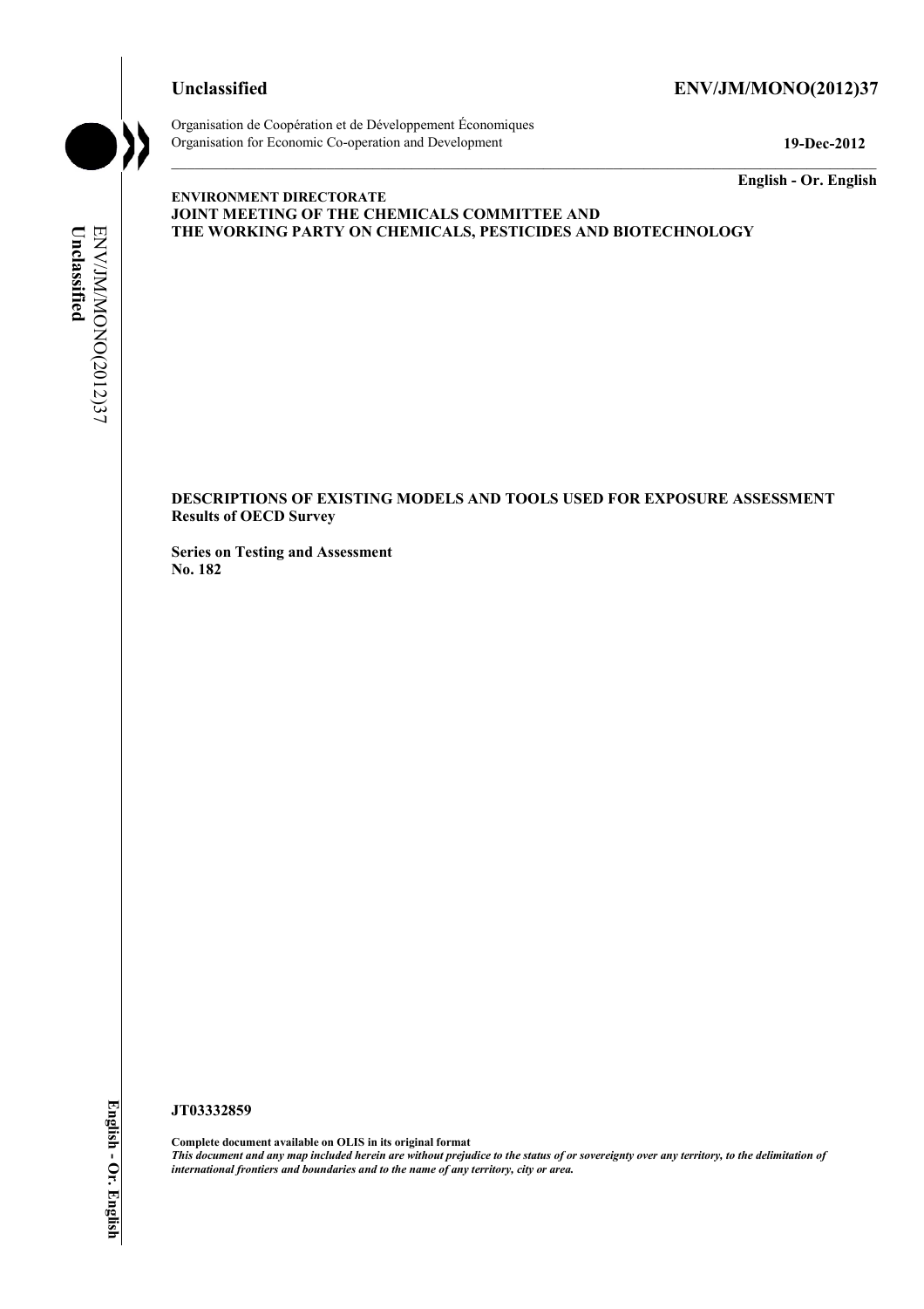**Unclassified** **ENV/JM/MONO(2012)37**

Organisation de Coopération et de Développement Économiques
Organisation for Economic Co-operation and Development **19-Dec-2012**

**English - Or. English**

**ENVIRONMENT DIRECTORATE**
**JOINT MEETING OF THE CHEMICALS COMMITTEE AND**
**THE WORKING PARTY ON CHEMICALS, PESTICIDES AND BIOTECHNOLOGY**

**DESCRIPTIONS OF EXISTING MODELS AND TOOLS USED FOR EXPOSURE ASSESSMENT**
**Results of OECD Survey**

**Series on Testing and Assessment**
**No. 182**

**JT03332859**

**Complete document available on OLIS in its original format**
***This document and any map included herein are without prejudice to the status of or sovereignty over any territory, to the delimitation of international frontiers and boundaries and to the name of any territory, city or area.***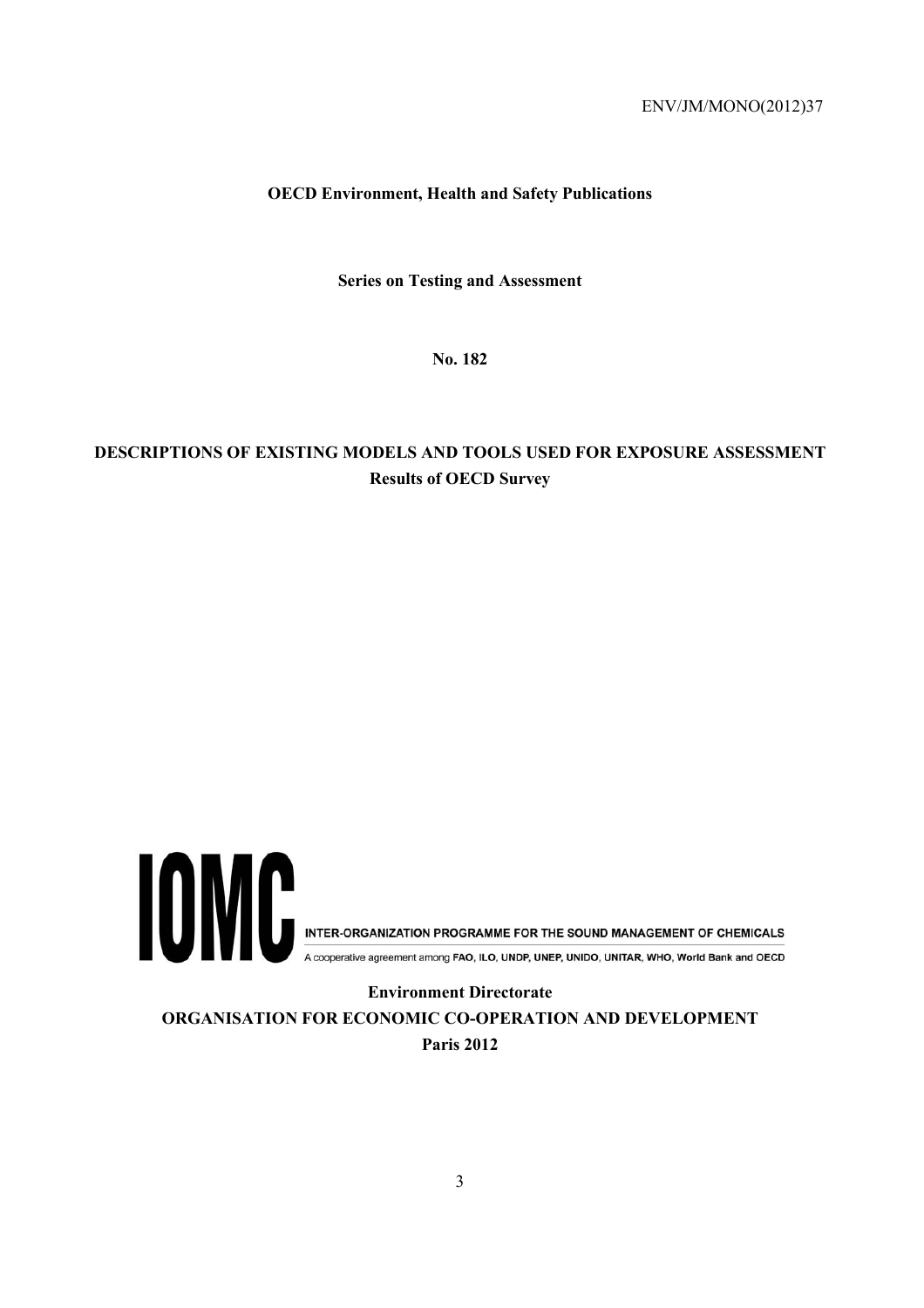ENV/JM/MONO(2012)37

**OECD Environment, Health and Safety Publications**

**Series on Testing and Assessment**

**No. 182**

# DESCRIPTIONS OF EXISTING MODELS AND TOOLS USED FOR EXPOSURE ASSESSMENT

**Results of OECD Survey**

IOMC

INTER-ORGANIZATION PROGRAMME FOR THE SOUND MANAGEMENT OF CHEMICALS

A cooperative agreement among **FAO, ILO, UNDP, UNEP, UNIDO, UNITAR, WHO, World Bank and OECD**

**Environment Directorate**

**ORGANISATION FOR ECONOMIC CO-OPERATION AND DEVELOPMENT**

**Paris 2012**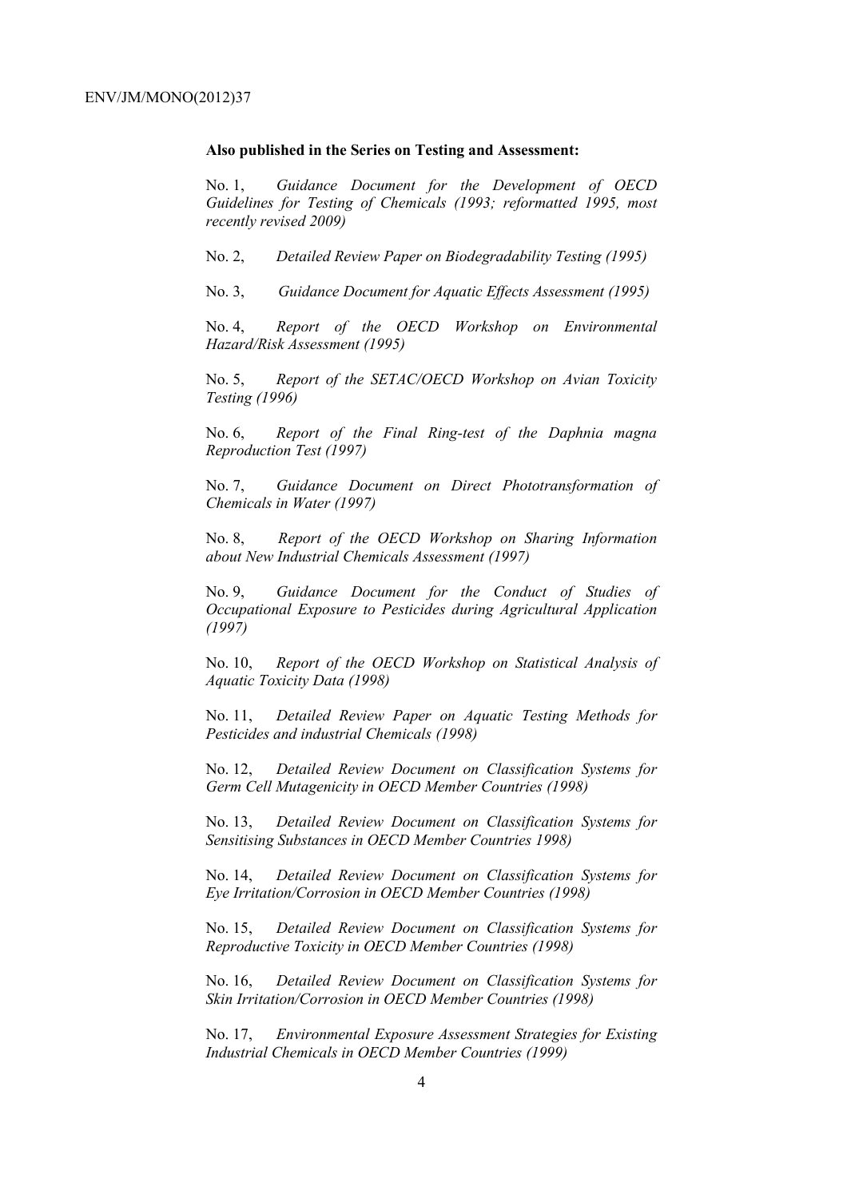**Also published in the Series on Testing and Assessment:**

No. 1, *Guidance Document for the Development of OECD Guidelines for Testing of Chemicals (1993; reformatted 1995, most recently revised 2009)*

No. 2, *Detailed Review Paper on Biodegradability Testing (1995)*

No. 3, *Guidance Document for Aquatic Effects Assessment (1995)*

No. 4, *Report of the OECD Workshop on Environmental Hazard/Risk Assessment (1995)*

No. 5, *Report of the SETAC/OECD Workshop on Avian Toxicity Testing (1996)*

No. 6, *Report of the Final Ring-test of the Daphnia magna Reproduction Test (1997)*

No. 7, *Guidance Document on Direct Phototransformation of Chemicals in Water (1997)*

No. 8, *Report of the OECD Workshop on Sharing Information about New Industrial Chemicals Assessment (1997)*

No. 9, *Guidance Document for the Conduct of Studies of Occupational Exposure to Pesticides during Agricultural Application (1997)*

No. 10, *Report of the OECD Workshop on Statistical Analysis of Aquatic Toxicity Data (1998)*

No. 11, *Detailed Review Paper on Aquatic Testing Methods for Pesticides and industrial Chemicals (1998)*

No. 12, *Detailed Review Document on Classification Systems for Germ Cell Mutagenicity in OECD Member Countries (1998)*

No. 13, *Detailed Review Document on Classification Systems for Sensitising Substances in OECD Member Countries 1998)*

No. 14, *Detailed Review Document on Classification Systems for Eye Irritation/Corrosion in OECD Member Countries (1998)*

No. 15, *Detailed Review Document on Classification Systems for Reproductive Toxicity in OECD Member Countries (1998)*

No. 16, *Detailed Review Document on Classification Systems for Skin Irritation/Corrosion in OECD Member Countries (1998)*

No. 17, *Environmental Exposure Assessment Strategies for Existing Industrial Chemicals in OECD Member Countries (1999)*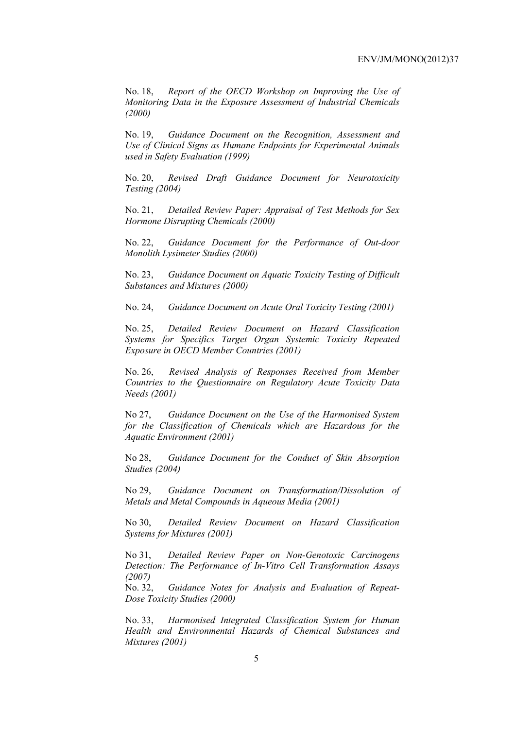No. 18, *Report of the OECD Workshop on Improving the Use of Monitoring Data in the Exposure Assessment of Industrial Chemicals (2000)*

No. 19, *Guidance Document on the Recognition, Assessment and Use of Clinical Signs as Humane Endpoints for Experimental Animals used in Safety Evaluation (1999)*

No. 20, *Revised Draft Guidance Document for Neurotoxicity Testing (2004)*

No. 21, *Detailed Review Paper: Appraisal of Test Methods for Sex Hormone Disrupting Chemicals (2000)*

No. 22, *Guidance Document for the Performance of Out-door Monolith Lysimeter Studies (2000)*

No. 23, *Guidance Document on Aquatic Toxicity Testing of Difficult Substances and Mixtures (2000)*

No. 24, *Guidance Document on Acute Oral Toxicity Testing (2001)*

No. 25, *Detailed Review Document on Hazard Classification Systems for Specifics Target Organ Systemic Toxicity Repeated Exposure in OECD Member Countries (2001)*

No. 26, *Revised Analysis of Responses Received from Member Countries to the Questionnaire on Regulatory Acute Toxicity Data Needs (2001)*

No 27, *Guidance Document on the Use of the Harmonised System for the Classification of Chemicals which are Hazardous for the Aquatic Environment (2001)*

No 28, *Guidance Document for the Conduct of Skin Absorption Studies (2004)*

No 29, *Guidance Document on Transformation/Dissolution of Metals and Metal Compounds in Aqueous Media (2001)*

No 30, *Detailed Review Document on Hazard Classification Systems for Mixtures (2001)*

No 31, *Detailed Review Paper on Non-Genotoxic Carcinogens Detection: The Performance of In-Vitro Cell Transformation Assays (2007)*

No. 32, *Guidance Notes for Analysis and Evaluation of Repeat-Dose Toxicity Studies (2000)*

No. 33, *Harmonised Integrated Classification System for Human Health and Environmental Hazards of Chemical Substances and Mixtures (2001)*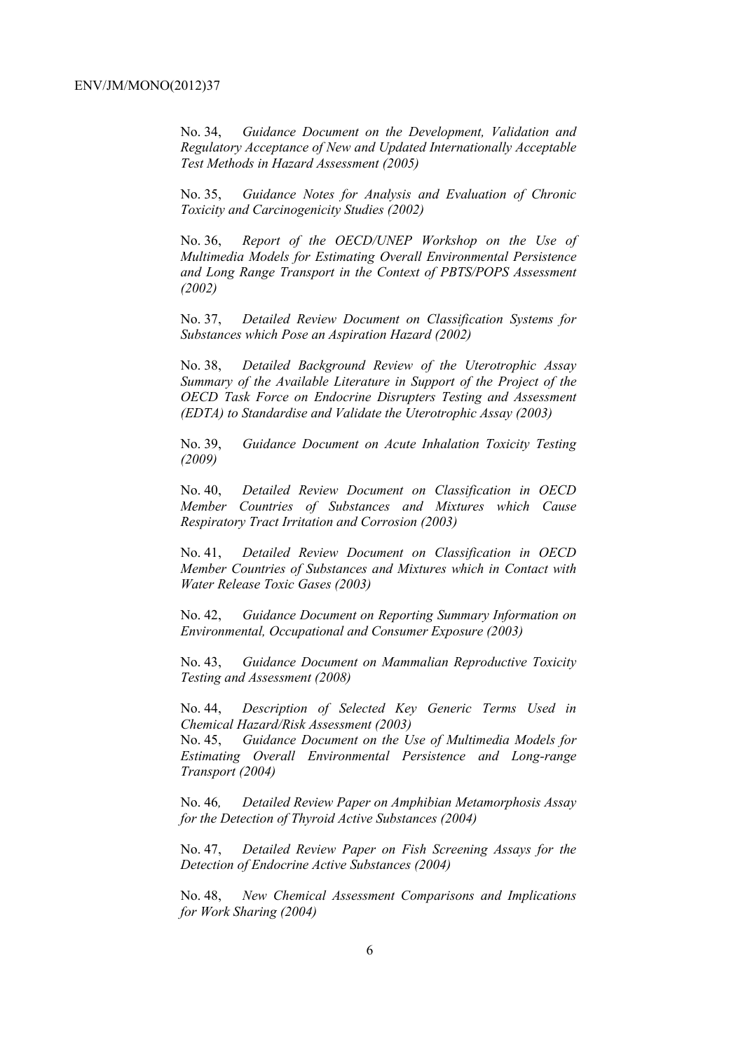No. 34, *Guidance Document on the Development, Validation and Regulatory Acceptance of New and Updated Internationally Acceptable Test Methods in Hazard Assessment (2005)*

No. 35, *Guidance Notes for Analysis and Evaluation of Chronic Toxicity and Carcinogenicity Studies (2002)*

No. 36, *Report of the OECD/UNEP Workshop on the Use of Multimedia Models for Estimating Overall Environmental Persistence and Long Range Transport in the Context of PBTS/POPS Assessment (2002)*

No. 37, *Detailed Review Document on Classification Systems for Substances which Pose an Aspiration Hazard (2002)*

No. 38, *Detailed Background Review of the Uterotrophic Assay Summary of the Available Literature in Support of the Project of the OECD Task Force on Endocrine Disrupters Testing and Assessment (EDTA) to Standardise and Validate the Uterotrophic Assay (2003)*

No. 39, *Guidance Document on Acute Inhalation Toxicity Testing (2009)*

No. 40, *Detailed Review Document on Classification in OECD Member Countries of Substances and Mixtures which Cause Respiratory Tract Irritation and Corrosion (2003)*

No. 41, *Detailed Review Document on Classification in OECD Member Countries of Substances and Mixtures which in Contact with Water Release Toxic Gases (2003)*

No. 42, *Guidance Document on Reporting Summary Information on Environmental, Occupational and Consumer Exposure (2003)*

No. 43, *Guidance Document on Mammalian Reproductive Toxicity Testing and Assessment (2008)*

No. 44, *Description of Selected Key Generic Terms Used in Chemical Hazard/Risk Assessment (2003)*

No. 45, *Guidance Document on the Use of Multimedia Models for Estimating Overall Environmental Persistence and Long-range Transport (2004)*

No. 46, *Detailed Review Paper on Amphibian Metamorphosis Assay for the Detection of Thyroid Active Substances (2004)*

No. 47, *Detailed Review Paper on Fish Screening Assays for the Detection of Endocrine Active Substances (2004)*

No. 48, *New Chemical Assessment Comparisons and Implications for Work Sharing (2004)*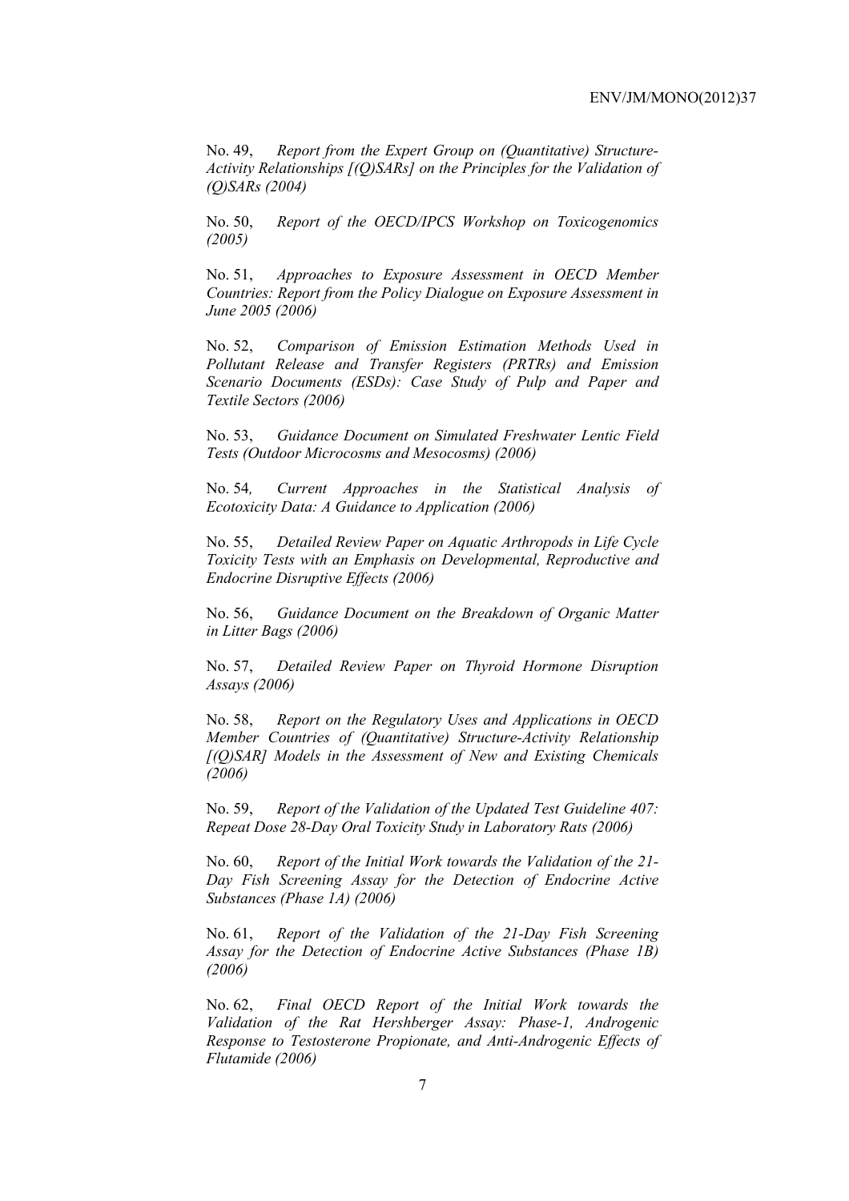No. 49, *Report from the Expert Group on (Quantitative) Structure-Activity Relationships [(Q)SARs] on the Principles for the Validation of (Q)SARs (2004)*

No. 50, *Report of the OECD/IPCS Workshop on Toxicogenomics (2005)*

No. 51, *Approaches to Exposure Assessment in OECD Member Countries: Report from the Policy Dialogue on Exposure Assessment in June 2005 (2006)*

No. 52, *Comparison of Emission Estimation Methods Used in Pollutant Release and Transfer Registers (PRTRs) and Emission Scenario Documents (ESDs): Case Study of Pulp and Paper and Textile Sectors (2006)*

No. 53, *Guidance Document on Simulated Freshwater Lentic Field Tests (Outdoor Microcosms and Mesocosms) (2006)*

No. 54, *Current Approaches in the Statistical Analysis of Ecotoxicity Data: A Guidance to Application (2006)*

No. 55, *Detailed Review Paper on Aquatic Arthropods in Life Cycle Toxicity Tests with an Emphasis on Developmental, Reproductive and Endocrine Disruptive Effects (2006)*

No. 56, *Guidance Document on the Breakdown of Organic Matter in Litter Bags (2006)*

No. 57, *Detailed Review Paper on Thyroid Hormone Disruption Assays (2006)*

No. 58, *Report on the Regulatory Uses and Applications in OECD Member Countries of (Quantitative) Structure-Activity Relationship [(Q)SAR] Models in the Assessment of New and Existing Chemicals (2006)*

No. 59, *Report of the Validation of the Updated Test Guideline 407: Repeat Dose 28-Day Oral Toxicity Study in Laboratory Rats (2006)*

No. 60, *Report of the Initial Work towards the Validation of the 21-Day Fish Screening Assay for the Detection of Endocrine Active Substances (Phase 1A) (2006)*

No. 61, *Report of the Validation of the 21-Day Fish Screening Assay for the Detection of Endocrine Active Substances (Phase 1B) (2006)*

No. 62, *Final OECD Report of the Initial Work towards the Validation of the Rat Hershberger Assay: Phase-1, Androgenic Response to Testosterone Propionate, and Anti-Androgenic Effects of Flutamide (2006)*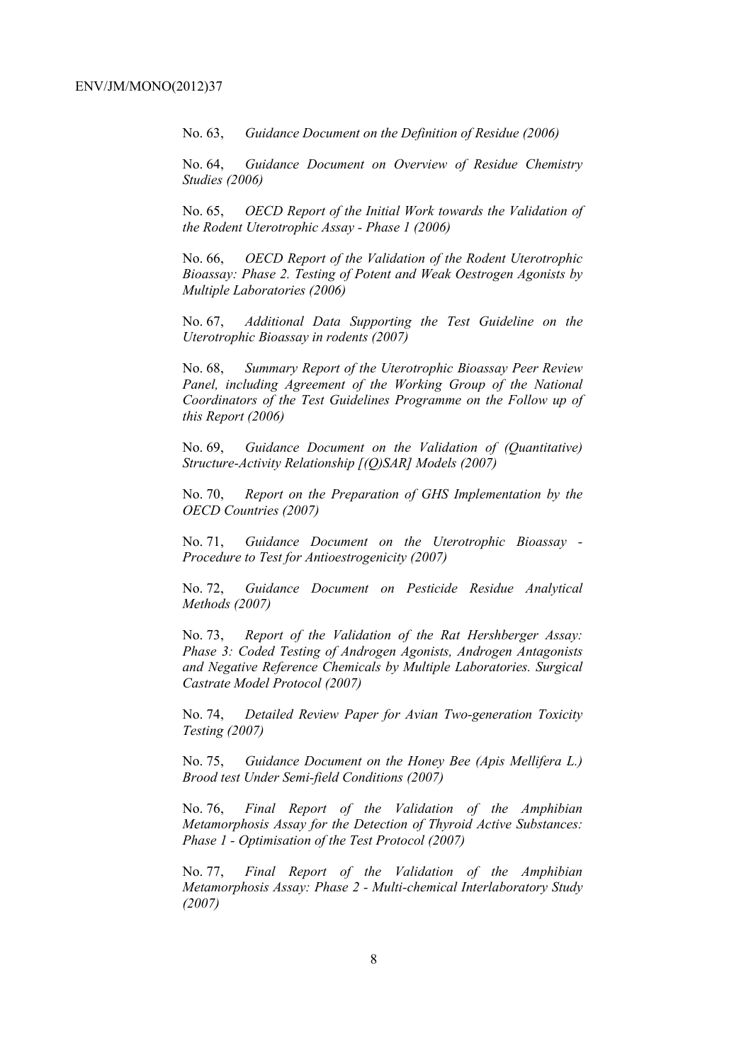No. 63, *Guidance Document on the Definition of Residue (2006)*

No. 64, *Guidance Document on Overview of Residue Chemistry Studies (2006)*

No. 65, *OECD Report of the Initial Work towards the Validation of the Rodent Uterotrophic Assay - Phase 1 (2006)*

No. 66, *OECD Report of the Validation of the Rodent Uterotrophic Bioassay: Phase 2. Testing of Potent and Weak Oestrogen Agonists by Multiple Laboratories (2006)*

No. 67, *Additional Data Supporting the Test Guideline on the Uterotrophic Bioassay in rodents (2007)*

No. 68, *Summary Report of the Uterotrophic Bioassay Peer Review Panel, including Agreement of the Working Group of the National Coordinators of the Test Guidelines Programme on the Follow up of this Report (2006)*

No. 69, *Guidance Document on the Validation of (Quantitative) Structure-Activity Relationship [(Q)SAR] Models (2007)*

No. 70, *Report on the Preparation of GHS Implementation by the OECD Countries (2007)*

No. 71, *Guidance Document on the Uterotrophic Bioassay - Procedure to Test for Antioestrogenicity (2007)*

No. 72, *Guidance Document on Pesticide Residue Analytical Methods (2007)*

No. 73, *Report of the Validation of the Rat Hershberger Assay: Phase 3: Coded Testing of Androgen Agonists, Androgen Antagonists and Negative Reference Chemicals by Multiple Laboratories. Surgical Castrate Model Protocol (2007)*

No. 74, *Detailed Review Paper for Avian Two-generation Toxicity Testing (2007)*

No. 75, *Guidance Document on the Honey Bee (Apis Mellifera L.) Brood test Under Semi-field Conditions (2007)*

No. 76, *Final Report of the Validation of the Amphibian Metamorphosis Assay for the Detection of Thyroid Active Substances: Phase 1 - Optimisation of the Test Protocol (2007)*

No. 77, *Final Report of the Validation of the Amphibian Metamorphosis Assay: Phase 2 - Multi-chemical Interlaboratory Study (2007)*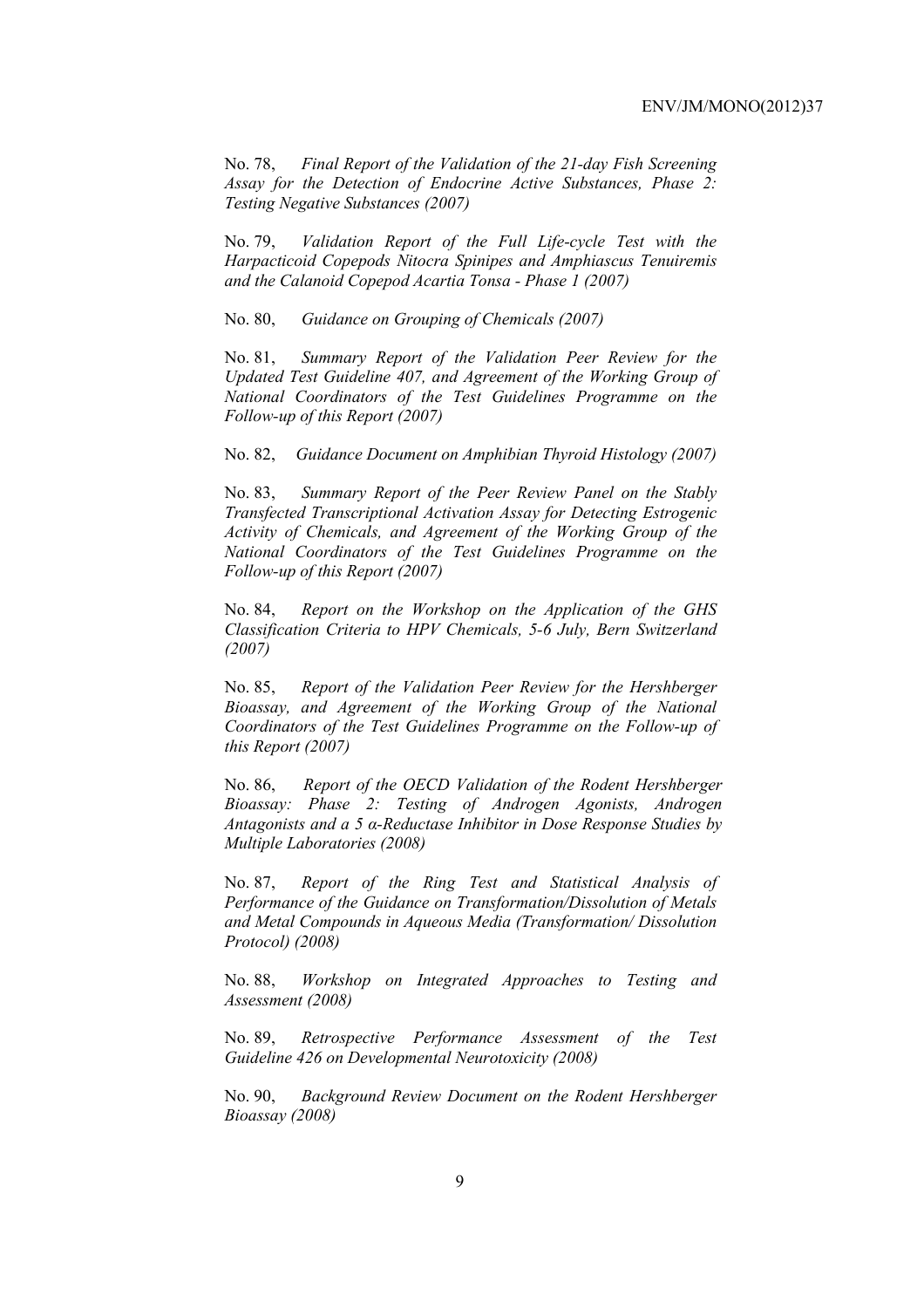No. 78, *Final Report of the Validation of the 21-day Fish Screening Assay for the Detection of Endocrine Active Substances, Phase 2: Testing Negative Substances (2007)*

No. 79, *Validation Report of the Full Life-cycle Test with the Harpacticoid Copepods Nitocra Spinipes and Amphiascus Tenuiremis and the Calanoid Copepod Acartia Tonsa - Phase 1 (2007)*

No. 80, *Guidance on Grouping of Chemicals (2007)*

No. 81, *Summary Report of the Validation Peer Review for the Updated Test Guideline 407, and Agreement of the Working Group of National Coordinators of the Test Guidelines Programme on the Follow-up of this Report (2007)*

No. 82, *Guidance Document on Amphibian Thyroid Histology (2007)*

No. 83, *Summary Report of the Peer Review Panel on the Stably Transfected Transcriptional Activation Assay for Detecting Estrogenic Activity of Chemicals, and Agreement of the Working Group of the National Coordinators of the Test Guidelines Programme on the Follow-up of this Report (2007)*

No. 84, *Report on the Workshop on the Application of the GHS Classification Criteria to HPV Chemicals, 5-6 July, Bern Switzerland (2007)*

No. 85, *Report of the Validation Peer Review for the Hershberger Bioassay, and Agreement of the Working Group of the National Coordinators of the Test Guidelines Programme on the Follow-up of this Report (2007)*

No. 86, *Report of the OECD Validation of the Rodent Hershberger Bioassay: Phase 2: Testing of Androgen Agonists, Androgen Antagonists and a 5 α-Reductase Inhibitor in Dose Response Studies by Multiple Laboratories (2008)*

No. 87, *Report of the Ring Test and Statistical Analysis of Performance of the Guidance on Transformation/Dissolution of Metals and Metal Compounds in Aqueous Media (Transformation/ Dissolution Protocol) (2008)*

No. 88, *Workshop on Integrated Approaches to Testing and Assessment (2008)*

No. 89, *Retrospective Performance Assessment of the Test Guideline 426 on Developmental Neurotoxicity (2008)*

No. 90, *Background Review Document on the Rodent Hershberger Bioassay (2008)*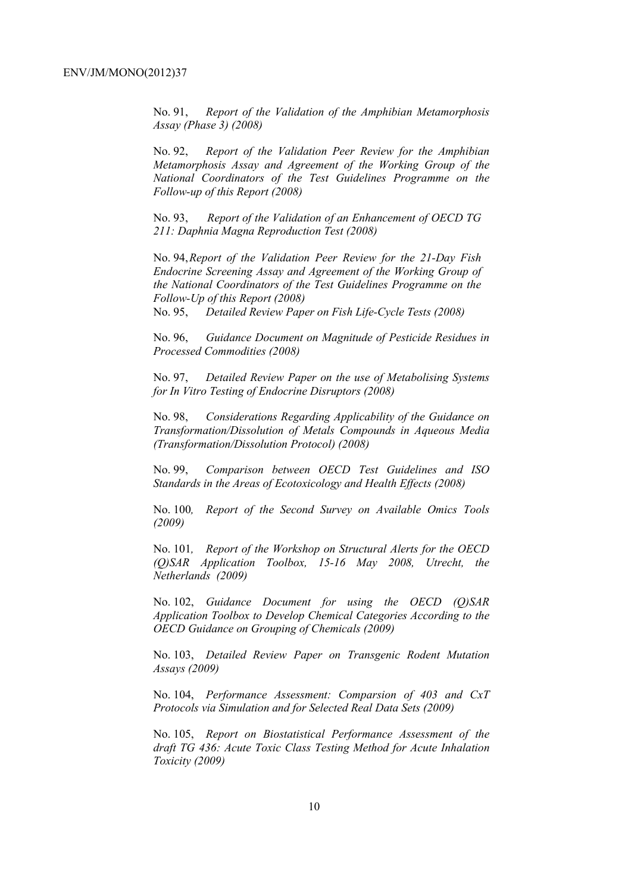No. 91, *Report of the Validation of the Amphibian Metamorphosis Assay (Phase 3) (2008)*

No. 92, *Report of the Validation Peer Review for the Amphibian Metamorphosis Assay and Agreement of the Working Group of the National Coordinators of the Test Guidelines Programme on the Follow-up of this Report (2008)*

No. 93, *Report of the Validation of an Enhancement of OECD TG 211: Daphnia Magna Reproduction Test (2008)*

No. 94, *Report of the Validation Peer Review for the 21-Day Fish Endocrine Screening Assay and Agreement of the Working Group of the National Coordinators of the Test Guidelines Programme on the Follow-Up of this Report (2008)*

No. 95, *Detailed Review Paper on Fish Life-Cycle Tests (2008)*

No. 96, *Guidance Document on Magnitude of Pesticide Residues in Processed Commodities (2008)*

No. 97, *Detailed Review Paper on the use of Metabolising Systems for In Vitro Testing of Endocrine Disruptors (2008)*

No. 98, *Considerations Regarding Applicability of the Guidance on Transformation/Dissolution of Metals Compounds in Aqueous Media (Transformation/Dissolution Protocol) (2008)*

No. 99, *Comparison between OECD Test Guidelines and ISO Standards in the Areas of Ecotoxicology and Health Effects (2008)*

No. 100*, Report of the Second Survey on Available Omics Tools (2009)*

No. 101*, Report of the Workshop on Structural Alerts for the OECD (Q)SAR Application Toolbox, 15-16 May 2008, Utrecht, the Netherlands (2009)*

No. 102, *Guidance Document for using the OECD (Q)SAR Application Toolbox to Develop Chemical Categories According to the OECD Guidance on Grouping of Chemicals (2009)*

No. 103, *Detailed Review Paper on Transgenic Rodent Mutation Assays (2009)*

No. 104, *Performance Assessment: Comparsion of 403 and CxT Protocols via Simulation and for Selected Real Data Sets (2009)*

No. 105, *Report on Biostatistical Performance Assessment of the draft TG 436: Acute Toxic Class Testing Method for Acute Inhalation Toxicity (2009)*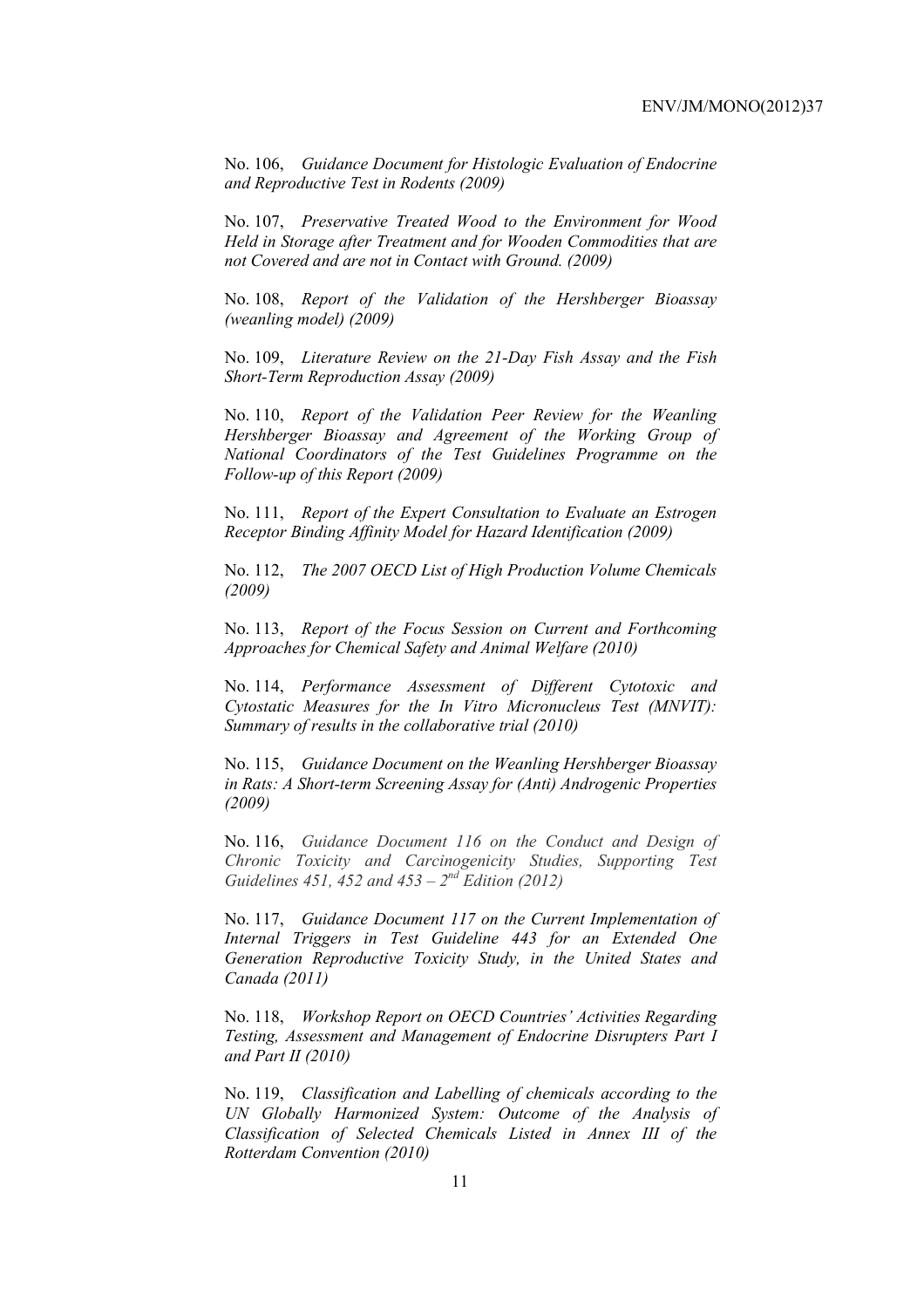No. 106, *Guidance Document for Histologic Evaluation of Endocrine and Reproductive Test in Rodents (2009)*

No. 107, *Preservative Treated Wood to the Environment for Wood Held in Storage after Treatment and for Wooden Commodities that are not Covered and are not in Contact with Ground. (2009)*

No. 108, *Report of the Validation of the Hershberger Bioassay (weanling model) (2009)*

No. 109, *Literature Review on the 21-Day Fish Assay and the Fish Short-Term Reproduction Assay (2009)*

No. 110, *Report of the Validation Peer Review for the Weanling Hershberger Bioassay and Agreement of the Working Group of National Coordinators of the Test Guidelines Programme on the Follow-up of this Report (2009)*

No. 111, *Report of the Expert Consultation to Evaluate an Estrogen Receptor Binding Affinity Model for Hazard Identification (2009)*

No. 112, *The 2007 OECD List of High Production Volume Chemicals (2009)*

No. 113, *Report of the Focus Session on Current and Forthcoming Approaches for Chemical Safety and Animal Welfare (2010)*

No. 114, *Performance Assessment of Different Cytotoxic and Cytostatic Measures for the In Vitro Micronucleus Test (MNVIT): Summary of results in the collaborative trial (2010)*

No. 115, *Guidance Document on the Weanling Hershberger Bioassay in Rats: A Short-term Screening Assay for (Anti) Androgenic Properties (2009)*

No. 116, *Guidance Document 116 on the Conduct and Design of Chronic Toxicity and Carcinogenicity Studies, Supporting Test Guidelines 451, 452 and 453 – 2nd Edition (2012)*

No. 117, *Guidance Document 117 on the Current Implementation of Internal Triggers in Test Guideline 443 for an Extended One Generation Reproductive Toxicity Study, in the United States and Canada (2011)*

No. 118, *Workshop Report on OECD Countries' Activities Regarding Testing, Assessment and Management of Endocrine Disrupters Part I and Part II (2010)*

No. 119, *Classification and Labelling of chemicals according to the UN Globally Harmonized System: Outcome of the Analysis of Classification of Selected Chemicals Listed in Annex III of the Rotterdam Convention (2010)*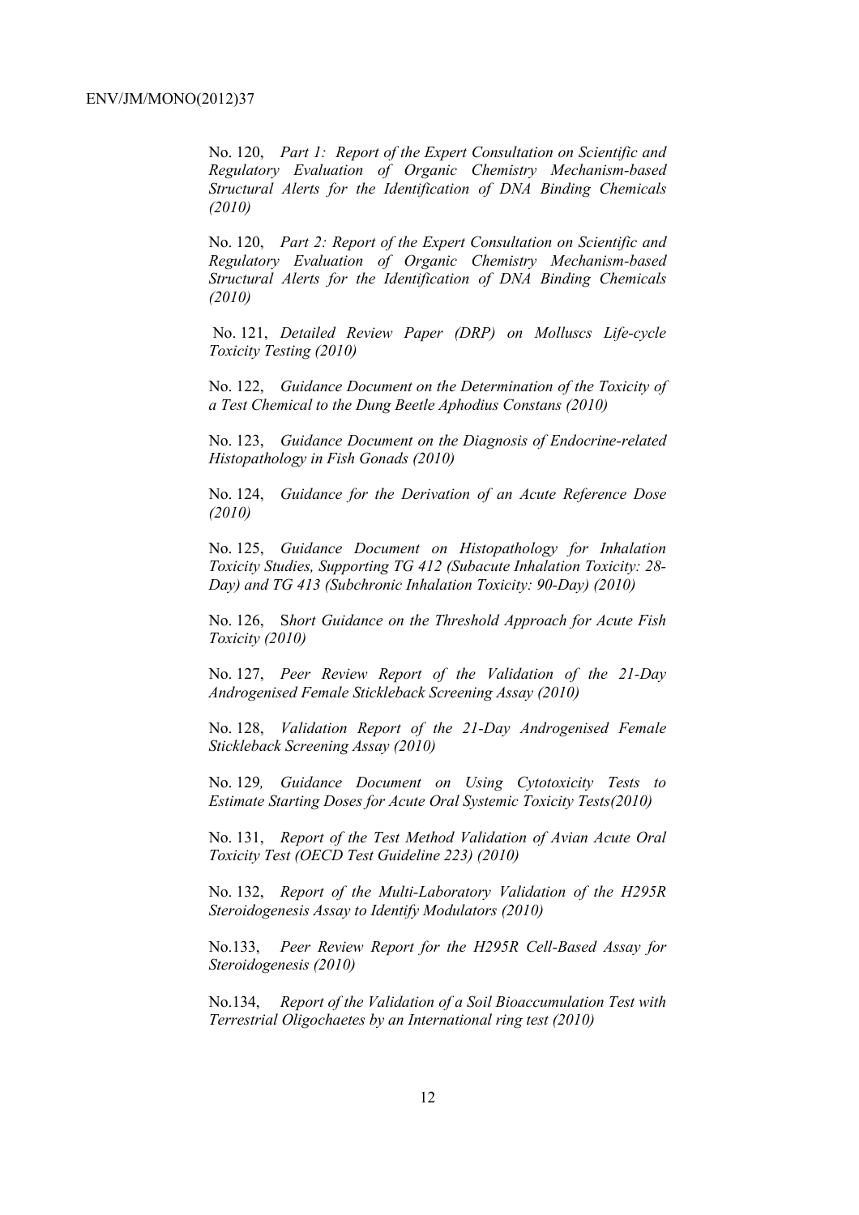No. 120, *Part 1: Report of the Expert Consultation on Scientific and Regulatory Evaluation of Organic Chemistry Mechanism-based Structural Alerts for the Identification of DNA Binding Chemicals (2010)*

No. 120, *Part 2: Report of the Expert Consultation on Scientific and Regulatory Evaluation of Organic Chemistry Mechanism-based Structural Alerts for the Identification of DNA Binding Chemicals (2010)*

No. 121, *Detailed Review Paper (DRP) on Molluscs Life-cycle Toxicity Testing (2010)*

No. 122, *Guidance Document on the Determination of the Toxicity of a Test Chemical to the Dung Beetle Aphodius Constans (2010)*

No. 123, *Guidance Document on the Diagnosis of Endocrine-related Histopathology in Fish Gonads (2010)*

No. 124, *Guidance for the Derivation of an Acute Reference Dose (2010)*

No. 125, *Guidance Document on Histopathology for Inhalation Toxicity Studies, Supporting TG 412 (Subacute Inhalation Toxicity: 28-Day) and TG 413 (Subchronic Inhalation Toxicity: 90-Day) (2010)*

No. 126, S*hort Guidance on the Threshold Approach for Acute Fish Toxicity (2010)*

No. 127, *Peer Review Report of the Validation of the 21-Day Androgenised Female Stickleback Screening Assay (2010)*

No. 128, *Validation Report of the 21-Day Androgenised Female Stickleback Screening Assay (2010)*

No. 129*, Guidance Document on Using Cytotoxicity Tests to Estimate Starting Doses for Acute Oral Systemic Toxicity Tests(2010)*

No. 131, *Report of the Test Method Validation of Avian Acute Oral Toxicity Test (OECD Test Guideline 223) (2010)*

No. 132, *Report of the Multi-Laboratory Validation of the H295R Steroidogenesis Assay to Identify Modulators (2010)*

No.133, *Peer Review Report for the H295R Cell-Based Assay for Steroidogenesis (2010)*

No.134, *Report of the Validation of a Soil Bioaccumulation Test with Terrestrial Oligochaetes by an International ring test (2010)*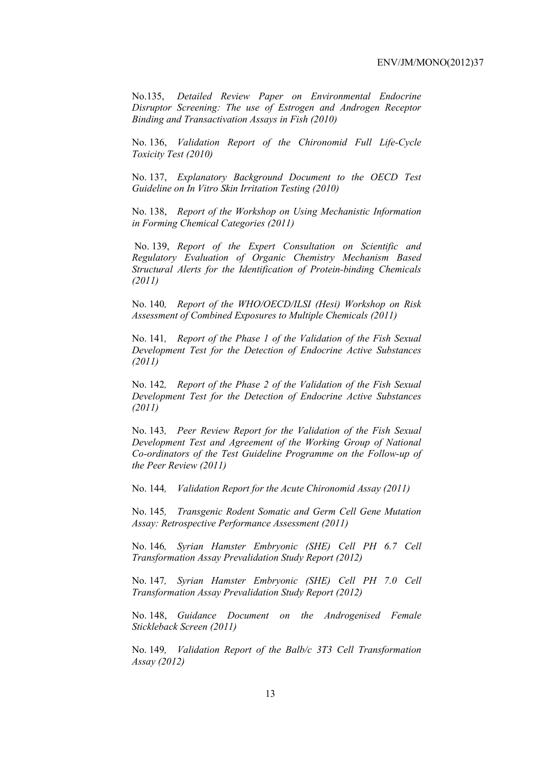No.135, *Detailed Review Paper on Environmental Endocrine Disruptor Screening: The use of Estrogen and Androgen Receptor Binding and Transactivation Assays in Fish (2010)*

No. 136, *Validation Report of the Chironomid Full Life-Cycle Toxicity Test (2010)*

No. 137, *Explanatory Background Document to the OECD Test Guideline on In Vitro Skin Irritation Testing (2010)*

No. 138, *Report of the Workshop on Using Mechanistic Information in Forming Chemical Categories (2011)*

No. 139, *Report of the Expert Consultation on Scientific and Regulatory Evaluation of Organic Chemistry Mechanism Based Structural Alerts for the Identification of Protein-binding Chemicals (2011)*

No. 140, *Report of the WHO/OECD/ILSI (Hesi) Workshop on Risk Assessment of Combined Exposures to Multiple Chemicals (2011)*

No. 141, *Report of the Phase 1 of the Validation of the Fish Sexual Development Test for the Detection of Endocrine Active Substances (2011)*

No. 142, *Report of the Phase 2 of the Validation of the Fish Sexual Development Test for the Detection of Endocrine Active Substances (2011)*

No. 143, *Peer Review Report for the Validation of the Fish Sexual Development Test and Agreement of the Working Group of National Co-ordinators of the Test Guideline Programme on the Follow-up of the Peer Review (2011)*

No. 144, *Validation Report for the Acute Chironomid Assay (2011)*

No. 145, *Transgenic Rodent Somatic and Germ Cell Gene Mutation Assay: Retrospective Performance Assessment (2011)*

No. 146, *Syrian Hamster Embryonic (SHE) Cell PH 6.7 Cell Transformation Assay Prevalidation Study Report (2012)*

No. 147, *Syrian Hamster Embryonic (SHE) Cell PH 7.0 Cell Transformation Assay Prevalidation Study Report (2012)*

No. 148, *Guidance Document on the Androgenised Female Stickleback Screen (2011)*

No. 149, *Validation Report of the Balb/c 3T3 Cell Transformation Assay (2012)*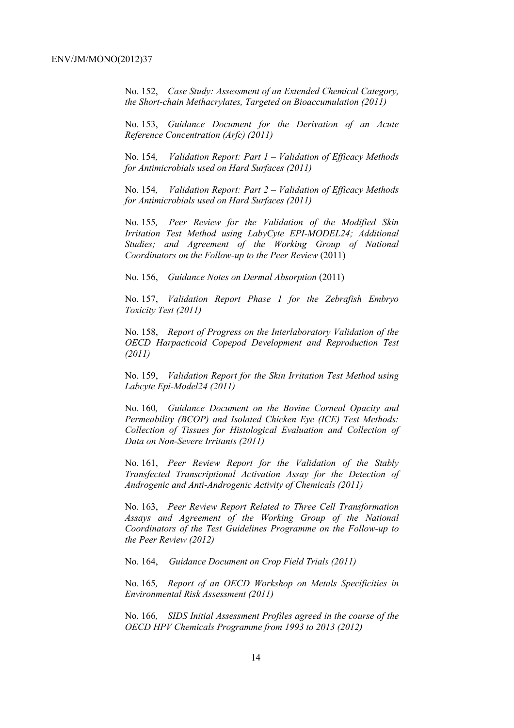No. 152, *Case Study: Assessment of an Extended Chemical Category, the Short-chain Methacrylates, Targeted on Bioaccumulation (2011)*

No. 153, *Guidance Document for the Derivation of an Acute Reference Concentration (Arfc) (2011)*

No. 154, *Validation Report: Part 1 – Validation of Efficacy Methods for Antimicrobials used on Hard Surfaces (2011)*

No. 154, *Validation Report: Part 2 – Validation of Efficacy Methods for Antimicrobials used on Hard Surfaces (2011)*

No. 155, *Peer Review for the Validation of the Modified Skin Irritation Test Method using LabyCyte EPI-MODEL24; Additional Studies; and Agreement of the Working Group of National Coordinators on the Follow-up to the Peer Review* (2011)

No. 156, *Guidance Notes on Dermal Absorption* (2011)

No. 157, *Validation Report Phase 1 for the Zebrafish Embryo Toxicity Test (2011)*

No. 158, *Report of Progress on the Interlaboratory Validation of the OECD Harpacticoid Copepod Development and Reproduction Test (2011)*

No. 159, *Validation Report for the Skin Irritation Test Method using Labcyte Epi-Model24 (2011)*

No. 160, *Guidance Document on the Bovine Corneal Opacity and Permeability (BCOP) and Isolated Chicken Eye (ICE) Test Methods: Collection of Tissues for Histological Evaluation and Collection of Data on Non-Severe Irritants (2011)*

No. 161, *Peer Review Report for the Validation of the Stably Transfected Transcriptional Activation Assay for the Detection of Androgenic and Anti-Androgenic Activity of Chemicals (2011)*

No. 163, *Peer Review Report Related to Three Cell Transformation Assays and Agreement of the Working Group of the National Coordinators of the Test Guidelines Programme on the Follow-up to the Peer Review (2012)*

No. 164, *Guidance Document on Crop Field Trials (2011)*

No. 165, *Report of an OECD Workshop on Metals Specificities in Environmental Risk Assessment (2011)*

No. 166, *SIDS Initial Assessment Profiles agreed in the course of the OECD HPV Chemicals Programme from 1993 to 2013 (2012)*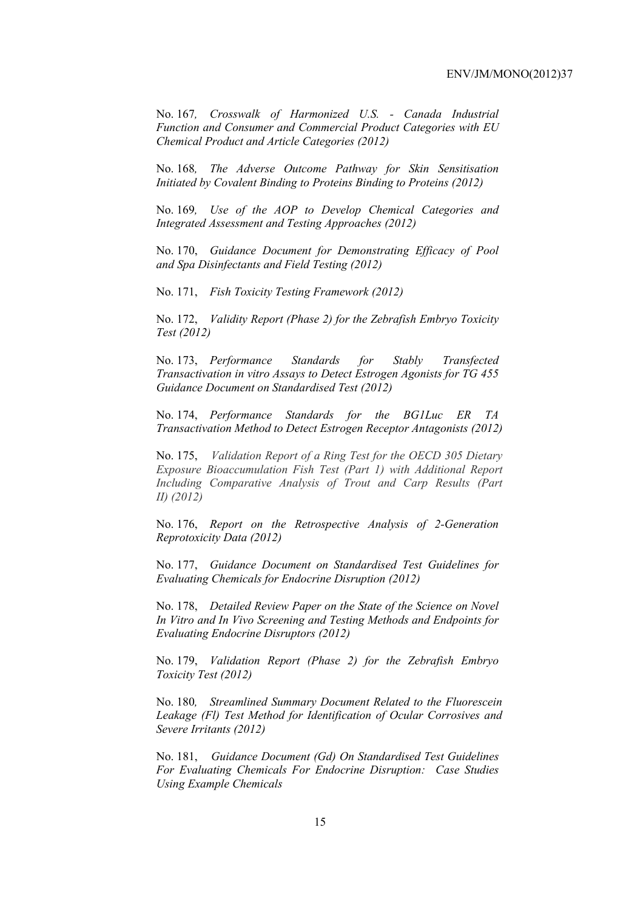No. 167*, Crosswalk of Harmonized U.S. - Canada Industrial Function and Consumer and Commercial Product Categories with EU Chemical Product and Article Categories (2012)*

No. 168*, The Adverse Outcome Pathway for Skin Sensitisation Initiated by Covalent Binding to Proteins Binding to Proteins (2012)*

No. 169*, Use of the AOP to Develop Chemical Categories and Integrated Assessment and Testing Approaches (2012)*

No. 170, *Guidance Document for Demonstrating Efficacy of Pool and Spa Disinfectants and Field Testing (2012)*

No. 171, *Fish Toxicity Testing Framework (2012)*

No. 172, *Validity Report (Phase 2) for the Zebrafish Embryo Toxicity Test (2012)*

No. 173, *Performance Standards for Stably Transfected Transactivation in vitro Assays to Detect Estrogen Agonists for TG 455 Guidance Document on Standardised Test (2012)*

No. 174, *Performance Standards for the BG1Luc ER TA Transactivation Method to Detect Estrogen Receptor Antagonists (2012)*

No. 175, *Validation Report of a Ring Test for the OECD 305 Dietary Exposure Bioaccumulation Fish Test (Part 1) with Additional Report Including Comparative Analysis of Trout and Carp Results (Part II) (2012)*

No. 176, *Report on the Retrospective Analysis of 2-Generation Reprotoxicity Data (2012)*

No. 177, *Guidance Document on Standardised Test Guidelines for Evaluating Chemicals for Endocrine Disruption (2012)*

No. 178, *Detailed Review Paper on the State of the Science on Novel In Vitro and In Vivo Screening and Testing Methods and Endpoints for Evaluating Endocrine Disruptors (2012)*

No. 179, *Validation Report (Phase 2) for the Zebrafish Embryo Toxicity Test (2012)*

No. 180*, Streamlined Summary Document Related to the Fluorescein Leakage (Fl) Test Method for Identification of Ocular Corrosives and Severe Irritants (2012)*

No. 181, *Guidance Document (Gd) On Standardised Test Guidelines For Evaluating Chemicals For Endocrine Disruption: Case Studies Using Example Chemicals*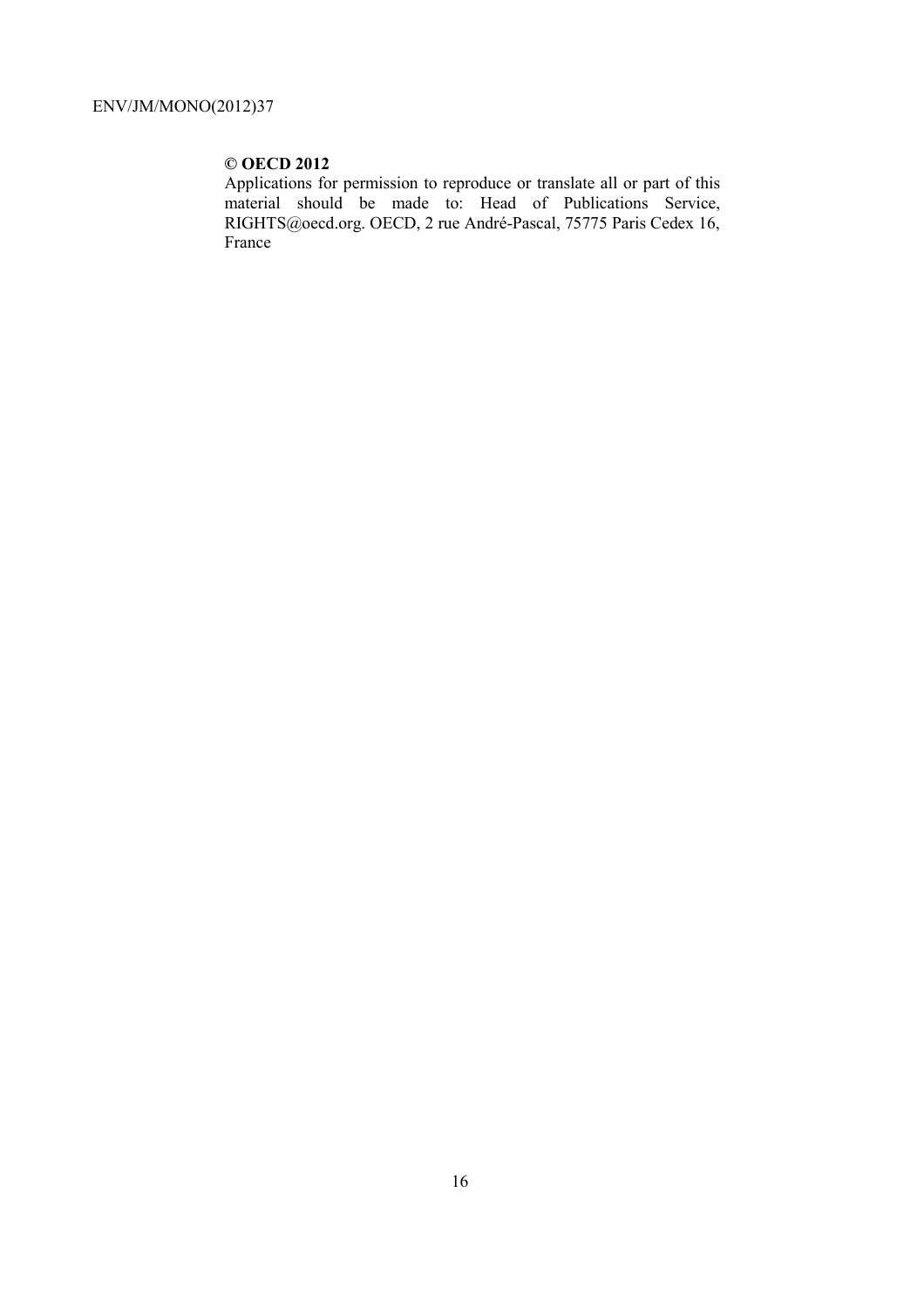**© OECD 2012**

Applications for permission to reproduce or translate all or part of this material should be made to: Head of Publications Service, RIGHTS@oecd.org. OECD, 2 rue André-Pascal, 75775 Paris Cedex 16, France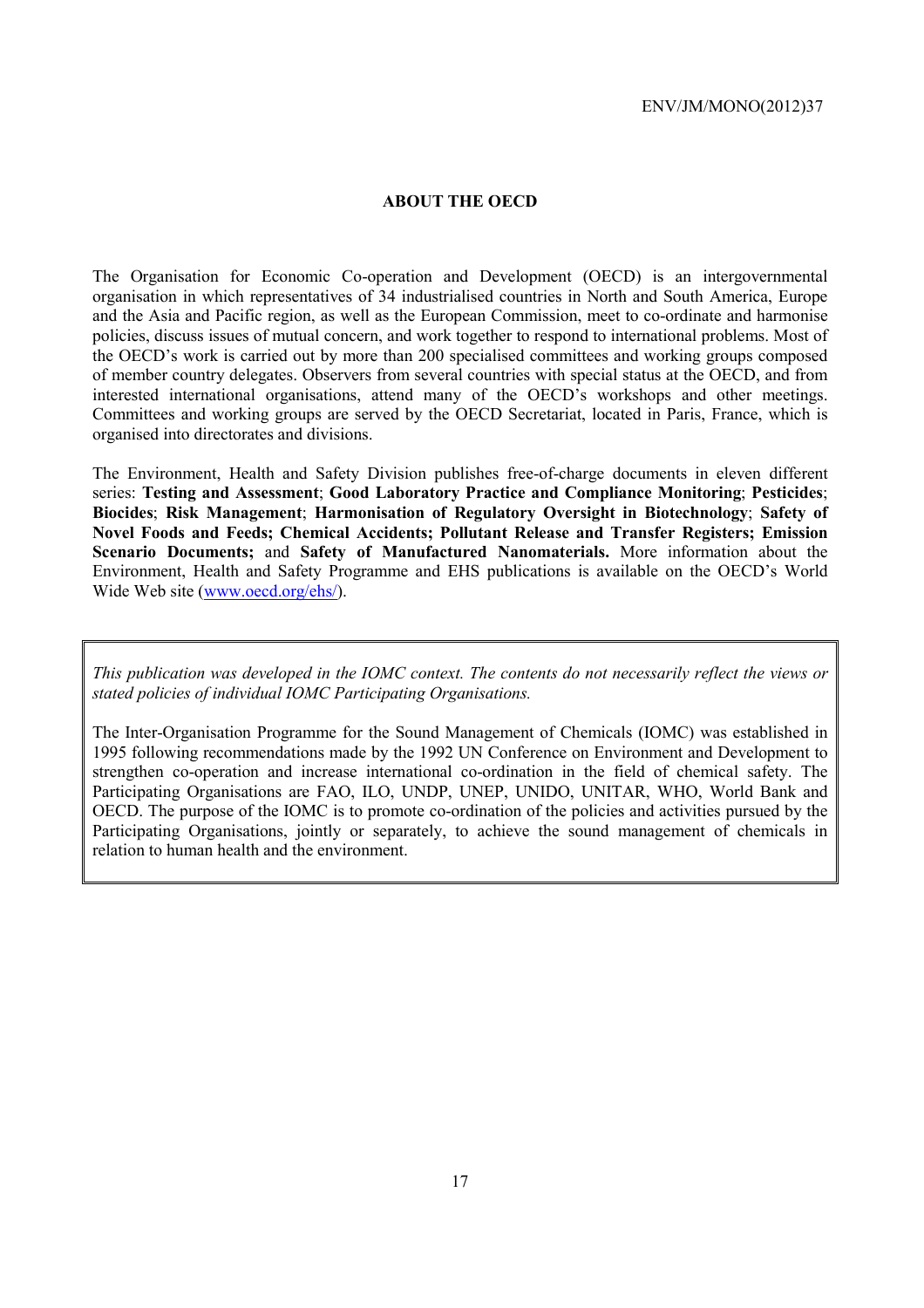## ABOUT THE OECD

The Organisation for Economic Co-operation and Development (OECD) is an intergovernmental organisation in which representatives of 34 industrialised countries in North and South America, Europe and the Asia and Pacific region, as well as the European Commission, meet to co-ordinate and harmonise policies, discuss issues of mutual concern, and work together to respond to international problems. Most of the OECD's work is carried out by more than 200 specialised committees and working groups composed of member country delegates. Observers from several countries with special status at the OECD, and from interested international organisations, attend many of the OECD's workshops and other meetings. Committees and working groups are served by the OECD Secretariat, located in Paris, France, which is organised into directorates and divisions.

The Environment, Health and Safety Division publishes free-of-charge documents in eleven different series: **Testing and Assessment**; **Good Laboratory Practice and Compliance Monitoring**; **Pesticides**; **Biocides**; **Risk Management**; **Harmonisation of Regulatory Oversight in Biotechnology**; **Safety of Novel Foods and Feeds; Chemical Accidents; Pollutant Release and Transfer Registers; Emission Scenario Documents;** and **Safety of Manufactured Nanomaterials.** More information about the Environment, Health and Safety Programme and EHS publications is available on the OECD's World Wide Web site (www.oecd.org/ehs/).

*This publication was developed in the IOMC context. The contents do not necessarily reflect the views or stated policies of individual IOMC Participating Organisations.*

The Inter-Organisation Programme for the Sound Management of Chemicals (IOMC) was established in 1995 following recommendations made by the 1992 UN Conference on Environment and Development to strengthen co-operation and increase international co-ordination in the field of chemical safety. The Participating Organisations are FAO, ILO, UNDP, UNEP, UNIDO, UNITAR, WHO, World Bank and OECD. The purpose of the IOMC is to promote co-ordination of the policies and activities pursued by the Participating Organisations, jointly or separately, to achieve the sound management of chemicals in relation to human health and the environment.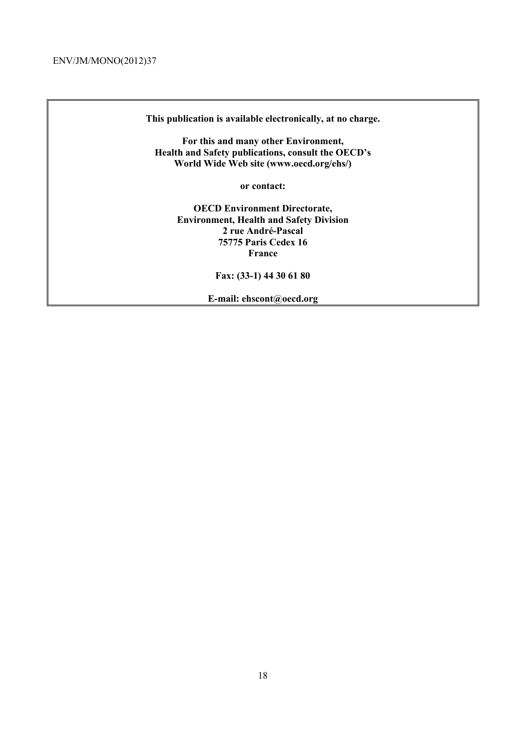**This publication is available electronically, at no charge.**

**For this and many other Environment, Health and Safety publications, consult the OECD's World Wide Web site (www.oecd.org/ehs/)**

**or contact:**

**OECD Environment Directorate,**
**Environment, Health and Safety Division**
**2 rue André-Pascal**
**75775 Paris Cedex 16**
**France**

**Fax: (33-1) 44 30 61 80**

**E-mail: ehscont@oecd.org**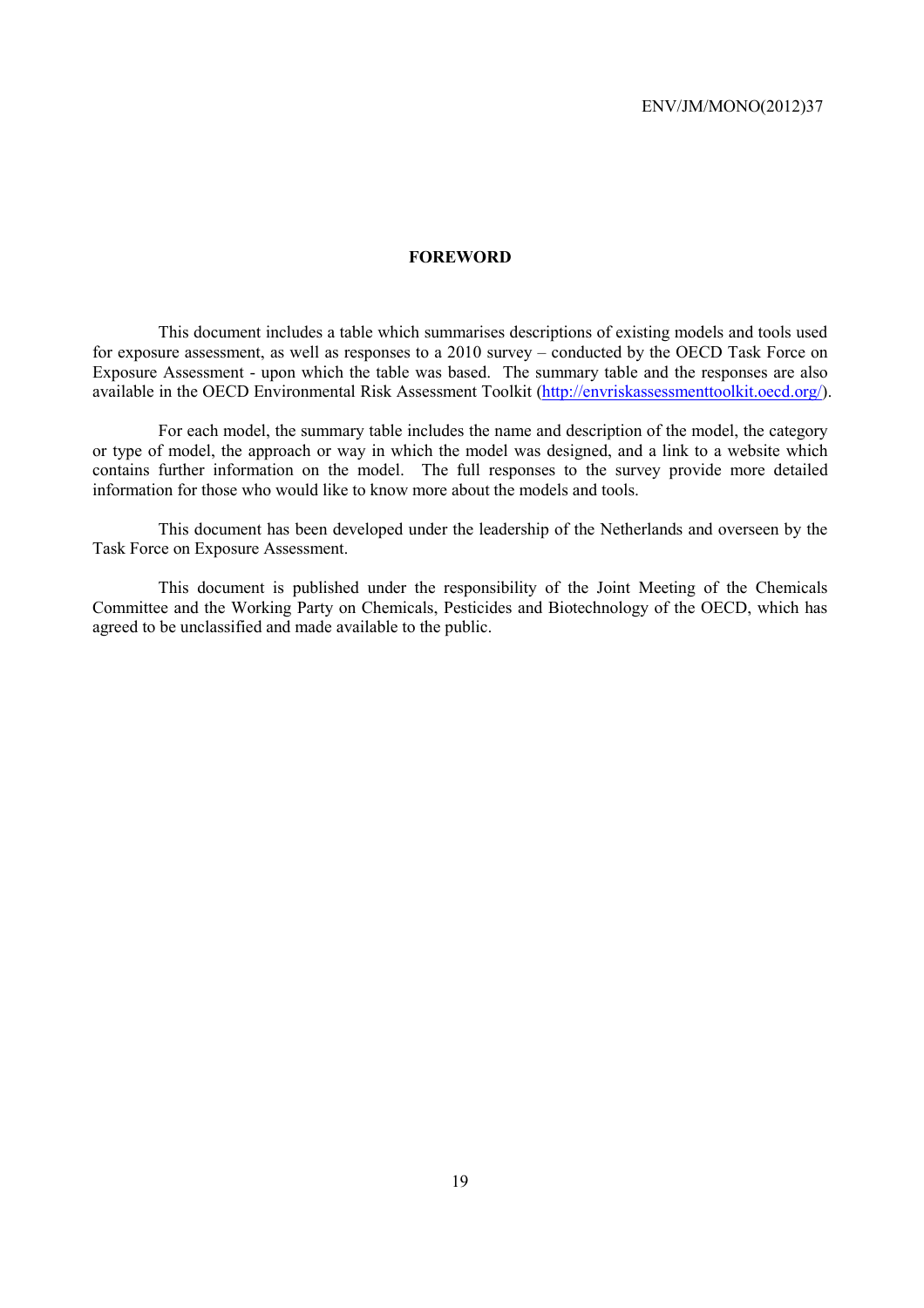# FOREWORD

This document includes a table which summarises descriptions of existing models and tools used for exposure assessment, as well as responses to a 2010 survey – conducted by the OECD Task Force on Exposure Assessment - upon which the table was based. The summary table and the responses are also available in the OECD Environmental Risk Assessment Toolkit (http://envriskassessmenttoolkit.oecd.org/).

For each model, the summary table includes the name and description of the model, the category or type of model, the approach or way in which the model was designed, and a link to a website which contains further information on the model. The full responses to the survey provide more detailed information for those who would like to know more about the models and tools.

This document has been developed under the leadership of the Netherlands and overseen by the Task Force on Exposure Assessment.

This document is published under the responsibility of the Joint Meeting of the Chemicals Committee and the Working Party on Chemicals, Pesticides and Biotechnology of the OECD, which has agreed to be unclassified and made available to the public.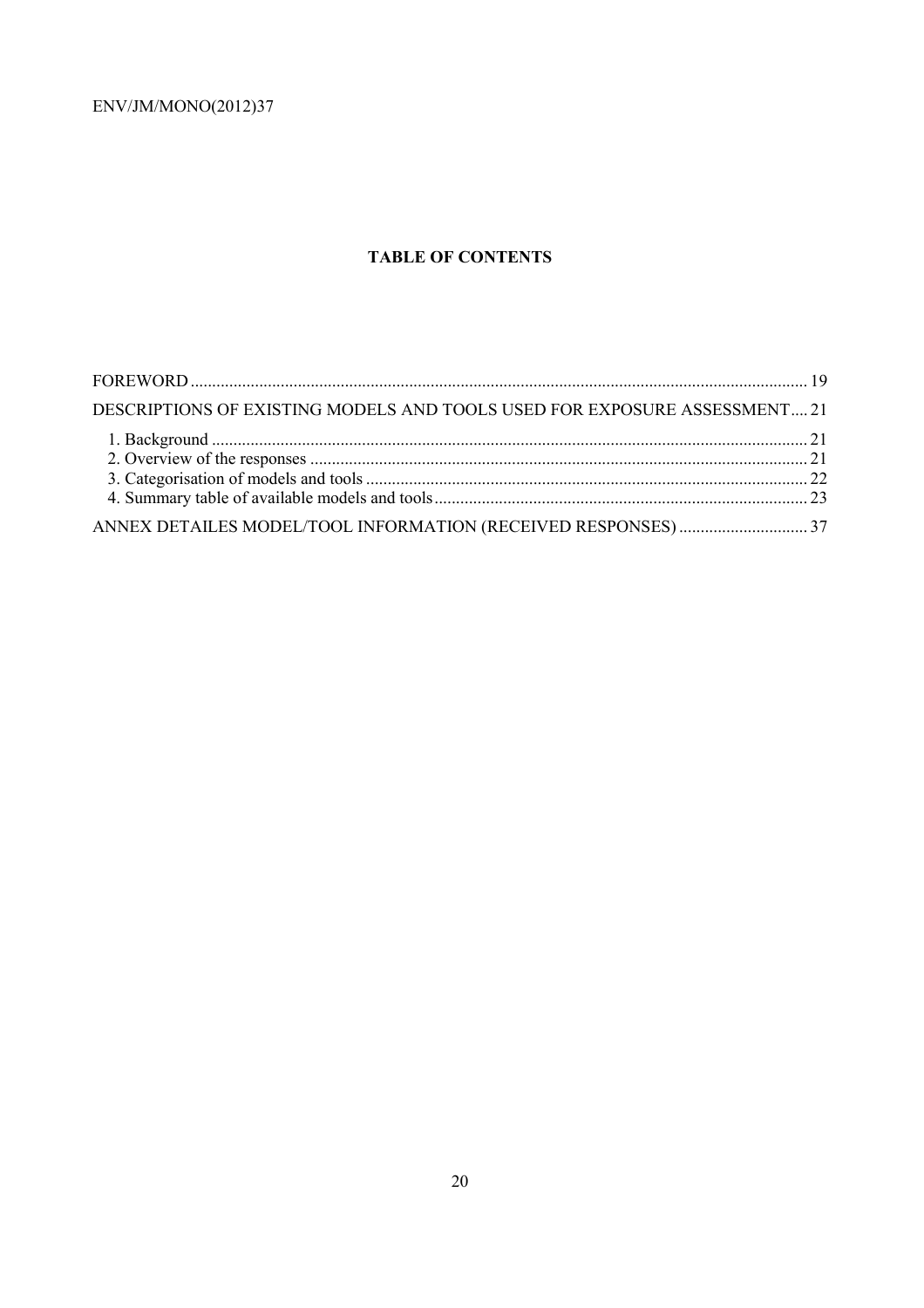## TABLE OF CONTENTS

FOREWORD .......... 19

DESCRIPTIONS OF EXISTING MODELS AND TOOLS USED FOR EXPOSURE ASSESSMENT .... 21

- 1. Background .......... 21
- 2. Overview of the responses .......... 21
- 3. Categorisation of models and tools .......... 22
- 4. Summary table of available models and tools .......... 23

ANNEX DETAILES MODEL/TOOL INFORMATION (RECEIVED RESPONSES) .......... 37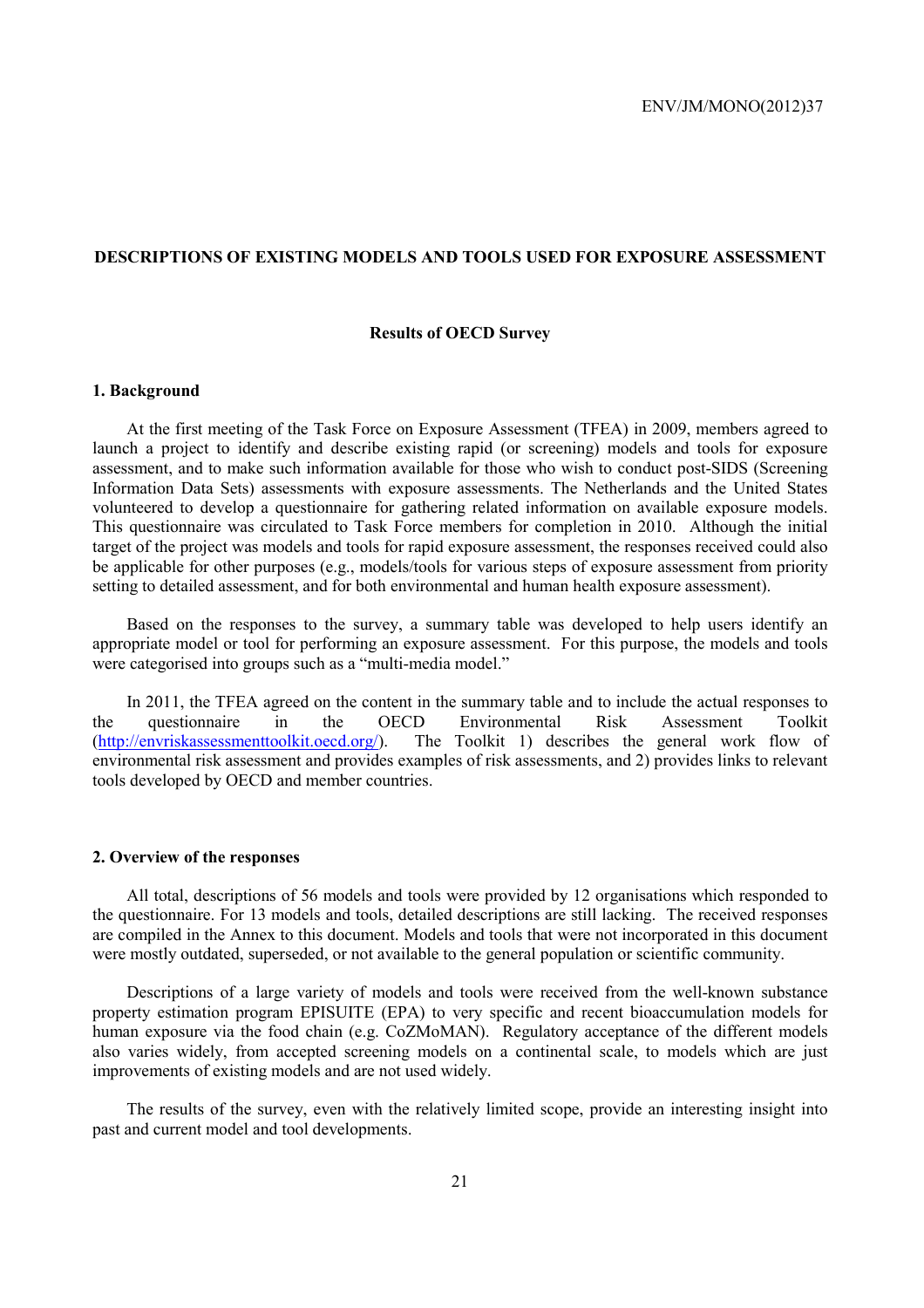# DESCRIPTIONS OF EXISTING MODELS AND TOOLS USED FOR EXPOSURE ASSESSMENT

## Results of OECD Survey

### 1. Background

At the first meeting of the Task Force on Exposure Assessment (TFEA) in 2009, members agreed to launch a project to identify and describe existing rapid (or screening) models and tools for exposure assessment, and to make such information available for those who wish to conduct post-SIDS (Screening Information Data Sets) assessments with exposure assessments. The Netherlands and the United States volunteered to develop a questionnaire for gathering related information on available exposure models. This questionnaire was circulated to Task Force members for completion in 2010. Although the initial target of the project was models and tools for rapid exposure assessment, the responses received could also be applicable for other purposes (e.g., models/tools for various steps of exposure assessment from priority setting to detailed assessment, and for both environmental and human health exposure assessment).

Based on the responses to the survey, a summary table was developed to help users identify an appropriate model or tool for performing an exposure assessment. For this purpose, the models and tools were categorised into groups such as a "multi-media model."

In 2011, the TFEA agreed on the content in the summary table and to include the actual responses to the questionnaire in the OECD Environmental Risk Assessment Toolkit (http://envriskassessmenttoolkit.oecd.org/). The Toolkit 1) describes the general work flow of environmental risk assessment and provides examples of risk assessments, and 2) provides links to relevant tools developed by OECD and member countries.

### 2. Overview of the responses

All total, descriptions of 56 models and tools were provided by 12 organisations which responded to the questionnaire. For 13 models and tools, detailed descriptions are still lacking. The received responses are compiled in the Annex to this document. Models and tools that were not incorporated in this document were mostly outdated, superseded, or not available to the general population or scientific community.

Descriptions of a large variety of models and tools were received from the well-known substance property estimation program EPISUITE (EPA) to very specific and recent bioaccumulation models for human exposure via the food chain (e.g. CoZMoMAN). Regulatory acceptance of the different models also varies widely, from accepted screening models on a continental scale, to models which are just improvements of existing models and are not used widely.

The results of the survey, even with the relatively limited scope, provide an interesting insight into past and current model and tool developments.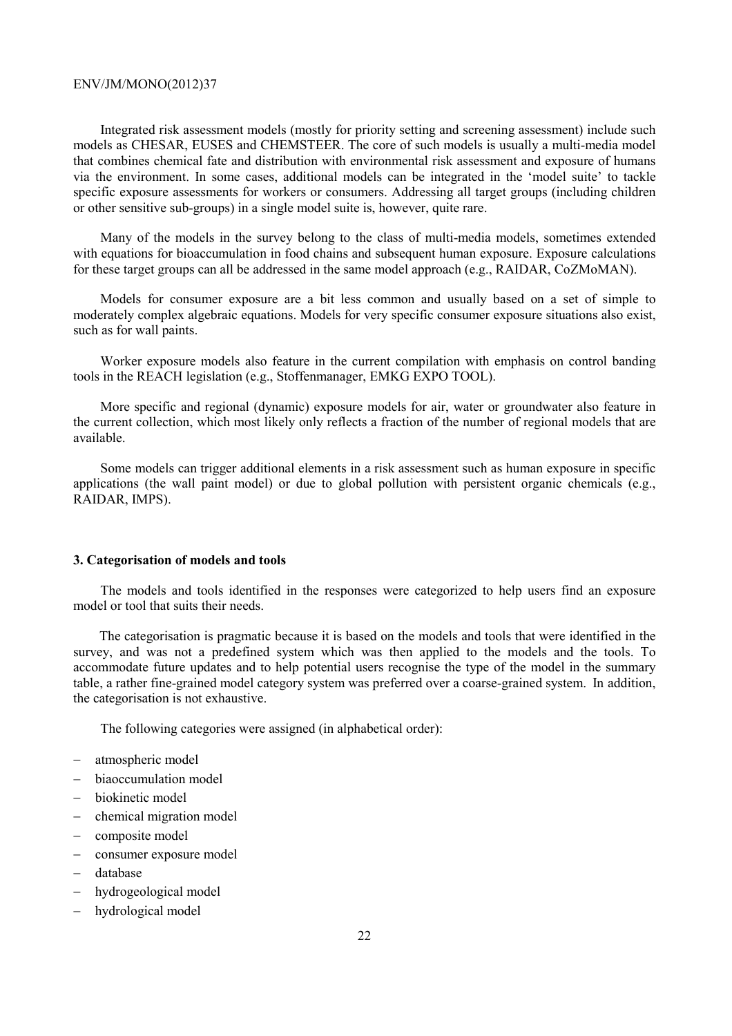Integrated risk assessment models (mostly for priority setting and screening assessment) include such models as CHESAR, EUSES and CHEMSTEER. The core of such models is usually a multi-media model that combines chemical fate and distribution with environmental risk assessment and exposure of humans via the environment. In some cases, additional models can be integrated in the 'model suite' to tackle specific exposure assessments for workers or consumers. Addressing all target groups (including children or other sensitive sub-groups) in a single model suite is, however, quite rare.

Many of the models in the survey belong to the class of multi-media models, sometimes extended with equations for bioaccumulation in food chains and subsequent human exposure. Exposure calculations for these target groups can all be addressed in the same model approach (e.g., RAIDAR, CoZMoMAN).

Models for consumer exposure are a bit less common and usually based on a set of simple to moderately complex algebraic equations. Models for very specific consumer exposure situations also exist, such as for wall paints.

Worker exposure models also feature in the current compilation with emphasis on control banding tools in the REACH legislation (e.g., Stoffenmanager, EMKG EXPO TOOL).

More specific and regional (dynamic) exposure models for air, water or groundwater also feature in the current collection, which most likely only reflects a fraction of the number of regional models that are available.

Some models can trigger additional elements in a risk assessment such as human exposure in specific applications (the wall paint model) or due to global pollution with persistent organic chemicals (e.g., RAIDAR, IMPS).

### 3. Categorisation of models and tools

The models and tools identified in the responses were categorized to help users find an exposure model or tool that suits their needs.

The categorisation is pragmatic because it is based on the models and tools that were identified in the survey, and was not a predefined system which was then applied to the models and the tools. To accommodate future updates and to help potential users recognise the type of the model in the summary table, a rather fine-grained model category system was preferred over a coarse-grained system. In addition, the categorisation is not exhaustive.

The following categories were assigned (in alphabetical order):

- atmospheric model
- biaoccumulation model
- biokinetic model
- chemical migration model
- composite model
- consumer exposure model
- database
- hydrogeological model
- hydrological model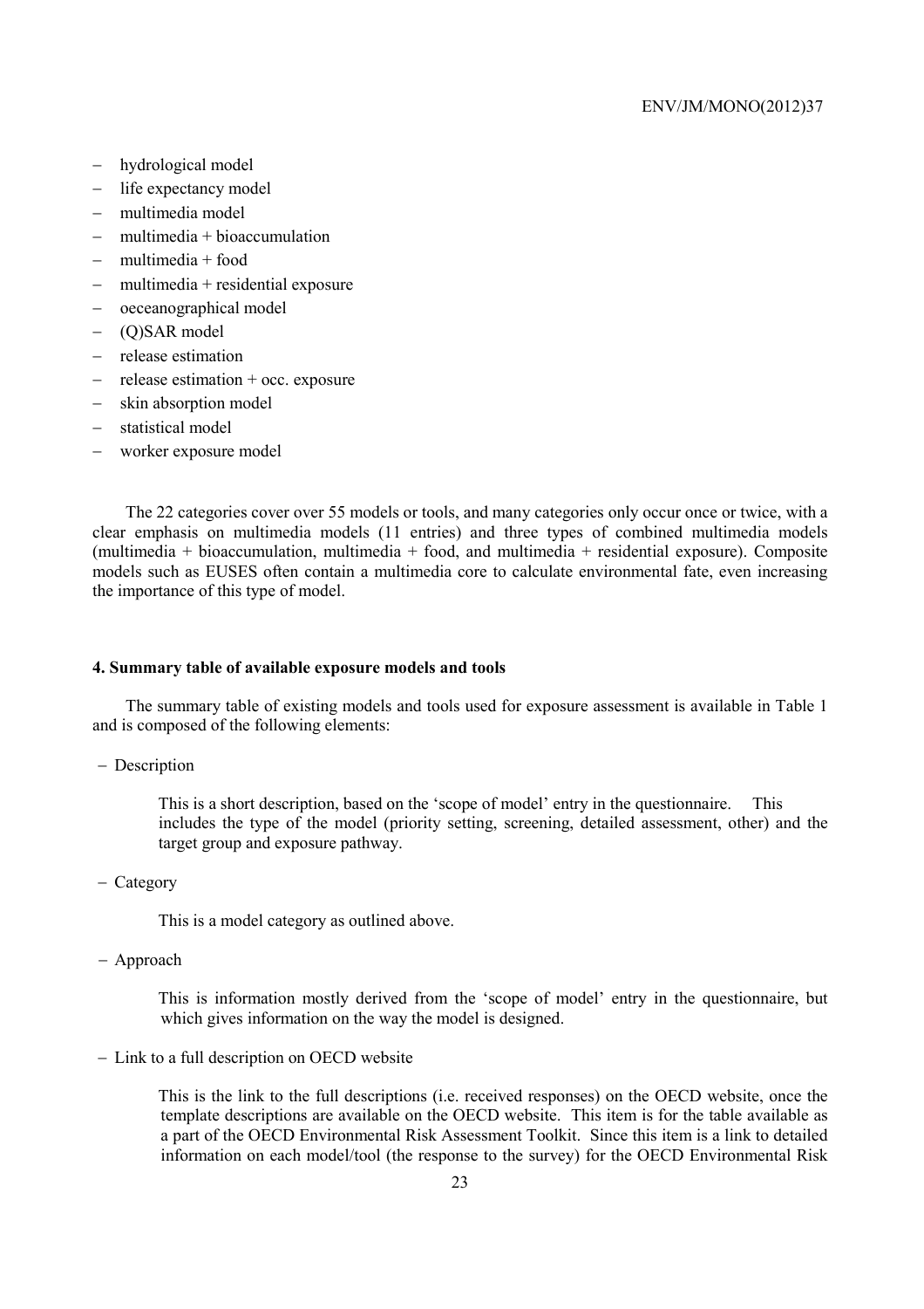- hydrological model
- life expectancy model
- multimedia model
- multimedia + bioaccumulation
- multimedia + food
- multimedia + residential exposure
- oeceanographical model
- (Q)SAR model
- release estimation
- release estimation + occ. exposure
- skin absorption model
- statistical model
- worker exposure model

The 22 categories cover over 55 models or tools, and many categories only occur once or twice, with a clear emphasis on multimedia models (11 entries) and three types of combined multimedia models (multimedia + bioaccumulation, multimedia + food, and multimedia + residential exposure). Composite models such as EUSES often contain a multimedia core to calculate environmental fate, even increasing the importance of this type of model.

#### 4. Summary table of available exposure models and tools

The summary table of existing models and tools used for exposure assessment is available in Table 1 and is composed of the following elements:

- Description

  This is a short description, based on the 'scope of model' entry in the questionnaire. This includes the type of the model (priority setting, screening, detailed assessment, other) and the target group and exposure pathway.

- Category

  This is a model category as outlined above.

- Approach

  This is information mostly derived from the 'scope of model' entry in the questionnaire, but which gives information on the way the model is designed.

- Link to a full description on OECD website

  This is the link to the full descriptions (i.e. received responses) on the OECD website, once the template descriptions are available on the OECD website. This item is for the table available as a part of the OECD Environmental Risk Assessment Toolkit. Since this item is a link to detailed information on each model/tool (the response to the survey) for the OECD Environmental Risk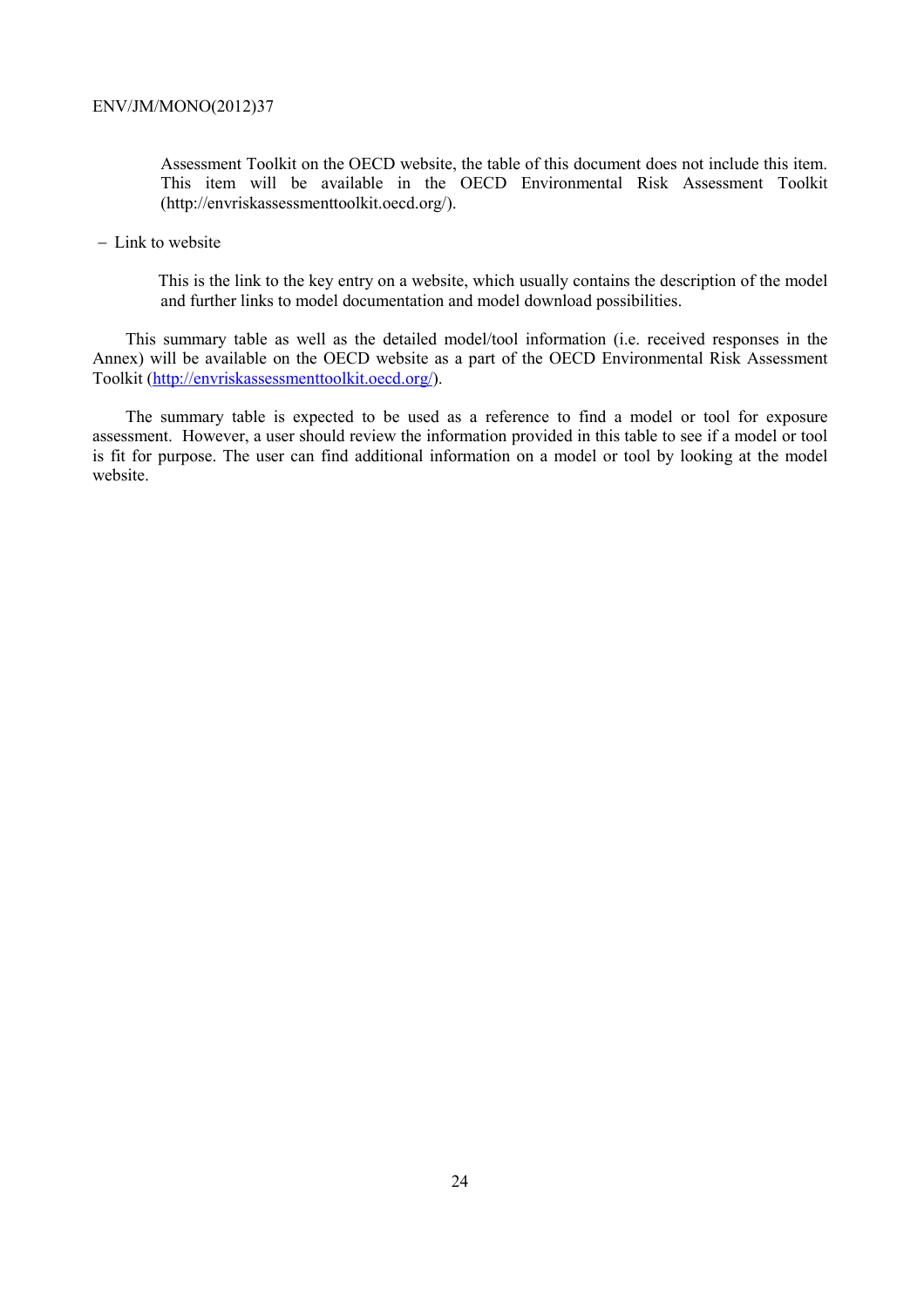Assessment Toolkit on the OECD website, the table of this document does not include this item. This item will be available in the OECD Environmental Risk Assessment Toolkit (http://envriskassessmenttoolkit.oecd.org/).

- Link to website

  This is the link to the key entry on a website, which usually contains the description of the model and further links to model documentation and model download possibilities.

This summary table as well as the detailed model/tool information (i.e. received responses in the Annex) will be available on the OECD website as a part of the OECD Environmental Risk Assessment Toolkit (http://envriskassessmenttoolkit.oecd.org/).

The summary table is expected to be used as a reference to find a model or tool for exposure assessment. However, a user should review the information provided in this table to see if a model or tool is fit for purpose. The user can find additional information on a model or tool by looking at the model website.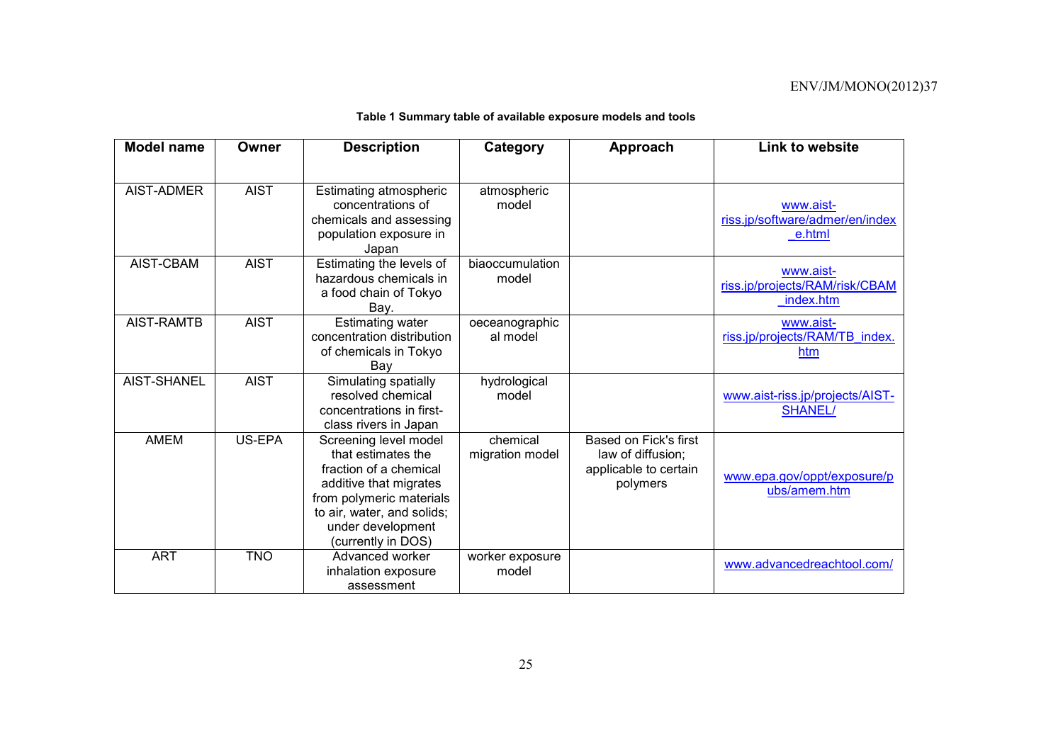**Table 1 Summary table of available exposure models and tools**

| Model name | Owner | Description | Category | Approach | Link to website |
|---|---|---|---|---|---|
| AIST-ADMER | AIST | Estimating atmospheric concentrations of chemicals and assessing population exposure in Japan | atmospheric model | | www.aist-riss.jp/software/admer/en/index_e.html |
| AIST-CBAM | AIST | Estimating the levels of hazardous chemicals in a food chain of Tokyo Bay. | biaoccumulation model | | www.aist-riss.jp/projects/RAM/risk/CBAM_index.htm |
| AIST-RAMTB | AIST | Estimating water concentration distribution of chemicals in Tokyo Bay | oeceanographic al model | | www.aist-riss.jp/projects/RAM/TB_index.htm |
| AIST-SHANEL | AIST | Simulating spatially resolved chemical concentrations in first-class rivers in Japan | hydrological model | | www.aist-riss.jp/projects/AIST-SHANEL/ |
| AMEM | US-EPA | Screening level model that estimates the fraction of a chemical additive that migrates from polymeric materials to air, water, and solids; under development (currently in DOS) | chemical migration model | Based on Fick's first law of diffusion; applicable to certain polymers | www.epa.gov/oppt/exposure/pubs/amem.htm |
| ART | TNO | Advanced worker inhalation exposure assessment | worker exposure model | | www.advancedreachtool.com/ |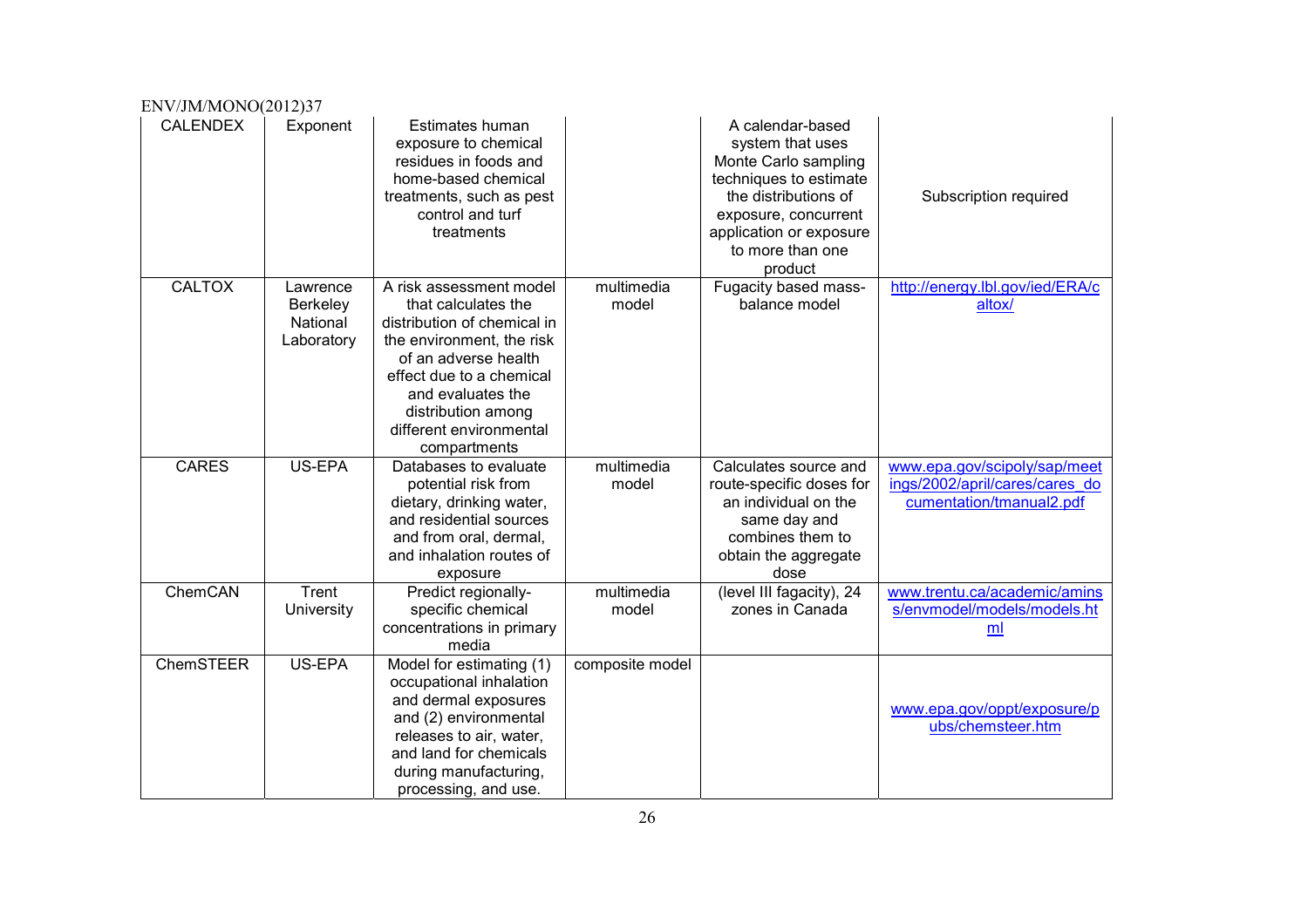| CALENDEX | Exponent | Estimates human exposure to chemical residues in foods and home-based chemical treatments, such as pest control and turf treatments | | A calendar-based system that uses Monte Carlo sampling techniques to estimate the distributions of exposure, concurrent application or exposure to more than one product | Subscription required |
|---|---|---|---|---|---|
| CALTOX | Lawrence Berkeley National Laboratory | A risk assessment model that calculates the distribution of chemical in the environment, the risk of an adverse health effect due to a chemical and evaluates the distribution among different environmental compartments | multimedia model | Fugacity based mass-balance model | http://energy.lbl.gov/ied/ERA/caltox/ |
| CARES | US-EPA | Databases to evaluate potential risk from dietary, drinking water, and residential sources and from oral, dermal, and inhalation routes of exposure | multimedia model | Calculates source and route-specific doses for an individual on the same day and combines them to obtain the aggregate dose | www.epa.gov/scipoly/sap/meetings/2002/april/cares/cares_documentation/tmanual2.pdf |
| ChemCAN | Trent University | Predict regionally-specific chemical concentrations in primary media | multimedia model | (level III fagacity), 24 zones in Canada | www.trentu.ca/academic/aminss/envmodel/models/models.html |
| ChemSTEER | US-EPA | Model for estimating (1) occupational inhalation and dermal exposures and (2) environmental releases to air, water, and land for chemicals during manufacturing, processing, and use. | composite model | | www.epa.gov/oppt/exposure/pubs/chemsteer.htm |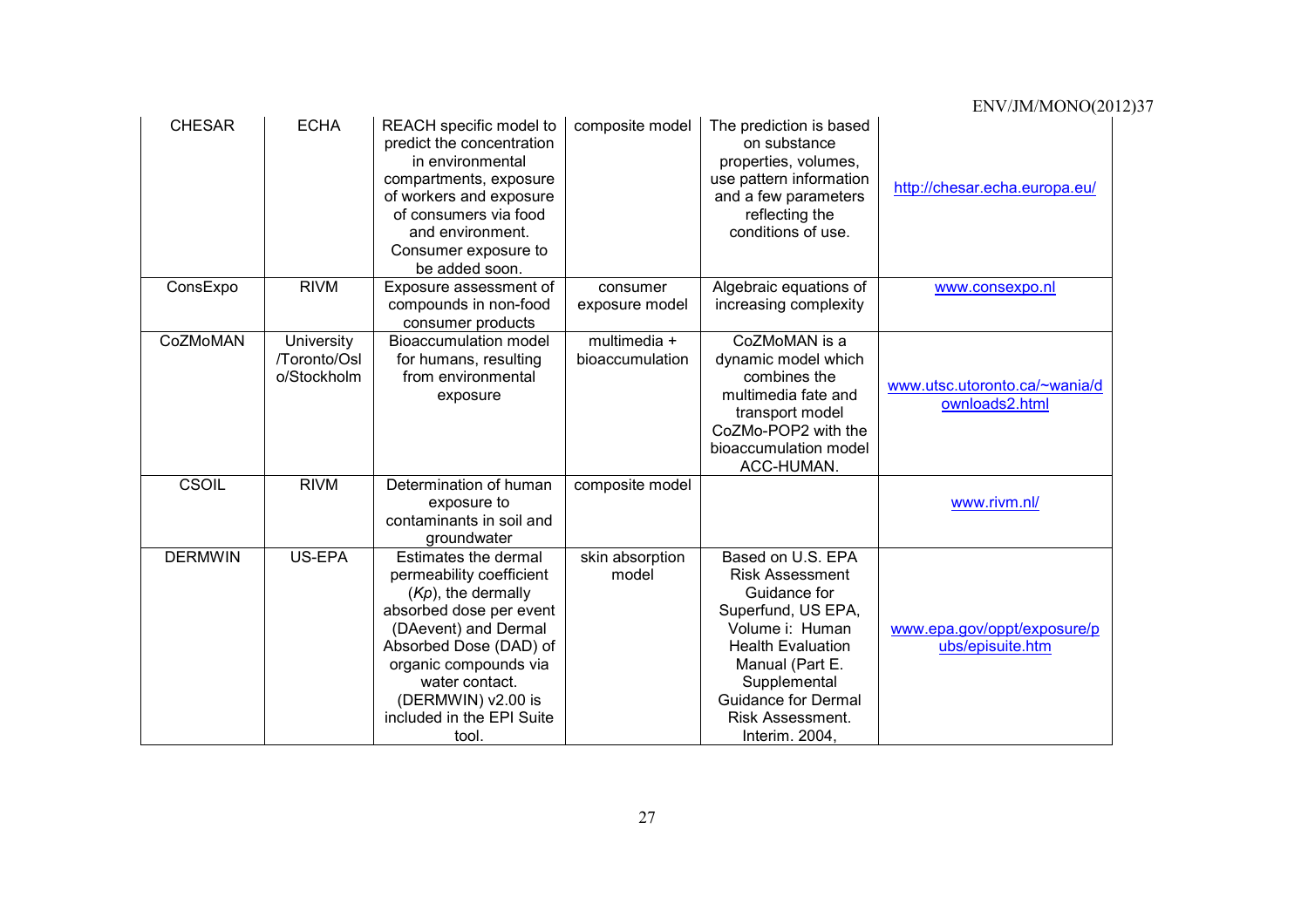| CHESAR | ECHA | REACH specific model to predict the concentration in environmental compartments, exposure of workers and exposure of consumers via food and environment. Consumer exposure to be added soon. | composite model | The prediction is based on substance properties, volumes, use pattern information and a few parameters reflecting the conditions of use. | http://chesar.echa.europa.eu/ |
|---|---|---|---|---|---|
| ConsExpo | RIVM | Exposure assessment of compounds in non-food consumer products | consumer exposure model | Algebraic equations of increasing complexity | www.consexpo.nl |
| CoZMoMAN | University /Toronto/Oslo/Stockholm | Bioaccumulation model for humans, resulting from environmental exposure | multimedia + bioaccumulation | CoZMoMAN is a dynamic model which combines the multimedia fate and transport model CoZMo-POP2 with the bioaccumulation model ACC-HUMAN. | www.utsc.utoronto.ca/~wania/downloads2.html |
| CSOIL | RIVM | Determination of human exposure to contaminants in soil and groundwater | composite model | | www.rivm.nl/ |
| DERMWIN | US-EPA | Estimates the dermal permeability coefficient (*Kp*), the dermally absorbed dose per event (DAevent) and Dermal Absorbed Dose (DAD) of organic compounds via water contact. (DERMWIN) v2.00 is included in the EPI Suite tool. | skin absorption model | Based on U.S. EPA Risk Assessment Guidance for Superfund, US EPA, Volume i: Human Health Evaluation Manual (Part E. Supplemental Guidance for Dermal Risk Assessment. Interim. 2004, | www.epa.gov/oppt/exposure/pubs/episuite.htm |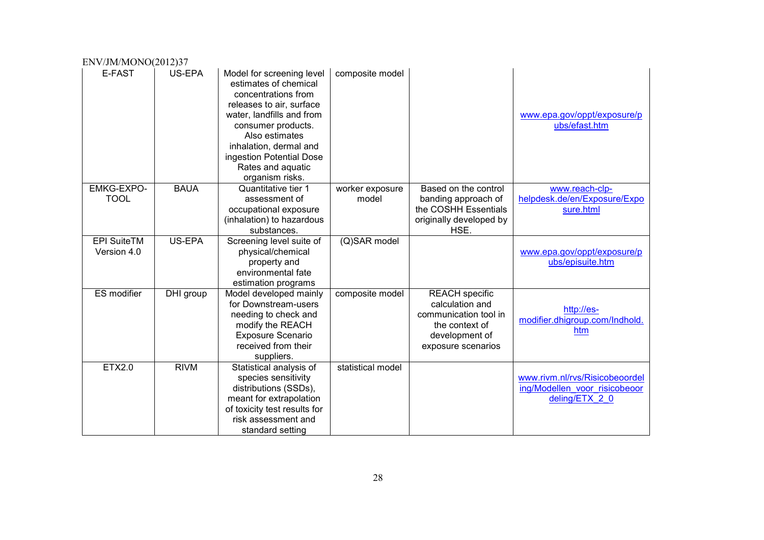| E-FAST | US-EPA | Model for screening level estimates of chemical concentrations from releases to air, surface water, landfills and from consumer products. Also estimates inhalation, dermal and ingestion Potential Dose Rates and aquatic organism risks. | composite model | | www.epa.gov/oppt/exposure/pubs/efast.htm |
|---|---|---|---|---|---|
| EMKG-EXPO-TOOL | BAUA | Quantitative tier 1 assessment of occupational exposure (inhalation) to hazardous substances. | worker exposure model | Based on the control banding approach of the COSHH Essentials originally developed by HSE. | www.reach-clp-helpdesk.de/en/Exposure/Exposure.html |
| EPI SuiteTM Version 4.0 | US-EPA | Screening level suite of physical/chemical property and environmental fate estimation programs | (Q)SAR model | | www.epa.gov/oppt/exposure/pubs/episuite.htm |
| ES modifier | DHI group | Model developed mainly for Downstream-users needing to check and modify the REACH Exposure Scenario received from their suppliers. | composite model | REACH specific calculation and communication tool in the context of development of exposure scenarios | http://es-modifier.dhigroup.com/Indhold.htm |
| ETX2.0 | RIVM | Statistical analysis of species sensitivity distributions (SSDs), meant for extrapolation of toxicity test results for risk assessment and standard setting | statistical model | | www.rivm.nl/rvs/Risicobeoordeling/Modellen_voor_risicobeoordeling/ETX_2_0 |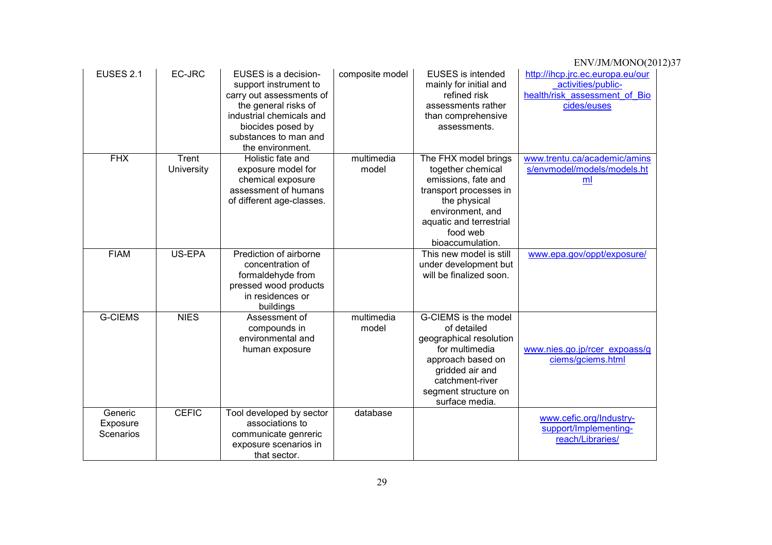| | | | | | |
|---|---|---|---|---|---|
| EUSES 2.1 | EC-JRC | EUSES is a decision-support instrument to carry out assessments of the general risks of industrial chemicals and biocides posed by substances to man and the environment. | composite model | EUSES is intended mainly for initial and refined risk assessments rather than comprehensive assessments. | http://ihcp.jrc.ec.europa.eu/our_activities/public-health/risk_assessment_of_Biocides/euses |
| FHX | Trent University | Holistic fate and exposure model for chemical exposure assessment of humans of different age-classes. | multimedia model | The FHX model brings together chemical emissions, fate and transport processes in the physical environment, and aquatic and terrestrial food web bioaccumulation. | www.trentu.ca/academic/aminss/envmodel/models/models.html |
| FIAM | US-EPA | Prediction of airborne concentration of formaldehyde from pressed wood products in residences or buildings | | This new model is still under development but will be finalized soon. | www.epa.gov/oppt/exposure/ |
| G-CIEMS | NIES | Assessment of compounds in environmental and human exposure | multimedia model | G-CIEMS is the model of detailed geographical resolution for multimedia approach based on gridded air and catchment-river segment structure on surface media. | www.nies.go.jp/rcer_expoass/gciems/gciems.html |
| Generic Exposure Scenarios | CEFIC | Tool developed by sector associations to communicate genreric exposure scenarios in that sector. | database | | www.cefic.org/Industry-support/Implementing-reach/Libraries/ |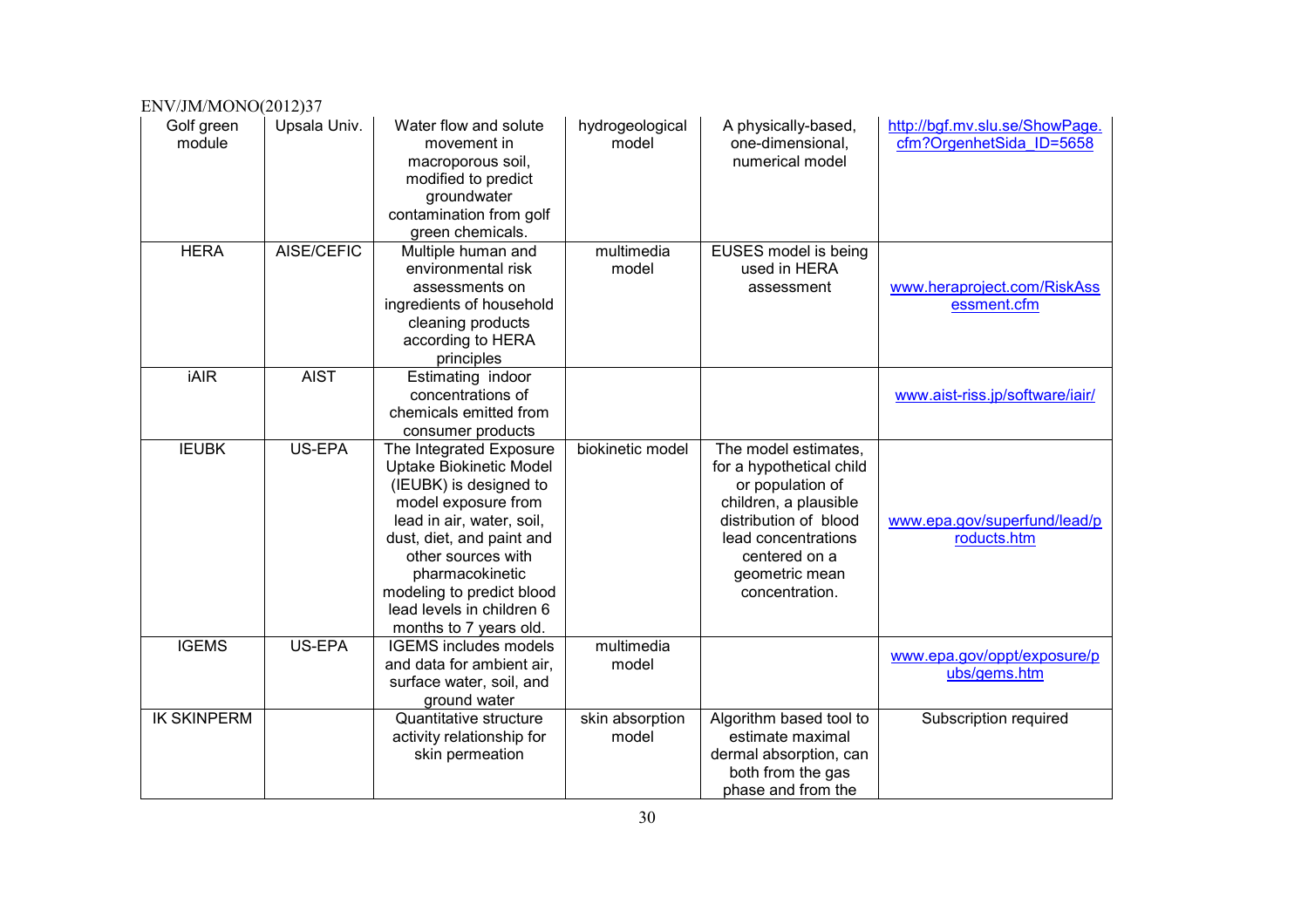| Golf green module | Upsala Univ. | Water flow and solute movement in macroporous soil, modified to predict groundwater contamination from golf green chemicals. | hydrogeological model | A physically-based, one-dimensional, numerical model | http://bgf.mv.slu.se/ShowPage.cfm?OrgenhetSida_ID=5658 |
|---|---|---|---|---|---|
| HERA | AISE/CEFIC | Multiple human and environmental risk assessments on ingredients of household cleaning products according to HERA principles | multimedia model | EUSES model is being used in HERA assessment | www.heraproject.com/RiskAssessment.cfm |
| iAIR | AIST | Estimating indoor concentrations of chemicals emitted from consumer products | | | www.aist-riss.jp/software/iair/ |
| IEUBK | US-EPA | The Integrated Exposure Uptake Biokinetic Model (IEUBK) is designed to model exposure from lead in air, water, soil, dust, diet, and paint and other sources with pharmacokinetic modeling to predict blood lead levels in children 6 months to 7 years old. | biokinetic model | The model estimates, for a hypothetical child or population of children, a plausible distribution of blood lead concentrations centered on a geometric mean concentration. | www.epa.gov/superfund/lead/products.htm |
| IGEMS | US-EPA | IGEMS includes models and data for ambient air, surface water, soil, and ground water | multimedia model | | www.epa.gov/oppt/exposure/pubs/gems.htm |
| IK SKINPERM | | Quantitative structure activity relationship for skin permeation | skin absorption model | Algorithm based tool to estimate maximal dermal absorption, can both from the gas phase and from the | Subscription required |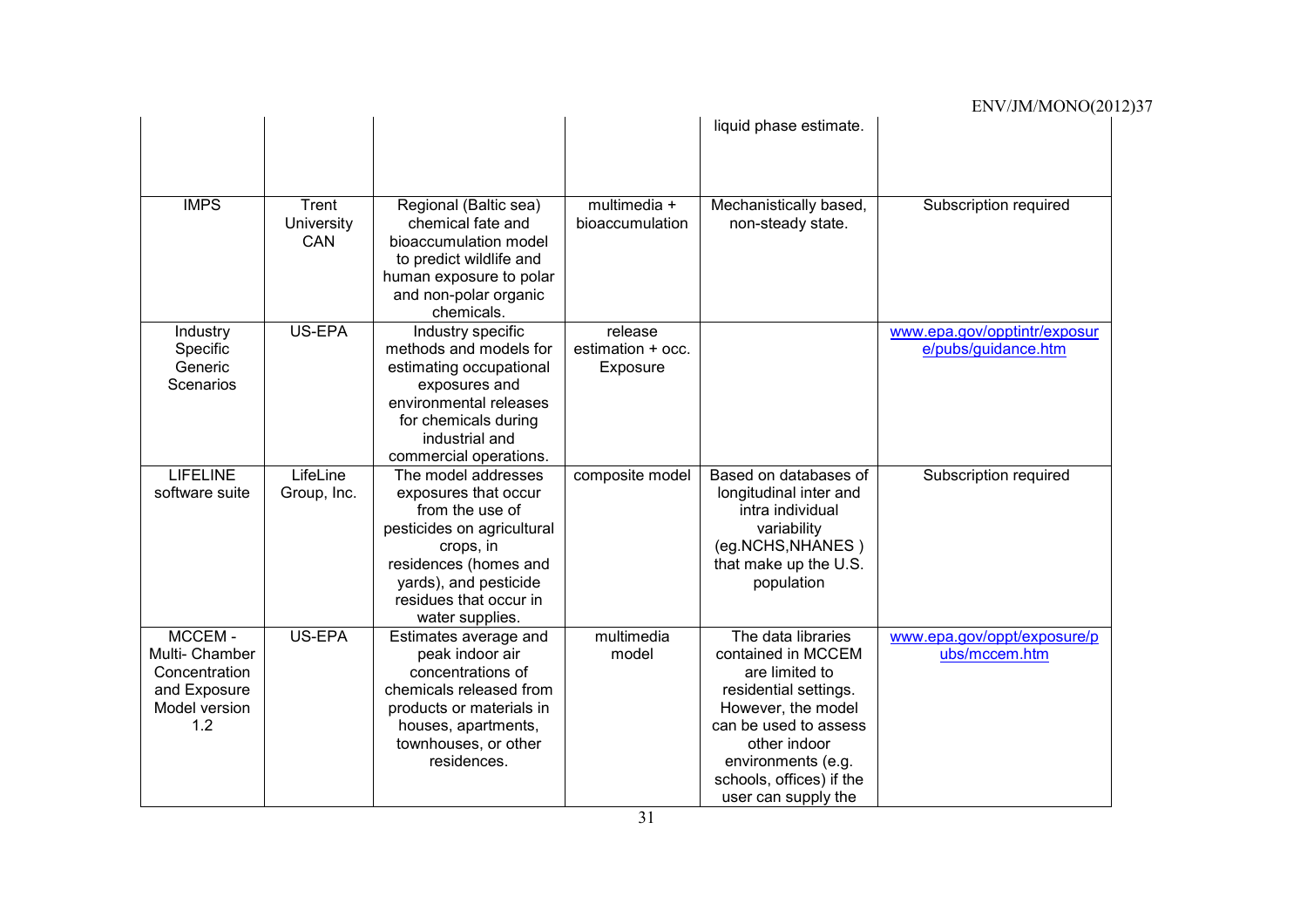| | | | | liquid phase estimate. | |
|---|---|---|---|---|---|
| IMPS | Trent University CAN | Regional (Baltic sea) chemical fate and bioaccumulation model to predict wildlife and human exposure to polar and non-polar organic chemicals. | multimedia + bioaccumulation | Mechanistically based, non-steady state. | Subscription required |
| Industry Specific Generic Scenarios | US-EPA | Industry specific methods and models for estimating occupational exposures and environmental releases for chemicals during industrial and commercial operations. | release estimation + occ. Exposure | | www.epa.gov/opptintr/exposure/pubs/guidance.htm |
| LIFELINE software suite | LifeLine Group, Inc. | The model addresses exposures that occur from the use of pesticides on agricultural crops, in residences (homes and yards), and pesticide residues that occur in water supplies. | composite model | Based on databases of longitudinal inter and intra individual variability (eg.NCHS,NHANES ) that make up the U.S. population | Subscription required |
| MCCEM - Multi- Chamber Concentration and Exposure Model version 1.2 | US-EPA | Estimates average and peak indoor air concentrations of chemicals released from products or materials in houses, apartments, townhouses, or other residences. | multimedia model | The data libraries contained in MCCEM are limited to residential settings. However, the model can be used to assess other indoor environments (e.g. schools, offices) if the user can supply the | www.epa.gov/oppt/exposure/pubs/mccem.htm |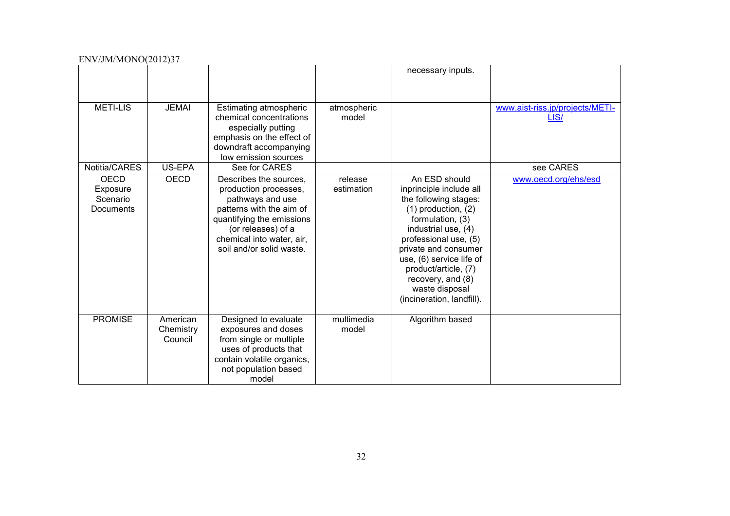| | | | | necessary inputs. | |
|---|---|---|---|---|---|
| METI-LIS | JEMAI | Estimating atmospheric chemical concentrations especially putting emphasis on the effect of downdraft accompanying low emission sources | atmospheric model | | www.aist-riss.jp/projects/METI-LIS/ |
| Notitia/CARES | US-EPA | See for CARES | | | see CARES |
| OECD Exposure Scenario Documents | OECD | Describes the sources, production processes, pathways and use patterns with the aim of quantifying the emissions (or releases) of a chemical into water, air, soil and/or solid waste. | release estimation | An ESD should inprinciple include all the following stages: (1) production, (2) formulation, (3) industrial use, (4) professional use, (5) private and consumer use, (6) service life of product/article, (7) recovery, and (8) waste disposal (incineration, landfill). | www.oecd.org/ehs/esd |
| PROMISE | American Chemistry Council | Designed to evaluate exposures and doses from single or multiple uses of products that contain volatile organics, not population based model | multimedia model | Algorithm based | |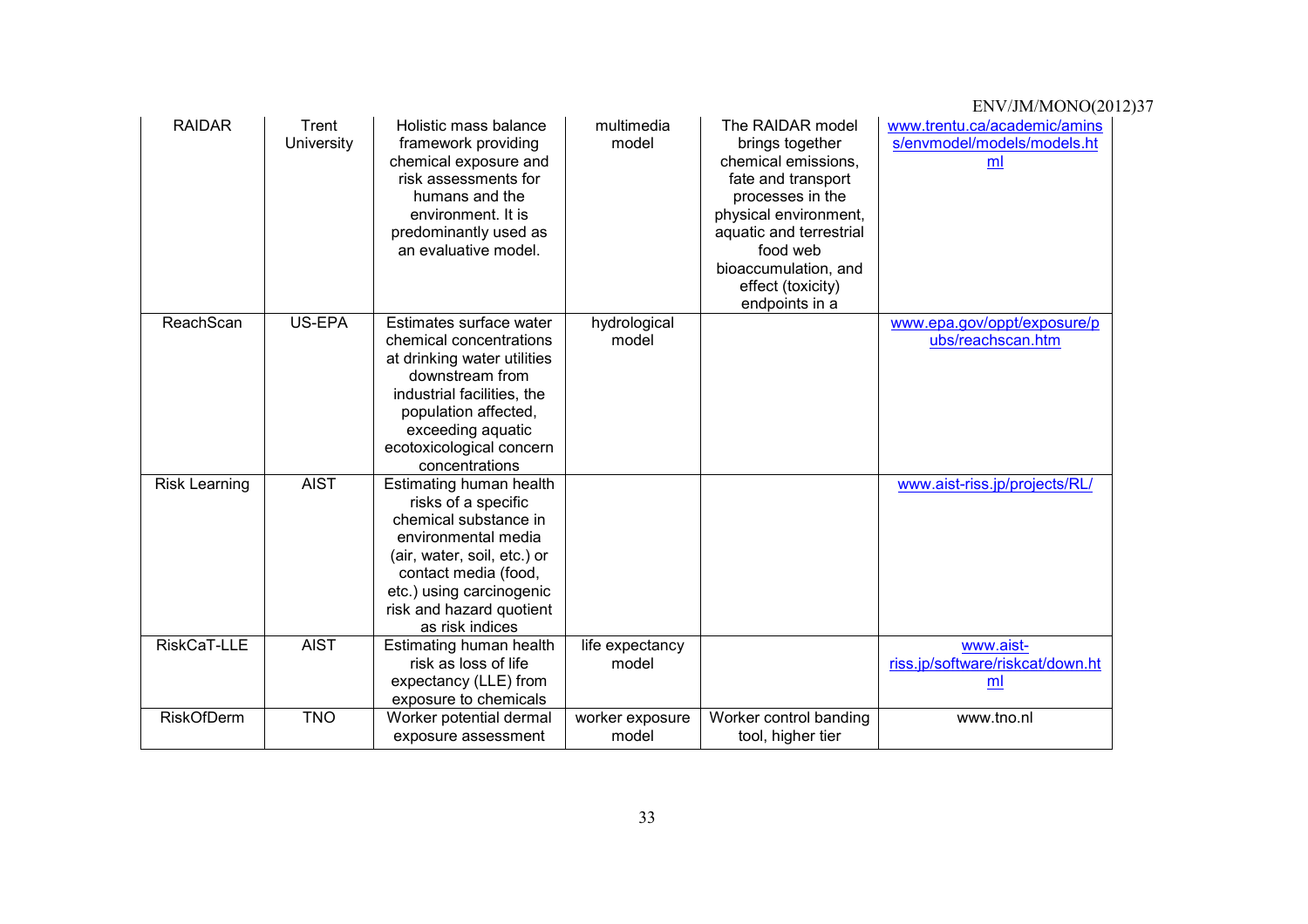| RAIDAR | Trent University | Holistic mass balance framework providing chemical exposure and risk assessments for humans and the environment. It is predominantly used as an evaluative model. | multimedia model | The RAIDAR model brings together chemical emissions, fate and transport processes in the physical environment, aquatic and terrestrial food web bioaccumulation, and effect (toxicity) endpoints in a | www.trentu.ca/academic/aminss/envmodel/models/models.html |
|---|---|---|---|---|---|
| ReachScan | US-EPA | Estimates surface water chemical concentrations at drinking water utilities downstream from industrial facilities, the population affected, exceeding aquatic ecotoxicological concern concentrations | hydrological model | | www.epa.gov/oppt/exposure/pubs/reachscan.htm |
| Risk Learning | AIST | Estimating human health risks of a specific chemical substance in environmental media (air, water, soil, etc.) or contact media (food, etc.) using carcinogenic risk and hazard quotient as risk indices | | | www.aist-riss.jp/projects/RL/ |
| RiskCaT-LLE | AIST | Estimating human health risk as loss of life expectancy (LLE) from exposure to chemicals | life expectancy model | | www.aist-riss.jp/software/riskcat/down.html |
| RiskOfDerm | TNO | Worker potential dermal exposure assessment | worker exposure model | Worker control banding tool, higher tier | www.tno.nl |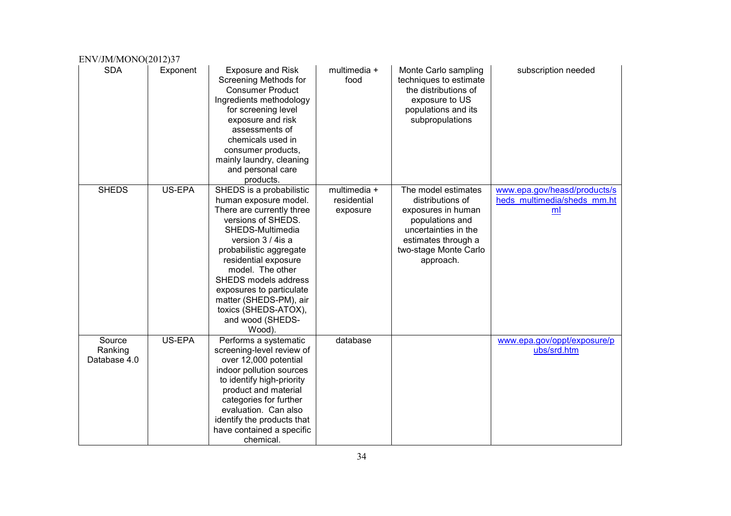| SDA | Exponent | Exposure and Risk Screening Methods for Consumer Product Ingredients methodology for screening level exposure and risk assessments of chemicals used in consumer products, mainly laundry, cleaning and personal care products. | multimedia + food | Monte Carlo sampling techniques to estimate the distributions of exposure to US populations and its subpropulations | subscription needed |
|---|---|---|---|---|---|
| SHEDS | US-EPA | SHEDS is a probabilistic human exposure model. There are currently three versions of SHEDS. SHEDS-Multimedia version 3 / 4is a probabilistic aggregate residential exposure model. The other SHEDS models address exposures to particulate matter (SHEDS-PM), air toxics (SHEDS-ATOX), and wood (SHEDS-Wood). | multimedia + residential exposure | The model estimates distributions of exposures in human populations and uncertainties in the estimates through a two-stage Monte Carlo approach. | www.epa.gov/heasd/products/sheds_multimedia/sheds_mm.html |
| Source Ranking Database 4.0 | US-EPA | Performs a systematic screening-level review of over 12,000 potential indoor pollution sources to identify high-priority product and material categories for further evaluation. Can also identify the products that have contained a specific chemical. | database | | www.epa.gov/oppt/exposure/pubs/srd.htm |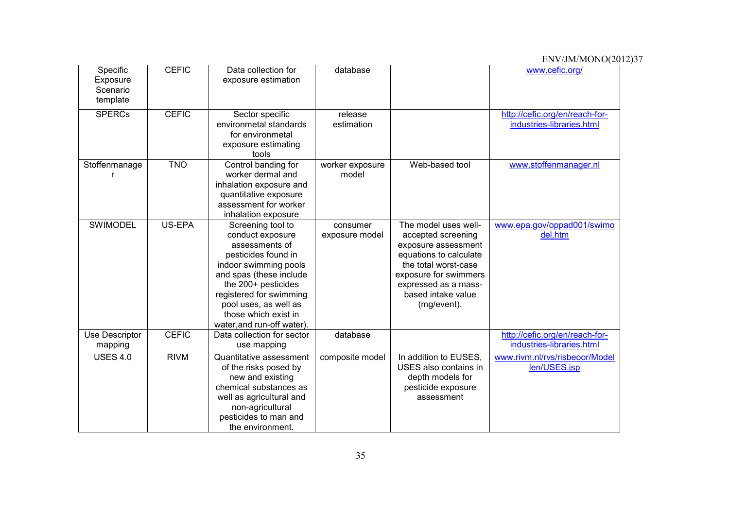| Specific Exposure Scenario template | CEFIC | Data collection for exposure estimation | database | | www.cefic.org/ |
|---|---|---|---|---|---|
| SPERCs | CEFIC | Sector specific environmetal standards for environmetal exposure estimating tools | release estimation | | http://cefic.org/en/reach-for-industries-libraries.html |
| Stoffenmanager | TNO | Control banding for worker dermal and inhalation exposure and quantitative exposure assessment for worker inhalation exposure | worker exposure model | Web-based tool | www.stoffenmanager.nl |
| SWIMODEL | US-EPA | Screening tool to conduct exposure assessments of pesticides found in indoor swimming pools and spas (these include the 200+ pesticides registered for swimming pool uses, as well as those which exist in water,and run-off water). | consumer exposure model | The model uses well-accepted screening exposure assessment equations to calculate the total worst-case exposure for swimmers expressed as a mass-based intake value (mg/event). | www.epa.gov/oppad001/swimodel.htm |
| Use Descriptor mapping | CEFIC | Data collection for sector use mapping | database | | http://cefic.org/en/reach-for-industries-libraries.html |
| USES 4.0 | RIVM | Quantitative assessment of the risks posed by new and existing chemical substances as well as agricultural and non-agricultural pesticides to man and the environment. | composite model | In addition to EUSES, USES also contains in depth models for pesticide exposure assessment | www.rivm.nl/rvs/risbeoor/Modellen/USES.jsp |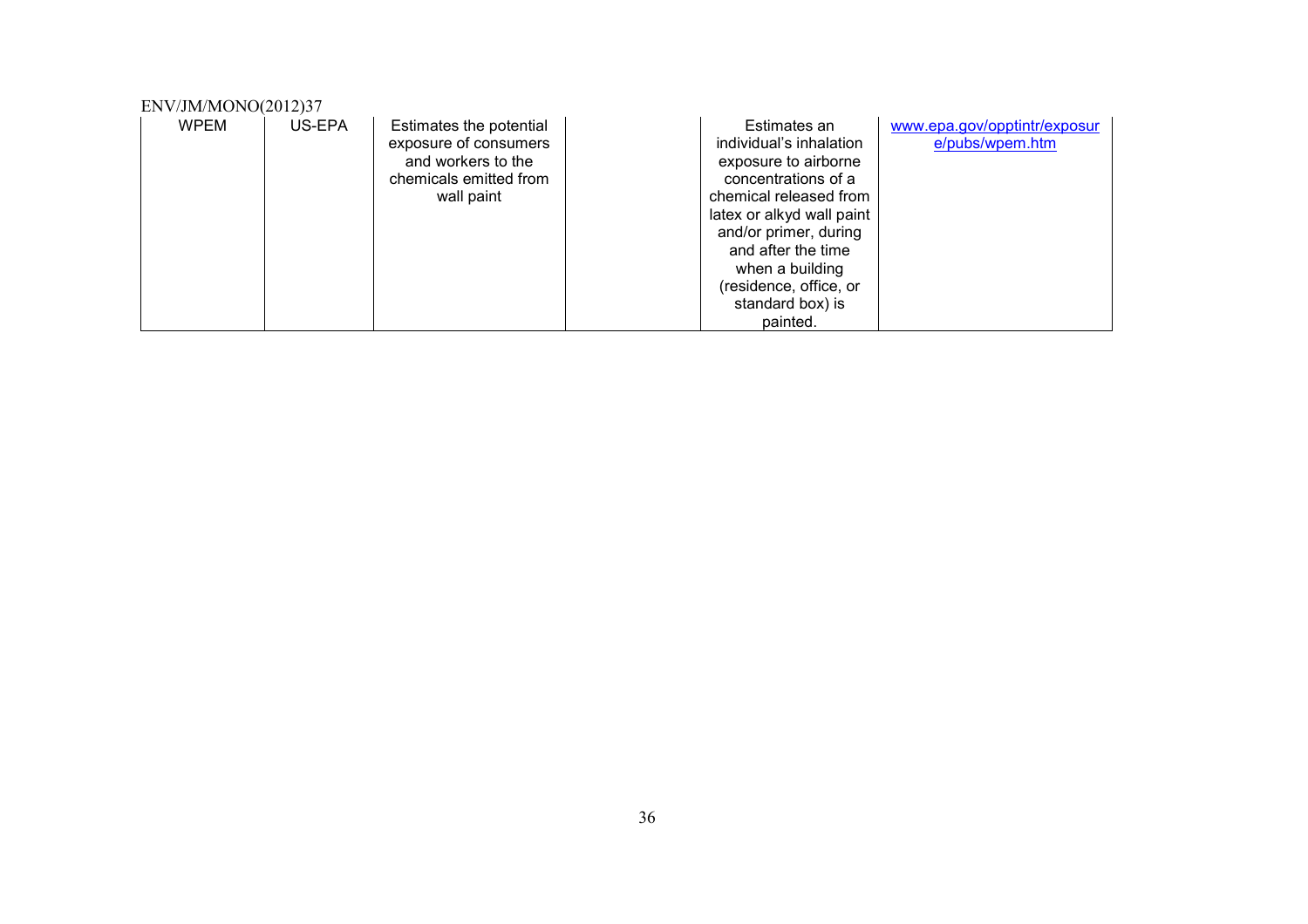| WPEM | US-EPA | Estimates the potential exposure of consumers and workers to the chemicals emitted from wall paint | | Estimates an individual's inhalation exposure to airborne concentrations of a chemical released from latex or alkyd wall paint and/or primer, during and after the time when a building (residence, office, or standard box) is painted. | www.epa.gov/opptintr/exposure/pubs/wpem.htm |
|---|---|---|---|---|---|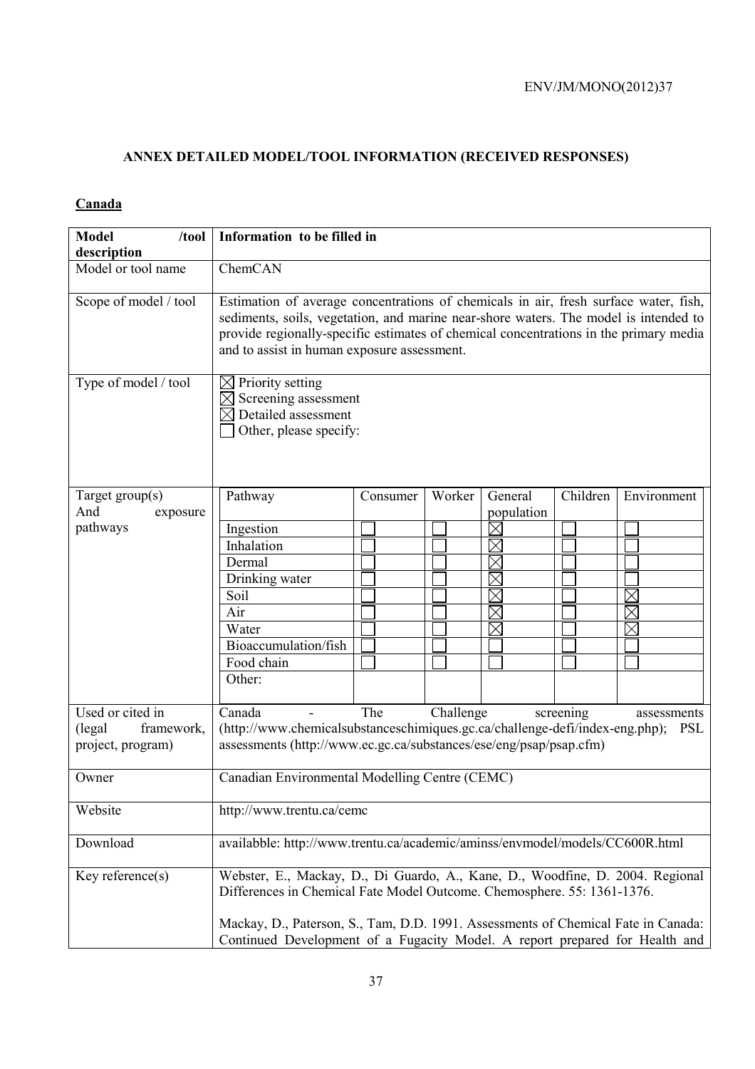## ANNEX DETAILED MODEL/TOOL INFORMATION (RECEIVED RESPONSES)

### Canada

| Model /tool description | Information to be filled in |
|---|---|
| Model or tool name | ChemCAN |
| Scope of model / tool | Estimation of average concentrations of chemicals in air, fresh surface water, fish, sediments, soils, vegetation, and marine near-shore waters. The model is intended to provide regionally-specific estimates of chemical concentrations in the primary media and to assist in human exposure assessment. |
| Type of model / tool | ☒ Priority setting<br>☒ Screening assessment<br>☒ Detailed assessment<br>☐ Other, please specify: |
| Target group(s) And exposure pathways | (see table below) |
| Used or cited in (legal framework, project, program) | Canada - The Challenge screening assessments (http://www.chemicalsubstanceschimiques.gc.ca/challenge-defi/index-eng.php); PSL assessments (http://www.ec.gc.ca/substances/ese/eng/psap/psap.cfm) |
| Owner | Canadian Environmental Modelling Centre (CEMC) |
| Website | http://www.trentu.ca/cemc |
| Download | availabble: http://www.trentu.ca/academic/aminss/envmodel/models/CC600R.html |
| Key reference(s) | Webster, E., Mackay, D., Di Guardo, A., Kane, D., Woodfine, D. 2004. Regional Differences in Chemical Fate Model Outcome. Chemosphere. 55: 1361-1376.<br><br>Mackay, D., Paterson, S., Tam, D.D. 1991. Assessments of Chemical Fate in Canada: Continued Development of a Fugacity Model. A report prepared for Health and |

Target group(s) and exposure pathways:

| Pathway | Consumer | Worker | General population | Children | Environment |
|---|---|---|---|---|---|
| Ingestion | ☐ | ☐ | ☒ | ☐ | ☐ |
| Inhalation | ☐ | ☐ | ☒ | ☐ | ☐ |
| Dermal | ☐ | ☐ | ☒ | ☐ | ☐ |
| Drinking water | ☐ | ☐ | ☒ | ☐ | ☐ |
| Soil | ☐ | ☐ | ☒ | ☐ | ☒ |
| Air | ☐ | ☐ | ☒ | ☐ | ☒ |
| Water | ☐ | ☐ | ☒ | ☐ | ☒ |
| Bioaccumulation/fish | ☐ | ☐ | ☐ | ☐ | ☐ |
| Food chain | ☐ | ☐ | ☐ | ☐ | ☐ |
| Other: | | | | | |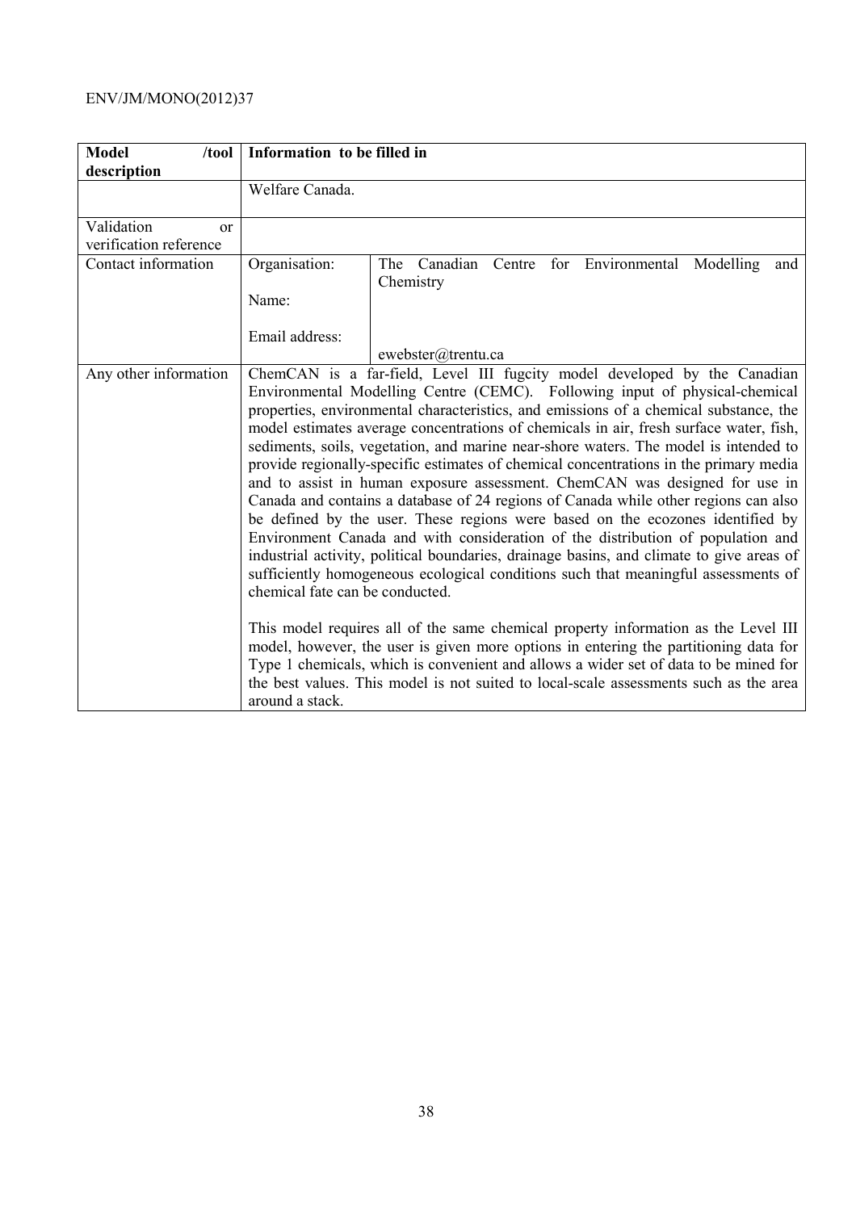| **Model /tool description** | **Information to be filled in** | |
|---|---|---|
| | Welfare Canada. | |
| Validation or verification reference | | |
| Contact information | Organisation:<br><br>Name:<br><br>Email address: | The Canadian Centre for Environmental Modelling and Chemistry<br><br><br><br>ewebster@trentu.ca |
| Any other information | ChemCAN is a far-field, Level III fugcity model developed by the Canadian Environmental Modelling Centre (CEMC). Following input of physical-chemical properties, environmental characteristics, and emissions of a chemical substance, the model estimates average concentrations of chemicals in air, fresh surface water, fish, sediments, soils, vegetation, and marine near-shore waters. The model is intended to provide regionally-specific estimates of chemical concentrations in the primary media and to assist in human exposure assessment. ChemCAN was designed for use in Canada and contains a database of 24 regions of Canada while other regions can also be defined by the user. These regions were based on the ecozones identified by Environment Canada and with consideration of the distribution of population and industrial activity, political boundaries, drainage basins, and climate to give areas of sufficiently homogeneous ecological conditions such that meaningful assessments of chemical fate can be conducted.<br><br>This model requires all of the same chemical property information as the Level III model, however, the user is given more options in entering the partitioning data for Type 1 chemicals, which is convenient and allows a wider set of data to be mined for the best values. This model is not suited to local-scale assessments such as the area around a stack. | |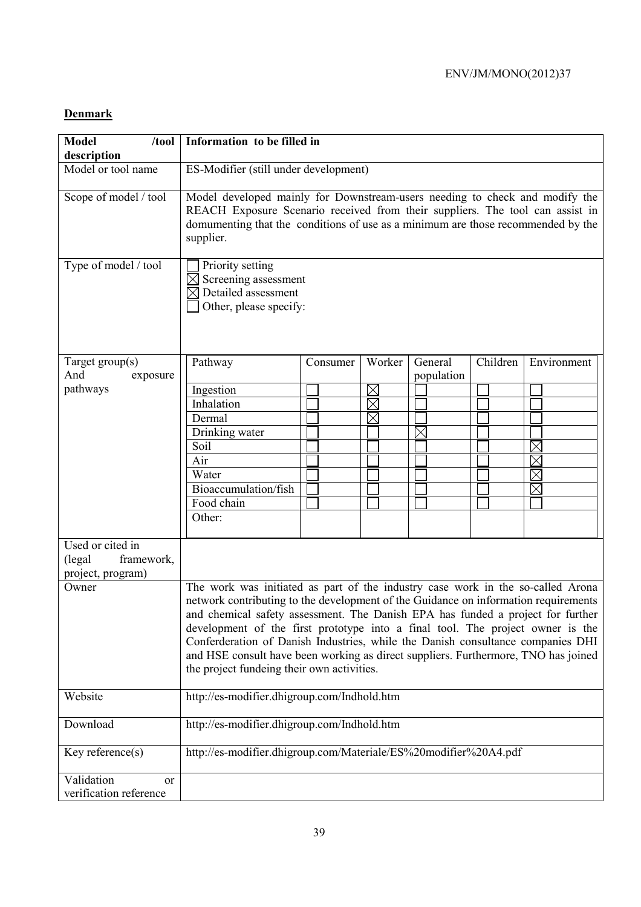**Denmark**

<table>
<tr><th>Model /tool description</th><th>Information to be filled in</th></tr>
<tr><td>Model or tool name</td><td>ES-Modifier (still under development)</td></tr>
<tr><td>Scope of model / tool</td><td>Model developed mainly for Downstream-users needing to check and modify the REACH Exposure Scenario received from their suppliers. The tool can assist in domumenting that the conditions of use as a minimum are those recommended by the supplier.</td></tr>
<tr><td>Type of model / tool</td><td>☐ Priority setting<br>☒ Screening assessment<br>☒ Detailed assessment<br>☐ Other, please specify:</td></tr>
<tr><td>Target group(s) And exposure pathways</td><td>
<table>
<tr><th>Pathway</th><th>Consumer</th><th>Worker</th><th>General population</th><th>Children</th><th>Environment</th></tr>
<tr><td>Ingestion</td><td>☐</td><td>☒</td><td>☐</td><td>☐</td><td>☐</td></tr>
<tr><td>Inhalation</td><td>☐</td><td>☒</td><td>☐</td><td>☐</td><td>☐</td></tr>
<tr><td>Dermal</td><td>☐</td><td>☒</td><td>☐</td><td>☐</td><td>☐</td></tr>
<tr><td>Drinking water</td><td>☐</td><td>☐</td><td>☒</td><td>☐</td><td>☐</td></tr>
<tr><td>Soil</td><td>☐</td><td>☐</td><td>☐</td><td>☐</td><td>☒</td></tr>
<tr><td>Air</td><td>☐</td><td>☐</td><td>☐</td><td>☐</td><td>☒</td></tr>
<tr><td>Water</td><td>☐</td><td>☐</td><td>☐</td><td>☐</td><td>☒</td></tr>
<tr><td>Bioaccumulation/fish</td><td>☐</td><td>☐</td><td>☐</td><td>☐</td><td>☒</td></tr>
<tr><td>Food chain</td><td>☐</td><td>☐</td><td>☐</td><td>☐</td><td>☐</td></tr>
<tr><td>Other:</td><td></td><td></td><td></td><td></td><td></td></tr>
</table>
</td></tr>
<tr><td>Used or cited in (legal framework, project, program)</td><td></td></tr>
<tr><td>Owner</td><td>The work was initiated as part of the industry case work in the so-called Arona network contributing to the development of the Guidance on information requirements and chemical safety assessment. The Danish EPA has funded a project for further development of the first prototype into a final tool. The project owner is the Conferderation of Danish Industries, while the Danish consultance companies DHI and HSE consult have been working as direct suppliers. Furthermore, TNO has joined the project fundeing their own activities.</td></tr>
<tr><td>Website</td><td>http://es-modifier.dhigroup.com/Indhold.htm</td></tr>
<tr><td>Download</td><td>http://es-modifier.dhigroup.com/Indhold.htm</td></tr>
<tr><td>Key reference(s)</td><td>http://es-modifier.dhigroup.com/Materiale/ES%20modifier%20A4.pdf</td></tr>
<tr><td>Validation or verification reference</td><td></td></tr>
</table>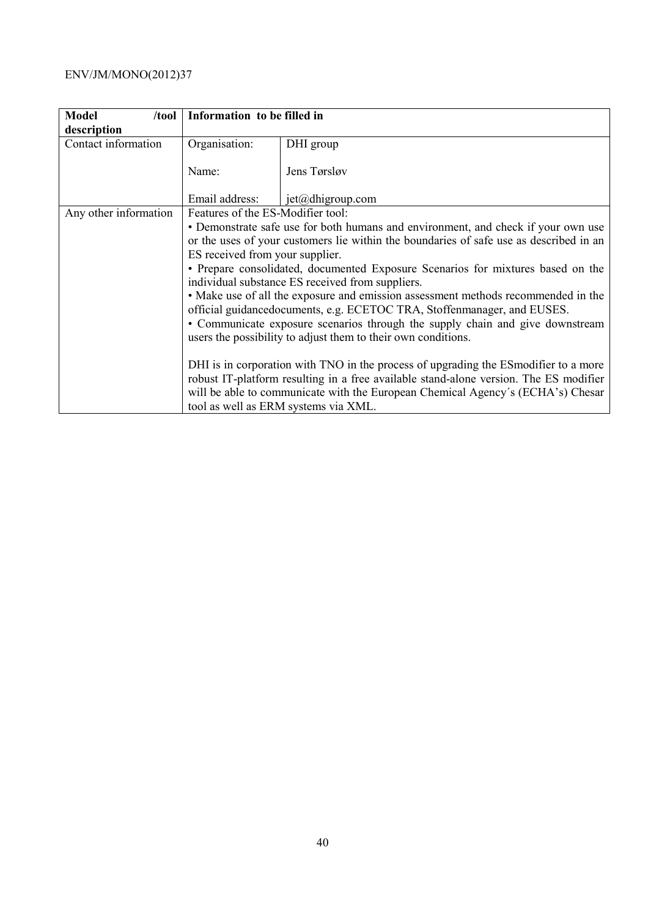| **Model /tool description** | **Information to be filled in** | |
|---|---|---|
| Contact information | Organisation: | DHI group |
| | Name: | Jens Tørsløv |
| | Email address: | jet@dhigroup.com |
| Any other information | Features of the ES-Modifier tool:<br>• Demonstrate safe use for both humans and environment, and check if your own use or the uses of your customers lie within the boundaries of safe use as described in an ES received from your supplier.<br>• Prepare consolidated, documented Exposure Scenarios for mixtures based on the individual substance ES received from suppliers.<br>• Make use of all the exposure and emission assessment methods recommended in the official guidancedocuments, e.g. ECETOC TRA, Stoffenmanager, and EUSES.<br>• Communicate exposure scenarios through the supply chain and give downstream users the possibility to adjust them to their own conditions.<br><br>DHI is in corporation with TNO in the process of upgrading the ESmodifier to a more robust IT-platform resulting in a free available stand-alone version. The ES modifier will be able to communicate with the European Chemical Agency´s (ECHA's) Chesar tool as well as ERM systems via XML. | |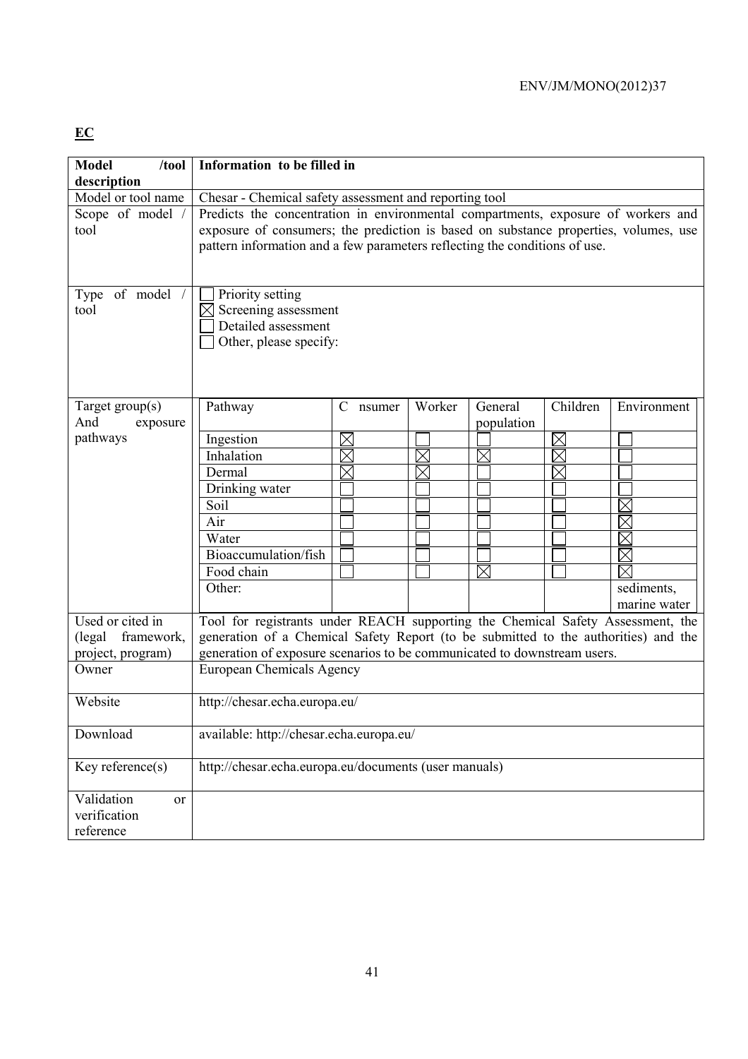**EC**

| Model /tool description | Information to be filled in | | | | | |
|---|---|---|---|---|---|---|
| Model or tool name | Chesar - Chemical safety assessment and reporting tool | | | | | |
| Scope of model / tool | Predicts the concentration in environmental compartments, exposure of workers and exposure of consumers; the prediction is based on substance properties, volumes, use pattern information and a few parameters reflecting the conditions of use. | | | | | |
| Type of model / tool | ☐ Priority setting<br>☒ Screening assessment<br>☐ Detailed assessment<br>☐ Other, please specify: | | | | | |
| Target group(s) And exposure pathways | Pathway | C nsumer | Worker | General population | Children | Environment |
| | Ingestion | ☒ | ☐ | ☐ | ☒ | ☐ |
| | Inhalation | ☒ | ☒ | ☒ | ☒ | ☐ |
| | Dermal | ☒ | ☒ | ☐ | ☒ | ☐ |
| | Drinking water | ☐ | ☐ | ☐ | ☐ | ☐ |
| | Soil | ☐ | ☐ | ☐ | ☐ | ☒ |
| | Air | ☐ | ☐ | ☐ | ☐ | ☒ |
| | Water | ☐ | ☐ | ☐ | ☐ | ☒ |
| | Bioaccumulation/fish | ☐ | ☐ | ☐ | ☐ | ☒ |
| | Food chain | ☐ | ☐ | ☒ | ☐ | ☒ |
| | Other: | | | | | sediments, marine water |
| Used or cited in (legal framework, project, program) | Tool for registrants under REACH supporting the Chemical Safety Assessment, the generation of a Chemical Safety Report (to be submitted to the authorities) and the generation of exposure scenarios to be communicated to downstream users. | | | | | |
| Owner | European Chemicals Agency | | | | | |
| Website | http://chesar.echa.europa.eu/ | | | | | |
| Download | available: http://chesar.echa.europa.eu/ | | | | | |
| Key reference(s) | http://chesar.echa.europa.eu/documents (user manuals) | | | | | |
| Validation or verification reference | | | | | | |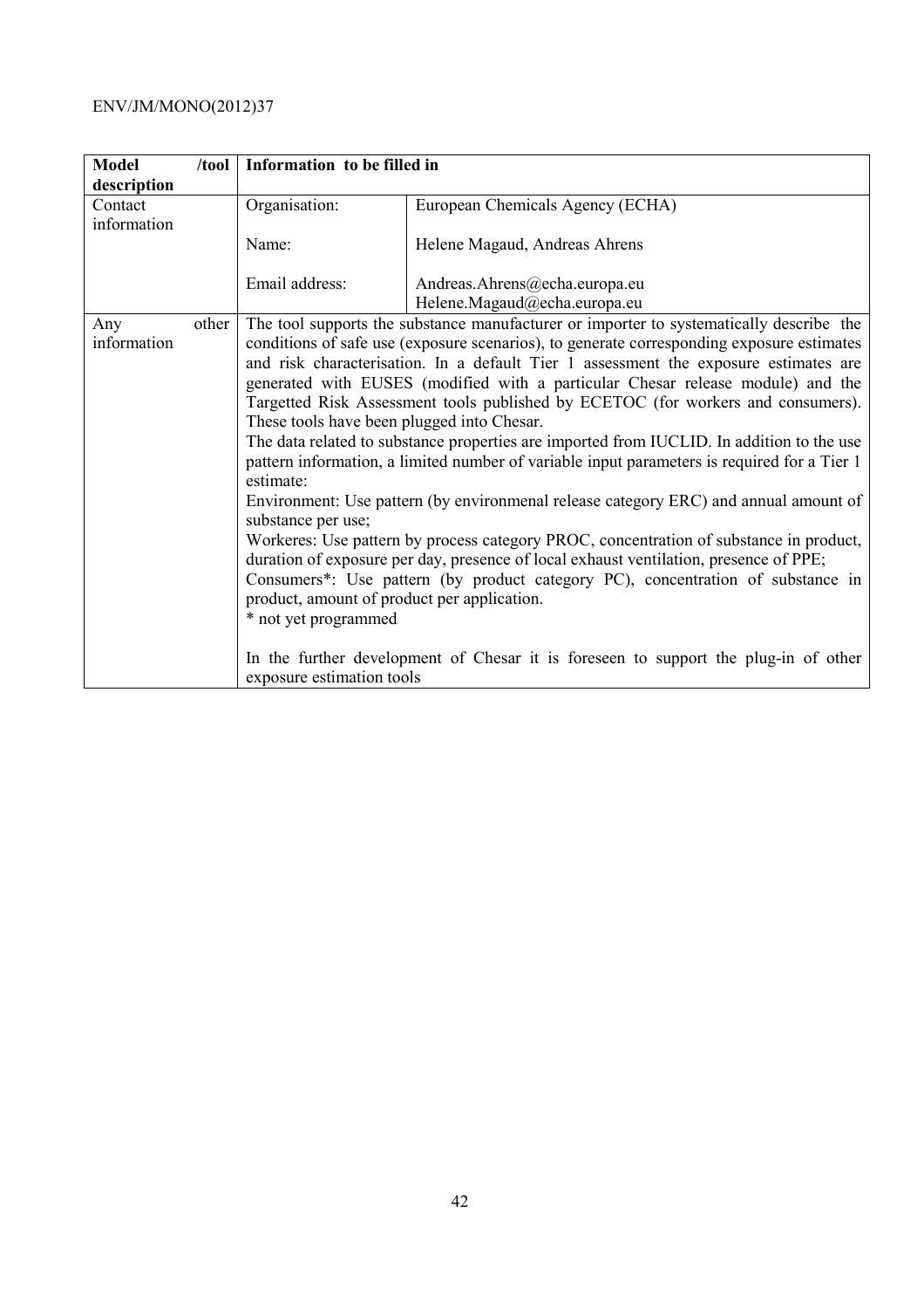| Model /tool description | Information to be filled in | |
|---|---|---|
| Contact information | Organisation: | European Chemicals Agency (ECHA) |
| | Name: | Helene Magaud, Andreas Ahrens |
| | Email address: | Andreas.Ahrens@echa.europa.eu<br>Helene.Magaud@echa.europa.eu |
| Any other information | The tool supports the substance manufacturer or importer to systematically describe the conditions of safe use (exposure scenarios), to generate corresponding exposure estimates and risk characterisation. In a default Tier 1 assessment the exposure estimates are generated with EUSES (modified with a particular Chesar release module) and the Targetted Risk Assessment tools published by ECETOC (for workers and consumers). These tools have been plugged into Chesar.<br>The data related to substance properties are imported from IUCLID. In addition to the use pattern information, a limited number of variable input parameters is required for a Tier 1 estimate:<br>Environment: Use pattern (by environmenal release category ERC) and annual amount of substance per use;<br>Workeres: Use pattern by process category PROC, concentration of substance in product, duration of exposure per day, presence of local exhaust ventilation, presence of PPE;<br>Consumers*: Use pattern (by product category PC), concentration of substance in product, amount of product per application.<br>* not yet programmed<br><br>In the further development of Chesar it is foreseen to support the plug-in of other exposure estimation tools | |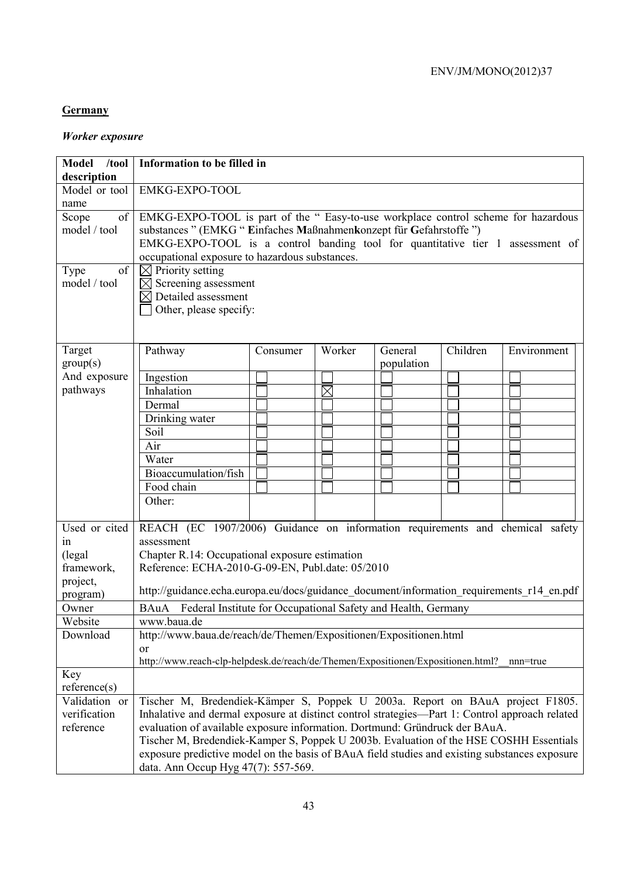**Germany**

***Worker exposure***

| Model /tool description | Information to be filled in |
|---|---|
| Model or tool name | EMKG-EXPO-TOOL |
| Scope of model / tool | EMKG-EXPO-TOOL is part of the " Easy-to-use workplace control scheme for hazardous substances " (EMKG " **E**infaches **M**aßnahmen**k**onzept für **G**efahrstoffe ")<br>EMKG-EXPO-TOOL is a control banding tool for quantitative tier 1 assessment of occupational exposure to hazardous substances. |
| Type of model / tool | ☒ Priority setting<br>☒ Screening assessment<br>☒ Detailed assessment<br>☐ Other, please specify: |
| Target group(s) And exposure pathways | **Pathway / Consumer / Worker / General population / Children / Environment:**<br>Ingestion: ☐ / ☐ / ☐ / ☐ / ☐<br>Inhalation: ☐ / ☒ / ☐ / ☐ / ☐<br>Dermal: ☐ / ☐ / ☐ / ☐ / ☐<br>Drinking water: ☐ / ☐ / ☐ / ☐ / ☐<br>Soil: ☐ / ☐ / ☐ / ☐ / ☐<br>Air: ☐ / ☐ / ☐ / ☐ / ☐<br>Water: ☐ / ☐ / ☐ / ☐ / ☐<br>Bioaccumulation/fish: ☐ / ☐ / ☐ / ☐ / ☐<br>Food chain: ☐ / ☐ / ☐ / ☐ / ☐<br>Other: |
| Used or cited in (legal framework, project, program) | REACH (EC 1907/2006) Guidance on information requirements and chemical safety assessment<br>Chapter R.14: Occupational exposure estimation<br>Reference: ECHA-2010-G-09-EN, Publ.date: 05/2010<br>http://guidance.echa.europa.eu/docs/guidance_document/information_requirements_r14_en.pdf |
| Owner | BAuA Federal Institute for Occupational Safety and Health, Germany |
| Website | www.baua.de |
| Download | http://www.baua.de/reach/de/Themen/Expositionen/Expositionen.html<br>or<br>http://www.reach-clp-helpdesk.de/reach/de/Themen/Expositionen/Expositionen.html?__nnn=true |
| Key reference(s) | |
| Validation or verification reference | Tischer M, Bredendiek-Kämper S, Poppek U 2003a. Report on BAuA project F1805. Inhalative and dermal exposure at distinct control strategies—Part 1: Control approach related evaluation of available exposure information. Dortmund: Gründruck der BAuA.<br>Tischer M, Bredendiek-Kamper S, Poppek U 2003b. Evaluation of the HSE COSHH Essentials exposure predictive model on the basis of BAuA field studies and existing substances exposure data. Ann Occup Hyg 47(7): 557-569. |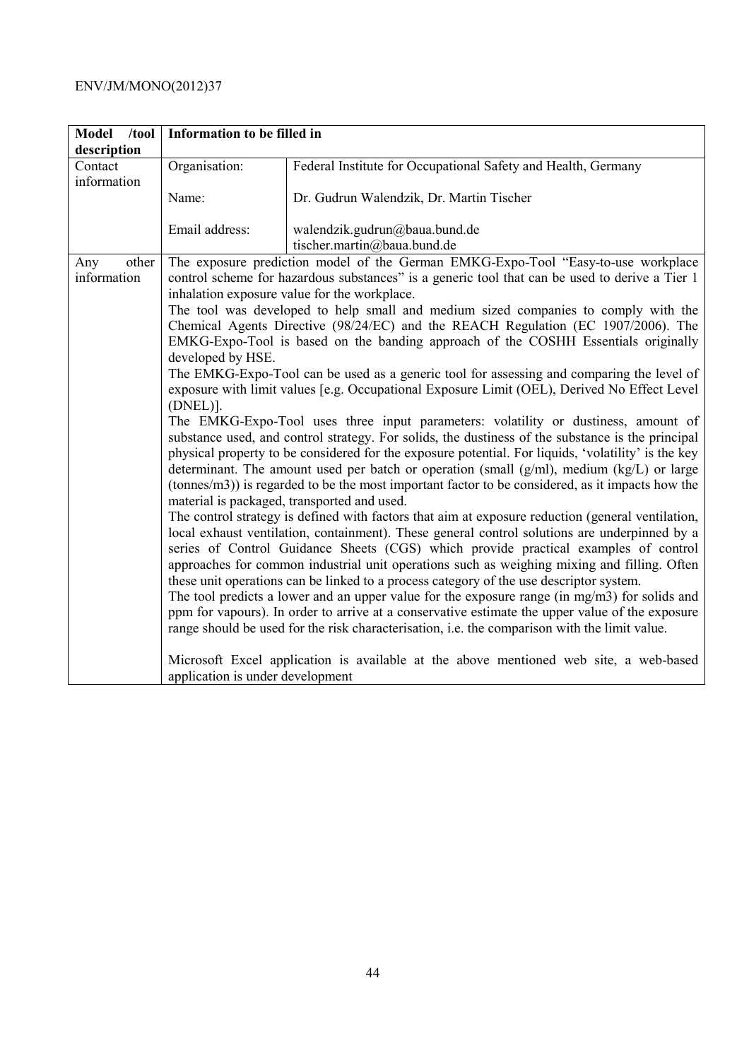| Model /tool description | Information to be filled in | |
|---|---|---|
| Contact information | Organisation: | Federal Institute for Occupational Safety and Health, Germany |
| | Name: | Dr. Gudrun Walendzik, Dr. Martin Tischer |
| | Email address: | walendzik.gudrun@baua.bund.de<br>tischer.martin@baua.bund.de |
| Any other information | The exposure prediction model of the German EMKG-Expo-Tool "Easy-to-use workplace control scheme for hazardous substances" is a generic tool that can be used to derive a Tier 1 inhalation exposure value for the workplace.<br>The tool was developed to help small and medium sized companies to comply with the Chemical Agents Directive (98/24/EC) and the REACH Regulation (EC 1907/2006). The EMKG-Expo-Tool is based on the banding approach of the COSHH Essentials originally developed by HSE.<br>The EMKG-Expo-Tool can be used as a generic tool for assessing and comparing the level of exposure with limit values [e.g. Occupational Exposure Limit (OEL), Derived No Effect Level (DNEL)].<br>The EMKG-Expo-Tool uses three input parameters: volatility or dustiness, amount of substance used, and control strategy. For solids, the dustiness of the substance is the principal physical property to be considered for the exposure potential. For liquids, 'volatility' is the key determinant. The amount used per batch or operation (small (g/ml), medium (kg/L) or large (tonnes/m3)) is regarded to be the most important factor to be considered, as it impacts how the material is packaged, transported and used.<br>The control strategy is defined with factors that aim at exposure reduction (general ventilation, local exhaust ventilation, containment). These general control solutions are underpinned by a series of Control Guidance Sheets (CGS) which provide practical examples of control approaches for common industrial unit operations such as weighing mixing and filling. Often these unit operations can be linked to a process category of the use descriptor system.<br>The tool predicts a lower and an upper value for the exposure range (in mg/m3) for solids and ppm for vapours). In order to arrive at a conservative estimate the upper value of the exposure range should be used for the risk characterisation, i.e. the comparison with the limit value.<br><br>Microsoft Excel application is available at the above mentioned web site, a web-based application is under development | |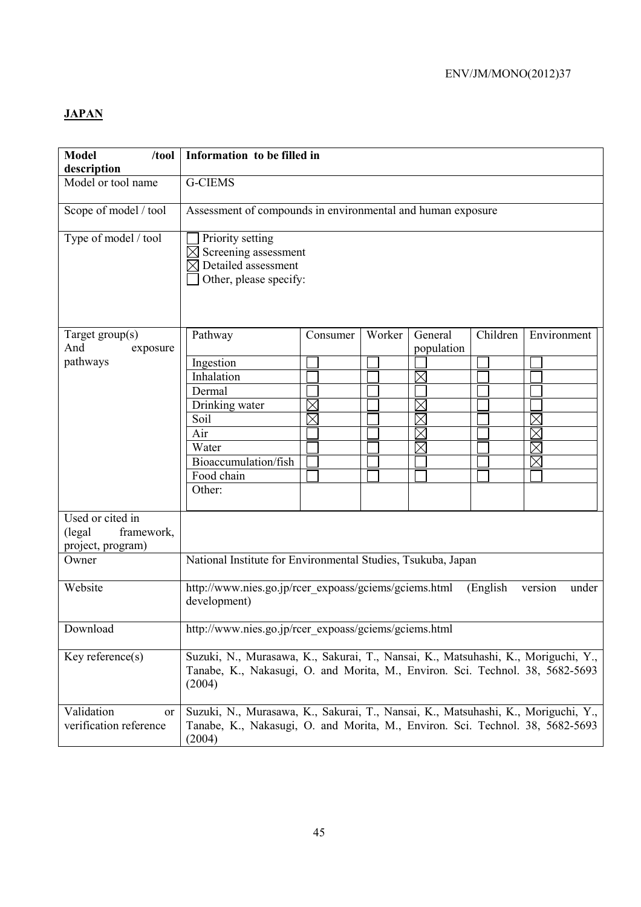**JAPAN**

| **Model /tool description** | **Information to be filled in** |
|---|---|
| Model or tool name | G-CIEMS |
| Scope of model / tool | Assessment of compounds in environmental and human exposure |
| Type of model / tool | ☐ Priority setting<br>☒ Screening assessment<br>☒ Detailed assessment<br>☐ Other, please specify: |
| Target group(s) And exposure pathways | (see table below) |
| Used or cited in (legal framework, project, program) | |
| Owner | National Institute for Environmental Studies, Tsukuba, Japan |
| Website | http://www.nies.go.jp/rcer_expoass/gciems/gciems.html (English version under development) |
| Download | http://www.nies.go.jp/rcer_expoass/gciems/gciems.html |
| Key reference(s) | Suzuki, N., Murasawa, K., Sakurai, T., Nansai, K., Matsuhashi, K., Moriguchi, Y., Tanabe, K., Nakasugi, O. and Morita, M., Environ. Sci. Technol. 38, 5682-5693 (2004) |
| Validation or verification reference | Suzuki, N., Murasawa, K., Sakurai, T., Nansai, K., Matsuhashi, K., Moriguchi, Y., Tanabe, K., Nakasugi, O. and Morita, M., Environ. Sci. Technol. 38, 5682-5693 (2004) |

Target group(s) and exposure pathways:

| Pathway | Consumer | Worker | General population | Children | Environment |
|---|---|---|---|---|---|
| Ingestion | ☐ | ☐ | ☐ | ☐ | ☐ |
| Inhalation | ☐ | ☐ | ☒ | ☐ | ☐ |
| Dermal | ☐ | ☐ | ☐ | ☐ | ☐ |
| Drinking water | ☒ | ☐ | ☒ | ☐ | ☐ |
| Soil | ☒ | ☐ | ☒ | ☐ | ☒ |
| Air | ☐ | ☐ | ☒ | ☐ | ☒ |
| Water | ☐ | ☐ | ☒ | ☐ | ☒ |
| Bioaccumulation/fish | ☐ | ☐ | ☐ | ☐ | ☒ |
| Food chain | ☐ | ☐ | ☐ | ☐ | ☐ |
| Other: | | | | | |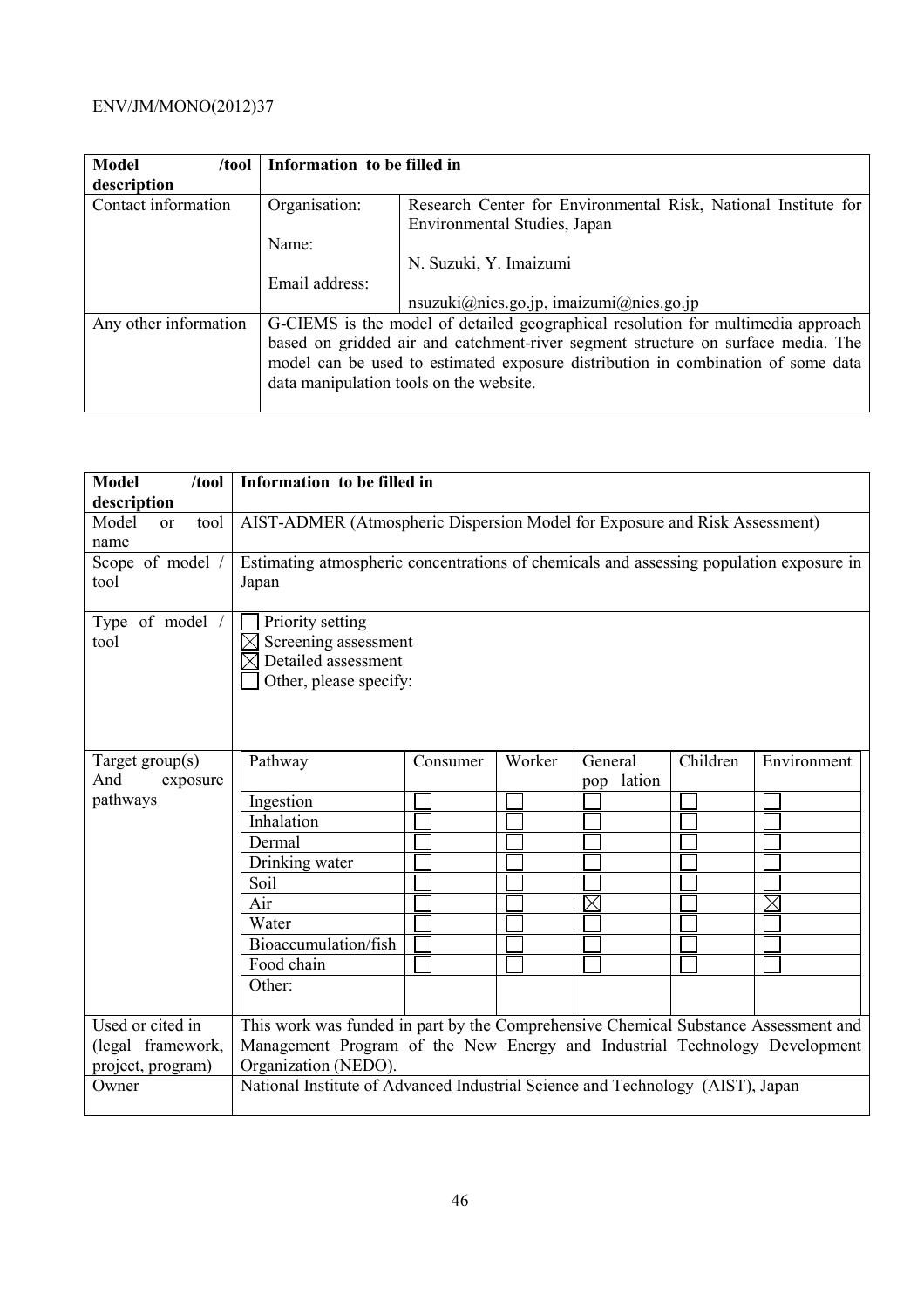| Model /tool description | Information to be filled in | |
|---|---|---|
| Contact information | Organisation:<br><br>Name:<br><br>Email address: | Research Center for Environmental Risk, National Institute for Environmental Studies, Japan<br><br>N. Suzuki, Y. Imaizumi<br><br>nsuzuki@nies.go.jp, imaizumi@nies.go.jp |
| Any other information | G-CIEMS is the model of detailed geographical resolution for multimedia approach based on gridded air and catchment-river segment structure on surface media. The model can be used to estimated exposure distribution in combination of some data manipulation tools on the website. | |

| Model /tool description | Information to be filled in | | | | | |
|---|---|---|---|---|---|---|
| Model or tool name | AIST-ADMER (Atmospheric Dispersion Model for Exposure and Risk Assessment) | | | | | |
| Scope of model / tool | Estimating atmospheric concentrations of chemicals and assessing population exposure in Japan | | | | | |
| Type of model / tool | ☐ Priority setting<br>☒ Screening assessment<br>☒ Detailed assessment<br>☐ Other, please specify: | | | | | |
| Target group(s) And exposure pathways | Pathway | Consumer | Worker | General population | Children | Environment |
| | Ingestion | ☐ | ☐ | ☐ | ☐ | ☐ |
| | Inhalation | ☐ | ☐ | ☐ | ☐ | ☐ |
| | Dermal | ☐ | ☐ | ☐ | ☐ | ☐ |
| | Drinking water | ☐ | ☐ | ☐ | ☐ | ☐ |
| | Soil | ☐ | ☐ | ☐ | ☐ | ☐ |
| | Air | ☐ | ☐ | ☒ | ☐ | ☒ |
| | Water | ☐ | ☐ | ☐ | ☐ | ☐ |
| | Bioaccumulation/fish | ☐ | ☐ | ☐ | ☐ | ☐ |
| | Food chain | ☐ | ☐ | ☐ | ☐ | ☐ |
| | Other: | | | | | |
| Used or cited in (legal framework, project, program) | This work was funded in part by the Comprehensive Chemical Substance Assessment and Management Program of the New Energy and Industrial Technology Development Organization (NEDO). | | | | | |
| Owner | National Institute of Advanced Industrial Science and Technology (AIST), Japan | | | | | |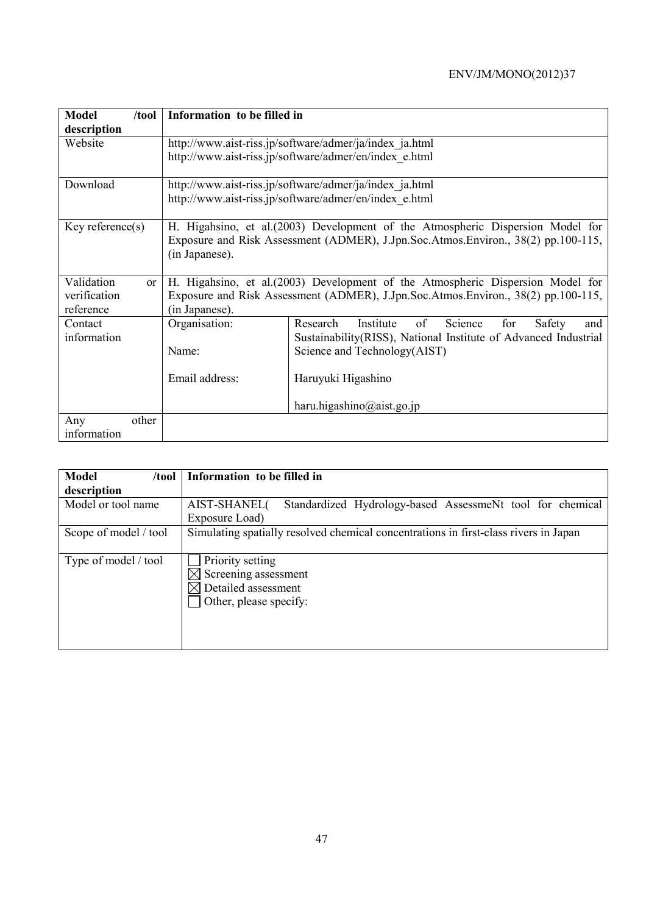| Model /tool description | Information to be filled in | |
|---|---|---|
| Website | http://www.aist-riss.jp/software/admer/ja/index_ja.html<br>http://www.aist-riss.jp/software/admer/en/index_e.html | |
| Download | http://www.aist-riss.jp/software/admer/ja/index_ja.html<br>http://www.aist-riss.jp/software/admer/en/index_e.html | |
| Key reference(s) | H. Higahsino, et al.(2003) Development of the Atmospheric Dispersion Model for Exposure and Risk Assessment (ADMER), J.Jpn.Soc.Atmos.Environ., 38(2) pp.100-115, (in Japanese). | |
| Validation or verification reference | H. Higahsino, et al.(2003) Development of the Atmospheric Dispersion Model for Exposure and Risk Assessment (ADMER), J.Jpn.Soc.Atmos.Environ., 38(2) pp.100-115, (in Japanese). | |
| Contact information | Organisation: | Research Institute of Science for Safety and Sustainability(RISS), National Institute of Advanced Industrial Science and Technology(AIST) |
| | Name: | Haruyuki Higashino |
| | Email address: | haru.higashino@aist.go.jp |
| Any other information | | |

| Model /tool description | Information to be filled in |
|---|---|
| Model or tool name | AIST-SHANEL( Standardized Hydrology-based AssessmeNt tool for chemical Exposure Load) |
| Scope of model / tool | Simulating spatially resolved chemical concentrations in first-class rivers in Japan |
| Type of model / tool | ☐ Priority setting<br>☒ Screening assessment<br>☒ Detailed assessment<br>☐ Other, please specify: |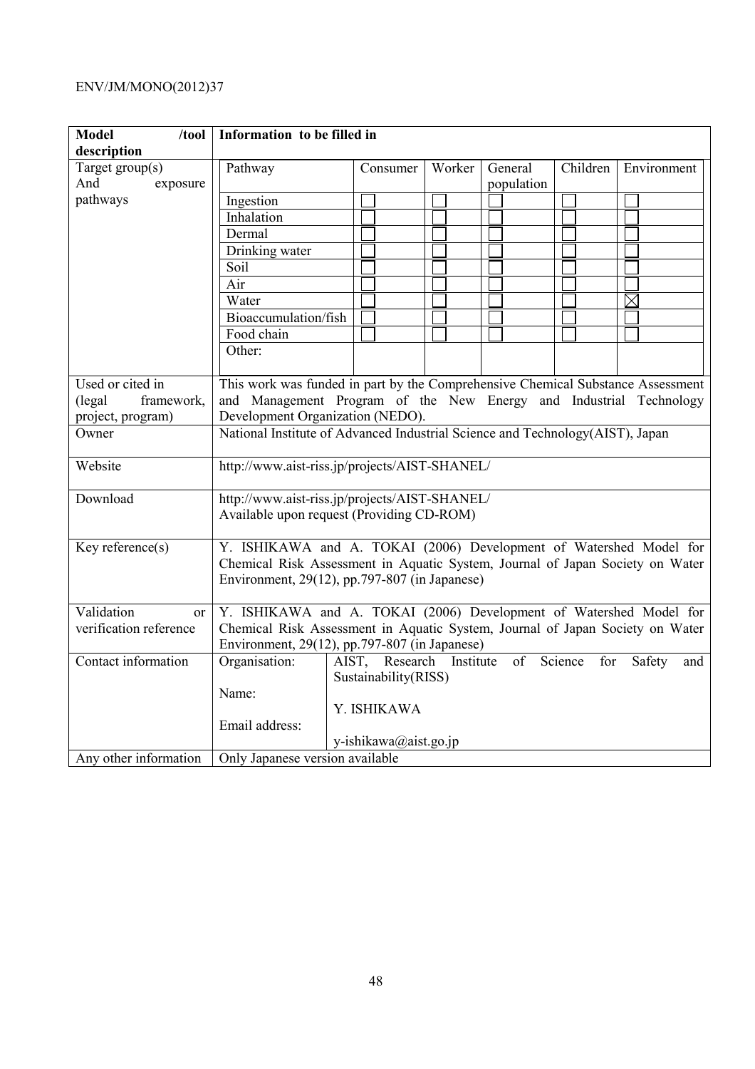| Model /tool description | Information to be filled in | | | | | |
|---|---|---|---|---|---|---|
| Target group(s) And exposure pathways | Pathway | Consumer | Worker | General population | Children | Environment |
| | Ingestion | ☐ | ☐ | ☐ | ☐ | ☐ |
| | Inhalation | ☐ | ☐ | ☐ | ☐ | ☐ |
| | Dermal | ☐ | ☐ | ☐ | ☐ | ☐ |
| | Drinking water | ☐ | ☐ | ☐ | ☐ | ☐ |
| | Soil | ☐ | ☐ | ☐ | ☐ | ☐ |
| | Air | ☐ | ☐ | ☐ | ☐ | ☐ |
| | Water | ☐ | ☐ | ☐ | ☐ | ☒ |
| | Bioaccumulation/fish | ☐ | ☐ | ☐ | ☐ | ☐ |
| | Food chain | ☐ | ☐ | ☐ | ☐ | ☐ |
| | Other: | | | | | |
| Used or cited in (legal framework, project, program) | This work was funded in part by the Comprehensive Chemical Substance Assessment and Management Program of the New Energy and Industrial Technology Development Organization (NEDO). | | | | | |
| Owner | National Institute of Advanced Industrial Science and Technology(AIST), Japan | | | | | |
| Website | http://www.aist-riss.jp/projects/AIST-SHANEL/ | | | | | |
| Download | http://www.aist-riss.jp/projects/AIST-SHANEL/<br>Available upon request (Providing CD-ROM) | | | | | |
| Key reference(s) | Y. ISHIKAWA and A. TOKAI (2006) Development of Watershed Model for Chemical Risk Assessment in Aquatic System, Journal of Japan Society on Water Environment, 29(12), pp.797-807 (in Japanese) | | | | | |
| Validation or verification reference | Y. ISHIKAWA and A. TOKAI (2006) Development of Watershed Model for Chemical Risk Assessment in Aquatic System, Journal of Japan Society on Water Environment, 29(12), pp.797-807 (in Japanese) | | | | | |
| Contact information | Organisation: | AIST, Research Institute of Science for Safety and Sustainability(RISS) | | | | |
| | Name: | Y. ISHIKAWA | | | | |
| | Email address: | y-ishikawa@aist.go.jp | | | | |
| Any other information | Only Japanese version available | | | | | |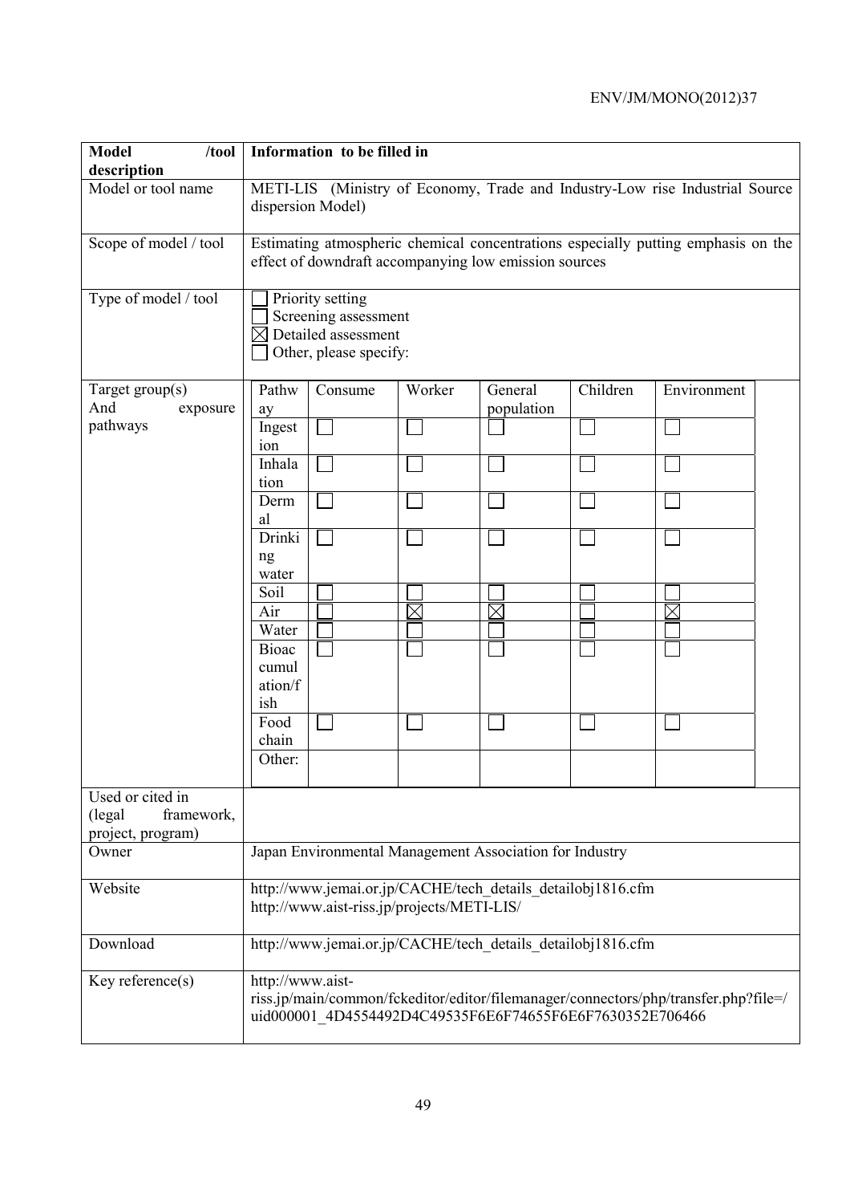| Model /tool description | Information to be filled in |
|---|---|
| Model or tool name | METI-LIS (Ministry of Economy, Trade and Industry-Low rise Industrial Source dispersion Model) |
| Scope of model / tool | Estimating atmospheric chemical concentrations especially putting emphasis on the effect of downdraft accompanying low emission sources |
| Type of model / tool | ☐ Priority setting<br>☐ Screening assessment<br>☒ Detailed assessment<br>☐ Other, please specify: |
| Target group(s) And exposure pathways | (see table below) |
| Used or cited in (legal framework, project, program) | |
| Owner | Japan Environmental Management Association for Industry |
| Website | http://www.jemai.or.jp/CACHE/tech_details_detailobj1816.cfm<br>http://www.aist-riss.jp/projects/METI-LIS/ |
| Download | http://www.jemai.or.jp/CACHE/tech_details_detailobj1816.cfm |
| Key reference(s) | http://www.aist-riss.jp/main/common/fckeditor/editor/filemanager/connectors/php/transfer.php?file=/uid000001_4D4554492D4C49535F6E6F74655F6E6F7630352E706466 |

Target group(s) and exposure pathways:

| Pathway | Consume | Worker | General population | Children | Environment |
|---|---|---|---|---|---|
| Ingestion | ☐ | ☐ | ☐ | ☐ | ☐ |
| Inhalation | ☐ | ☐ | ☐ | ☐ | ☐ |
| Dermal | ☐ | ☐ | ☐ | ☐ | ☐ |
| Drinking water | ☐ | ☐ | ☐ | ☐ | ☐ |
| Soil | ☐ | ☐ | ☐ | ☐ | ☐ |
| Air | ☐ | ☒ | ☒ | ☐ | ☒ |
| Water | ☐ | ☐ | ☐ | ☐ | ☐ |
| Bioaccumulation/fish | ☐ | ☐ | ☐ | ☐ | ☐ |
| Food chain | ☐ | ☐ | ☐ | ☐ | ☐ |
| Other: | | | | | |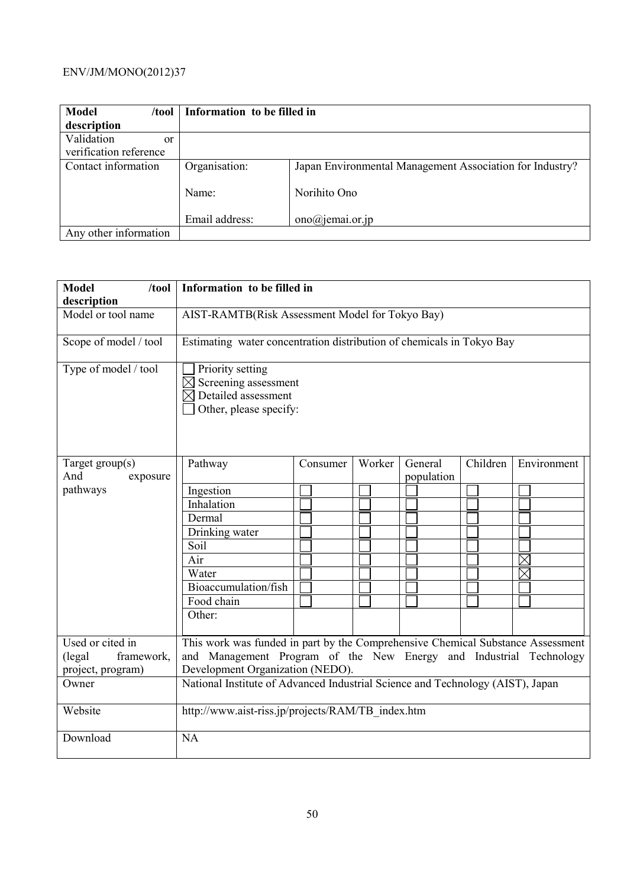| Model /tool description | Information to be filled in | |
|---|---|---|
| Validation or verification reference | | |
| Contact information | Organisation: | Japan Environmental Management Association for Industry? |
| | Name: | Norihito Ono |
| | Email address: | ono@jemai.or.jp |
| Any other information | | |

| Model /tool description | Information to be filled in |
|---|---|
| Model or tool name | AIST-RAMTB(Risk Assessment Model for Tokyo Bay) |
| Scope of model / tool | Estimating water concentration distribution of chemicals in Tokyo Bay |
| Type of model / tool | ☐ Priority setting<br>☒ Screening assessment<br>☒ Detailed assessment<br>☐ Other, please specify: |

Target group(s) And exposure pathways

| Pathway | Consumer | Worker | General population | Children | Environment |
|---|---|---|---|---|---|
| Ingestion | ☐ | ☐ | ☐ | ☐ | ☐ |
| Inhalation | ☐ | ☐ | ☐ | ☐ | ☐ |
| Dermal | ☐ | ☐ | ☐ | ☐ | ☐ |
| Drinking water | ☐ | ☐ | ☐ | ☐ | ☐ |
| Soil | ☐ | ☐ | ☐ | ☐ | ☐ |
| Air | ☐ | ☐ | ☐ | ☐ | ☒ |
| Water | ☐ | ☐ | ☐ | ☐ | ☒ |
| Bioaccumulation/fish | ☐ | ☐ | ☐ | ☐ | ☐ |
| Food chain | ☐ | ☐ | ☐ | ☐ | ☐ |
| Other: | | | | | |

| Model /tool description | Information to be filled in |
|---|---|
| Used or cited in (legal framework, project, program) | This work was funded in part by the Comprehensive Chemical Substance Assessment and Management Program of the New Energy and Industrial Technology Development Organization (NEDO). |
| Owner | National Institute of Advanced Industrial Science and Technology (AIST), Japan |
| Website | http://www.aist-riss.jp/projects/RAM/TB_index.htm |
| Download | NA |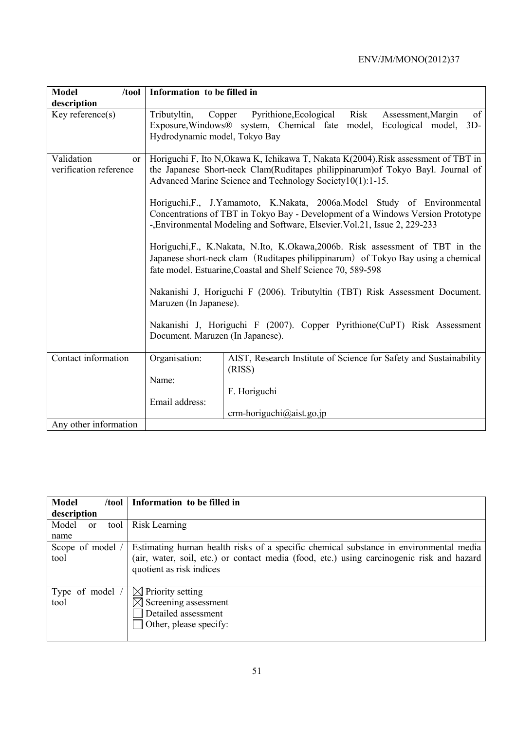| Model /tool description | Information to be filled in | |
|---|---|---|
| Key reference(s) | Tributyltin, Copper Pyrithione,Ecological Risk Assessment,Margin of Exposure,Windows® system, Chemical fate model, Ecological model, 3D-Hydrodynamic model, Tokyo Bay | |
| Validation or verification reference | Horiguchi F, Ito N,Okawa K, Ichikawa T, Nakata K(2004).Risk assessment of TBT in the Japanese Short-neck Clam(Ruditapes philippinarum)of Tokyo Bayl. Journal of Advanced Marine Science and Technology Society10(1):1-15.<br><br>Horiguchi,F., J.Yamamoto, K.Nakata, 2006a.Model Study of Environmental Concentrations of TBT in Tokyo Bay - Development of a Windows Version Prototype -,Environmental Modeling and Software, Elsevier.Vol.21, Issue 2, 229-233<br><br>Horiguchi,F., K.Nakata, N.Ito, K.Okawa,2006b. Risk assessment of TBT in the Japanese short-neck clam（Ruditapes philippinarum）of Tokyo Bay using a chemical fate model. Estuarine,Coastal and Shelf Science 70, 589-598<br><br>Nakanishi J, Horiguchi F (2006). Tributyltin (TBT) Risk Assessment Document. Maruzen (In Japanese).<br><br>Nakanishi J, Horiguchi F (2007). Copper Pyrithione(CuPT) Risk Assessment Document. Maruzen (In Japanese). | |
| Contact information | Organisation:<br><br>Name:<br><br>Email address: | AIST, Research Institute of Science for Safety and Sustainability (RISS)<br><br>F. Horiguchi<br><br>crm-horiguchi@aist.go.jp |
| Any other information | | |

| Model /tool description | Information to be filled in |
|---|---|
| Model or tool name | Risk Learning |
| Scope of model / tool | Estimating human health risks of a specific chemical substance in environmental media (air, water, soil, etc.) or contact media (food, etc.) using carcinogenic risk and hazard quotient as risk indices |
| Type of model / tool | ☒ Priority setting<br>☒ Screening assessment<br>☐ Detailed assessment<br>☐ Other, please specify: |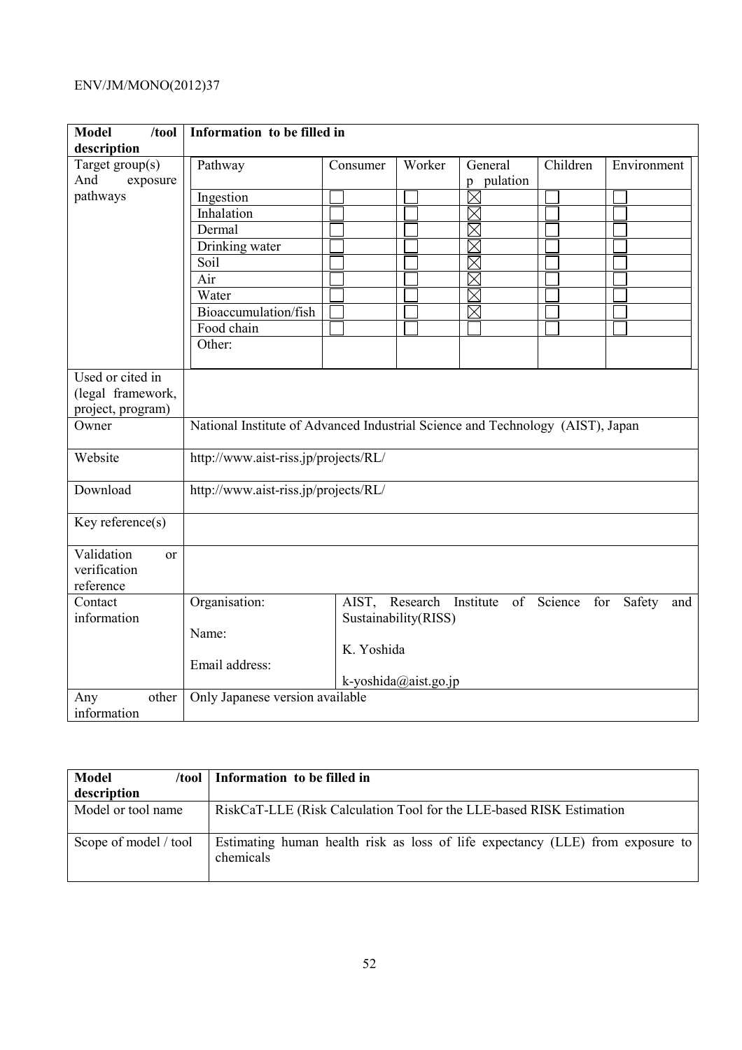| **Model /tool description** | **Information to be filled in** | | | | | |
|---|---|---|---|---|---|---|
| Target group(s) And exposure pathways | Pathway | Consumer | Worker | General population | Children | Environment |
| | Ingestion | ☐ | ☐ | ☒ | ☐ | ☐ |
| | Inhalation | ☐ | ☐ | ☒ | ☐ | ☐ |
| | Dermal | ☐ | ☐ | ☒ | ☐ | ☐ |
| | Drinking water | ☐ | ☐ | ☒ | ☐ | ☐ |
| | Soil | ☐ | ☐ | ☒ | ☐ | ☐ |
| | Air | ☐ | ☐ | ☒ | ☐ | ☐ |
| | Water | ☐ | ☐ | ☒ | ☐ | ☐ |
| | Bioaccumulation/fish | ☐ | ☐ | ☒ | ☐ | ☐ |
| | Food chain | ☐ | ☐ | ☐ | ☐ | ☐ |
| | Other: | | | | | |
| Used or cited in (legal framework, project, program) | | | | | | |
| Owner | National Institute of Advanced Industrial Science and Technology (AIST), Japan | | | | | |
| Website | http://www.aist-riss.jp/projects/RL/ | | | | | |
| Download | http://www.aist-riss.jp/projects/RL/ | | | | | |
| Key reference(s) | | | | | | |
| Validation or verification reference | | | | | | |
| Contact information | Organisation:<br>Name:<br>Email address: | AIST, Research Institute of Science for Safety and Sustainability(RISS)<br>K. Yoshida<br>k-yoshida@aist.go.jp | | | | |
| Any other information | Only Japanese version available | | | | | |

| **Model /tool description** | **Information to be filled in** |
|---|---|
| Model or tool name | RiskCaT-LLE (Risk Calculation Tool for the LLE-based RISK Estimation |
| Scope of model / tool | Estimating human health risk as loss of life expectancy (LLE) from exposure to chemicals |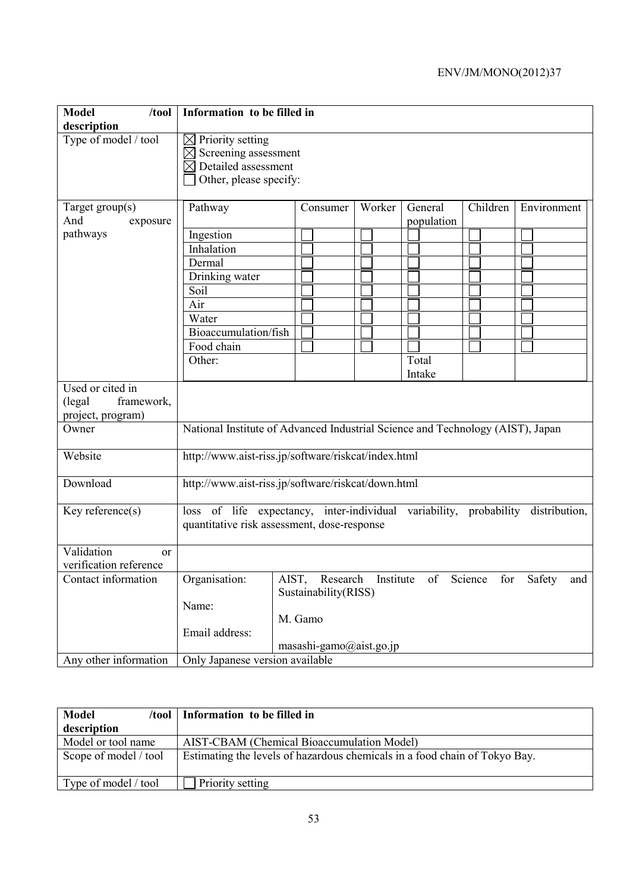| **Model /tool description** | **Information to be filled in** | | | | | |
|---|---|---|---|---|---|---|
| Type of model / tool | ☒ Priority setting<br>☒ Screening assessment<br>☒ Detailed assessment<br>☐ Other, please specify: | | | | | |
| Target group(s) And exposure pathways | Pathway | Consumer | Worker | General population | Children | Environment |
| | Ingestion | ☐ | ☐ | ☐ | ☐ | ☐ |
| | Inhalation | ☐ | ☐ | ☐ | ☐ | ☐ |
| | Dermal | ☐ | ☐ | ☐ | ☐ | ☐ |
| | Drinking water | ☐ | ☐ | ☐ | ☐ | ☐ |
| | Soil | ☐ | ☐ | ☐ | ☐ | ☐ |
| | Air | ☐ | ☐ | ☐ | ☐ | ☐ |
| | Water | ☐ | ☐ | ☐ | ☐ | ☐ |
| | Bioaccumulation/fish | ☐ | ☐ | ☐ | ☐ | ☐ |
| | Food chain | ☐ | ☐ | ☐ | ☐ | ☐ |
| | Other: | | | Total Intake | | |
| Used or cited in (legal framework, project, program) | | | | | | |
| Owner | National Institute of Advanced Industrial Science and Technology (AIST), Japan | | | | | |
| Website | http://www.aist-riss.jp/software/riskcat/index.html | | | | | |
| Download | http://www.aist-riss.jp/software/riskcat/down.html | | | | | |
| Key reference(s) | loss of life expectancy, inter-individual variability, probability distribution, quantitative risk assessment, dose-response | | | | | |
| Validation or verification reference | | | | | | |
| Contact information | Organisation:<br>Name:<br>Email address: | AIST, Research Institute of Science for Safety and Sustainability(RISS)<br>M. Gamo<br>masashi-gamo@aist.go.jp | | | | |
| Any other information | Only Japanese version available | | | | | |

| **Model /tool description** | **Information to be filled in** |
|---|---|
| Model or tool name | AIST-CBAM (Chemical Bioaccumulation Model) |
| Scope of model / tool | Estimating the levels of hazardous chemicals in a food chain of Tokyo Bay. |
| Type of model / tool | ☐ Priority setting |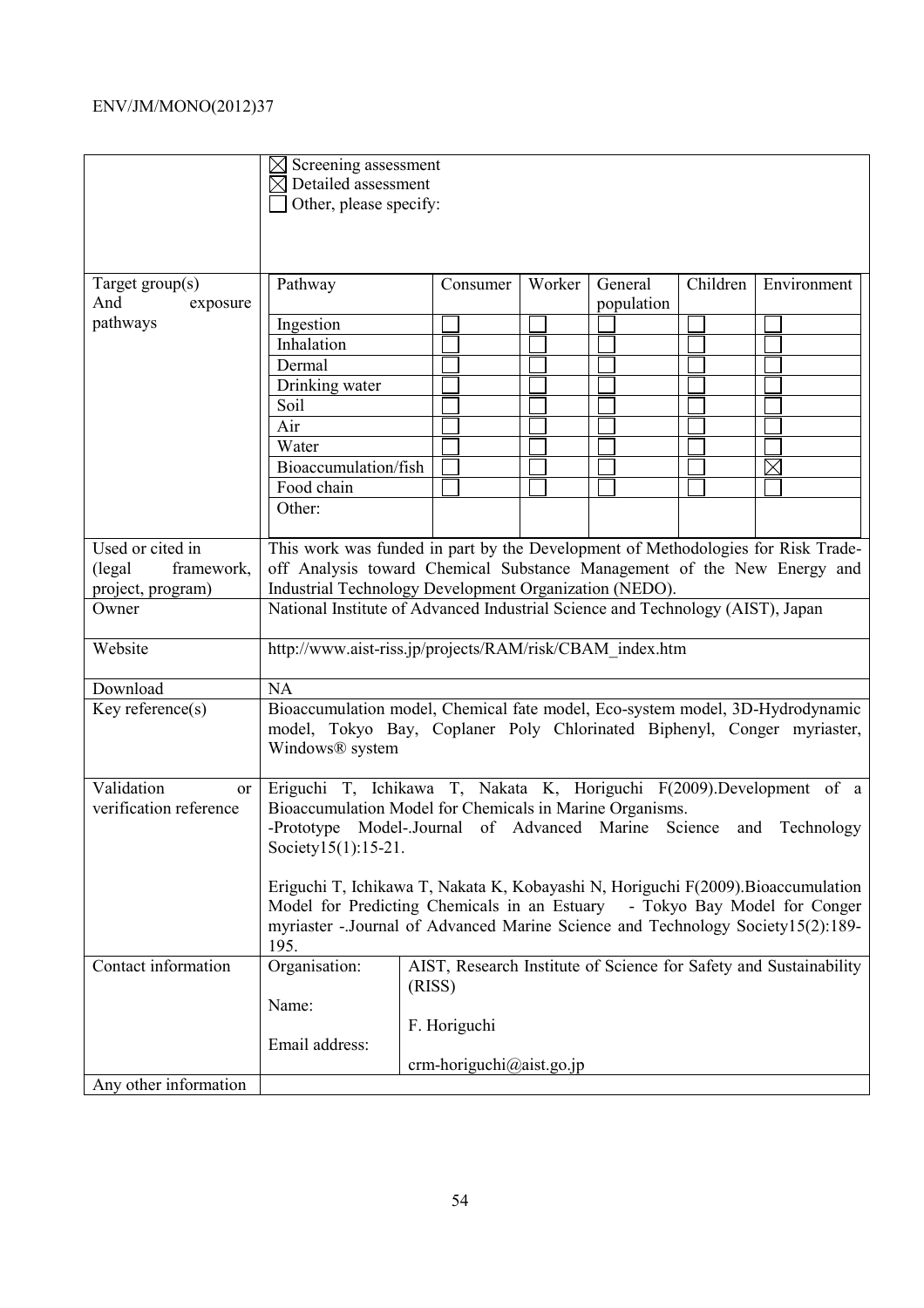| | |
|---|---|
| | ☒ Screening assessment<br>☒ Detailed assessment<br>☐ Other, please specify: |
| Target group(s) And exposure pathways | <table><tr><th>Pathway</th><th>Consumer</th><th>Worker</th><th>General population</th><th>Children</th><th>Environment</th></tr><tr><td>Ingestion</td><td>☐</td><td>☐</td><td>☐</td><td>☐</td><td>☐</td></tr><tr><td>Inhalation</td><td>☐</td><td>☐</td><td>☐</td><td>☐</td><td>☐</td></tr><tr><td>Dermal</td><td>☐</td><td>☐</td><td>☐</td><td>☐</td><td>☐</td></tr><tr><td>Drinking water</td><td>☐</td><td>☐</td><td>☐</td><td>☐</td><td>☐</td></tr><tr><td>Soil</td><td>☐</td><td>☐</td><td>☐</td><td>☐</td><td>☐</td></tr><tr><td>Air</td><td>☐</td><td>☐</td><td>☐</td><td>☐</td><td>☐</td></tr><tr><td>Water</td><td>☐</td><td>☐</td><td>☐</td><td>☐</td><td>☐</td></tr><tr><td>Bioaccumulation/fish</td><td>☐</td><td>☐</td><td>☐</td><td>☐</td><td>☒</td></tr><tr><td>Food chain</td><td>☐</td><td>☐</td><td>☐</td><td>☐</td><td>☐</td></tr><tr><td>Other:</td><td></td><td></td><td></td><td></td><td></td></tr></table> |
| Used or cited in (legal framework, project, program) | This work was funded in part by the Development of Methodologies for Risk Trade-off Analysis toward Chemical Substance Management of the New Energy and Industrial Technology Development Organization (NEDO). |
| Owner | National Institute of Advanced Industrial Science and Technology (AIST), Japan |
| Website | http://www.aist-riss.jp/projects/RAM/risk/CBAM_index.htm |
| Download | NA |
| Key reference(s) | Bioaccumulation model, Chemical fate model, Eco-system model, 3D-Hydrodynamic model, Tokyo Bay, Coplaner Poly Chlorinated Biphenyl, Conger myriaster, Windows® system |
| Validation or verification reference | Eriguchi T, Ichikawa T, Nakata K, Horiguchi F(2009).Development of a Bioaccumulation Model for Chemicals in Marine Organisms. -Prototype Model-.Journal of Advanced Marine Science and Technology Society15(1):15-21.<br><br>Eriguchi T, Ichikawa T, Nakata K, Kobayashi N, Horiguchi F(2009).Bioaccumulation Model for Predicting Chemicals in an Estuary - Tokyo Bay Model for Conger myriaster -.Journal of Advanced Marine Science and Technology Society15(2):189-195. |
| Contact information | Organisation: AIST, Research Institute of Science for Safety and Sustainability (RISS)<br>Name: F. Horiguchi<br>Email address: crm-horiguchi@aist.go.jp |
| Any other information | |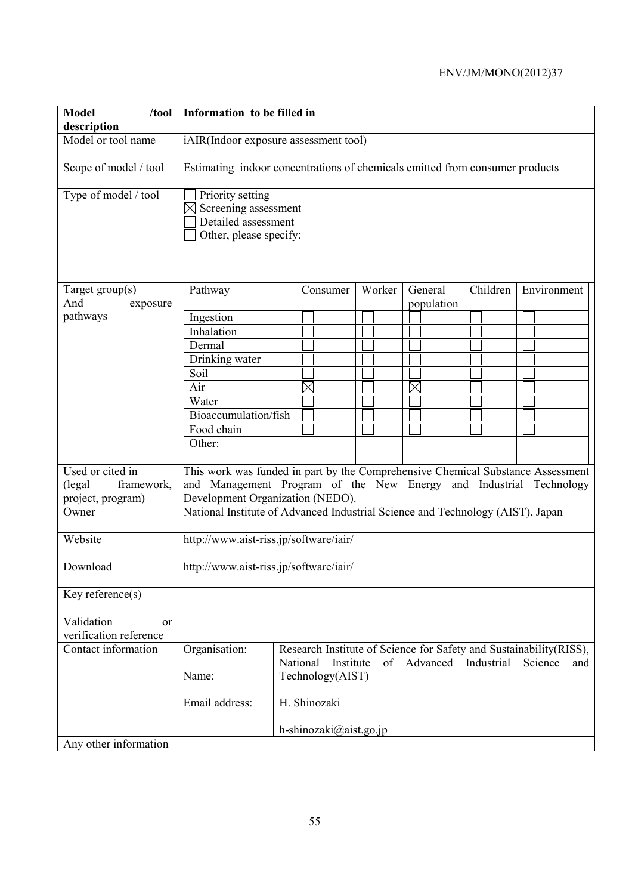| **Model /tool description** | **Information to be filled in** | | | | | |
|---|---|---|---|---|---|---|
| Model or tool name | iAIR(Indoor exposure assessment tool) | | | | | |
| Scope of model / tool | Estimating indoor concentrations of chemicals emitted from consumer products | | | | | |
| Type of model / tool | ☐ Priority setting<br>☒ Screening assessment<br>☐ Detailed assessment<br>☐ Other, please specify: | | | | | |
| Target group(s) And exposure pathways | Pathway | Consumer | Worker | General population | Children | Environment |
| | Ingestion | ☐ | ☐ | ☐ | ☐ | ☐ |
| | Inhalation | ☐ | ☐ | ☐ | ☐ | ☐ |
| | Dermal | ☐ | ☐ | ☐ | ☐ | ☐ |
| | Drinking water | ☐ | ☐ | ☐ | ☐ | ☐ |
| | Soil | ☐ | ☐ | ☐ | ☐ | ☐ |
| | Air | ☒ | ☐ | ☒ | ☐ | ☐ |
| | Water | ☐ | ☐ | ☐ | ☐ | ☐ |
| | Bioaccumulation/fish | ☐ | ☐ | ☐ | ☐ | ☐ |
| | Food chain | ☐ | ☐ | ☐ | ☐ | ☐ |
| | Other: | | | | | |
| Used or cited in (legal framework, project, program) | This work was funded in part by the Comprehensive Chemical Substance Assessment and Management Program of the New Energy and Industrial Technology Development Organization (NEDO). | | | | | |
| Owner | National Institute of Advanced Industrial Science and Technology (AIST), Japan | | | | | |
| Website | http://www.aist-riss.jp/software/iair/ | | | | | |
| Download | http://www.aist-riss.jp/software/iair/ | | | | | |
| Key reference(s) | | | | | | |
| Validation or verification reference | | | | | | |
| Contact information | Organisation: | Research Institute of Science for Safety and Sustainability(RISS), National Institute of Advanced Industrial Science and Technology(AIST) | | | | |
| | Name: | H. Shinozaki | | | | |
| | Email address: | h-shinozaki@aist.go.jp | | | | |
| Any other information | | | | | | |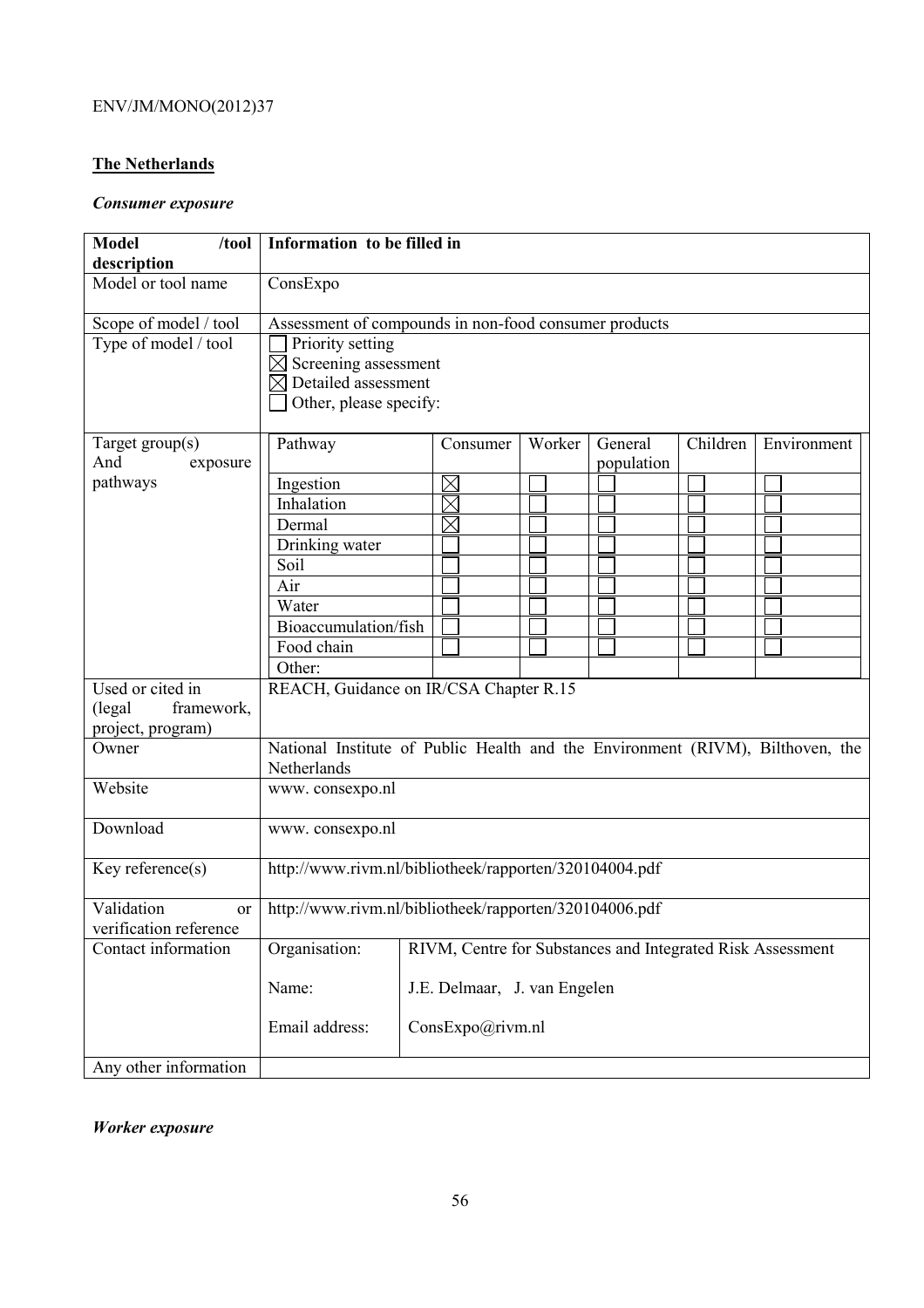## The Netherlands

### *Consumer exposure*

| Model /tool description | Information to be filled in | | | | | |
|---|---|---|---|---|---|---|
| Model or tool name | ConsExpo | | | | | |
| Scope of model / tool | Assessment of compounds in non-food consumer products | | | | | |
| Type of model / tool | ☐ Priority setting<br>☒ Screening assessment<br>☒ Detailed assessment<br>☐ Other, please specify: | | | | | |
| Target group(s) And exposure pathways | Pathway | Consumer | Worker | General population | Children | Environment |
| | Ingestion | ☒ | ☐ | ☐ | ☐ | ☐ |
| | Inhalation | ☒ | ☐ | ☐ | ☐ | ☐ |
| | Dermal | ☒ | ☐ | ☐ | ☐ | ☐ |
| | Drinking water | ☐ | ☐ | ☐ | ☐ | ☐ |
| | Soil | ☐ | ☐ | ☐ | ☐ | ☐ |
| | Air | ☐ | ☐ | ☐ | ☐ | ☐ |
| | Water | ☐ | ☐ | ☐ | ☐ | ☐ |
| | Bioaccumulation/fish | ☐ | ☐ | ☐ | ☐ | ☐ |
| | Food chain | ☐ | ☐ | ☐ | ☐ | ☐ |
| | Other: | | | | | |
| Used or cited in (legal framework, project, program) | REACH, Guidance on IR/CSA Chapter R.15 | | | | | |
| Owner | National Institute of Public Health and the Environment (RIVM), Bilthoven, the Netherlands | | | | | |
| Website | www. consexpo.nl | | | | | |
| Download | www. consexpo.nl | | | | | |
| Key reference(s) | http://www.rivm.nl/bibliotheek/rapporten/320104004.pdf | | | | | |
| Validation or verification reference | http://www.rivm.nl/bibliotheek/rapporten/320104006.pdf | | | | | |
| Contact information | Organisation: | RIVM, Centre for Substances and Integrated Risk Assessment | | | | |
| | Name: | J.E. Delmaar, J. van Engelen | | | | |
| | Email address: | ConsExpo@rivm.nl | | | | |
| Any other information | | | | | | |

### *Worker exposure*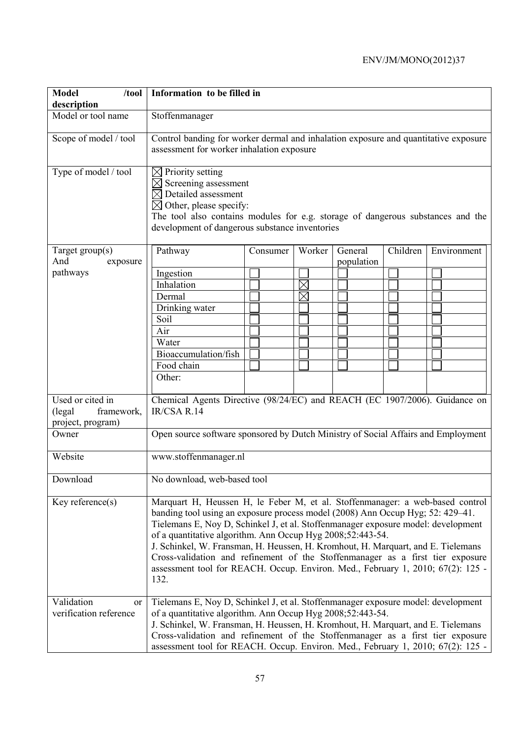| Model /tool description | Information to be filled in |
|---|---|
| Model or tool name | Stoffenmanager |
| Scope of model / tool | Control banding for worker dermal and inhalation exposure and quantitative exposure assessment for worker inhalation exposure |
| Type of model / tool | ☒ Priority setting<br>☒ Screening assessment<br>☒ Detailed assessment<br>☒ Other, please specify:<br>The tool also contains modules for e.g. storage of dangerous substances and the development of dangerous substance inventories |
| Target group(s) And exposure pathways | (see table below) |
| Used or cited in (legal framework, project, program) | Chemical Agents Directive (98/24/EC) and REACH (EC 1907/2006). Guidance on IR/CSA R.14 |
| Owner | Open source software sponsored by Dutch Ministry of Social Affairs and Employment |
| Website | www.stoffenmanager.nl |
| Download | No download, web-based tool |
| Key reference(s) | Marquart H, Heussen H, le Feber M, et al. Stoffenmanager: a web-based control banding tool using an exposure process model (2008) Ann Occup Hyg; 52: 429–41.<br>Tielemans E, Noy D, Schinkel J, et al. Stoffenmanager exposure model: development of a quantitative algorithm. Ann Occup Hyg 2008;52:443-54.<br>J. Schinkel, W. Fransman, H. Heussen, H. Kromhout, H. Marquart, and E. Tielemans Cross-validation and refinement of the Stoffenmanager as a first tier exposure assessment tool for REACH. Occup. Environ. Med., February 1, 2010; 67(2): 125 - 132. |
| Validation or verification reference | Tielemans E, Noy D, Schinkel J, et al. Stoffenmanager exposure model: development of a quantitative algorithm. Ann Occup Hyg 2008;52:443-54.<br>J. Schinkel, W. Fransman, H. Heussen, H. Kromhout, H. Marquart, and E. Tielemans Cross-validation and refinement of the Stoffenmanager as a first tier exposure assessment tool for REACH. Occup. Environ. Med., February 1, 2010; 67(2): 125 - |

Target group(s) and exposure pathways:

| Pathway | Consumer | Worker | General population | Children | Environment |
|---|---|---|---|---|---|
| Ingestion | ☐ | ☐ | ☐ | ☐ | ☐ |
| Inhalation | ☐ | ☒ | ☐ | ☐ | ☐ |
| Dermal | ☐ | ☒ | ☐ | ☐ | ☐ |
| Drinking water | ☐ | ☐ | ☐ | ☐ | ☐ |
| Soil | ☐ | ☐ | ☐ | ☐ | ☐ |
| Air | ☐ | ☐ | ☐ | ☐ | ☐ |
| Water | ☐ | ☐ | ☐ | ☐ | ☐ |
| Bioaccumulation/fish | ☐ | ☐ | ☐ | ☐ | ☐ |
| Food chain | ☐ | ☐ | ☐ | ☐ | ☐ |
| Other: | | | | | |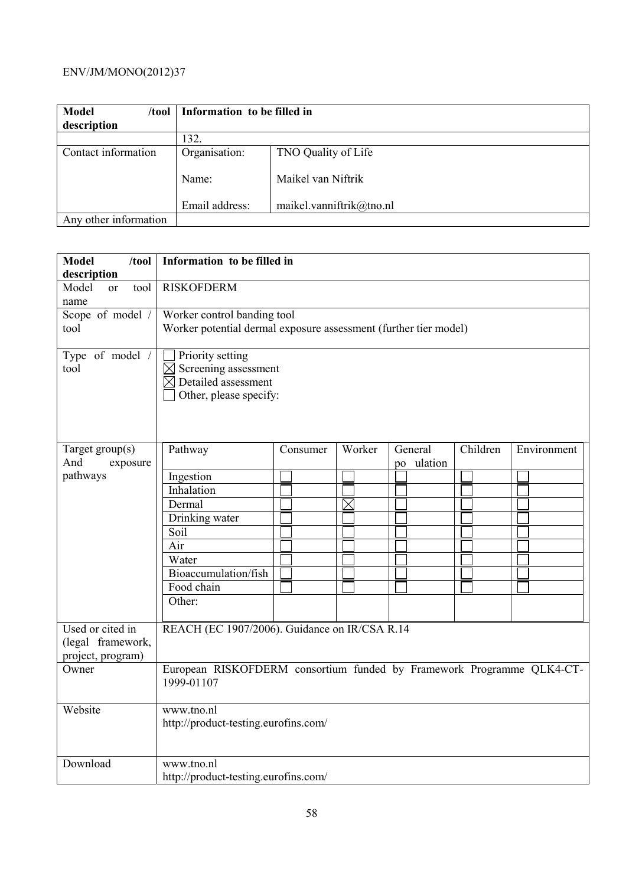| Model /tool description | Information to be filled in | |
|---|---|---|
| | 132. | |
| Contact information | Organisation: | TNO Quality of Life |
| | Name: | Maikel van Niftrik |
| | Email address: | maikel.vanniftrik@tno.nl |
| Any other information | | |

| Model /tool description | Information to be filled in |
|---|---|
| Model or tool name | RISKOFDERM |
| Scope of model / tool | Worker control banding tool<br>Worker potential dermal exposure assessment (further tier model) |
| Type of model / tool | ☐ Priority setting<br>☒ Screening assessment<br>☒ Detailed assessment<br>☐ Other, please specify: |
| Target group(s) And exposure pathways | (see table below) |
| Used or cited in (legal framework, project, program) | REACH (EC 1907/2006). Guidance on IR/CSA R.14 |
| Owner | European RISKOFDERM consortium funded by Framework Programme QLK4-CT-1999-01107 |
| Website | www.tno.nl<br>http://product-testing.eurofins.com/ |
| Download | www.tno.nl<br>http://product-testing.eurofins.com/ |

Target group(s) and exposure pathways:

| Pathway | Consumer | Worker | General population | Children | Environment |
|---|---|---|---|---|---|
| Ingestion | ☐ | ☐ | ☐ | ☐ | ☐ |
| Inhalation | ☐ | ☐ | ☐ | ☐ | ☐ |
| Dermal | ☐ | ☒ | ☐ | ☐ | ☐ |
| Drinking water | ☐ | ☐ | ☐ | ☐ | ☐ |
| Soil | ☐ | ☐ | ☐ | ☐ | ☐ |
| Air | ☐ | ☐ | ☐ | ☐ | ☐ |
| Water | ☐ | ☐ | ☐ | ☐ | ☐ |
| Bioaccumulation/fish | ☐ | ☐ | ☐ | ☐ | ☐ |
| Food chain | ☐ | ☐ | ☐ | ☐ | ☐ |
| Other: | | | | | |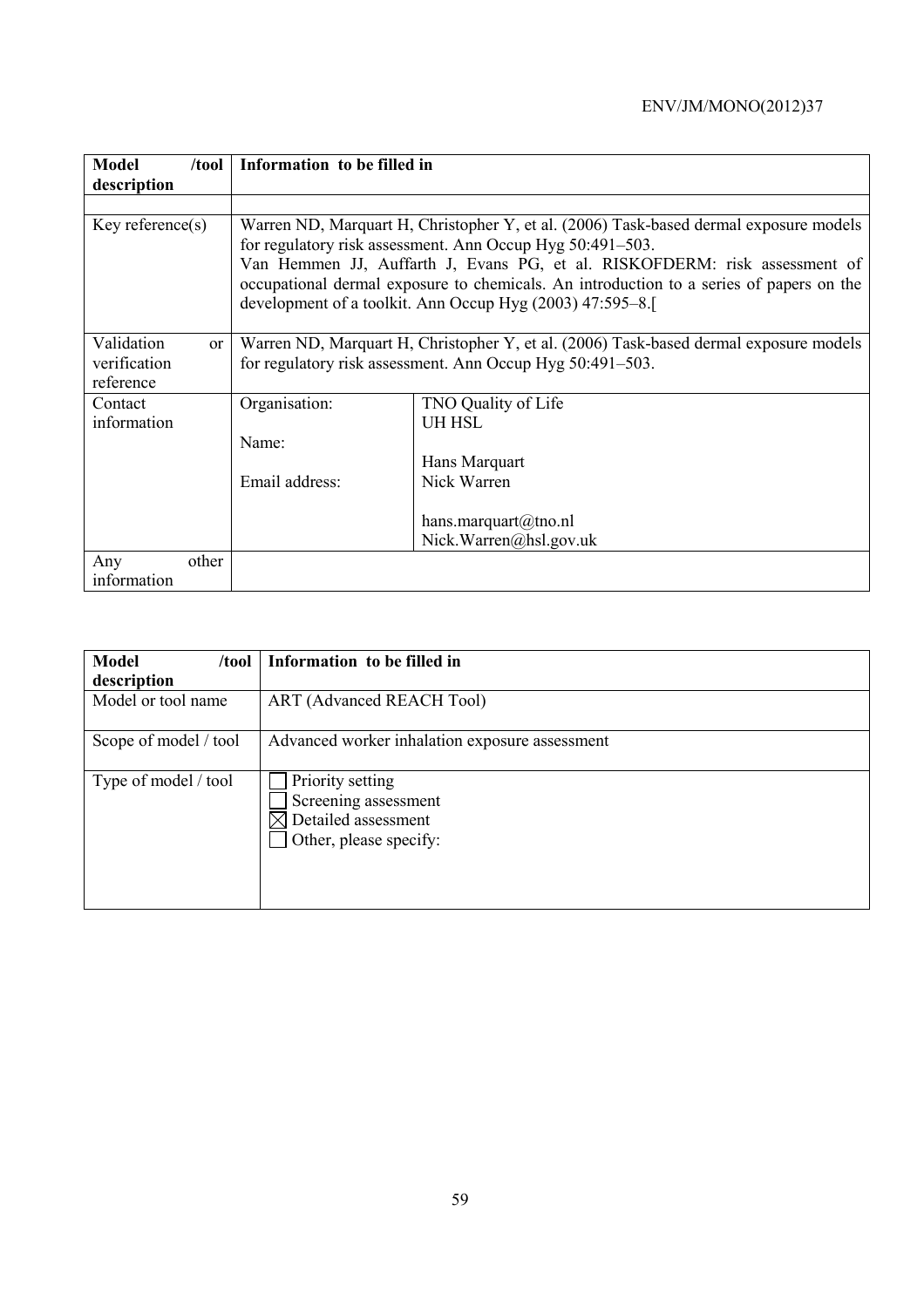| Model /tool description | Information to be filled in | |
|---|---|---|
| | | |
| Key reference(s) | Warren ND, Marquart H, Christopher Y, et al. (2006) Task-based dermal exposure models for regulatory risk assessment. Ann Occup Hyg 50:491–503.<br>Van Hemmen JJ, Auffarth J, Evans PG, et al. RISKOFDERM: risk assessment of occupational dermal exposure to chemicals. An introduction to a series of papers on the development of a toolkit. Ann Occup Hyg (2003) 47:595–8.[ | |
| Validation or verification reference | Warren ND, Marquart H, Christopher Y, et al. (2006) Task-based dermal exposure models for regulatory risk assessment. Ann Occup Hyg 50:491–503. | |
| Contact information | Organisation:<br><br>Name:<br><br>Email address: | TNO Quality of Life<br>UH HSL<br><br>Hans Marquart<br>Nick Warren<br><br>hans.marquart@tno.nl<br>Nick.Warren@hsl.gov.uk |
| Any other information | | |

| Model /tool description | Information to be filled in |
|---|---|
| Model or tool name | ART (Advanced REACH Tool) |
| Scope of model / tool | Advanced worker inhalation exposure assessment |
| Type of model / tool | ☐ Priority setting<br>☐ Screening assessment<br>☒ Detailed assessment<br>☐ Other, please specify: |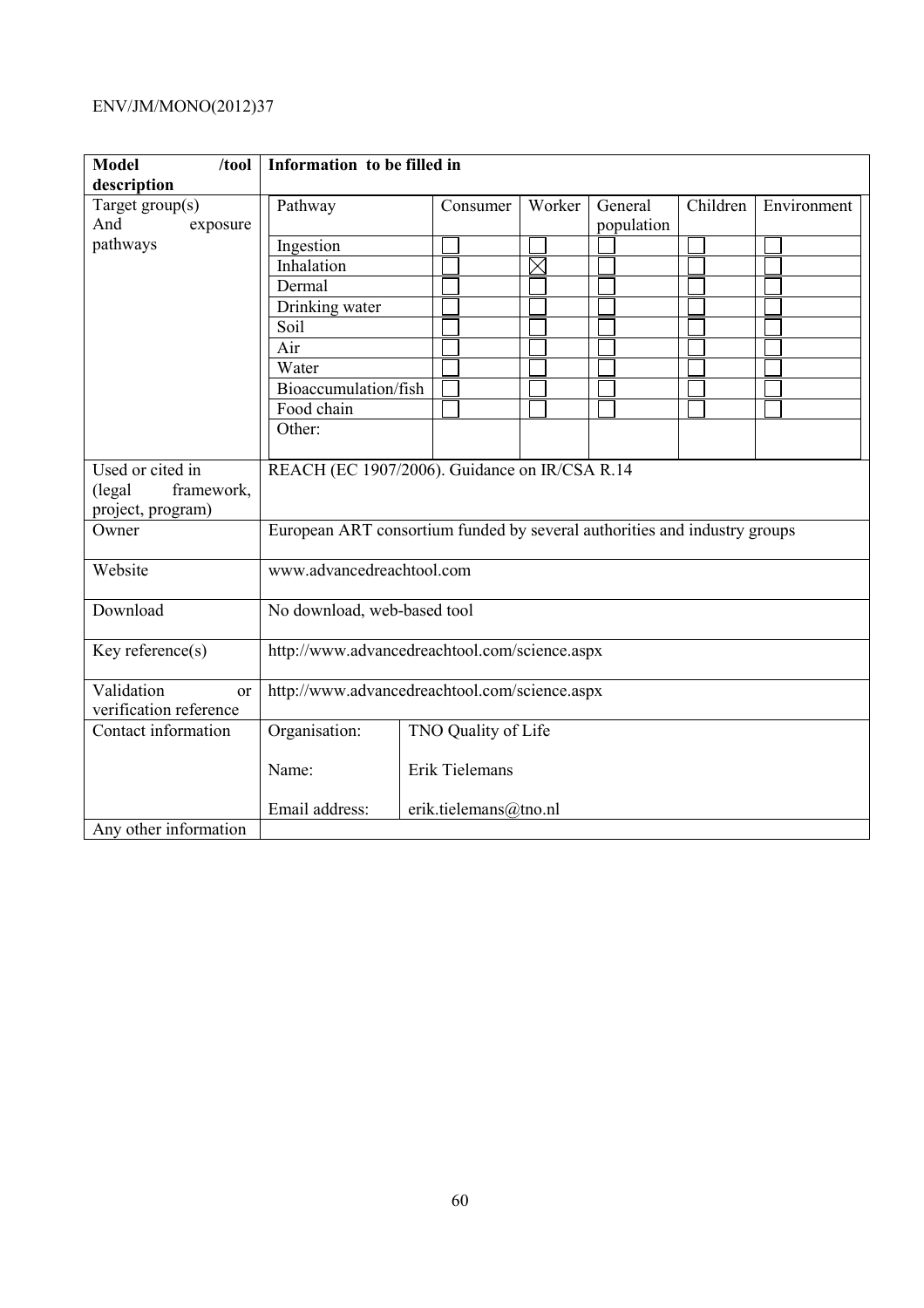| **Model /tool description** | **Information to be filled in** | | | | | | |
|---|---|---|---|---|---|---|---|
| Target group(s) And exposure pathways | Pathway | Consumer | Worker | General population | Children | Environment |
| | Ingestion | ☐ | ☐ | ☐ | ☐ | ☐ |
| | Inhalation | ☐ | ☒ | ☐ | ☐ | ☐ |
| | Dermal | ☐ | ☐ | ☐ | ☐ | ☐ |
| | Drinking water | ☐ | ☐ | ☐ | ☐ | ☐ |
| | Soil | ☐ | ☐ | ☐ | ☐ | ☐ |
| | Air | ☐ | ☐ | ☐ | ☐ | ☐ |
| | Water | ☐ | ☐ | ☐ | ☐ | ☐ |
| | Bioaccumulation/fish | ☐ | ☐ | ☐ | ☐ | ☐ |
| | Food chain | ☐ | ☐ | ☐ | ☐ | ☐ |
| | Other: | | | | | |
| Used or cited in (legal framework, project, program) | REACH (EC 1907/2006). Guidance on IR/CSA R.14 | | | | | |
| Owner | European ART consortium funded by several authorities and industry groups | | | | | |
| Website | www.advancedreachtool.com | | | | | |
| Download | No download, web-based tool | | | | | |
| Key reference(s) | http://www.advancedreachtool.com/science.aspx | | | | | |
| Validation or verification reference | http://www.advancedreachtool.com/science.aspx | | | | | |
| Contact information | Organisation: | TNO Quality of Life | | | | |
| | Name: | Erik Tielemans | | | | |
| | Email address: | erik.tielemans@tno.nl | | | | |
| Any other information | | | | | | |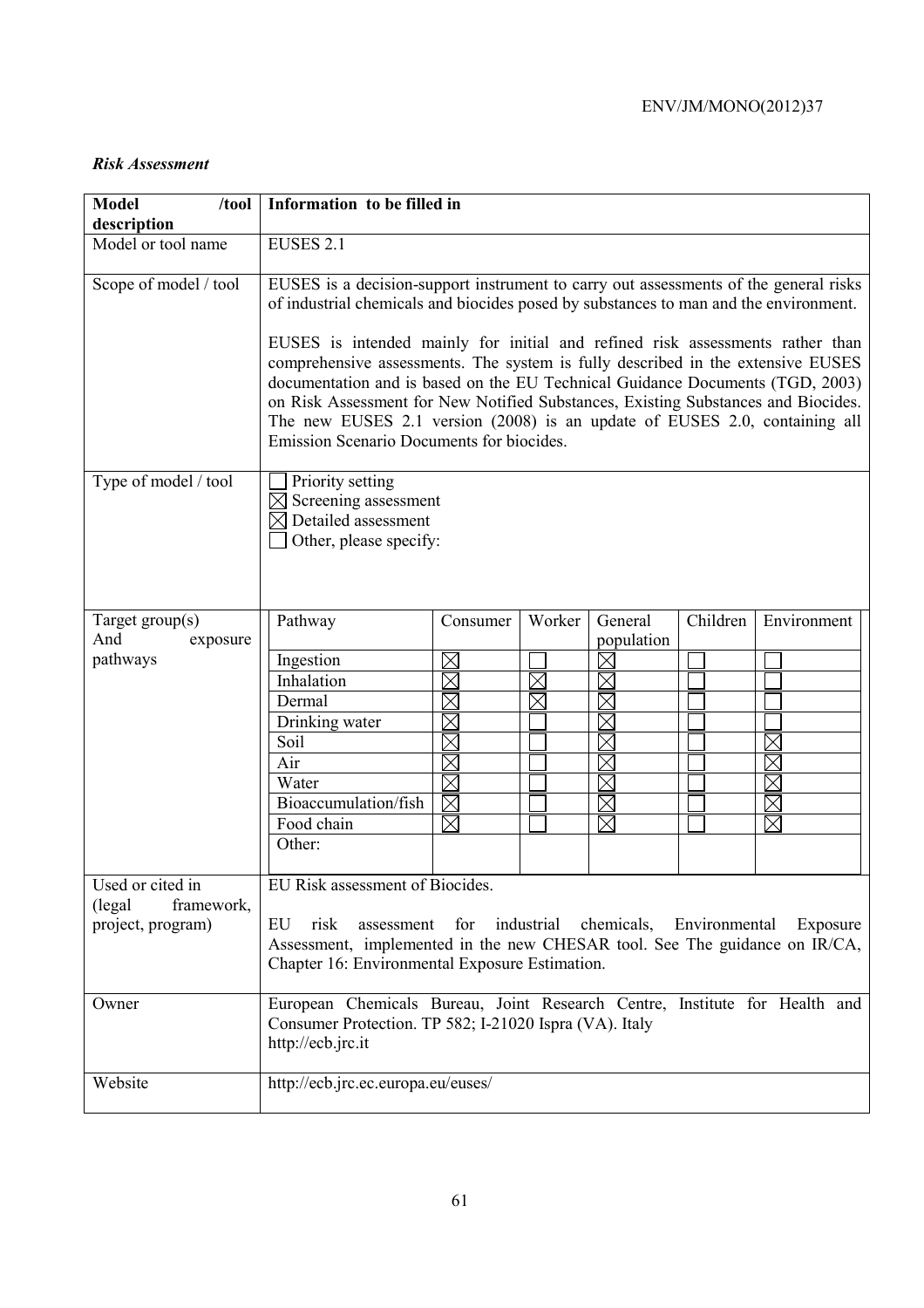*Risk Assessment*

| Model /tool description | Information to be filled in |
|---|---|
| Model or tool name | EUSES 2.1 |
| Scope of model / tool | EUSES is a decision-support instrument to carry out assessments of the general risks of industrial chemicals and biocides posed by substances to man and the environment.<br><br>EUSES is intended mainly for initial and refined risk assessments rather than comprehensive assessments. The system is fully described in the extensive EUSES documentation and is based on the EU Technical Guidance Documents (TGD, 2003) on Risk Assessment for New Notified Substances, Existing Substances and Biocides. The new EUSES 2.1 version (2008) is an update of EUSES 2.0, containing all Emission Scenario Documents for biocides. |
| Type of model / tool | ☐ Priority setting<br>☒ Screening assessment<br>☒ Detailed assessment<br>☐ Other, please specify: |
| Target group(s) And exposure pathways | (see table below) |
| Used or cited in (legal framework, project, program) | EU Risk assessment of Biocides.<br><br>EU risk assessment for industrial chemicals, Environmental Exposure Assessment, implemented in the new CHESAR tool. See The guidance on IR/CA, Chapter 16: Environmental Exposure Estimation. |
| Owner | European Chemicals Bureau, Joint Research Centre, Institute for Health and Consumer Protection. TP 582; I-21020 Ispra (VA). Italy<br>http://ecb.jrc.it |
| Website | http://ecb.jrc.ec.europa.eu/euses/ |

Target group(s) and exposure pathways:

| Pathway | Consumer | Worker | General population | Children | Environment |
|---|---|---|---|---|---|
| Ingestion | ☒ | ☐ | ☒ | ☐ | ☐ |
| Inhalation | ☒ | ☒ | ☒ | ☐ | ☐ |
| Dermal | ☒ | ☒ | ☒ | ☐ | ☐ |
| Drinking water | ☒ | ☐ | ☒ | ☐ | ☐ |
| Soil | ☒ | ☐ | ☒ | ☐ | ☒ |
| Air | ☒ | ☐ | ☒ | ☐ | ☒ |
| Water | ☒ | ☐ | ☒ | ☐ | ☒ |
| Bioaccumulation/fish | ☒ | ☐ | ☒ | ☐ | ☒ |
| Food chain | ☒ | ☐ | ☒ | ☐ | ☒ |
| Other: | | | | | |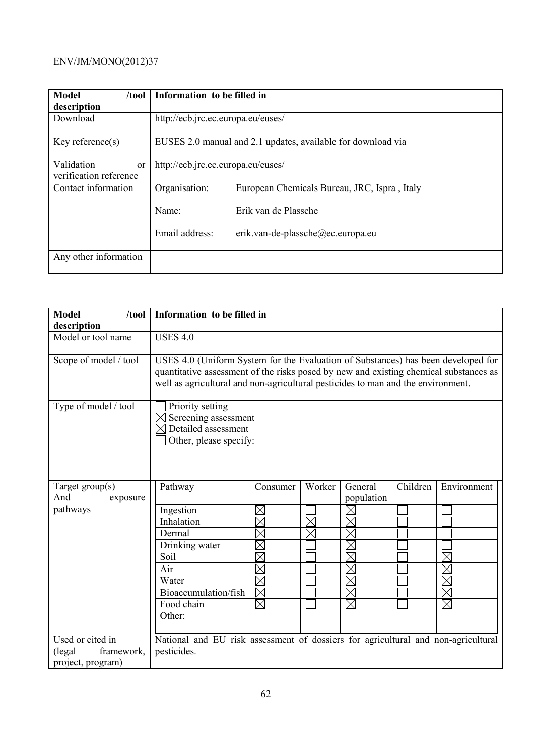| Model /tool description | Information to be filled in | |
|---|---|---|
| Download | http://ecb.jrc.ec.europa.eu/euses/ | |
| Key reference(s) | EUSES 2.0 manual and 2.1 updates, available for download via | |
| Validation or verification reference | http://ecb.jrc.ec.europa.eu/euses/ | |
| Contact information | Organisation: | European Chemicals Bureau, JRC, Ispra , Italy |
| | Name: | Erik van de Plassche |
| | Email address: | erik.van-de-plassche@ec.europa.eu |
| Any other information | | |

| Model /tool description | Information to be filled in |
|---|---|
| Model or tool name | USES 4.0 |
| Scope of model / tool | USES 4.0 (Uniform System for the Evaluation of Substances) has been developed for quantitative assessment of the risks posed by new and existing chemical substances as well as agricultural and non-agricultural pesticides to man and the environment. |
| Type of model / tool | ☐ Priority setting<br>☒ Screening assessment<br>☒ Detailed assessment<br>☐ Other, please specify: |
| Target group(s) And exposure pathways | (see table below) |
| Used or cited in (legal framework, project, program) | National and EU risk assessment of dossiers for agricultural and non-agricultural pesticides. |

Target group(s) and exposure pathways:

| Pathway | Consumer | Worker | General population | Children | Environment |
|---|---|---|---|---|---|
| Ingestion | ☒ | ☐ | ☒ | ☐ | ☐ |
| Inhalation | ☒ | ☒ | ☒ | ☐ | ☐ |
| Dermal | ☒ | ☒ | ☒ | ☐ | ☐ |
| Drinking water | ☒ | ☐ | ☒ | ☐ | ☐ |
| Soil | ☒ | ☐ | ☒ | ☐ | ☒ |
| Air | ☒ | ☐ | ☒ | ☐ | ☒ |
| Water | ☒ | ☐ | ☒ | ☐ | ☒ |
| Bioaccumulation/fish | ☒ | ☐ | ☒ | ☐ | ☒ |
| Food chain | ☒ | ☐ | ☒ | ☐ | ☒ |
| Other: | | | | | |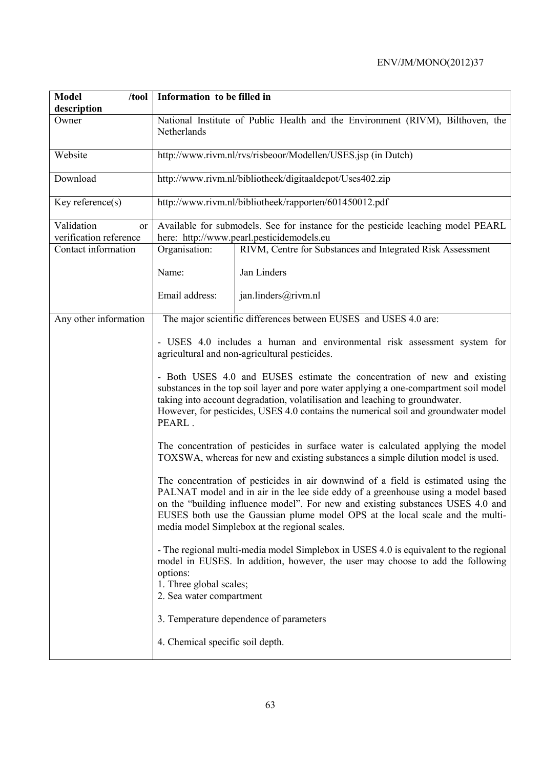| Model /tool description | Information to be filled in | |
|---|---|---|
| Owner | National Institute of Public Health and the Environment (RIVM), Bilthoven, the Netherlands | |
| Website | http://www.rivm.nl/rvs/risbeoor/Modellen/USES.jsp (in Dutch) | |
| Download | http://www.rivm.nl/bibliotheek/digitaaldepot/Uses402.zip | |
| Key reference(s) | http://www.rivm.nl/bibliotheek/rapporten/601450012.pdf | |
| Validation or verification reference | Available for submodels. See for instance for the pesticide leaching model PEARL here: http://www.pearl.pesticidemodels.eu | |
| Contact information | Organisation: | RIVM, Centre for Substances and Integrated Risk Assessment |
| | Name: | Jan Linders |
| | Email address: | jan.linders@rivm.nl |
| Any other information | The major scientific differences between EUSES and USES 4.0 are:<br><br>- USES 4.0 includes a human and environmental risk assessment system for agricultural and non-agricultural pesticides.<br><br>- Both USES 4.0 and EUSES estimate the concentration of new and existing substances in the top soil layer and pore water applying a one-compartment soil model taking into account degradation, volatilisation and leaching to groundwater. However, for pesticides, USES 4.0 contains the numerical soil and groundwater model PEARL .<br><br>The concentration of pesticides in surface water is calculated applying the model TOXSWA, whereas for new and existing substances a simple dilution model is used.<br><br>The concentration of pesticides in air downwind of a field is estimated using the PALNAT model and in air in the lee side eddy of a greenhouse using a model based on the "building influence model". For new and existing substances USES 4.0 and EUSES both use the Gaussian plume model OPS at the local scale and the multi-media model Simplebox at the regional scales.<br><br>- The regional multi-media model Simplebox in USES 4.0 is equivalent to the regional model in EUSES. In addition, however, the user may choose to add the following options:<br>1. Three global scales;<br>2. Sea water compartment<br><br>3. Temperature dependence of parameters<br><br>4. Chemical specific soil depth. | |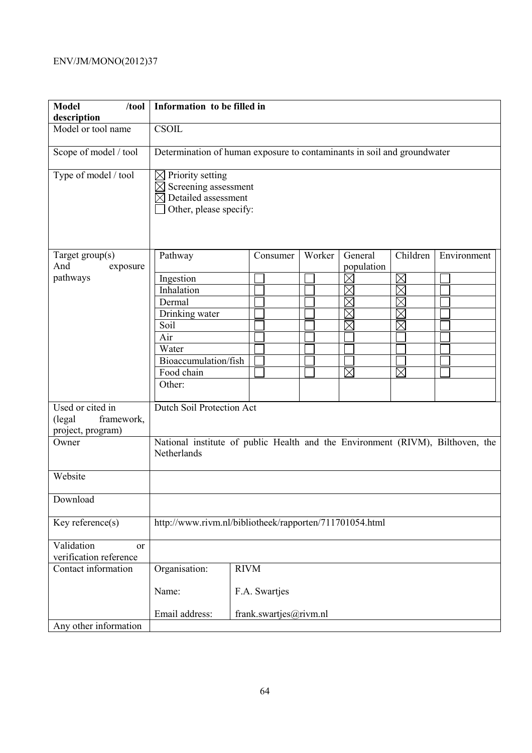<table>
<tr><th>Model /tool description</th><th colspan="6">Information to be filled in</th></tr>
<tr><td>Model or tool name</td><td colspan="6">CSOIL</td></tr>
<tr><td>Scope of model / tool</td><td colspan="6">Determination of human exposure to contaminants in soil and groundwater</td></tr>
<tr><td>Type of model / tool</td><td colspan="6">☒ Priority setting<br>☒ Screening assessment<br>☒ Detailed assessment<br>☐ Other, please specify:</td></tr>
<tr><td rowspan="11">Target group(s) And exposure pathways</td><td>Pathway</td><td>Consumer</td><td>Worker</td><td>General population</td><td>Children</td><td>Environment</td></tr>
<tr><td>Ingestion</td><td>☐</td><td>☐</td><td>☒</td><td>☒</td><td>☐</td></tr>
<tr><td>Inhalation</td><td>☐</td><td>☐</td><td>☒</td><td>☒</td><td>☐</td></tr>
<tr><td>Dermal</td><td>☐</td><td>☐</td><td>☒</td><td>☒</td><td>☐</td></tr>
<tr><td>Drinking water</td><td>☐</td><td>☐</td><td>☒</td><td>☒</td><td>☐</td></tr>
<tr><td>Soil</td><td>☐</td><td>☐</td><td>☒</td><td>☒</td><td>☐</td></tr>
<tr><td>Air</td><td>☐</td><td>☐</td><td>☐</td><td>☐</td><td>☐</td></tr>
<tr><td>Water</td><td>☐</td><td>☐</td><td>☐</td><td>☐</td><td>☐</td></tr>
<tr><td>Bioaccumulation/fish</td><td>☐</td><td>☐</td><td>☐</td><td>☐</td><td>☐</td></tr>
<tr><td>Food chain</td><td>☐</td><td>☐</td><td>☒</td><td>☒</td><td>☐</td></tr>
<tr><td>Other:</td><td></td><td></td><td></td><td></td><td></td></tr>
<tr><td>Used or cited in (legal framework, project, program)</td><td colspan="6">Dutch Soil Protection Act</td></tr>
<tr><td>Owner</td><td colspan="6">National institute of public Health and the Environment (RIVM), Bilthoven, the Netherlands</td></tr>
<tr><td>Website</td><td colspan="6"></td></tr>
<tr><td>Download</td><td colspan="6"></td></tr>
<tr><td>Key reference(s)</td><td colspan="6">http://www.rivm.nl/bibliotheek/rapporten/711701054.html</td></tr>
<tr><td>Validation or verification reference</td><td colspan="6"></td></tr>
<tr><td rowspan="3">Contact information</td><td>Organisation:</td><td colspan="5">RIVM</td></tr>
<tr><td>Name:</td><td colspan="5">F.A. Swartjes</td></tr>
<tr><td>Email address:</td><td colspan="5">frank.swartjes@rivm.nl</td></tr>
<tr><td>Any other information</td><td colspan="6"></td></tr>
</table>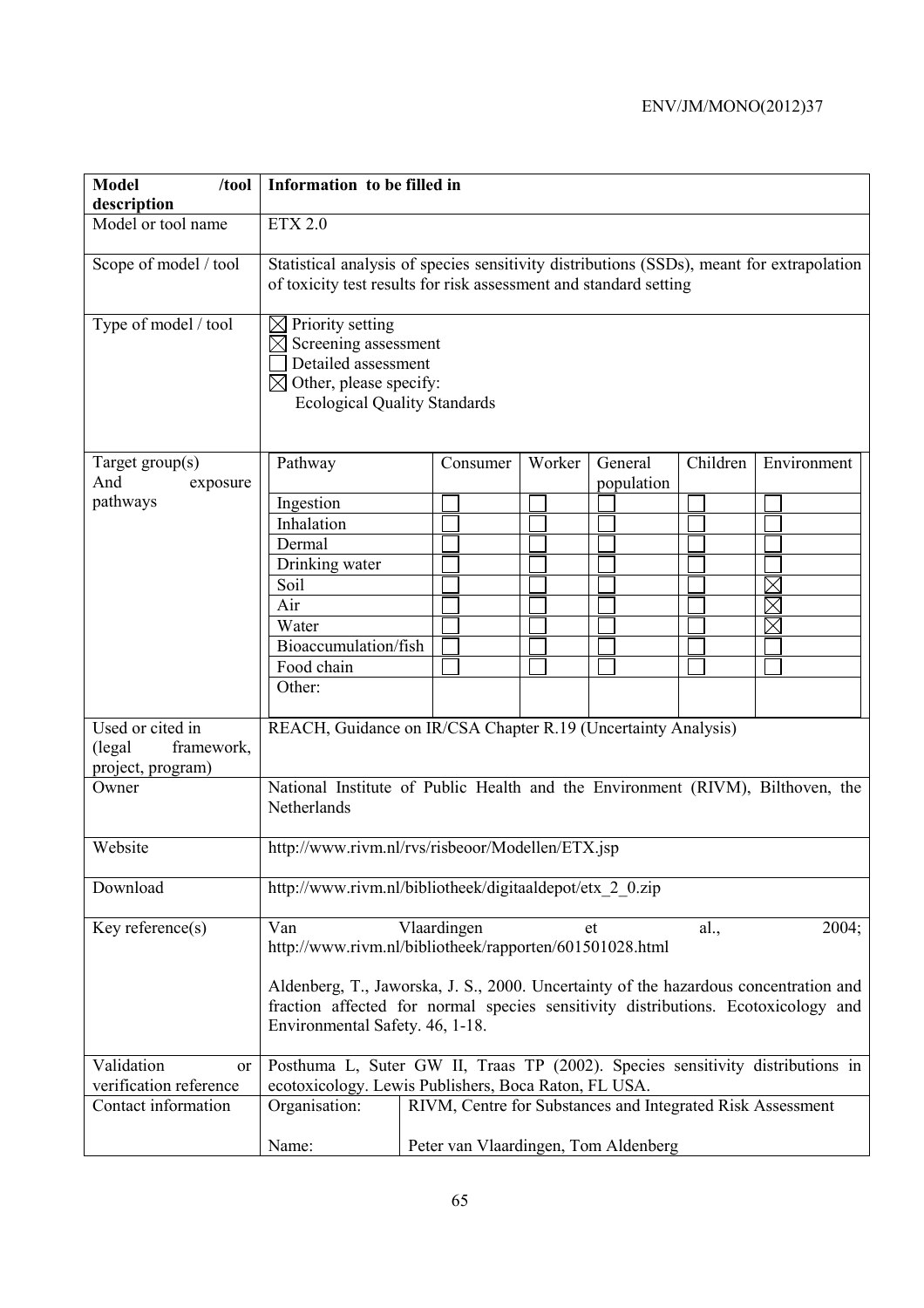| Model /tool description | Information to be filled in | | | | | |
|---|---|---|---|---|---|---|
| Model or tool name | ETX 2.0 | | | | | |
| Scope of model / tool | Statistical analysis of species sensitivity distributions (SSDs), meant for extrapolation of toxicity test results for risk assessment and standard setting | | | | | |
| Type of model / tool | ☒ Priority setting<br>☒ Screening assessment<br>☐ Detailed assessment<br>☒ Other, please specify:<br>Ecological Quality Standards | | | | | |
| Target group(s) And exposure pathways | Pathway | Consumer | Worker | General population | Children | Environment |
| | Ingestion | ☐ | ☐ | ☐ | ☐ | ☐ |
| | Inhalation | ☐ | ☐ | ☐ | ☐ | ☐ |
| | Dermal | ☐ | ☐ | ☐ | ☐ | ☐ |
| | Drinking water | ☐ | ☐ | ☐ | ☐ | ☐ |
| | Soil | ☐ | ☐ | ☐ | ☐ | ☒ |
| | Air | ☐ | ☐ | ☐ | ☐ | ☒ |
| | Water | ☐ | ☐ | ☐ | ☐ | ☒ |
| | Bioaccumulation/fish | ☐ | ☐ | ☐ | ☐ | ☐ |
| | Food chain | ☐ | ☐ | ☐ | ☐ | ☐ |
| | Other: | | | | | |
| Used or cited in (legal framework, project, program) | REACH, Guidance on IR/CSA Chapter R.19 (Uncertainty Analysis) | | | | | |
| Owner | National Institute of Public Health and the Environment (RIVM), Bilthoven, the Netherlands | | | | | |
| Website | http://www.rivm.nl/rvs/risbeoor/Modellen/ETX.jsp | | | | | |
| Download | http://www.rivm.nl/bibliotheek/digitaaldepot/etx_2_0.zip | | | | | |
| Key reference(s) | Van Vlaardingen et al., 2004; http://www.rivm.nl/bibliotheek/rapporten/601501028.html<br><br>Aldenberg, T., Jaworska, J. S., 2000. Uncertainty of the hazardous concentration and fraction affected for normal species sensitivity distributions. Ecotoxicology and Environmental Safety. 46, 1-18. | | | | | |
| Validation or verification reference | Posthuma L, Suter GW II, Traas TP (2002). Species sensitivity distributions in ecotoxicology. Lewis Publishers, Boca Raton, FL USA. | | | | | |
| Contact information | Organisation: | RIVM, Centre for Substances and Integrated Risk Assessment | | | | |
| | Name: | Peter van Vlaardingen, Tom Aldenberg | | | | |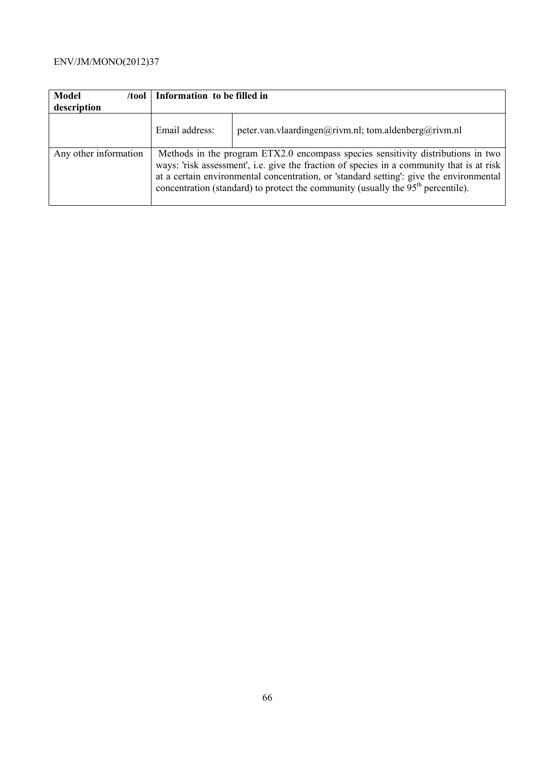| Model /tool description | Information to be filled in | |
|---|---|---|
| | Email address: | peter.van.vlaardingen@rivm.nl; tom.aldenberg@rivm.nl |
| Any other information | Methods in the program ETX2.0 encompass species sensitivity distributions in two ways: 'risk assessment', i.e. give the fraction of species in a community that is at risk at a certain environmental concentration, or 'standard setting': give the environmental concentration (standard) to protect the community (usually the 95$^{th}$ percentile). | |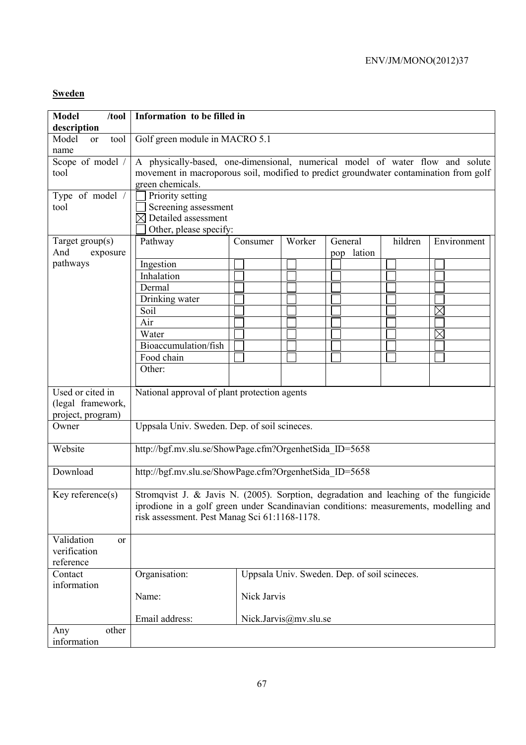**Sweden**

| Model /tool description | Information to be filled in | | | | | |
|---|---|---|---|---|---|---|
| Model or tool name | Golf green module in MACRO 5.1 | | | | | |
| Scope of model / tool | A physically-based, one-dimensional, numerical model of water flow and solute movement in macroporous soil, modified to predict groundwater contamination from golf green chemicals. | | | | | |
| Type of model / tool | ☐ Priority setting<br>☐ Screening assessment<br>☒ Detailed assessment<br>☐ Other, please specify: | | | | | |
| Target group(s) And exposure pathways | Pathway | Consumer | Worker | General pop lation | hildren | Environment |
| | Ingestion | ☐ | ☐ | ☐ | ☐ | ☐ |
| | Inhalation | ☐ | ☐ | ☐ | ☐ | ☐ |
| | Dermal | ☐ | ☐ | ☐ | ☐ | ☐ |
| | Drinking water | ☐ | ☐ | ☐ | ☐ | ☐ |
| | Soil | ☐ | ☐ | ☐ | ☐ | ☒ |
| | Air | ☐ | ☐ | ☐ | ☐ | ☐ |
| | Water | ☐ | ☐ | ☐ | ☐ | ☒ |
| | Bioaccumulation/fish | ☐ | ☐ | ☐ | ☐ | ☐ |
| | Food chain | ☐ | ☐ | ☐ | ☐ | ☐ |
| | Other: | | | | | |
| Used or cited in (legal framework, project, program) | National approval of plant protection agents | | | | | |
| Owner | Uppsala Univ. Sweden. Dep. of soil scineces. | | | | | |
| Website | http://bgf.mv.slu.se/ShowPage.cfm?OrgenhetSida_ID=5658 | | | | | |
| Download | http://bgf.mv.slu.se/ShowPage.cfm?OrgenhetSida_ID=5658 | | | | | |
| Key reference(s) | Stromqvist J. & Javis N. (2005). Sorption, degradation and leaching of the fungicide iprodione in a golf green under Scandinavian conditions: measurements, modelling and risk assessment. Pest Manag Sci 61:1168-1178. | | | | | |
| Validation or verification reference | | | | | | |
| Contact information | Organisation: | Uppsala Univ. Sweden. Dep. of soil scineces. | | | | |
| | Name: | Nick Jarvis | | | | |
| | Email address: | Nick.Jarvis@mv.slu.se | | | | |
| Any other information | | | | | | |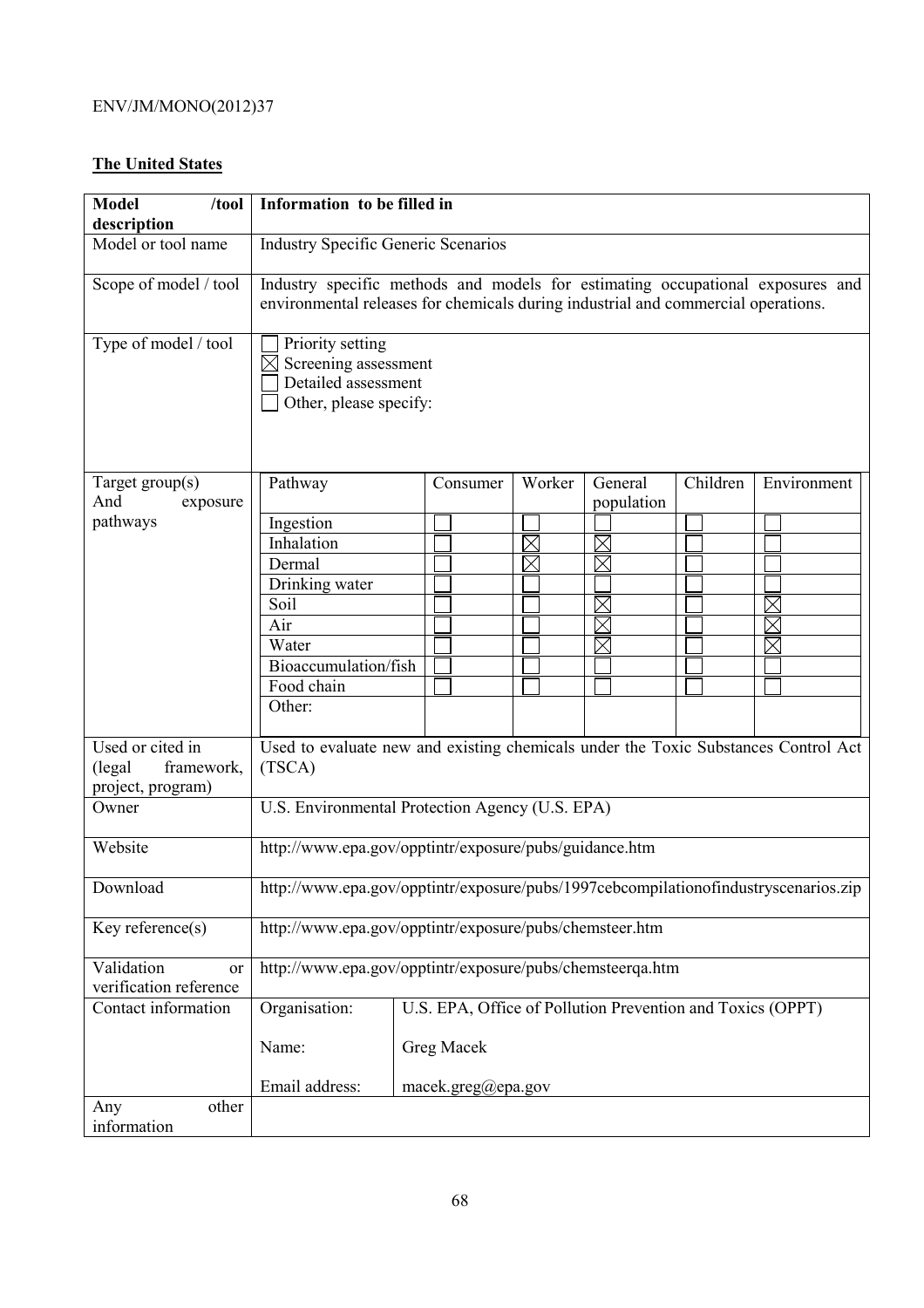**The United States**

| **Model /tool description** | **Information to be filled in** | | | | | |
|---|---|---|---|---|---|---|
| Model or tool name | Industry Specific Generic Scenarios | | | | | |
| Scope of model / tool | Industry specific methods and models for estimating occupational exposures and environmental releases for chemicals during industrial and commercial operations. | | | | | |
| Type of model / tool | ☐ Priority setting<br>☒ Screening assessment<br>☐ Detailed assessment<br>☐ Other, please specify: | | | | | |
| Target group(s) And exposure pathways | Pathway | Consumer | Worker | General population | Children | Environment |
| | Ingestion | ☐ | ☐ | ☐ | ☐ | ☐ |
| | Inhalation | ☐ | ☒ | ☒ | ☐ | ☐ |
| | Dermal | ☐ | ☒ | ☒ | ☐ | ☐ |
| | Drinking water | ☐ | ☐ | ☐ | ☐ | ☐ |
| | Soil | ☐ | ☐ | ☒ | ☐ | ☒ |
| | Air | ☐ | ☐ | ☒ | ☐ | ☒ |
| | Water | ☐ | ☐ | ☒ | ☐ | ☒ |
| | Bioaccumulation/fish | ☐ | ☐ | ☐ | ☐ | ☐ |
| | Food chain | ☐ | ☐ | ☐ | ☐ | ☐ |
| | Other: | | | | | |
| Used or cited in (legal framework, project, program) | Used to evaluate new and existing chemicals under the Toxic Substances Control Act (TSCA) | | | | | |
| Owner | U.S. Environmental Protection Agency (U.S. EPA) | | | | | |
| Website | http://www.epa.gov/opptintr/exposure/pubs/guidance.htm | | | | | |
| Download | http://www.epa.gov/opptintr/exposure/pubs/1997cebcompilationofindustryscenarios.zip | | | | | |
| Key reference(s) | http://www.epa.gov/opptintr/exposure/pubs/chemsteer.htm | | | | | |
| Validation or verification reference | http://www.epa.gov/opptintr/exposure/pubs/chemsteerqa.htm | | | | | |
| Contact information | Organisation: | U.S. EPA, Office of Pollution Prevention and Toxics (OPPT) | | | | |
| | Name: | Greg Macek | | | | |
| | Email address: | macek.greg@epa.gov | | | | |
| Any other information | | | | | | |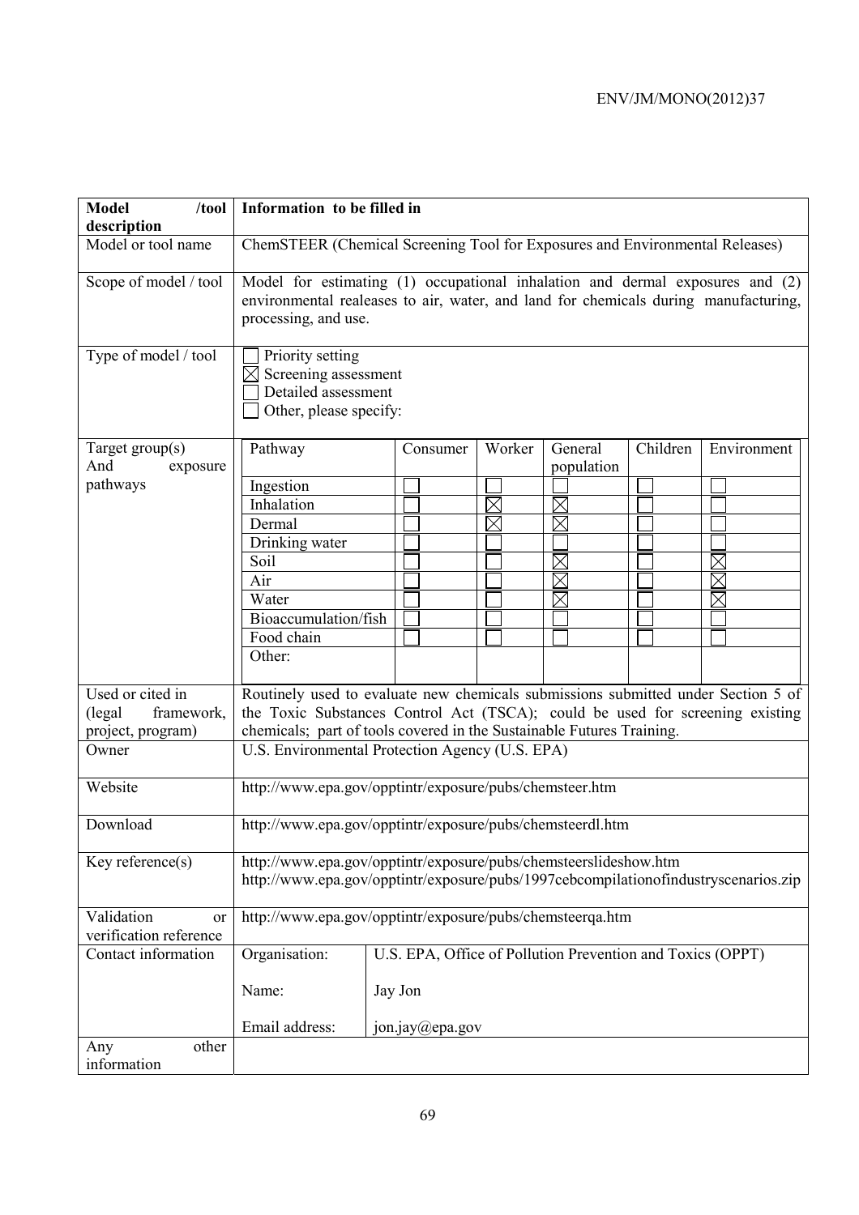| Model /tool description | Information to be filled in | | | | | |
|---|---|---|---|---|---|---|
| Model or tool name | ChemSTEER (Chemical Screening Tool for Exposures and Environmental Releases) | | | | | |
| Scope of model / tool | Model for estimating (1) occupational inhalation and dermal exposures and (2) environmental realeases to air, water, and land for chemicals during manufacturing, processing, and use. | | | | | |
| Type of model / tool | ☐ Priority setting<br>☒ Screening assessment<br>☐ Detailed assessment<br>☐ Other, please specify: | | | | | |
| Target group(s) And exposure pathways | Pathway | Consumer | Worker | General population | Children | Environment |
| | Ingestion | ☐ | ☐ | ☐ | ☐ | ☐ |
| | Inhalation | ☐ | ☒ | ☒ | ☐ | ☐ |
| | Dermal | ☐ | ☒ | ☒ | ☐ | ☐ |
| | Drinking water | ☐ | ☐ | ☐ | ☐ | ☐ |
| | Soil | ☐ | ☐ | ☒ | ☐ | ☒ |
| | Air | ☐ | ☐ | ☒ | ☐ | ☒ |
| | Water | ☐ | ☐ | ☒ | ☐ | ☒ |
| | Bioaccumulation/fish | ☐ | ☐ | ☐ | ☐ | ☐ |
| | Food chain | ☐ | ☐ | ☐ | ☐ | ☐ |
| | Other: | | | | | |
| Used or cited in (legal framework, project, program) | Routinely used to evaluate new chemicals submissions submitted under Section 5 of the Toxic Substances Control Act (TSCA); could be used for screening existing chemicals; part of tools covered in the Sustainable Futures Training. | | | | | |
| Owner | U.S. Environmental Protection Agency (U.S. EPA) | | | | | |
| Website | http://www.epa.gov/opptintr/exposure/pubs/chemsteer.htm | | | | | |
| Download | http://www.epa.gov/opptintr/exposure/pubs/chemsteerdl.htm | | | | | |
| Key reference(s) | http://www.epa.gov/opptintr/exposure/pubs/chemsteerslideshow.htm<br>http://www.epa.gov/opptintr/exposure/pubs/1997cebcompilationofindustryscenarios.zip | | | | | |
| Validation or verification reference | http://www.epa.gov/opptintr/exposure/pubs/chemsteerqa.htm | | | | | |
| Contact information | Organisation: | U.S. EPA, Office of Pollution Prevention and Toxics (OPPT) | | | | |
| | Name: | Jay Jon | | | | |
| | Email address: | jon.jay@epa.gov | | | | |
| Any other information | | | | | | |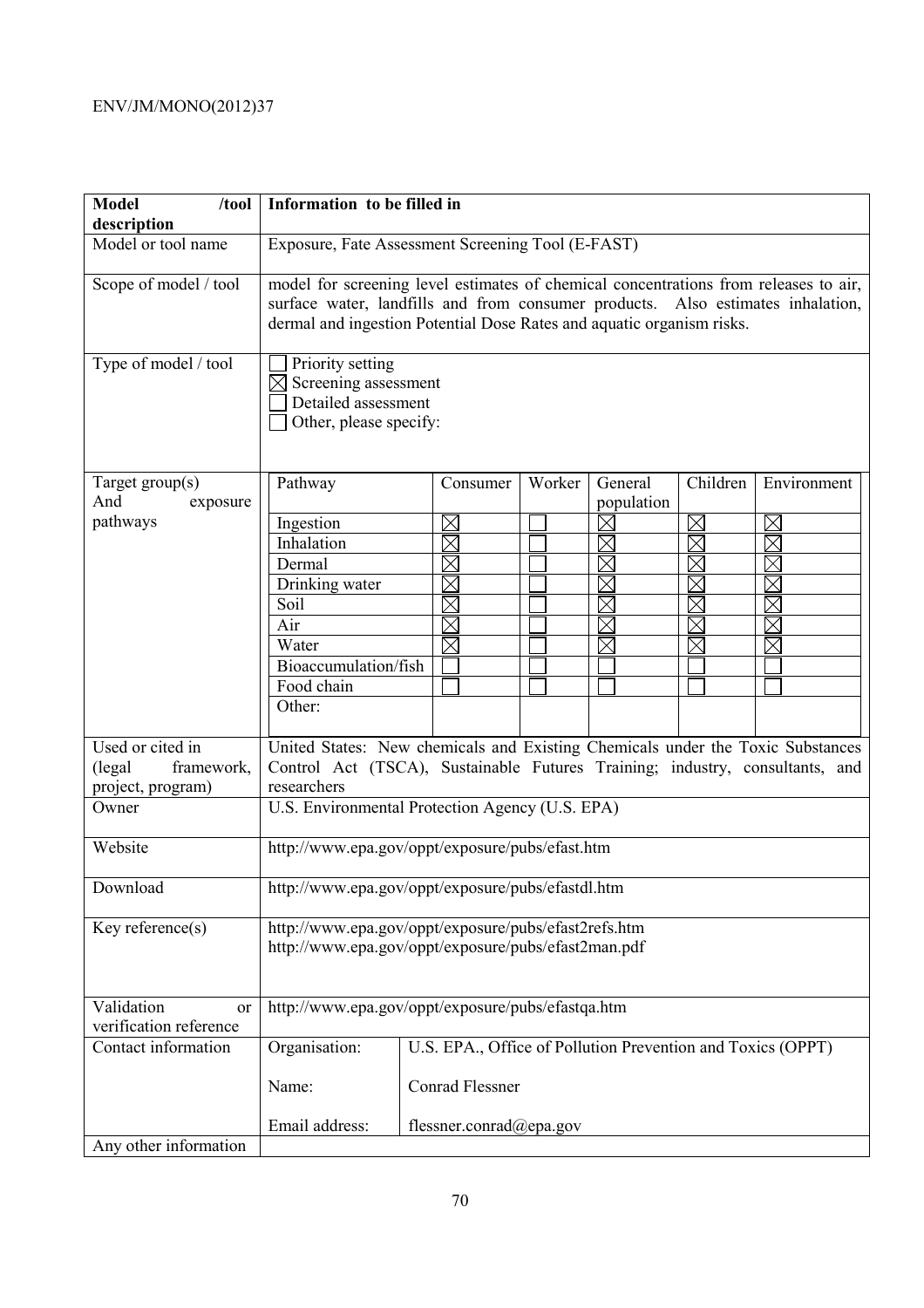| Model /tool description | Information to be filled in |
|---|---|
| Model or tool name | Exposure, Fate Assessment Screening Tool (E-FAST) |
| Scope of model / tool | model for screening level estimates of chemical concentrations from releases to air, surface water, landfills and from consumer products. Also estimates inhalation, dermal and ingestion Potential Dose Rates and aquatic organism risks. |
| Type of model / tool | ☐ Priority setting<br>☒ Screening assessment<br>☐ Detailed assessment<br>☐ Other, please specify: |
| Target group(s) And exposure pathways | (see table below) |
| Used or cited in (legal framework, project, program) | United States: New chemicals and Existing Chemicals under the Toxic Substances Control Act (TSCA), Sustainable Futures Training; industry, consultants, and researchers |
| Owner | U.S. Environmental Protection Agency (U.S. EPA) |
| Website | http://www.epa.gov/oppt/exposure/pubs/efast.htm |
| Download | http://www.epa.gov/oppt/exposure/pubs/efastdl.htm |
| Key reference(s) | http://www.epa.gov/oppt/exposure/pubs/efast2refs.htm<br>http://www.epa.gov/oppt/exposure/pubs/efast2man.pdf |
| Validation or verification reference | http://www.epa.gov/oppt/exposure/pubs/efastqa.htm |
| Contact information | Organisation: U.S. EPA., Office of Pollution Prevention and Toxics (OPPT)<br>Name: Conrad Flessner<br>Email address: flessner.conrad@epa.gov |
| Any other information | |

Target group(s) and exposure pathways:

| Pathway | Consumer | Worker | General population | Children | Environment |
|---|---|---|---|---|---|
| Ingestion | ☒ | ☐ | ☒ | ☒ | ☒ |
| Inhalation | ☒ | ☐ | ☒ | ☒ | ☒ |
| Dermal | ☒ | ☐ | ☒ | ☒ | ☒ |
| Drinking water | ☒ | ☐ | ☒ | ☒ | ☒ |
| Soil | ☒ | ☐ | ☒ | ☒ | ☒ |
| Air | ☒ | ☐ | ☒ | ☒ | ☒ |
| Water | ☒ | ☐ | ☒ | ☒ | ☒ |
| Bioaccumulation/fish | ☐ | ☐ | ☐ | ☐ | ☐ |
| Food chain | ☐ | ☐ | ☐ | ☐ | ☐ |
| Other: | | | | | |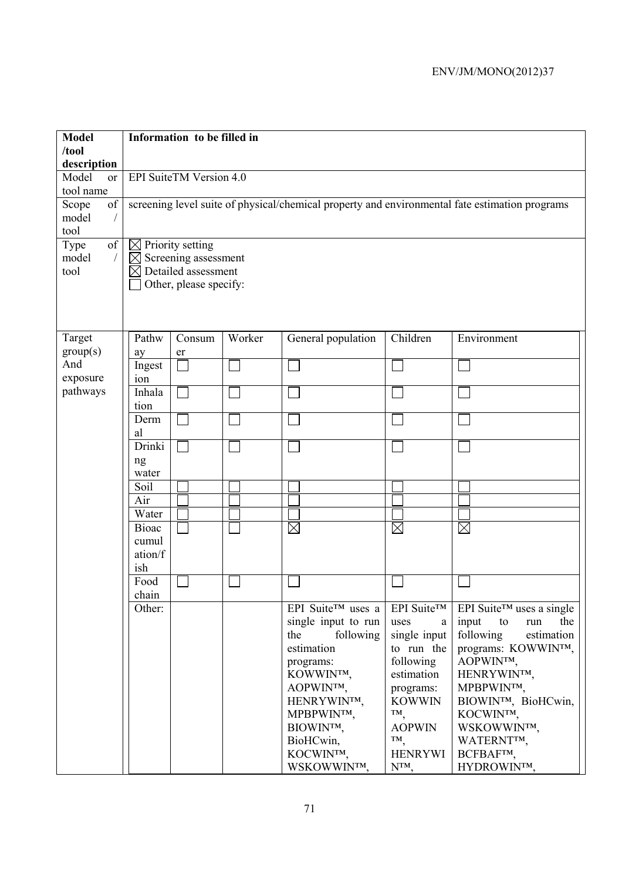| Model /tool description | Information to be filled in | | | | | |
|---|---|---|---|---|---|---|
| Model or tool name | EPI SuiteTM Version 4.0 | | | | | |
| Scope of model / tool | screening level suite of physical/chemical property and environmental fate estimation programs | | | | | |
| Type of model / tool | ☒ Priority setting<br>☒ Screening assessment<br>☒ Detailed assessment<br>☐ Other, please specify: | | | | | |
| Target group(s) And exposure pathways | Pathway | Consumer | Worker | General population | Children | Environment |
| | Ingestion | ☐ | ☐ | ☐ | ☐ | ☐ |
| | Inhalation | ☐ | ☐ | ☐ | ☐ | ☐ |
| | Dermal | ☐ | ☐ | ☐ | ☐ | ☐ |
| | Drinking water | ☐ | ☐ | ☐ | ☐ | ☐ |
| | Soil | ☐ | ☐ | ☐ | ☐ | ☐ |
| | Air | ☐ | ☐ | ☐ | ☐ | ☐ |
| | Water | ☐ | ☐ | ☐ | ☐ | ☐ |
| | Bioaccumulation/fish | ☐ | ☐ | ☒ | ☒ | ☒ |
| | Food chain | ☐ | ☐ | ☐ | ☐ | ☐ |
| | Other: | | | EPI Suite™ uses a single input to run the following estimation programs: KOWWIN™, AOPWIN™, HENRYWIN™, MPBPWIN™, BIOWIN™, BioHCwin, KOCWIN™, WSKOWWIN™, | EPI Suite™ uses a single input to run the following estimation programs: KOWWIN™, AOPWIN™, HENRYWIN™, | EPI Suite™ uses a single input to run the following estimation programs: KOWWIN™, AOPWIN™, HENRYWIN™, MPBPWIN™, BIOWIN™, BioHCwin, KOCWIN™, WSKOWWIN™, WATERNT™, BCFBAF™, HYDROWIN™, |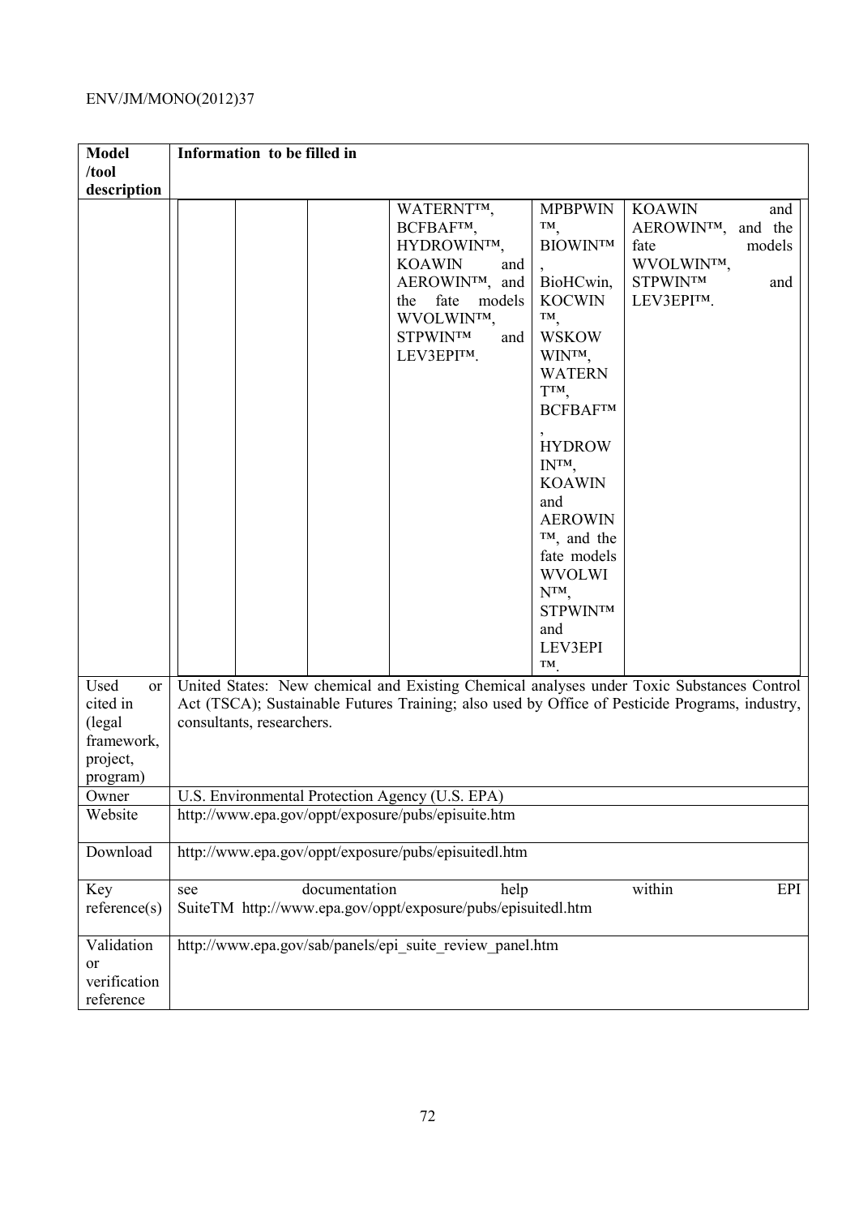| Model /tool description | Information to be filled in |
|---|---|
| | WATERNT™, BCFBAF™, HYDROWIN™, KOAWIN and AEROWIN™, and the fate models WVOLWIN™, STPWIN™ and LEV3EPI™. \| MPBPWIN™, BIOWIN™, BioHCwin, KOCWIN™, WSKOWWIN™, WATERNT™, BCFBAF™, HYDROWIN™, KOAWIN and AEROWIN™, and the fate models WVOLWIN™, STPWIN™ and LEV3EPI™. \| KOAWIN and AEROWIN™, and the fate models WVOLWIN™, STPWIN™ and LEV3EPI™. |
| Used or cited in (legal framework, project, program) | United States: New chemical and Existing Chemical analyses under Toxic Substances Control Act (TSCA); Sustainable Futures Training; also used by Office of Pesticide Programs, industry, consultants, researchers. |
| Owner | U.S. Environmental Protection Agency (U.S. EPA) |
| Website | http://www.epa.gov/oppt/exposure/pubs/episuite.htm |
| Download | http://www.epa.gov/oppt/exposure/pubs/episuitedl.htm |
| Key reference(s) | see documentation help within EPI SuiteTM http://www.epa.gov/oppt/exposure/pubs/episuitedl.htm |
| Validation or verification reference | http://www.epa.gov/sab/panels/epi_suite_review_panel.htm |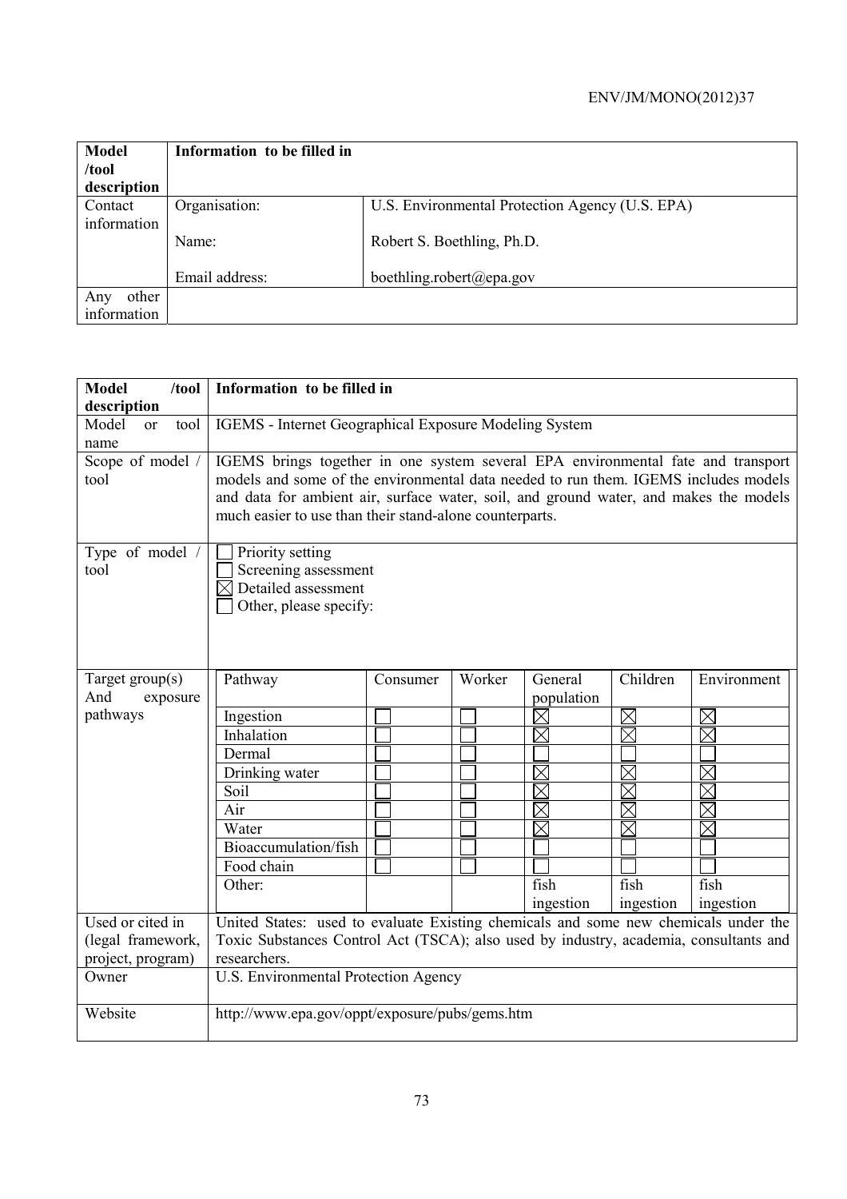| Model /tool description | Information to be filled in | |
|---|---|---|
| Contact information | Organisation: | U.S. Environmental Protection Agency (U.S. EPA) |
| | Name: | Robert S. Boethling, Ph.D. |
| | Email address: | boethling.robert@epa.gov |
| Any other information | | |

| Model /tool description | Information to be filled in | | | | | |
|---|---|---|---|---|---|---|
| Model or tool name | IGEMS - Internet Geographical Exposure Modeling System | | | | | |
| Scope of model / tool | IGEMS brings together in one system several EPA environmental fate and transport models and some of the environmental data needed to run them. IGEMS includes models and data for ambient air, surface water, soil, and ground water, and makes the models much easier to use than their stand-alone counterparts. | | | | | |
| Type of model / tool | ☐ Priority setting<br>☐ Screening assessment<br>☒ Detailed assessment<br>☐ Other, please specify: | | | | | |
| Target group(s) And exposure pathways | Pathway | Consumer | Worker | General population | Children | Environment |
| | Ingestion | ☐ | ☐ | ☒ | ☒ | ☒ |
| | Inhalation | ☐ | ☐ | ☒ | ☒ | ☒ |
| | Dermal | ☐ | ☐ | ☐ | ☐ | ☐ |
| | Drinking water | ☐ | ☐ | ☒ | ☒ | ☒ |
| | Soil | ☐ | ☐ | ☒ | ☒ | ☒ |
| | Air | ☐ | ☐ | ☒ | ☒ | ☒ |
| | Water | ☐ | ☐ | ☒ | ☒ | ☒ |
| | Bioaccumulation/fish | ☐ | ☐ | ☐ | ☐ | ☐ |
| | Food chain | ☐ | ☐ | ☐ | ☐ | ☐ |
| | Other: | | | fish ingestion | fish ingestion | fish ingestion |
| Used or cited in (legal framework, project, program) | United States: used to evaluate Existing chemicals and some new chemicals under the Toxic Substances Control Act (TSCA); also used by industry, academia, consultants and researchers. | | | | | |
| Owner | U.S. Environmental Protection Agency | | | | | |
| Website | http://www.epa.gov/oppt/exposure/pubs/gems.htm | | | | | |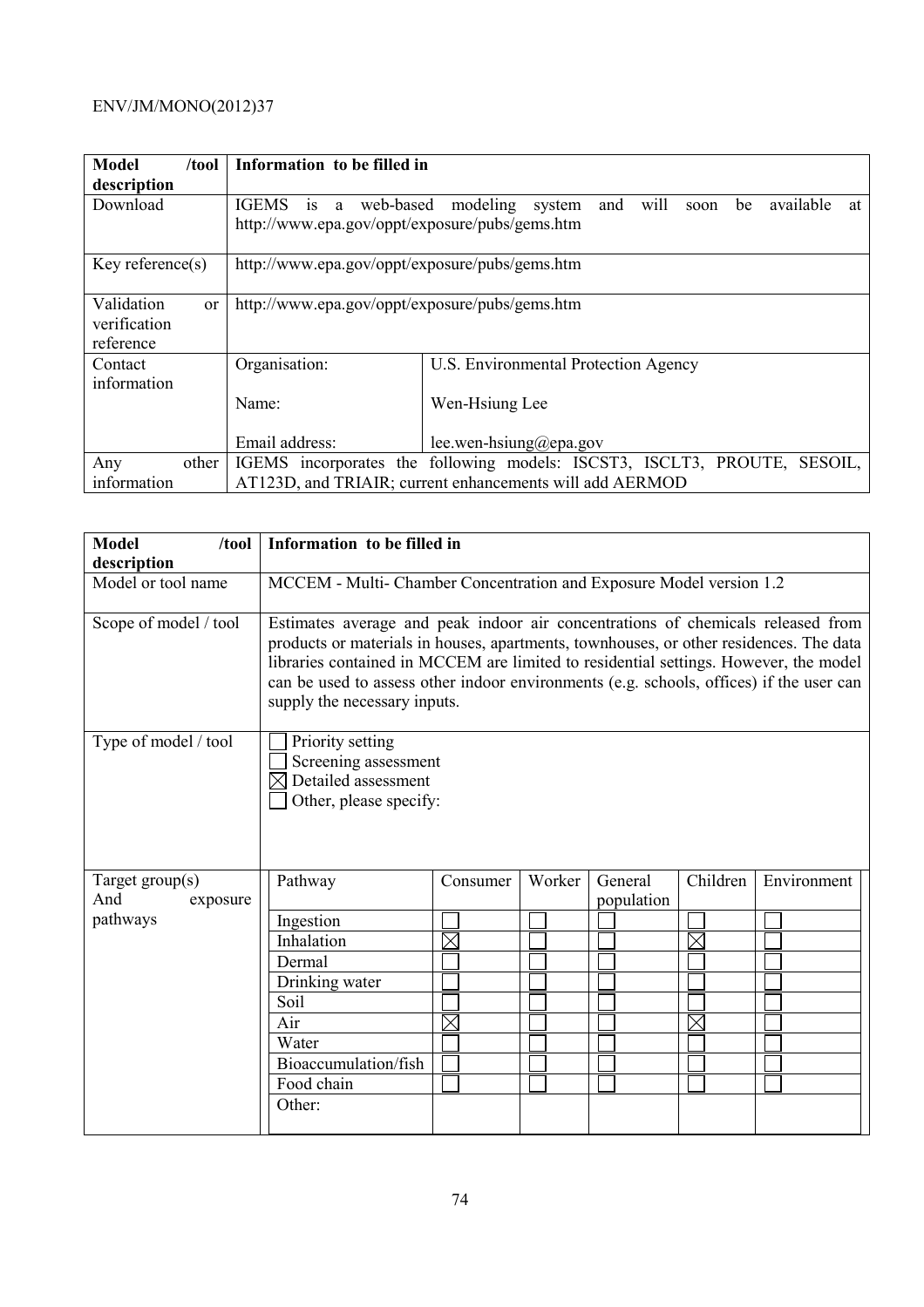| Model /tool description | Information to be filled in | |
|---|---|---|
| Download | IGEMS is a web-based modeling system and will soon be available at http://www.epa.gov/oppt/exposure/pubs/gems.htm | |
| Key reference(s) | http://www.epa.gov/oppt/exposure/pubs/gems.htm | |
| Validation or verification reference | http://www.epa.gov/oppt/exposure/pubs/gems.htm | |
| Contact information | Organisation: | U.S. Environmental Protection Agency |
| | Name: | Wen-Hsiung Lee |
| | Email address: | lee.wen-hsiung@epa.gov |
| Any other information | IGEMS incorporates the following models: ISCST3, ISCLT3, PROUTE, SESOIL, AT123D, and TRIAIR; current enhancements will add AERMOD | |

| Model /tool description | Information to be filled in |
|---|---|
| Model or tool name | MCCEM - Multi- Chamber Concentration and Exposure Model version 1.2 |
| Scope of model / tool | Estimates average and peak indoor air concentrations of chemicals released from products or materials in houses, apartments, townhouses, or other residences. The data libraries contained in MCCEM are limited to residential settings. However, the model can be used to assess other indoor environments (e.g. schools, offices) if the user can supply the necessary inputs. |
| Type of model / tool | ☐ Priority setting<br>☐ Screening assessment<br>☒ Detailed assessment<br>☐ Other, please specify: |
| Target group(s) And exposure pathways | (see table below) |

| Pathway | Consumer | Worker | General population | Children | Environment |
|---|---|---|---|---|---|
| Ingestion | ☐ | ☐ | ☐ | ☐ | ☐ |
| Inhalation | ☒ | ☐ | ☐ | ☒ | ☐ |
| Dermal | ☐ | ☐ | ☐ | ☐ | ☐ |
| Drinking water | ☐ | ☐ | ☐ | ☐ | ☐ |
| Soil | ☐ | ☐ | ☐ | ☐ | ☐ |
| Air | ☒ | ☐ | ☐ | ☒ | ☐ |
| Water | ☐ | ☐ | ☐ | ☐ | ☐ |
| Bioaccumulation/fish | ☐ | ☐ | ☐ | ☐ | ☐ |
| Food chain | ☐ | ☐ | ☐ | ☐ | ☐ |
| Other: | | | | | |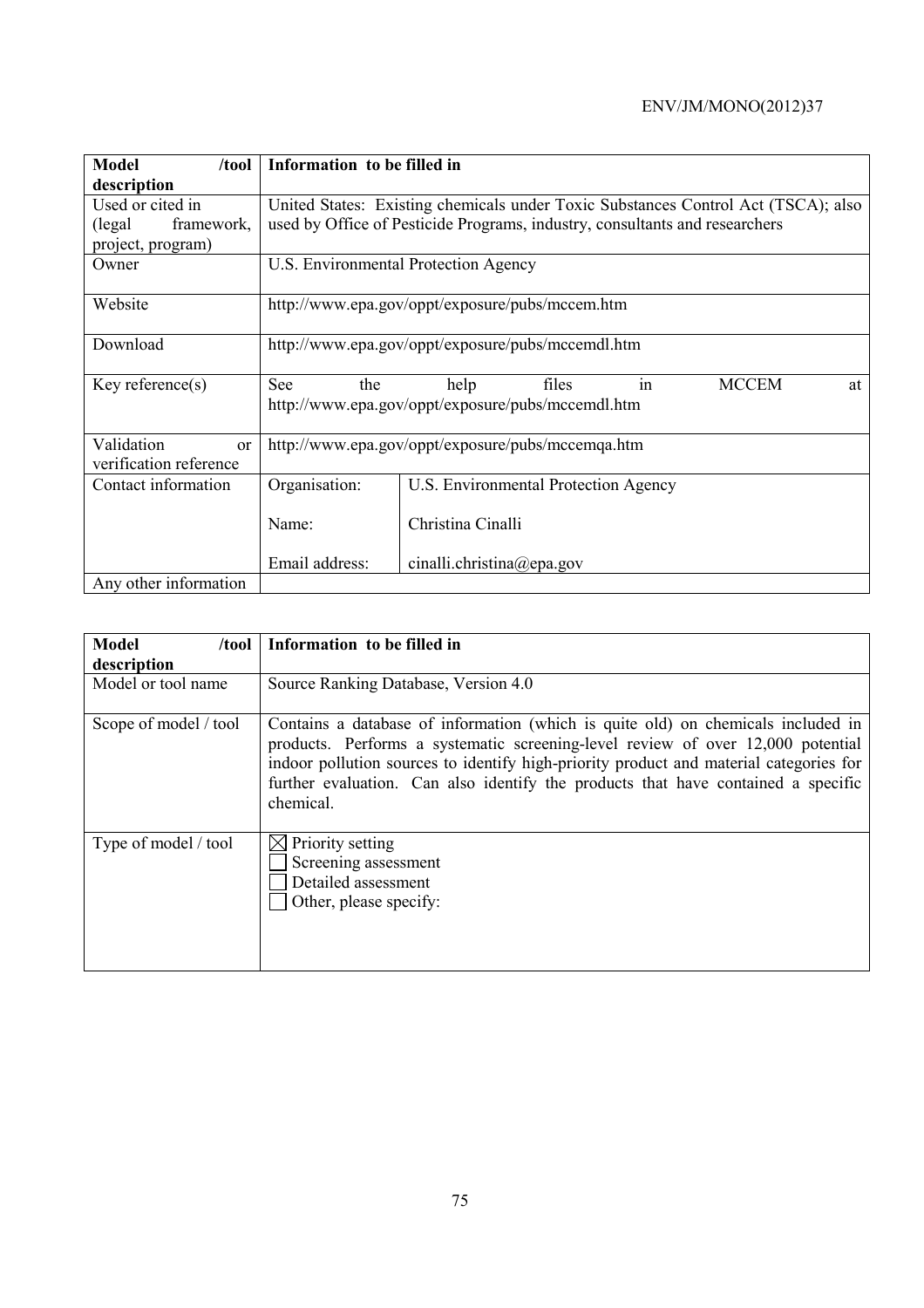| Model /tool description | Information to be filled in | |
|---|---|---|
| Used or cited in (legal framework, project, program) | United States: Existing chemicals under Toxic Substances Control Act (TSCA); also used by Office of Pesticide Programs, industry, consultants and researchers | |
| Owner | U.S. Environmental Protection Agency | |
| Website | http://www.epa.gov/oppt/exposure/pubs/mccem.htm | |
| Download | http://www.epa.gov/oppt/exposure/pubs/mccemdl.htm | |
| Key reference(s) | See the help files in MCCEM at http://www.epa.gov/oppt/exposure/pubs/mccemdl.htm | |
| Validation or verification reference | http://www.epa.gov/oppt/exposure/pubs/mccemqa.htm | |
| Contact information | Organisation: | U.S. Environmental Protection Agency |
| | Name: | Christina Cinalli |
| | Email address: | cinalli.christina@epa.gov |
| Any other information | | |

| Model /tool description | Information to be filled in |
|---|---|
| Model or tool name | Source Ranking Database, Version 4.0 |
| Scope of model / tool | Contains a database of information (which is quite old) on chemicals included in products. Performs a systematic screening-level review of over 12,000 potential indoor pollution sources to identify high-priority product and material categories for further evaluation. Can also identify the products that have contained a specific chemical. |
| Type of model / tool | ☒ Priority setting<br>☐ Screening assessment<br>☐ Detailed assessment<br>☐ Other, please specify: |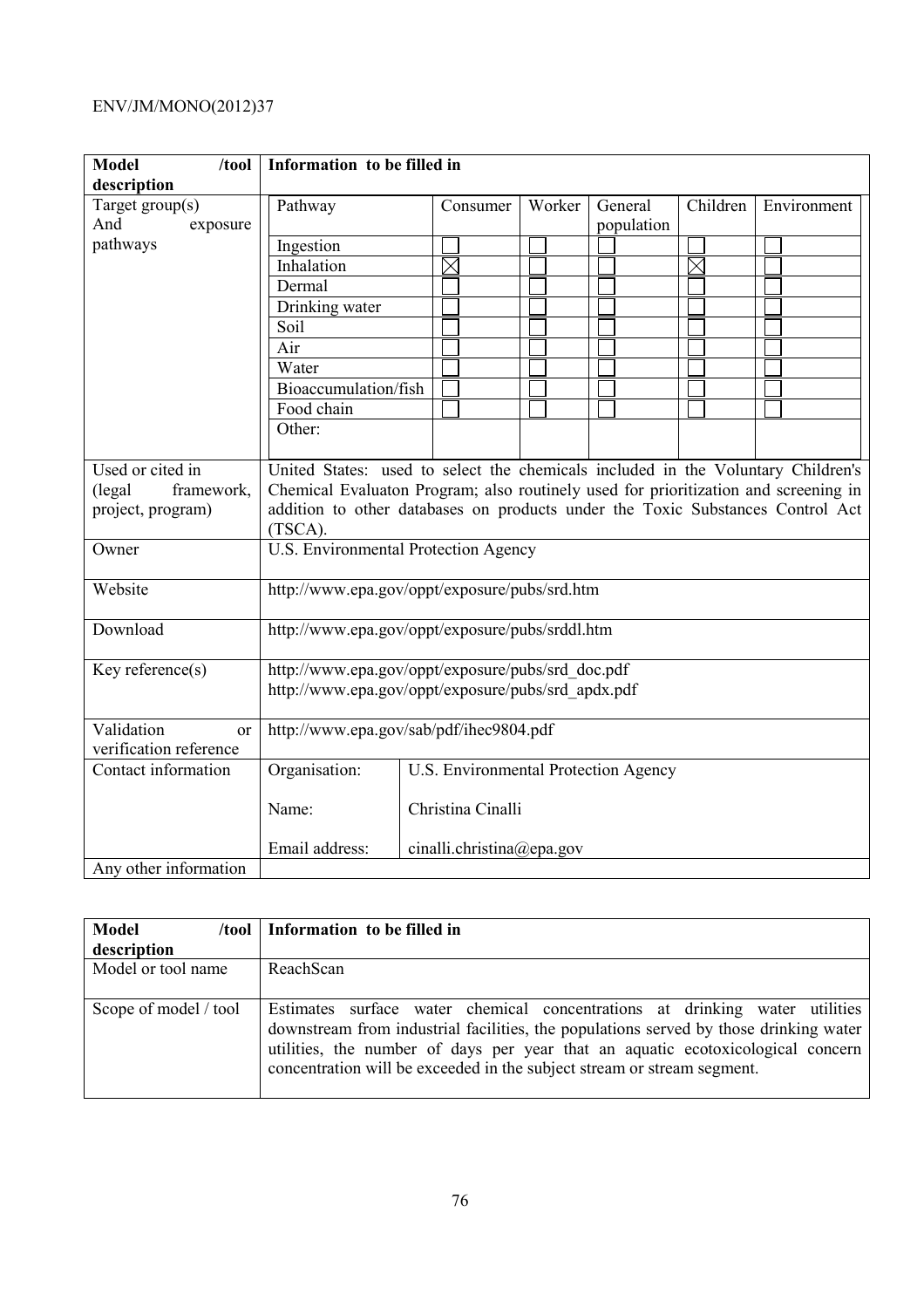<table>
<tr><th>Model /tool description</th><th colspan="6">Information to be filled in</th></tr>
<tr><td rowspan="11">Target group(s) And exposure pathways</td><td>Pathway</td><td>Consumer</td><td>Worker</td><td>General population</td><td>Children</td><td>Environment</td></tr>
<tr><td>Ingestion</td><td>☐</td><td>☐</td><td>☐</td><td>☐</td><td>☐</td></tr>
<tr><td>Inhalation</td><td>☒</td><td>☐</td><td>☐</td><td>☒</td><td>☐</td></tr>
<tr><td>Dermal</td><td>☐</td><td>☐</td><td>☐</td><td>☐</td><td>☐</td></tr>
<tr><td>Drinking water</td><td>☐</td><td>☐</td><td>☐</td><td>☐</td><td>☐</td></tr>
<tr><td>Soil</td><td>☐</td><td>☐</td><td>☐</td><td>☐</td><td>☐</td></tr>
<tr><td>Air</td><td>☐</td><td>☐</td><td>☐</td><td>☐</td><td>☐</td></tr>
<tr><td>Water</td><td>☐</td><td>☐</td><td>☐</td><td>☐</td><td>☐</td></tr>
<tr><td>Bioaccumulation/fish</td><td>☐</td><td>☐</td><td>☐</td><td>☐</td><td>☐</td></tr>
<tr><td>Food chain</td><td>☐</td><td>☐</td><td>☐</td><td>☐</td><td>☐</td></tr>
<tr><td>Other:</td><td></td><td></td><td></td><td></td><td></td></tr>
<tr><td>Used or cited in (legal framework, project, program)</td><td colspan="6">United States: used to select the chemicals included in the Voluntary Children's Chemical Evaluaton Program; also routinely used for prioritization and screening in addition to other databases on products under the Toxic Substances Control Act (TSCA).</td></tr>
<tr><td>Owner</td><td colspan="6">U.S. Environmental Protection Agency</td></tr>
<tr><td>Website</td><td colspan="6">http://www.epa.gov/oppt/exposure/pubs/srd.htm</td></tr>
<tr><td>Download</td><td colspan="6">http://www.epa.gov/oppt/exposure/pubs/srddl.htm</td></tr>
<tr><td>Key reference(s)</td><td colspan="6">http://www.epa.gov/oppt/exposure/pubs/srd_doc.pdf<br>http://www.epa.gov/oppt/exposure/pubs/srd_apdx.pdf</td></tr>
<tr><td>Validation or verification reference</td><td colspan="6">http://www.epa.gov/sab/pdf/ihec9804.pdf</td></tr>
<tr><td rowspan="3">Contact information</td><td>Organisation:</td><td colspan="5">U.S. Environmental Protection Agency</td></tr>
<tr><td>Name:</td><td colspan="5">Christina Cinalli</td></tr>
<tr><td>Email address:</td><td colspan="5">cinalli.christina@epa.gov</td></tr>
<tr><td>Any other information</td><td colspan="6"></td></tr>
</table>

| Model /tool description | Information to be filled in |
|---|---|
| Model or tool name | ReachScan |
| Scope of model / tool | Estimates surface water chemical concentrations at drinking water utilities downstream from industrial facilities, the populations served by those drinking water utilities, the number of days per year that an aquatic ecotoxicological concern concentration will be exceeded in the subject stream or stream segment. |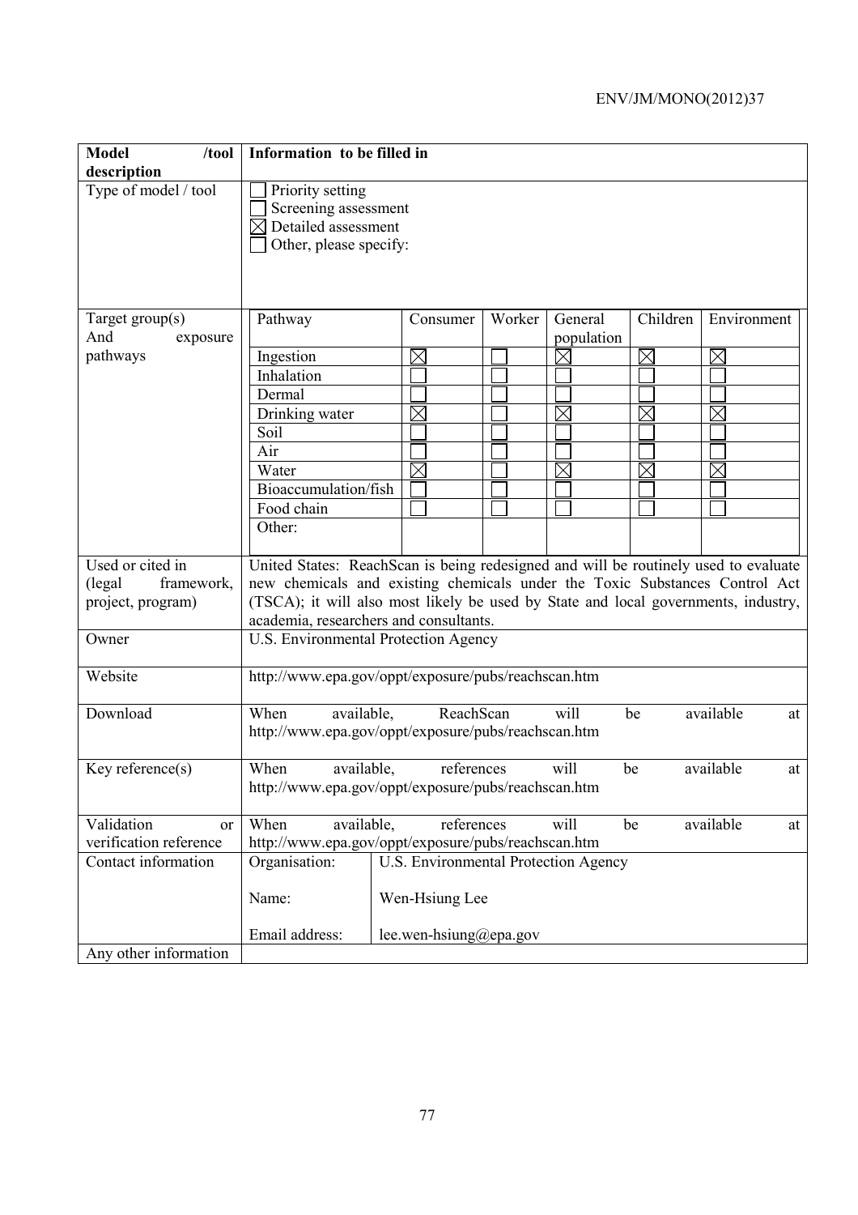| **Model /tool description** | **Information to be filled in** | | | | | |
|---|---|---|---|---|---|---|
| Type of model / tool | ☐ Priority setting<br>☐ Screening assessment<br>☒ Detailed assessment<br>☐ Other, please specify: | | | | | |
| Target group(s) And exposure pathways | Pathway | Consumer | Worker | General population | Children | Environment |
| | Ingestion | ☒ | ☐ | ☒ | ☒ | ☒ |
| | Inhalation | ☐ | ☐ | ☐ | ☐ | ☐ |
| | Dermal | ☐ | ☐ | ☐ | ☐ | ☐ |
| | Drinking water | ☒ | ☐ | ☒ | ☒ | ☒ |
| | Soil | ☐ | ☐ | ☐ | ☐ | ☐ |
| | Air | ☐ | ☐ | ☐ | ☐ | ☐ |
| | Water | ☒ | ☐ | ☒ | ☒ | ☒ |
| | Bioaccumulation/fish | ☐ | ☐ | ☐ | ☐ | ☐ |
| | Food chain | ☐ | ☐ | ☐ | ☐ | ☐ |
| | Other: | | | | | |
| Used or cited in (legal framework, project, program) | United States: ReachScan is being redesigned and will be routinely used to evaluate new chemicals and existing chemicals under the Toxic Substances Control Act (TSCA); it will also most likely be used by State and local governments, industry, academia, researchers and consultants. | | | | | |
| Owner | U.S. Environmental Protection Agency | | | | | |
| Website | http://www.epa.gov/oppt/exposure/pubs/reachscan.htm | | | | | |
| Download | When available, ReachScan will be available at http://www.epa.gov/oppt/exposure/pubs/reachscan.htm | | | | | |
| Key reference(s) | When available, references will be available at http://www.epa.gov/oppt/exposure/pubs/reachscan.htm | | | | | |
| Validation or verification reference | When available, references will be available at http://www.epa.gov/oppt/exposure/pubs/reachscan.htm | | | | | |
| Contact information | Organisation: U.S. Environmental Protection Agency<br>Name: Wen-Hsiung Lee<br>Email address: lee.wen-hsiung@epa.gov | | | | | |
| Any other information | | | | | | |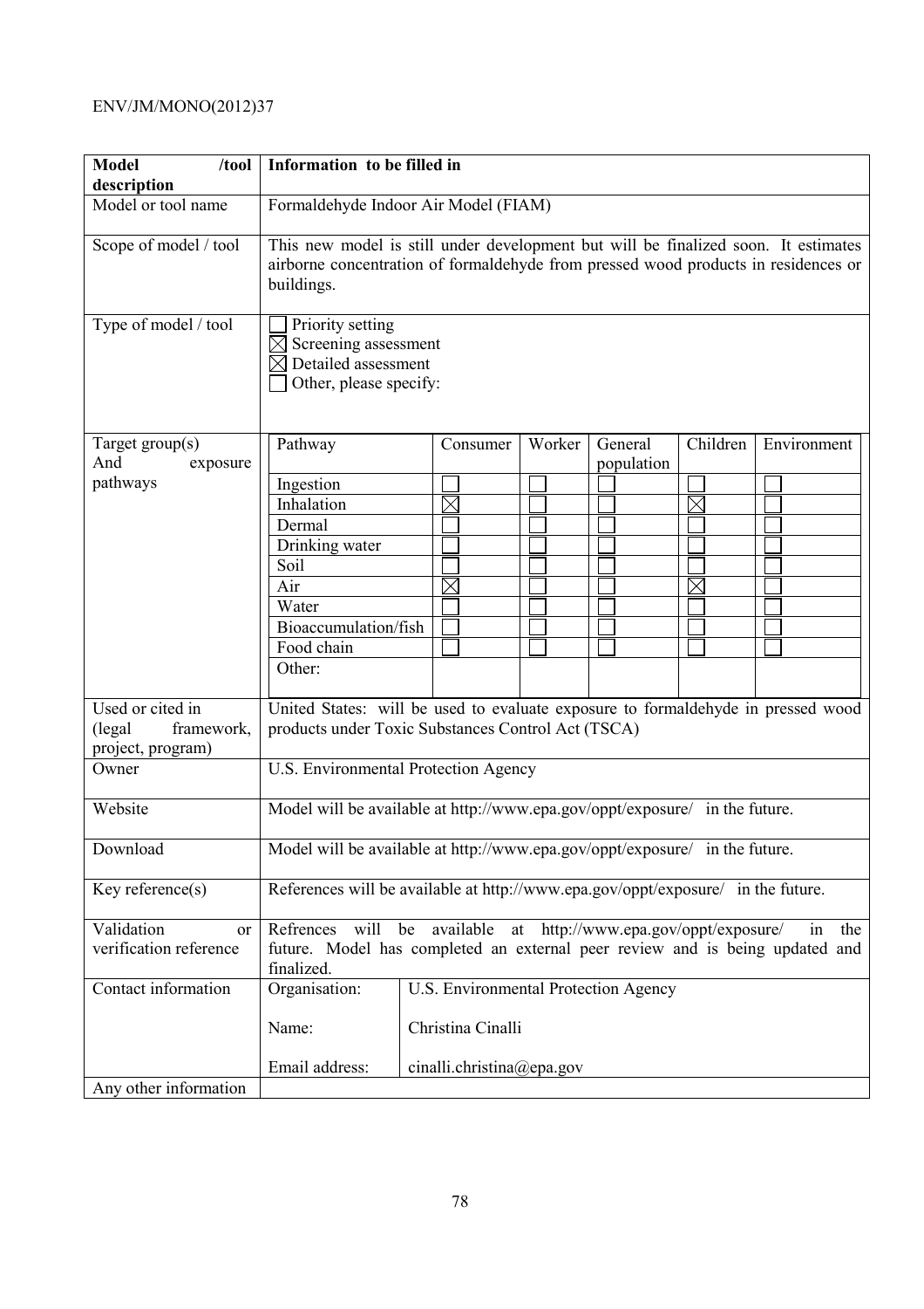| Model /tool description | Information to be filled in | | | | | |
|---|---|---|---|---|---|---|
| Model or tool name | Formaldehyde Indoor Air Model (FIAM) | | | | | |
| Scope of model / tool | This new model is still under development but will be finalized soon. It estimates airborne concentration of formaldehyde from pressed wood products in residences or buildings. | | | | | |
| Type of model / tool | ☐ Priority setting<br>☒ Screening assessment<br>☒ Detailed assessment<br>☐ Other, please specify: | | | | | |
| Target group(s) And exposure pathways | Pathway | Consumer | Worker | General population | Children | Environment |
| | Ingestion | ☐ | ☐ | ☐ | ☐ | ☐ |
| | Inhalation | ☒ | ☐ | ☐ | ☒ | ☐ |
| | Dermal | ☐ | ☐ | ☐ | ☐ | ☐ |
| | Drinking water | ☐ | ☐ | ☐ | ☐ | ☐ |
| | Soil | ☐ | ☐ | ☐ | ☐ | ☐ |
| | Air | ☒ | ☐ | ☐ | ☒ | ☐ |
| | Water | ☐ | ☐ | ☐ | ☐ | ☐ |
| | Bioaccumulation/fish | ☐ | ☐ | ☐ | ☐ | ☐ |
| | Food chain | ☐ | ☐ | ☐ | ☐ | ☐ |
| | Other: | | | | | |
| Used or cited in (legal framework, project, program) | United States: will be used to evaluate exposure to formaldehyde in pressed wood products under Toxic Substances Control Act (TSCA) | | | | | |
| Owner | U.S. Environmental Protection Agency | | | | | |
| Website | Model will be available at http://www.epa.gov/oppt/exposure/ in the future. | | | | | |
| Download | Model will be available at http://www.epa.gov/oppt/exposure/ in the future. | | | | | |
| Key reference(s) | References will be available at http://www.epa.gov/oppt/exposure/ in the future. | | | | | |
| Validation or verification reference | Refrences will be available at http://www.epa.gov/oppt/exposure/ in the future. Model has completed an external peer review and is being updated and finalized. | | | | | |
| Contact information | Organisation: | U.S. Environmental Protection Agency | | | | |
| | Name: | Christina Cinalli | | | | |
| | Email address: | cinalli.christina@epa.gov | | | | |
| Any other information | | | | | | |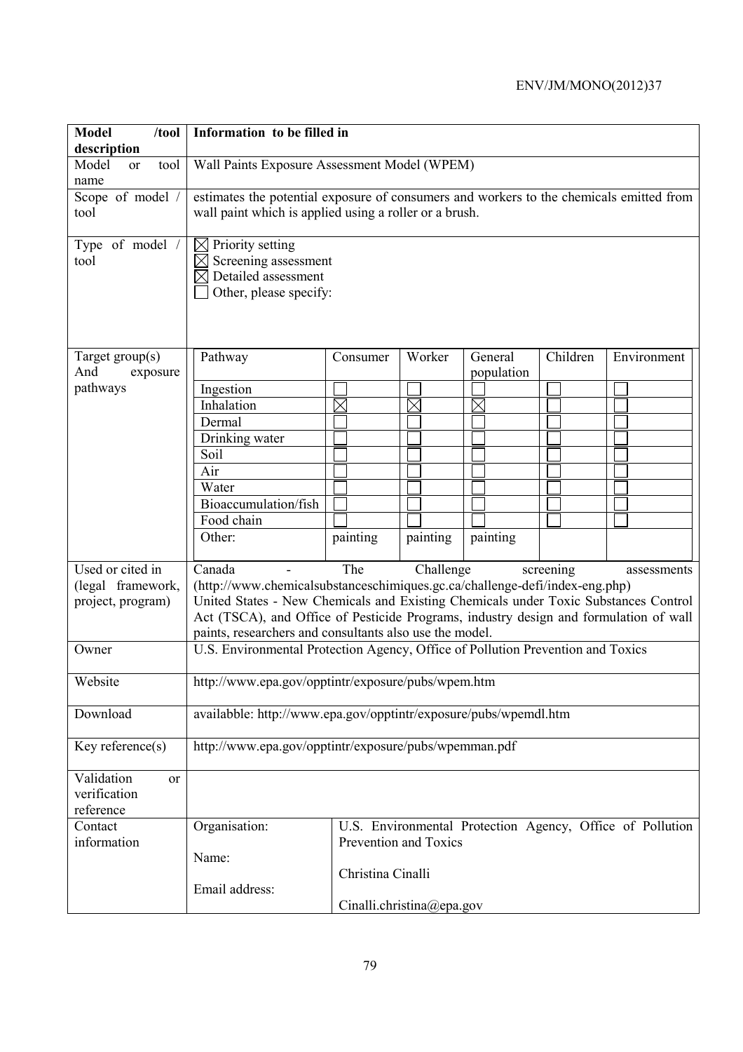| **Model /tool description** | **Information to be filled in** | | | | | |
|---|---|---|---|---|---|---|
| Model or tool name | Wall Paints Exposure Assessment Model (WPEM) | | | | | |
| Scope of model / tool | estimates the potential exposure of consumers and workers to the chemicals emitted from wall paint which is applied using a roller or a brush. | | | | | |
| Type of model / tool | ☒ Priority setting<br>☒ Screening assessment<br>☒ Detailed assessment<br>☐ Other, please specify: | | | | | |
| Target group(s) And exposure pathways | Pathway | Consumer | Worker | General population | Children | Environment |
| | Ingestion | ☐ | ☐ | ☐ | ☐ | ☐ |
| | Inhalation | ☒ | ☒ | ☒ | ☐ | ☐ |
| | Dermal | ☐ | ☐ | ☐ | ☐ | ☐ |
| | Drinking water | ☐ | ☐ | ☐ | ☐ | ☐ |
| | Soil | ☐ | ☐ | ☐ | ☐ | ☐ |
| | Air | ☐ | ☐ | ☐ | ☐ | ☐ |
| | Water | ☐ | ☐ | ☐ | ☐ | ☐ |
| | Bioaccumulation/fish | ☐ | ☐ | ☐ | ☐ | ☐ |
| | Food chain | ☐ | ☐ | ☐ | ☐ | ☐ |
| | Other: | painting | painting | painting | | |
| Used or cited in (legal framework, project, program) | Canada - The Challenge screening assessments (http://www.chemicalsubstanceschimiques.gc.ca/challenge-defi/index-eng.php)<br>United States - New Chemicals and Existing Chemicals under Toxic Substances Control Act (TSCA), and Office of Pesticide Programs, industry design and formulation of wall paints, researchers and consultants also use the model. | | | | | |
| Owner | U.S. Environmental Protection Agency, Office of Pollution Prevention and Toxics | | | | | |
| Website | http://www.epa.gov/opptintr/exposure/pubs/wpem.htm | | | | | |
| Download | availabble: http://www.epa.gov/opptintr/exposure/pubs/wpemdl.htm | | | | | |
| Key reference(s) | http://www.epa.gov/opptintr/exposure/pubs/wpemman.pdf | | | | | |
| Validation or verification reference | | | | | | |
| Contact information | Organisation:<br>Name:<br>Email address: | U.S. Environmental Protection Agency, Office of Pollution Prevention and Toxics<br>Christina Cinalli<br>Cinalli.christina@epa.gov | | | | |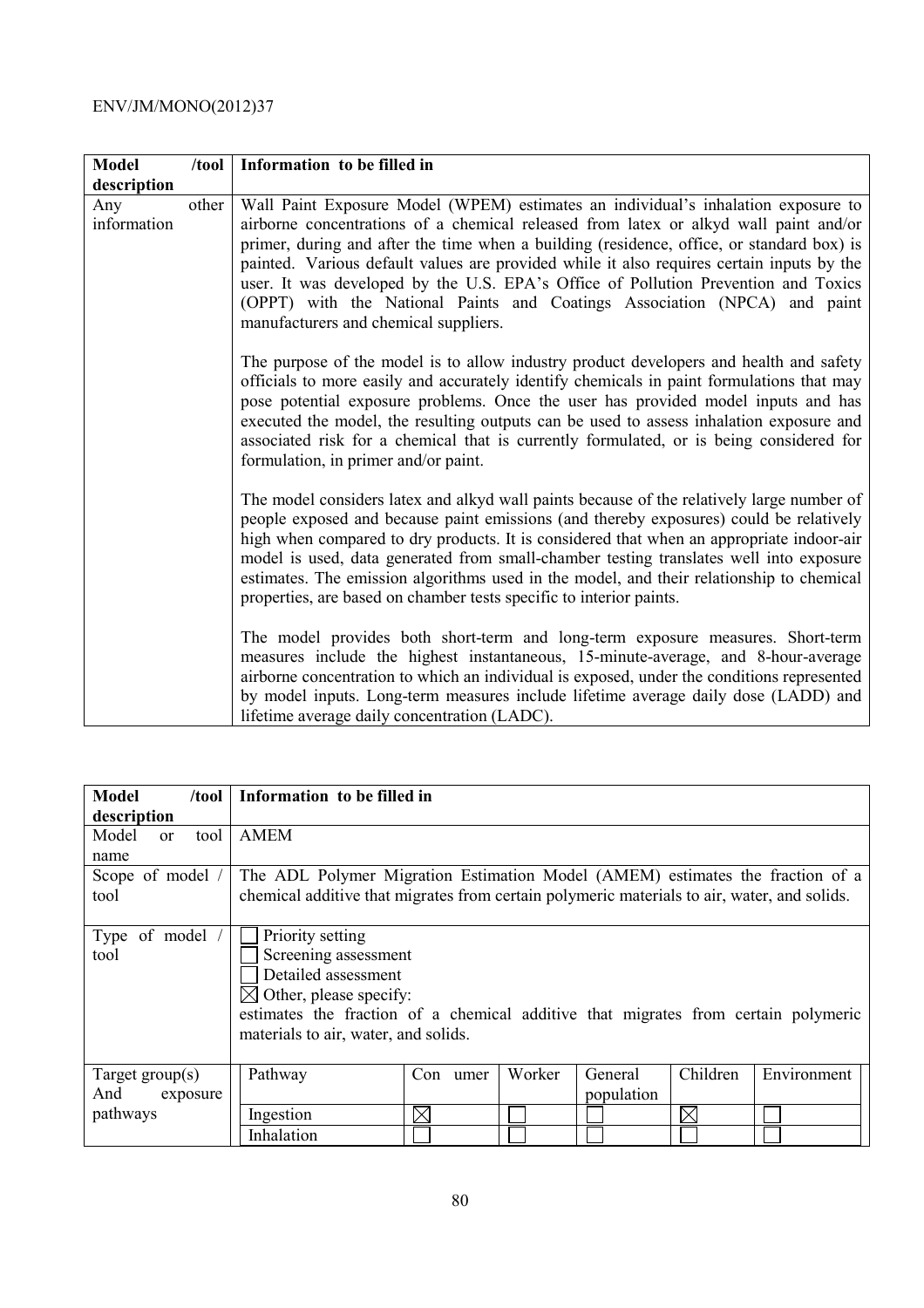| Model /tool description | Information to be filled in |
|---|---|
| Any other information | Wall Paint Exposure Model (WPEM) estimates an individual's inhalation exposure to airborne concentrations of a chemical released from latex or alkyd wall paint and/or primer, during and after the time when a building (residence, office, or standard box) is painted. Various default values are provided while it also requires certain inputs by the user. It was developed by the U.S. EPA's Office of Pollution Prevention and Toxics (OPPT) with the National Paints and Coatings Association (NPCA) and paint manufacturers and chemical suppliers.<br><br>The purpose of the model is to allow industry product developers and health and safety officials to more easily and accurately identify chemicals in paint formulations that may pose potential exposure problems. Once the user has provided model inputs and has executed the model, the resulting outputs can be used to assess inhalation exposure and associated risk for a chemical that is currently formulated, or is being considered for formulation, in primer and/or paint.<br><br>The model considers latex and alkyd wall paints because of the relatively large number of people exposed and because paint emissions (and thereby exposures) could be relatively high when compared to dry products. It is considered that when an appropriate indoor-air model is used, data generated from small-chamber testing translates well into exposure estimates. The emission algorithms used in the model, and their relationship to chemical properties, are based on chamber tests specific to interior paints.<br><br>The model provides both short-term and long-term exposure measures. Short-term measures include the highest instantaneous, 15-minute-average, and 8-hour-average airborne concentration to which an individual is exposed, under the conditions represented by model inputs. Long-term measures include lifetime average daily dose (LADD) and lifetime average daily concentration (LADC). |

| Model /tool description | Information to be filled in |
|---|---|
| Model or tool name | AMEM |
| Scope of model / tool | The ADL Polymer Migration Estimation Model (AMEM) estimates the fraction of a chemical additive that migrates from certain polymeric materials to air, water, and solids. |
| Type of model / tool | ☐ Priority setting<br>☐ Screening assessment<br>☐ Detailed assessment<br>☒ Other, please specify:<br>estimates the fraction of a chemical additive that migrates from certain polymeric materials to air, water, and solids. |
| Target group(s) And exposure pathways | see table below |

| Pathway | Con umer | Worker | General population | Children | Environment |
|---|---|---|---|---|---|
| Ingestion | ☒ | ☐ | ☐ | ☒ | ☐ |
| Inhalation | ☐ | ☐ | ☐ | ☐ | ☐ |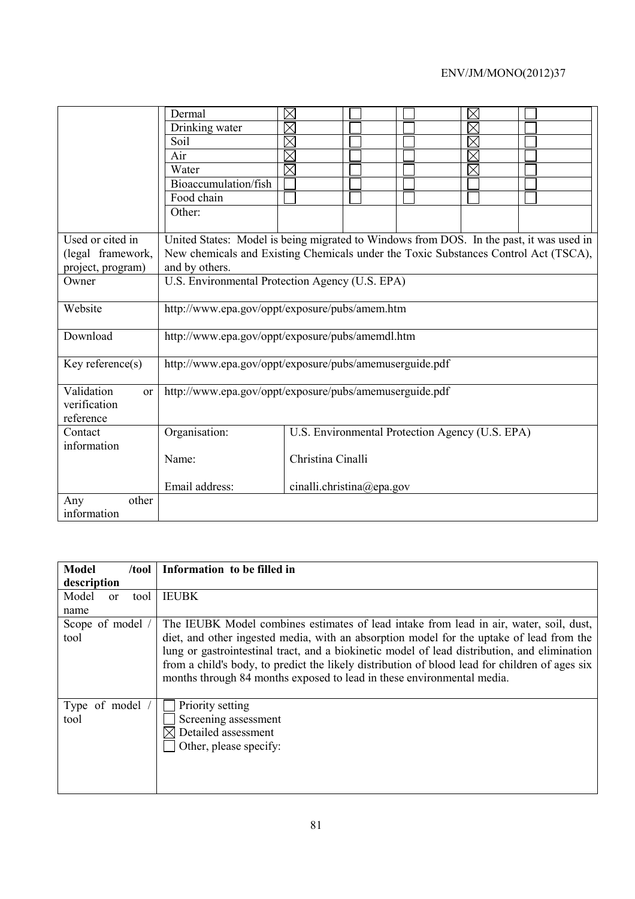| | | | | | | |
|---|---|---|---|---|---|---|
| | Dermal | ☒ | ☐ | ☐ | ☒ | ☐ |
| | Drinking water | ☒ | ☐ | ☐ | ☒ | ☐ |
| | Soil | ☒ | ☐ | ☐ | ☒ | ☐ |
| | Air | ☒ | ☐ | ☐ | ☒ | ☐ |
| | Water | ☒ | ☐ | ☐ | ☒ | ☐ |
| | Bioaccumulation/fish | ☐ | ☐ | ☐ | ☐ | ☐ |
| | Food chain | ☐ | ☐ | ☐ | ☐ | ☐ |
| | Other: | | | | | |
| Used or cited in (legal framework, project, program) | United States: Model is being migrated to Windows from DOS. In the past, it was used in New chemicals and Existing Chemicals under the Toxic Substances Control Act (TSCA), and by others. | | | | | |
| Owner | U.S. Environmental Protection Agency (U.S. EPA) | | | | | |
| Website | http://www.epa.gov/oppt/exposure/pubs/amem.htm | | | | | |
| Download | http://www.epa.gov/oppt/exposure/pubs/amemdl.htm | | | | | |
| Key reference(s) | http://www.epa.gov/oppt/exposure/pubs/amemuserguide.pdf | | | | | |
| Validation or verification reference | http://www.epa.gov/oppt/exposure/pubs/amemuserguide.pdf | | | | | |
| Contact information | Organisation: | U.S. Environmental Protection Agency (U.S. EPA) | | | | |
| | Name: | Christina Cinalli | | | | |
| | Email address: | cinalli.christina@epa.gov | | | | |
| Any other information | | | | | | |

| **Model /tool description** | **Information to be filled in** |
|---|---|
| Model or tool name | IEUBK |
| Scope of model / tool | The IEUBK Model combines estimates of lead intake from lead in air, water, soil, dust, diet, and other ingested media, with an absorption model for the uptake of lead from the lung or gastrointestinal tract, and a biokinetic model of lead distribution, and elimination from a child's body, to predict the likely distribution of blood lead for children of ages six months through 84 months exposed to lead in these environmental media. |
| Type of model / tool | ☐ Priority setting<br>☐ Screening assessment<br>☒ Detailed assessment<br>☐ Other, please specify: |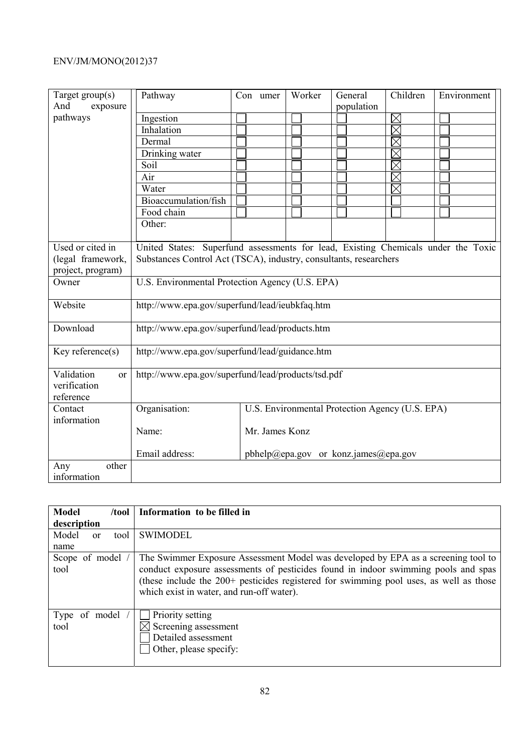| Target group(s) And exposure pathways | Pathway | Con umer | Worker | General population | Children | Environment |
|---|---|---|---|---|---|---|
| | Ingestion | ☐ | ☐ | ☐ | ☒ | ☐ |
| | Inhalation | ☐ | ☐ | ☐ | ☒ | ☐ |
| | Dermal | ☐ | ☐ | ☐ | ☒ | ☐ |
| | Drinking water | ☐ | ☐ | ☐ | ☒ | ☐ |
| | Soil | ☐ | ☐ | ☐ | ☒ | ☐ |
| | Air | ☐ | ☐ | ☐ | ☒ | ☐ |
| | Water | ☐ | ☐ | ☐ | ☒ | ☐ |
| | Bioaccumulation/fish | ☐ | ☐ | ☐ | ☐ | ☐ |
| | Food chain | ☐ | ☐ | ☐ | ☐ | ☐ |
| | Other: | | | | | |

| | | |
|---|---|---|
| Used or cited in (legal framework, project, program) | United States: Superfund assessments for lead, Existing Chemicals under the Toxic Substances Control Act (TSCA), industry, consultants, researchers | |
| Owner | U.S. Environmental Protection Agency (U.S. EPA) | |
| Website | http://www.epa.gov/superfund/lead/ieubkfaq.htm | |
| Download | http://www.epa.gov/superfund/lead/products.htm | |
| Key reference(s) | http://www.epa.gov/superfund/lead/guidance.htm | |
| Validation or verification reference | http://www.epa.gov/superfund/lead/products/tsd.pdf | |
| Contact information | Organisation: | U.S. Environmental Protection Agency (U.S. EPA) |
| | Name: | Mr. James Konz |
| | Email address: | pbhelp@epa.gov or konz.james@epa.gov |
| Any other information | | |

| **Model /tool description** | **Information to be filled in** |
|---|---|
| Model or tool name | SWIMODEL |
| Scope of model / tool | The Swimmer Exposure Assessment Model was developed by EPA as a screening tool to conduct exposure assessments of pesticides found in indoor swimming pools and spas (these include the 200+ pesticides registered for swimming pool uses, as well as those which exist in water, and run-off water). |
| Type of model / tool | ☐ Priority setting<br>☒ Screening assessment<br>☐ Detailed assessment<br>☐ Other, please specify: |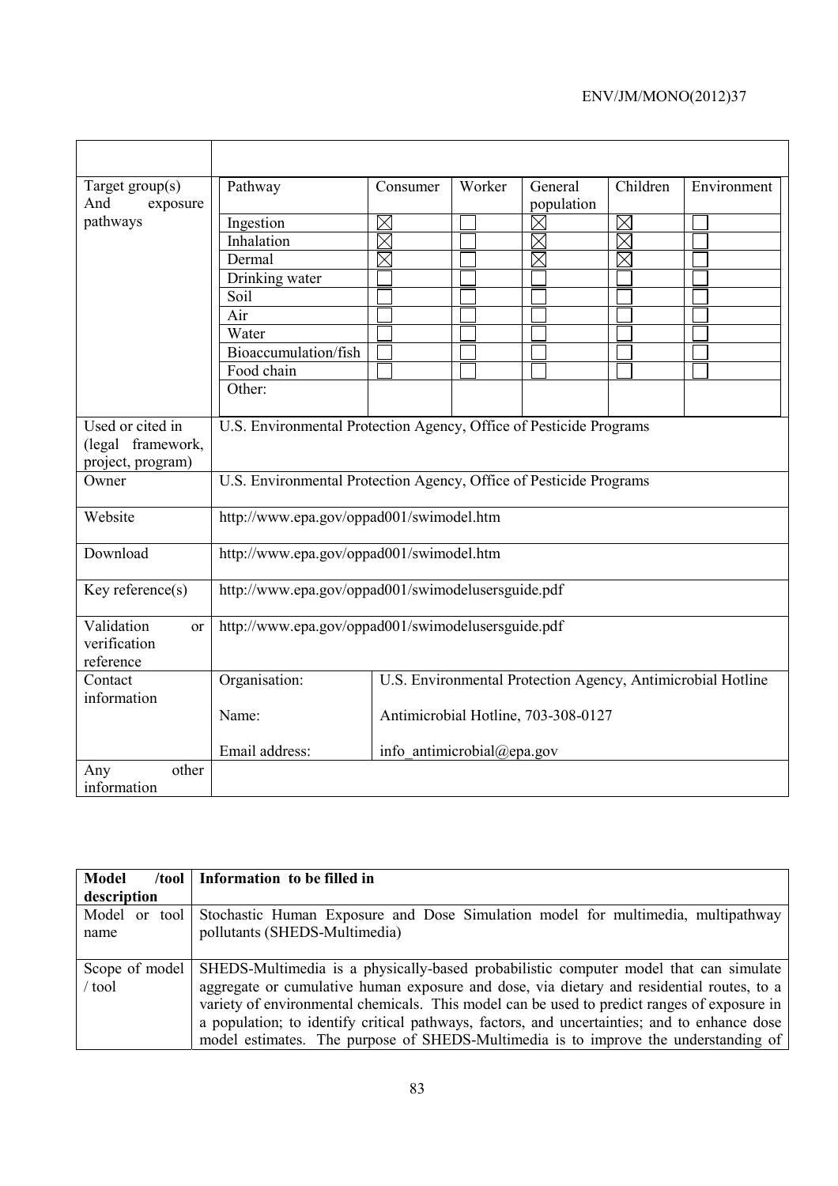| | |
|---|---|
| | |
| Target group(s) And exposure pathways | <table><tr><th>Pathway</th><th>Consumer</th><th>Worker</th><th>General population</th><th>Children</th><th>Environment</th></tr><tr><td>Ingestion</td><td>☒</td><td>☐</td><td>☒</td><td>☒</td><td>☐</td></tr><tr><td>Inhalation</td><td>☒</td><td>☐</td><td>☒</td><td>☒</td><td>☐</td></tr><tr><td>Dermal</td><td>☒</td><td>☐</td><td>☒</td><td>☒</td><td>☐</td></tr><tr><td>Drinking water</td><td>☐</td><td>☐</td><td>☐</td><td>☐</td><td>☐</td></tr><tr><td>Soil</td><td>☐</td><td>☐</td><td>☐</td><td>☐</td><td>☐</td></tr><tr><td>Air</td><td>☐</td><td>☐</td><td>☐</td><td>☐</td><td>☐</td></tr><tr><td>Water</td><td>☐</td><td>☐</td><td>☐</td><td>☐</td><td>☐</td></tr><tr><td>Bioaccumulation/fish</td><td>☐</td><td>☐</td><td>☐</td><td>☐</td><td>☐</td></tr><tr><td>Food chain</td><td>☐</td><td>☐</td><td>☐</td><td>☐</td><td>☐</td></tr><tr><td>Other:</td><td></td><td></td><td></td><td></td><td></td></tr></table> |
| Used or cited in (legal framework, project, program) | U.S. Environmental Protection Agency, Office of Pesticide Programs |
| Owner | U.S. Environmental Protection Agency, Office of Pesticide Programs |
| Website | http://www.epa.gov/oppad001/swimodel.htm |
| Download | http://www.epa.gov/oppad001/swimodel.htm |
| Key reference(s) | http://www.epa.gov/oppad001/swimodelusersguide.pdf |
| Validation or verification reference | http://www.epa.gov/oppad001/swimodelusersguide.pdf |
| Contact information | Organisation: U.S. Environmental Protection Agency, Antimicrobial Hotline<br>Name: Antimicrobial Hotline, 703-308-0127<br>Email address: info_antimicrobial@epa.gov |
| Any other information | |

| **Model /tool description** | **Information to be filled in** |
|---|---|
| Model or tool name | Stochastic Human Exposure and Dose Simulation model for multimedia, multipathway pollutants (SHEDS-Multimedia) |
| Scope of model / tool | SHEDS-Multimedia is a physically-based probabilistic computer model that can simulate aggregate or cumulative human exposure and dose, via dietary and residential routes, to a variety of environmental chemicals. This model can be used to predict ranges of exposure in a population; to identify critical pathways, factors, and uncertainties; and to enhance dose model estimates. The purpose of SHEDS-Multimedia is to improve the understanding of |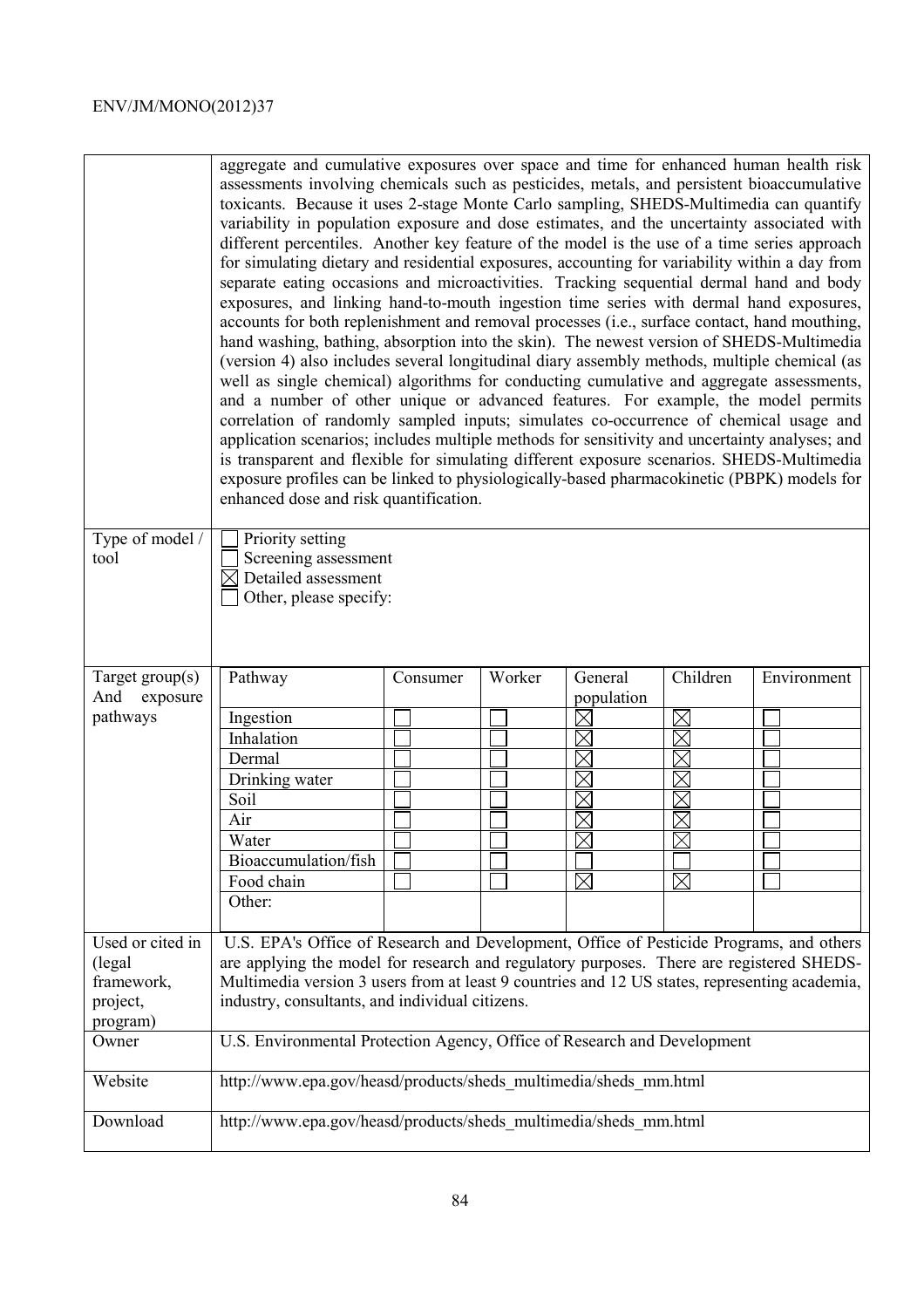| | |
|---|---|
| | aggregate and cumulative exposures over space and time for enhanced human health risk assessments involving chemicals such as pesticides, metals, and persistent bioaccumulative toxicants. Because it uses 2-stage Monte Carlo sampling, SHEDS-Multimedia can quantify variability in population exposure and dose estimates, and the uncertainty associated with different percentiles. Another key feature of the model is the use of a time series approach for simulating dietary and residential exposures, accounting for variability within a day from separate eating occasions and microactivities. Tracking sequential dermal hand and body exposures, and linking hand-to-mouth ingestion time series with dermal hand exposures, accounts for both replenishment and removal processes (i.e., surface contact, hand mouthing, hand washing, bathing, absorption into the skin). The newest version of SHEDS-Multimedia (version 4) also includes several longitudinal diary assembly methods, multiple chemical (as well as single chemical) algorithms for conducting cumulative and aggregate assessments, and a number of other unique or advanced features. For example, the model permits correlation of randomly sampled inputs; simulates co-occurrence of chemical usage and application scenarios; includes multiple methods for sensitivity and uncertainty analyses; and is transparent and flexible for simulating different exposure scenarios. SHEDS-Multimedia exposure profiles can be linked to physiologically-based pharmacokinetic (PBPK) models for enhanced dose and risk quantification. |
| Type of model / tool | ☐ Priority setting<br>☐ Screening assessment<br>☒ Detailed assessment<br>☐ Other, please specify: |

**Target group(s) And exposure pathways**

| Pathway | Consumer | Worker | General population | Children | Environment |
|---|---|---|---|---|---|
| Ingestion | ☐ | ☐ | ☒ | ☒ | ☐ |
| Inhalation | ☐ | ☐ | ☒ | ☒ | ☐ |
| Dermal | ☐ | ☐ | ☒ | ☒ | ☐ |
| Drinking water | ☐ | ☐ | ☒ | ☒ | ☐ |
| Soil | ☐ | ☐ | ☒ | ☒ | ☐ |
| Air | ☐ | ☐ | ☒ | ☒ | ☐ |
| Water | ☐ | ☐ | ☒ | ☒ | ☐ |
| Bioaccumulation/fish | ☐ | ☐ | ☐ | ☐ | ☐ |
| Food chain | ☐ | ☐ | ☒ | ☒ | ☐ |
| Other: | | | | | |

| | |
|---|---|
| Used or cited in (legal framework, project, program) | U.S. EPA's Office of Research and Development, Office of Pesticide Programs, and others are applying the model for research and regulatory purposes. There are registered SHEDS-Multimedia version 3 users from at least 9 countries and 12 US states, representing academia, industry, consultants, and individual citizens. |
| Owner | U.S. Environmental Protection Agency, Office of Research and Development |
| Website | http://www.epa.gov/heasd/products/sheds_multimedia/sheds_mm.html |
| Download | http://www.epa.gov/heasd/products/sheds_multimedia/sheds_mm.html |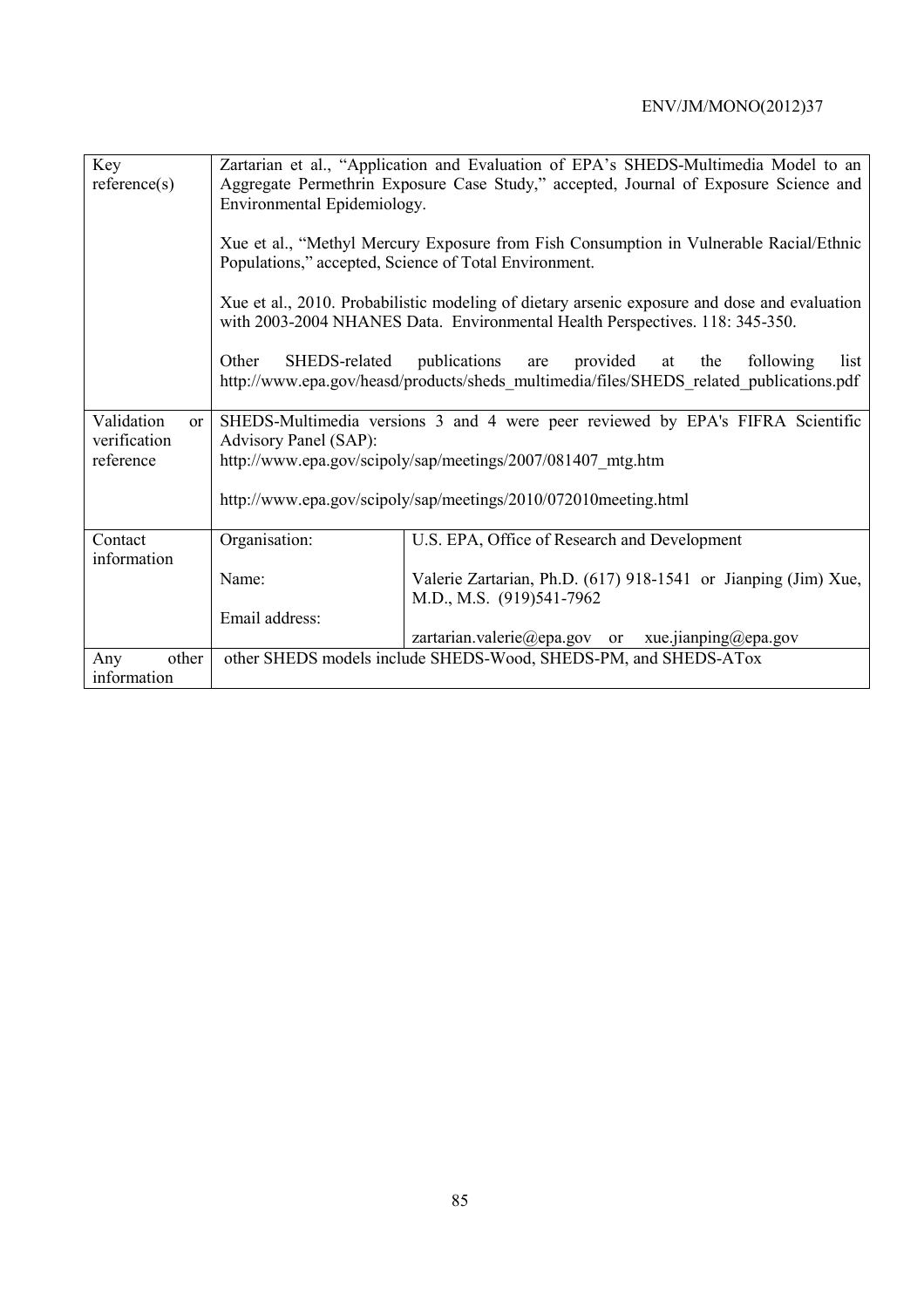| | | |
|---|---|---|
| Key reference(s) | Zartarian et al., "Application and Evaluation of EPA's SHEDS-Multimedia Model to an Aggregate Permethrin Exposure Case Study," accepted, Journal of Exposure Science and Environmental Epidemiology.<br><br>Xue et al., "Methyl Mercury Exposure from Fish Consumption in Vulnerable Racial/Ethnic Populations," accepted, Science of Total Environment.<br><br>Xue et al., 2010. Probabilistic modeling of dietary arsenic exposure and dose and evaluation with 2003-2004 NHANES Data. Environmental Health Perspectives. 118: 345-350.<br><br>Other SHEDS-related publications are provided at the following list http://www.epa.gov/heasd/products/sheds_multimedia/files/SHEDS_related_publications.pdf | |
| Validation or verification reference | SHEDS-Multimedia versions 3 and 4 were peer reviewed by EPA's FIFRA Scientific Advisory Panel (SAP):<br>http://www.epa.gov/scipoly/sap/meetings/2007/081407_mtg.htm<br><br>http://www.epa.gov/scipoly/sap/meetings/2010/072010meeting.html | |
| Contact information | Organisation: | U.S. EPA, Office of Research and Development |
| | Name: | Valerie Zartarian, Ph.D. (617) 918-1541 or Jianping (Jim) Xue, M.D., M.S. (919)541-7962 |
| | Email address: | zartarian.valerie@epa.gov or xue.jianping@epa.gov |
| Any other information | other SHEDS models include SHEDS-Wood, SHEDS-PM, and SHEDS-ATox | |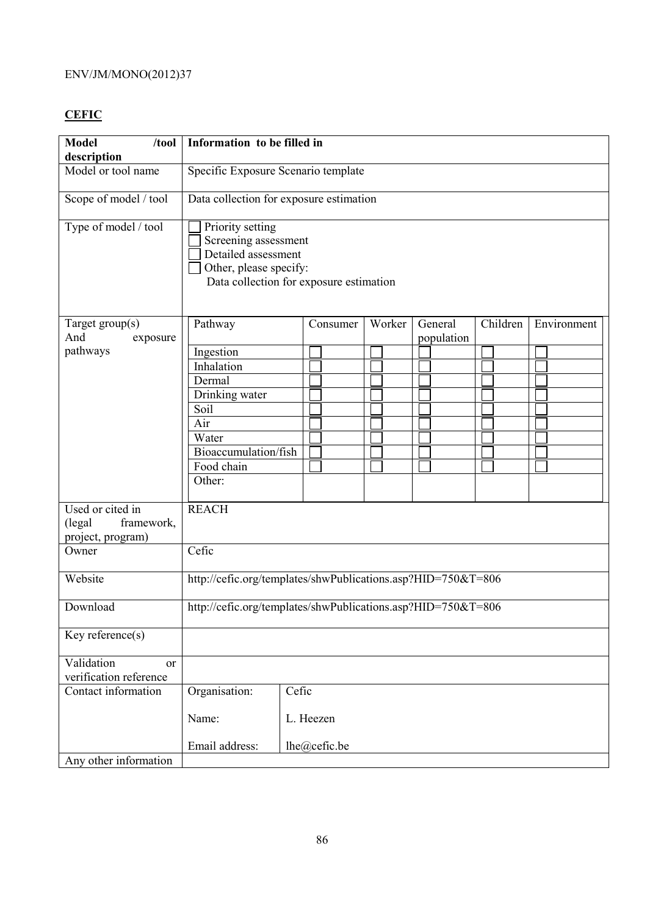**CEFIC**

| Model /tool description | Information to be filled in | | | | | |
|---|---|---|---|---|---|---|
| Model or tool name | Specific Exposure Scenario template | | | | | |
| Scope of model / tool | Data collection for exposure estimation | | | | | |
| Type of model / tool | ☐ Priority setting<br>☐ Screening assessment<br>☐ Detailed assessment<br>☐ Other, please specify:<br>Data collection for exposure estimation | | | | | |
| Target group(s) And exposure pathways | Pathway | Consumer | Worker | General population | Children | Environment |
| | Ingestion | ☐ | ☐ | ☐ | ☐ | ☐ |
| | Inhalation | ☐ | ☐ | ☐ | ☐ | ☐ |
| | Dermal | ☐ | ☐ | ☐ | ☐ | ☐ |
| | Drinking water | ☐ | ☐ | ☐ | ☐ | ☐ |
| | Soil | ☐ | ☐ | ☐ | ☐ | ☐ |
| | Air | ☐ | ☐ | ☐ | ☐ | ☐ |
| | Water | ☐ | ☐ | ☐ | ☐ | ☐ |
| | Bioaccumulation/fish | ☐ | ☐ | ☐ | ☐ | ☐ |
| | Food chain | ☐ | ☐ | ☐ | ☐ | ☐ |
| | Other: | | | | | |
| Used or cited in (legal framework, project, program) | REACH | | | | | |
| Owner | Cefic | | | | | |
| Website | http://cefic.org/templates/shwPublications.asp?HID=750&T=806 | | | | | |
| Download | http://cefic.org/templates/shwPublications.asp?HID=750&T=806 | | | | | |
| Key reference(s) | | | | | | |
| Validation or verification reference | | | | | | |
| Contact information | Organisation: Cefic<br>Name: L. Heezen<br>Email address: lhe@cefic.be | | | | | |
| Any other information | | | | | | |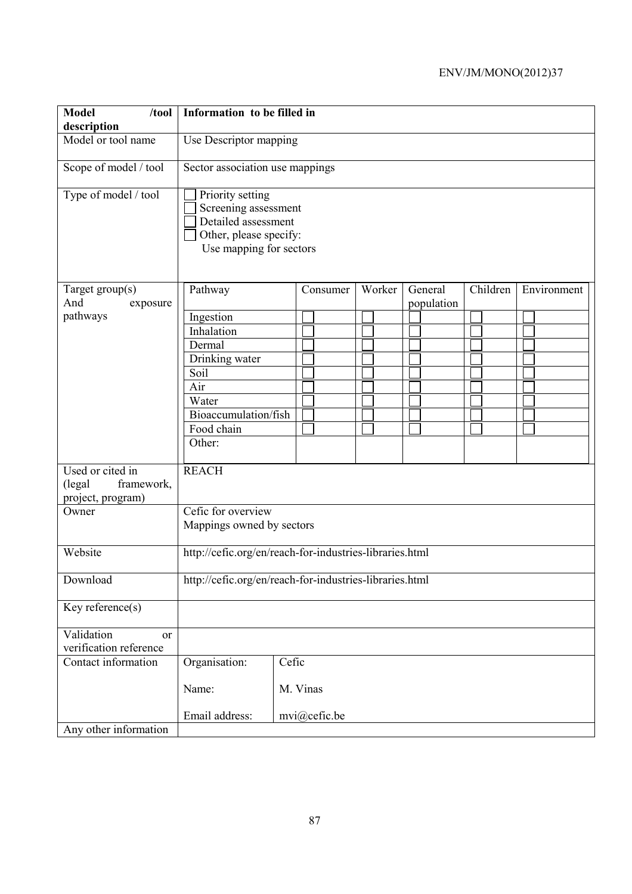| Model /tool description | Information to be filled in | | | | | |
|---|---|---|---|---|---|---|
| Model or tool name | Use Descriptor mapping | | | | | |
| Scope of model / tool | Sector association use mappings | | | | | |
| Type of model / tool | ☐ Priority setting<br>☐ Screening assessment<br>☐ Detailed assessment<br>☐ Other, please specify:<br>Use mapping for sectors | | | | | |
| Target group(s) And exposure pathways | Pathway | Consumer | Worker | General population | Children | Environment |
| | Ingestion | ☐ | ☐ | ☐ | ☐ | ☐ |
| | Inhalation | ☐ | ☐ | ☐ | ☐ | ☐ |
| | Dermal | ☐ | ☐ | ☐ | ☐ | ☐ |
| | Drinking water | ☐ | ☐ | ☐ | ☐ | ☐ |
| | Soil | ☐ | ☐ | ☐ | ☐ | ☐ |
| | Air | ☐ | ☐ | ☐ | ☐ | ☐ |
| | Water | ☐ | ☐ | ☐ | ☐ | ☐ |
| | Bioaccumulation/fish | ☐ | ☐ | ☐ | ☐ | ☐ |
| | Food chain | ☐ | ☐ | ☐ | ☐ | ☐ |
| | Other: | | | | | |
| Used or cited in (legal framework, project, program) | REACH | | | | | |
| Owner | Cefic for overview<br>Mappings owned by sectors | | | | | |
| Website | http://cefic.org/en/reach-for-industries-libraries.html | | | | | |
| Download | http://cefic.org/en/reach-for-industries-libraries.html | | | | | |
| Key reference(s) | | | | | | |
| Validation or verification reference | | | | | | |
| Contact information | Organisation: | Cefic | | | | |
| | Name: | M. Vinas | | | | |
| | Email address: | mvi@cefic.be | | | | |
| Any other information | | | | | | |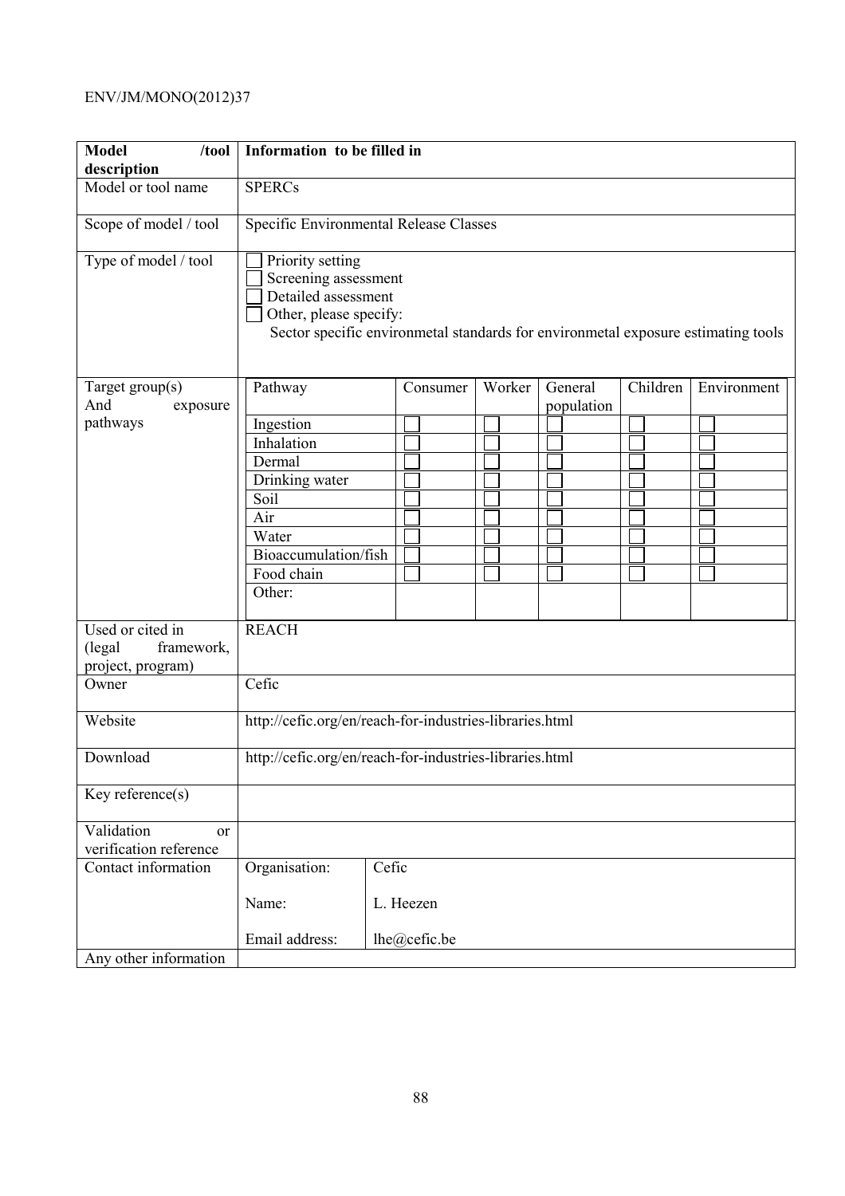| Model /tool description | Information to be filled in |
|---|---|
| Model or tool name | SPERCs |
| Scope of model / tool | Specific Environmental Release Classes |
| Type of model / tool | ☐ Priority setting<br>☐ Screening assessment<br>☐ Detailed assessment<br>☐ Other, please specify:<br>Sector specific environmetal standards for environmetal exposure estimating tools |
| Target group(s) And exposure pathways | (see table below) |
| Used or cited in (legal framework, project, program) | REACH |
| Owner | Cefic |
| Website | http://cefic.org/en/reach-for-industries-libraries.html |
| Download | http://cefic.org/en/reach-for-industries-libraries.html |
| Key reference(s) | |
| Validation or verification reference | |
| Contact information | Organisation: Cefic<br>Name: L. Heezen<br>Email address: lhe@cefic.be |
| Any other information | |

Target group(s) and exposure pathways:

| Pathway | Consumer | Worker | General population | Children | Environment |
|---|---|---|---|---|---|
| Ingestion | ☐ | ☐ | ☐ | ☐ | ☐ |
| Inhalation | ☐ | ☐ | ☐ | ☐ | ☐ |
| Dermal | ☐ | ☐ | ☐ | ☐ | ☐ |
| Drinking water | ☐ | ☐ | ☐ | ☐ | ☐ |
| Soil | ☐ | ☐ | ☐ | ☐ | ☐ |
| Air | ☐ | ☐ | ☐ | ☐ | ☐ |
| Water | ☐ | ☐ | ☐ | ☐ | ☐ |
| Bioaccumulation/fish | ☐ | ☐ | ☐ | ☐ | ☐ |
| Food chain | ☐ | ☐ | ☐ | ☐ | ☐ |
| Other: | | | | | |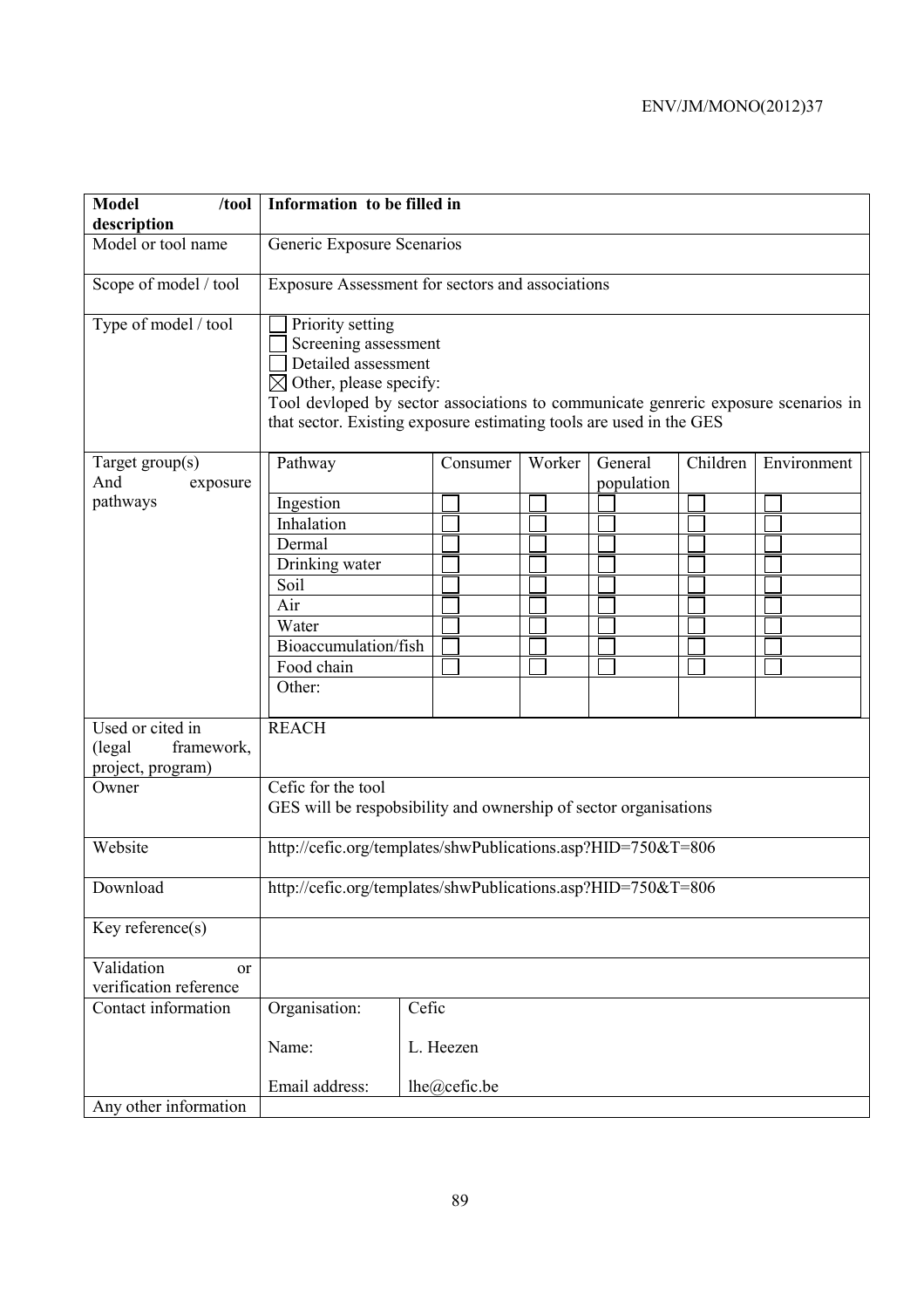| Model /tool description | Information to be filled in | | | | | |
|---|---|---|---|---|---|---|
| Model or tool name | Generic Exposure Scenarios | | | | | |
| Scope of model / tool | Exposure Assessment for sectors and associations | | | | | |
| Type of model / tool | ☐ Priority setting<br>☐ Screening assessment<br>☐ Detailed assessment<br>☒ Other, please specify:<br>Tool devloped by sector associations to communicate genreric exposure scenarios in that sector. Existing exposure estimating tools are used in the GES | | | | | |
| Target group(s) And exposure pathways | Pathway | Consumer | Worker | General population | Children | Environment |
| | Ingestion | ☐ | ☐ | ☐ | ☐ | ☐ |
| | Inhalation | ☐ | ☐ | ☐ | ☐ | ☐ |
| | Dermal | ☐ | ☐ | ☐ | ☐ | ☐ |
| | Drinking water | ☐ | ☐ | ☐ | ☐ | ☐ |
| | Soil | ☐ | ☐ | ☐ | ☐ | ☐ |
| | Air | ☐ | ☐ | ☐ | ☐ | ☐ |
| | Water | ☐ | ☐ | ☐ | ☐ | ☐ |
| | Bioaccumulation/fish | ☐ | ☐ | ☐ | ☐ | ☐ |
| | Food chain | ☐ | ☐ | ☐ | ☐ | ☐ |
| | Other: | | | | | |
| Used or cited in (legal framework, project, program) | REACH | | | | | |
| Owner | Cefic for the tool<br>GES will be respobsibility and ownership of sector organisations | | | | | |
| Website | http://cefic.org/templates/shwPublications.asp?HID=750&T=806 | | | | | |
| Download | http://cefic.org/templates/shwPublications.asp?HID=750&T=806 | | | | | |
| Key reference(s) | | | | | | |
| Validation or verification reference | | | | | | |
| Contact information | Organisation: Cefic<br>Name: L. Heezen<br>Email address: lhe@cefic.be | | | | | |
| Any other information | | | | | | |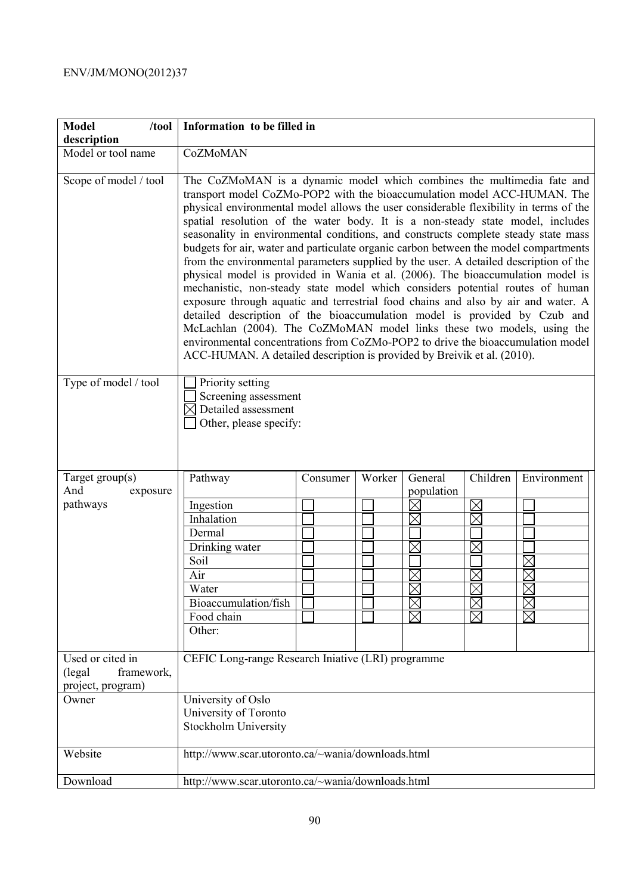| Model /tool description | Information to be filled in |
|---|---|
| Model or tool name | CoZMoMAN |
| Scope of model / tool | The CoZMoMAN is a dynamic model which combines the multimedia fate and transport model CoZMo-POP2 with the bioaccumulation model ACC-HUMAN. The physical environmental model allows the user considerable flexibility in terms of the spatial resolution of the water body. It is a non-steady state model, includes seasonality in environmental conditions, and constructs complete steady state mass budgets for air, water and particulate organic carbon between the model compartments from the environmental parameters supplied by the user. A detailed description of the physical model is provided in Wania et al. (2006). The bioaccumulation model is mechanistic, non-steady state model which considers potential routes of human exposure through aquatic and terrestrial food chains and also by air and water. A detailed description of the bioaccumulation model is provided by Czub and McLachlan (2004). The CoZMoMAN model links these two models, using the environmental concentrations from CoZMo-POP2 to drive the bioaccumulation model ACC-HUMAN. A detailed description is provided by Breivik et al. (2010). |
| Type of model / tool | ☐ Priority setting<br>☐ Screening assessment<br>☒ Detailed assessment<br>☐ Other, please specify: |
| Target group(s) And exposure pathways | (see table below) |
| Used or cited in (legal framework, project, program) | CEFIC Long-range Research Iniative (LRI) programme |
| Owner | University of Oslo<br>University of Toronto<br>Stockholm University |
| Website | http://www.scar.utoronto.ca/~wania/downloads.html |
| Download | http://www.scar.utoronto.ca/~wania/downloads.html |

| Pathway | Consumer | Worker | General population | Children | Environment |
|---|---|---|---|---|---|
| Ingestion | ☐ | ☐ | ☒ | ☒ | ☐ |
| Inhalation | ☐ | ☐ | ☒ | ☒ | ☐ |
| Dermal | ☐ | ☐ | ☐ | ☐ | ☐ |
| Drinking water | ☐ | ☐ | ☒ | ☒ | ☐ |
| Soil | ☐ | ☐ | ☐ | ☐ | ☒ |
| Air | ☐ | ☐ | ☒ | ☒ | ☒ |
| Water | ☐ | ☐ | ☒ | ☒ | ☒ |
| Bioaccumulation/fish | ☐ | ☐ | ☒ | ☒ | ☒ |
| Food chain | ☐ | ☐ | ☒ | ☒ | ☒ |
| Other: | | | | | |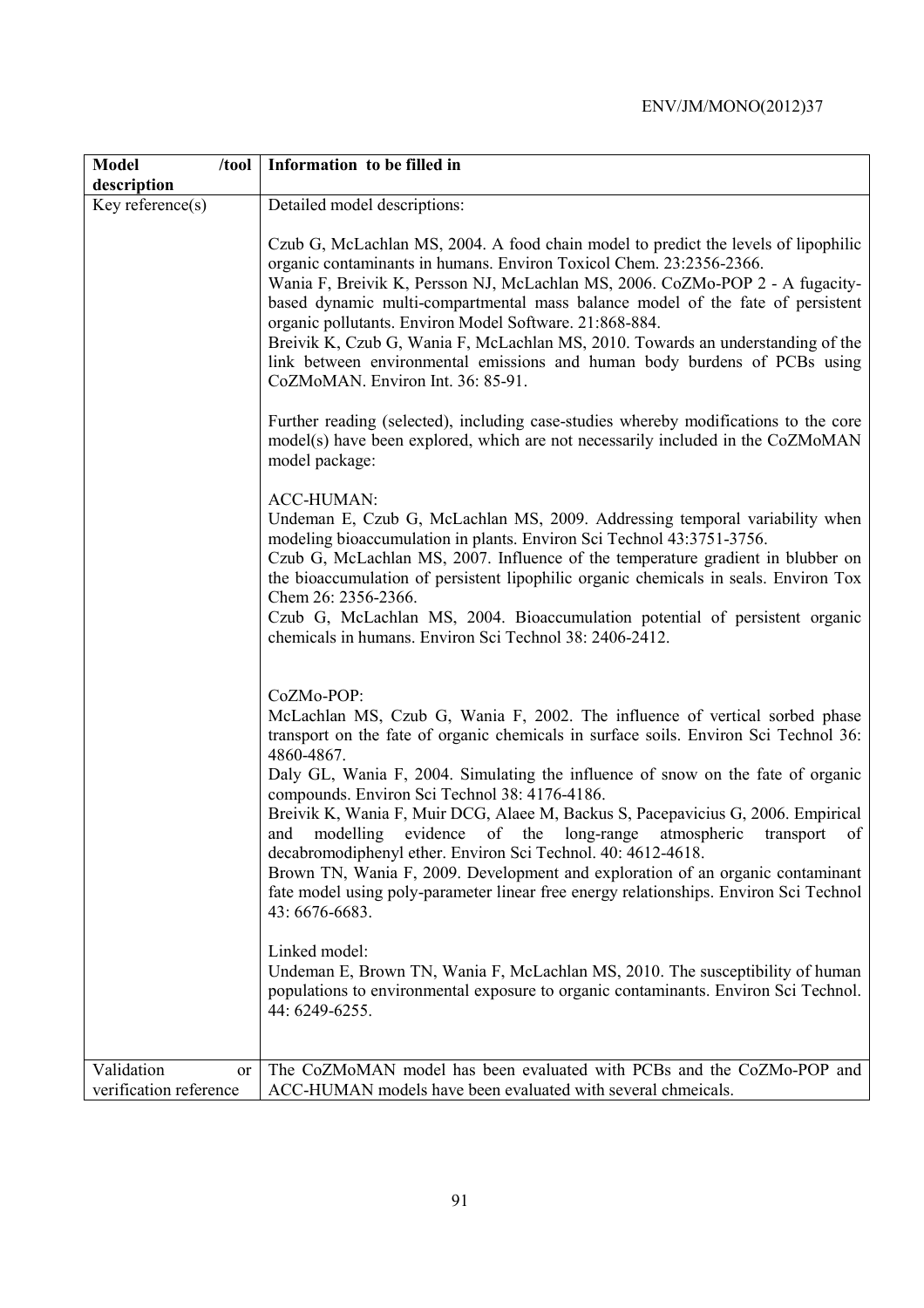| Model /tool description | Information to be filled in |
|---|---|
| Key reference(s) | Detailed model descriptions:<br><br>Czub G, McLachlan MS, 2004. A food chain model to predict the levels of lipophilic organic contaminants in humans. Environ Toxicol Chem. 23:2356-2366.<br>Wania F, Breivik K, Persson NJ, McLachlan MS, 2006. CoZMo-POP 2 - A fugacity-based dynamic multi-compartmental mass balance model of the fate of persistent organic pollutants. Environ Model Software. 21:868-884.<br>Breivik K, Czub G, Wania F, McLachlan MS, 2010. Towards an understanding of the link between environmental emissions and human body burdens of PCBs using CoZMoMAN. Environ Int. 36: 85-91.<br><br>Further reading (selected), including case-studies whereby modifications to the core model(s) have been explored, which are not necessarily included in the CoZMoMAN model package:<br><br>ACC-HUMAN:<br>Undeman E, Czub G, McLachlan MS, 2009. Addressing temporal variability when modeling bioaccumulation in plants. Environ Sci Technol 43:3751-3756.<br>Czub G, McLachlan MS, 2007. Influence of the temperature gradient in blubber on the bioaccumulation of persistent lipophilic organic chemicals in seals. Environ Tox Chem 26: 2356-2366.<br>Czub G, McLachlan MS, 2004. Bioaccumulation potential of persistent organic chemicals in humans. Environ Sci Technol 38: 2406-2412.<br><br>CoZMo-POP:<br>McLachlan MS, Czub G, Wania F, 2002. The influence of vertical sorbed phase transport on the fate of organic chemicals in surface soils. Environ Sci Technol 36: 4860-4867.<br>Daly GL, Wania F, 2004. Simulating the influence of snow on the fate of organic compounds. Environ Sci Technol 38: 4176-4186.<br>Breivik K, Wania F, Muir DCG, Alaee M, Backus S, Pacepavicius G, 2006. Empirical and modelling evidence of the long-range atmospheric transport of decabromodiphenyl ether. Environ Sci Technol. 40: 4612-4618.<br>Brown TN, Wania F, 2009. Development and exploration of an organic contaminant fate model using poly-parameter linear free energy relationships. Environ Sci Technol 43: 6676-6683.<br><br>Linked model:<br>Undeman E, Brown TN, Wania F, McLachlan MS, 2010. The susceptibility of human populations to environmental exposure to organic contaminants. Environ Sci Technol. 44: 6249-6255. |
| Validation or verification reference | The CoZMoMAN model has been evaluated with PCBs and the CoZMo-POP and ACC-HUMAN models have been evaluated with several chmeicals. |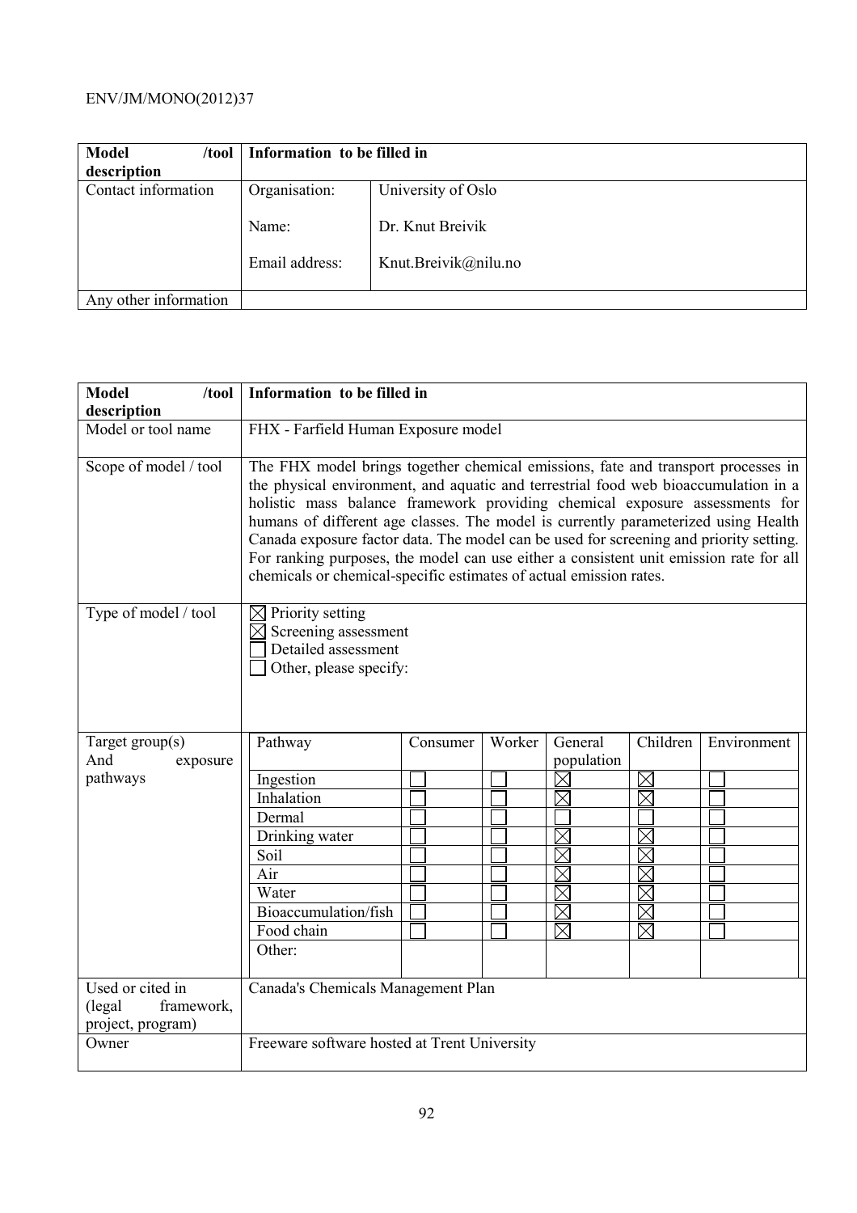| Model /tool description | Information to be filled in | |
|---|---|---|
| Contact information | Organisation: | University of Oslo |
| | Name: | Dr. Knut Breivik |
| | Email address: | Knut.Breivik@nilu.no |
| Any other information | | |

| Model /tool description | Information to be filled in |
|---|---|
| Model or tool name | FHX - Farfield Human Exposure model |
| Scope of model / tool | The FHX model brings together chemical emissions, fate and transport processes in the physical environment, and aquatic and terrestrial food web bioaccumulation in a holistic mass balance framework providing chemical exposure assessments for humans of different age classes. The model is currently parameterized using Health Canada exposure factor data. The model can be used for screening and priority setting. For ranking purposes, the model can use either a consistent unit emission rate for all chemicals or chemical-specific estimates of actual emission rates. |
| Type of model / tool | ☒ Priority setting<br>☒ Screening assessment<br>☐ Detailed assessment<br>☐ Other, please specify: |

**Target group(s) And exposure pathways**

| Pathway | Consumer | Worker | General population | Children | Environment |
|---|---|---|---|---|---|
| Ingestion | ☐ | ☐ | ☒ | ☒ | ☐ |
| Inhalation | ☐ | ☐ | ☒ | ☒ | ☐ |
| Dermal | ☐ | ☐ | ☐ | ☐ | ☐ |
| Drinking water | ☐ | ☐ | ☒ | ☒ | ☐ |
| Soil | ☐ | ☐ | ☒ | ☒ | ☐ |
| Air | ☐ | ☐ | ☒ | ☒ | ☐ |
| Water | ☐ | ☐ | ☒ | ☒ | ☐ |
| Bioaccumulation/fish | ☐ | ☐ | ☒ | ☒ | ☐ |
| Food chain | ☐ | ☐ | ☒ | ☒ | ☐ |
| Other: | | | | | |

| Model /tool description | Information to be filled in |
|---|---|
| Used or cited in (legal framework, project, program) | Canada's Chemicals Management Plan |
| Owner | Freeware software hosted at Trent University |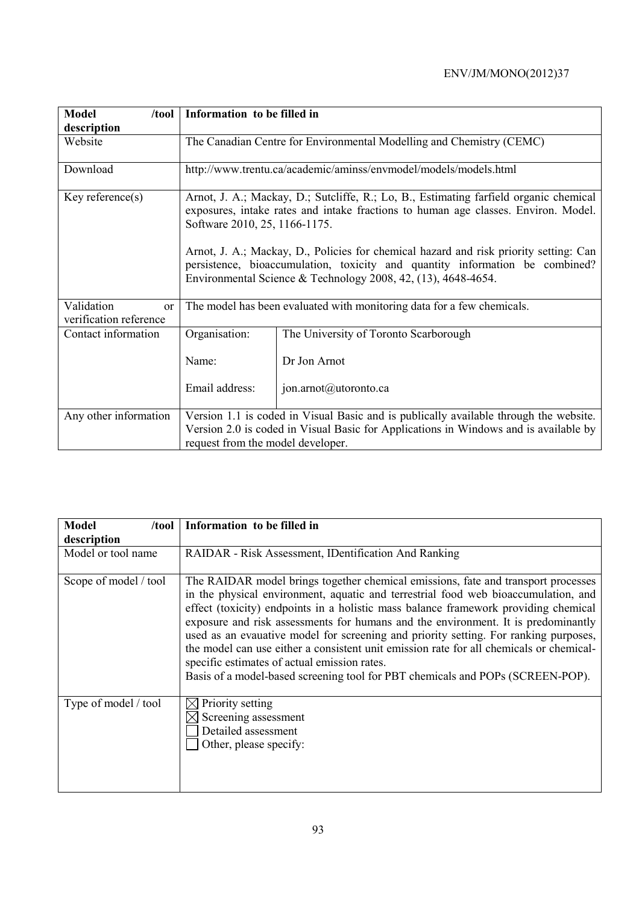| **Model /tool description** | **Information to be filled in** | |
|---|---|---|
| Website | The Canadian Centre for Environmental Modelling and Chemistry (CEMC) | |
| Download | http://www.trentu.ca/academic/aminss/envmodel/models/models.html | |
| Key reference(s) | Arnot, J. A.; Mackay, D.; Sutcliffe, R.; Lo, B., Estimating farfield organic chemical exposures, intake rates and intake fractions to human age classes. Environ. Model. Software 2010, 25, 1166-1175.<br><br>Arnot, J. A.; Mackay, D., Policies for chemical hazard and risk priority setting: Can persistence, bioaccumulation, toxicity and quantity information be combined? Environmental Science & Technology 2008, 42, (13), 4648-4654. | |
| Validation or verification reference | The model has been evaluated with monitoring data for a few chemicals. | |
| Contact information | Organisation:<br><br>Name:<br><br>Email address: | The University of Toronto Scarborough<br><br>Dr Jon Arnot<br><br>jon.arnot@utoronto.ca |
| Any other information | Version 1.1 is coded in Visual Basic and is publically available through the website. Version 2.0 is coded in Visual Basic for Applications in Windows and is available by request from the model developer. | |

| **Model /tool description** | **Information to be filled in** |
|---|---|
| Model or tool name | RAIDAR - Risk Assessment, IDentification And Ranking |
| Scope of model / tool | The RAIDAR model brings together chemical emissions, fate and transport processes in the physical environment, aquatic and terrestrial food web bioaccumulation, and effect (toxicity) endpoints in a holistic mass balance framework providing chemical exposure and risk assessments for humans and the environment. It is predominantly used as an evauative model for screening and priority setting. For ranking purposes, the model can use either a consistent unit emission rate for all chemicals or chemical-specific estimates of actual emission rates.<br>Basis of a model-based screening tool for PBT chemicals and POPs (SCREEN-POP). |
| Type of model / tool | ☒ Priority setting<br>☒ Screening assessment<br>☐ Detailed assessment<br>☐ Other, please specify: |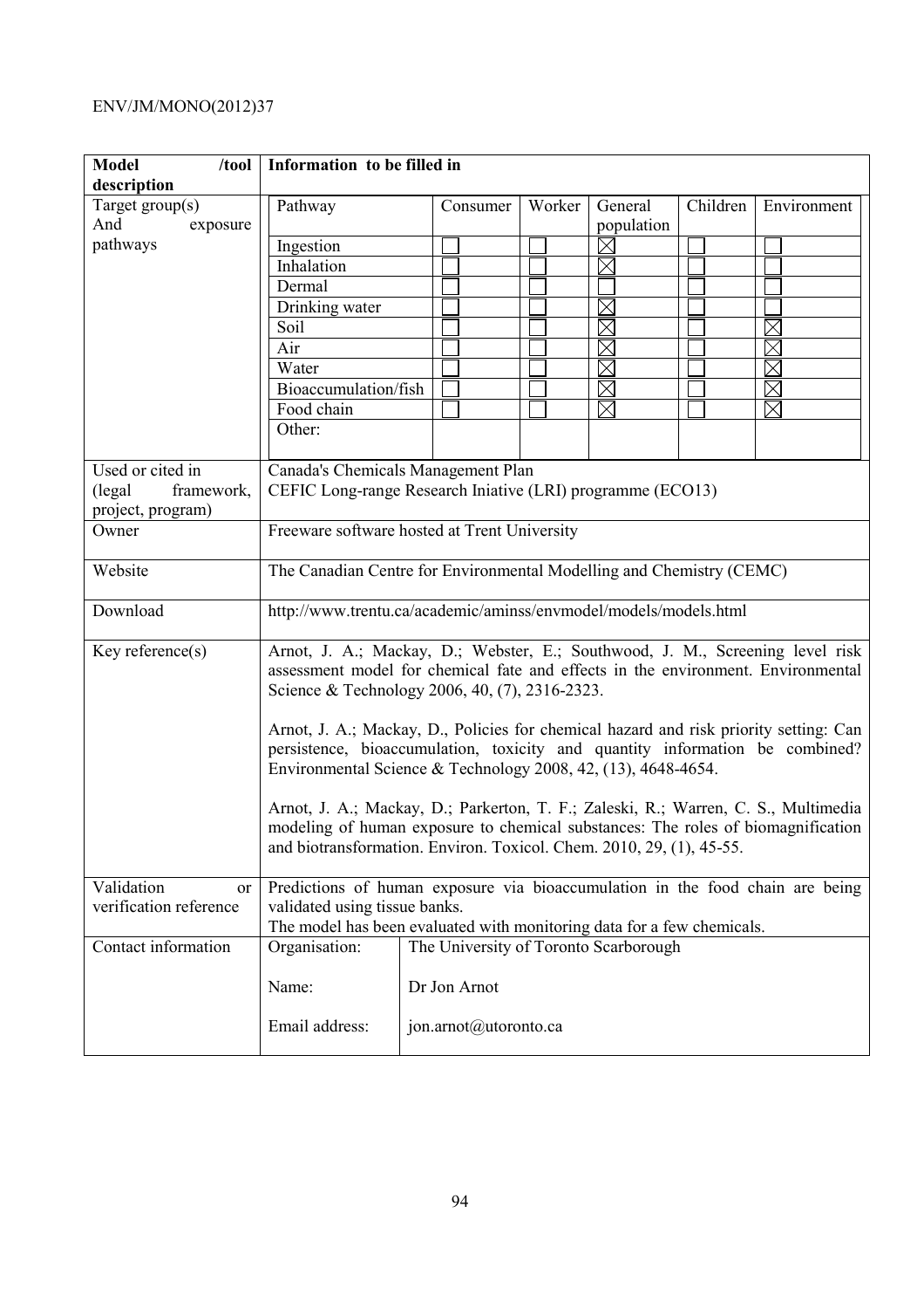| Model /tool description | Information to be filled in | | | | | | |
|---|---|---|---|---|---|---|---|
| Target group(s) And exposure pathways | Pathway | Consumer | Worker | General population | Children | Environment |
| | Ingestion | ☐ | ☐ | ☒ | ☐ | ☐ |
| | Inhalation | ☐ | ☐ | ☒ | ☐ | ☐ |
| | Dermal | ☐ | ☐ | ☐ | ☐ | ☐ |
| | Drinking water | ☐ | ☐ | ☒ | ☐ | ☐ |
| | Soil | ☐ | ☐ | ☒ | ☐ | ☒ |
| | Air | ☐ | ☐ | ☒ | ☐ | ☒ |
| | Water | ☐ | ☐ | ☒ | ☐ | ☒ |
| | Bioaccumulation/fish | ☐ | ☐ | ☒ | ☐ | ☒ |
| | Food chain | ☐ | ☐ | ☒ | ☐ | ☒ |
| | Other: | | | | | |
| Used or cited in (legal framework, project, program) | Canada's Chemicals Management Plan<br>CEFIC Long-range Research Iniative (LRI) programme (ECO13) | | | | | |
| Owner | Freeware software hosted at Trent University | | | | | |
| Website | The Canadian Centre for Environmental Modelling and Chemistry (CEMC) | | | | | |
| Download | http://www.trentu.ca/academic/aminss/envmodel/models/models.html | | | | | |
| Key reference(s) | Arnot, J. A.; Mackay, D.; Webster, E.; Southwood, J. M., Screening level risk assessment model for chemical fate and effects in the environment. Environmental Science & Technology 2006, 40, (7), 2316-2323.<br><br>Arnot, J. A.; Mackay, D., Policies for chemical hazard and risk priority setting: Can persistence, bioaccumulation, toxicity and quantity information be combined? Environmental Science & Technology 2008, 42, (13), 4648-4654.<br><br>Arnot, J. A.; Mackay, D.; Parkerton, T. F.; Zaleski, R.; Warren, C. S., Multimedia modeling of human exposure to chemical substances: The roles of biomagnification and biotransformation. Environ. Toxicol. Chem. 2010, 29, (1), 45-55. | | | | | |
| Validation or verification reference | Predictions of human exposure via bioaccumulation in the food chain are being validated using tissue banks.<br>The model has been evaluated with monitoring data for a few chemicals. | | | | | |
| Contact information | Organisation: | The University of Toronto Scarborough | | | | |
| | Name: | Dr Jon Arnot | | | | |
| | Email address: | jon.arnot@utoronto.ca | | | | |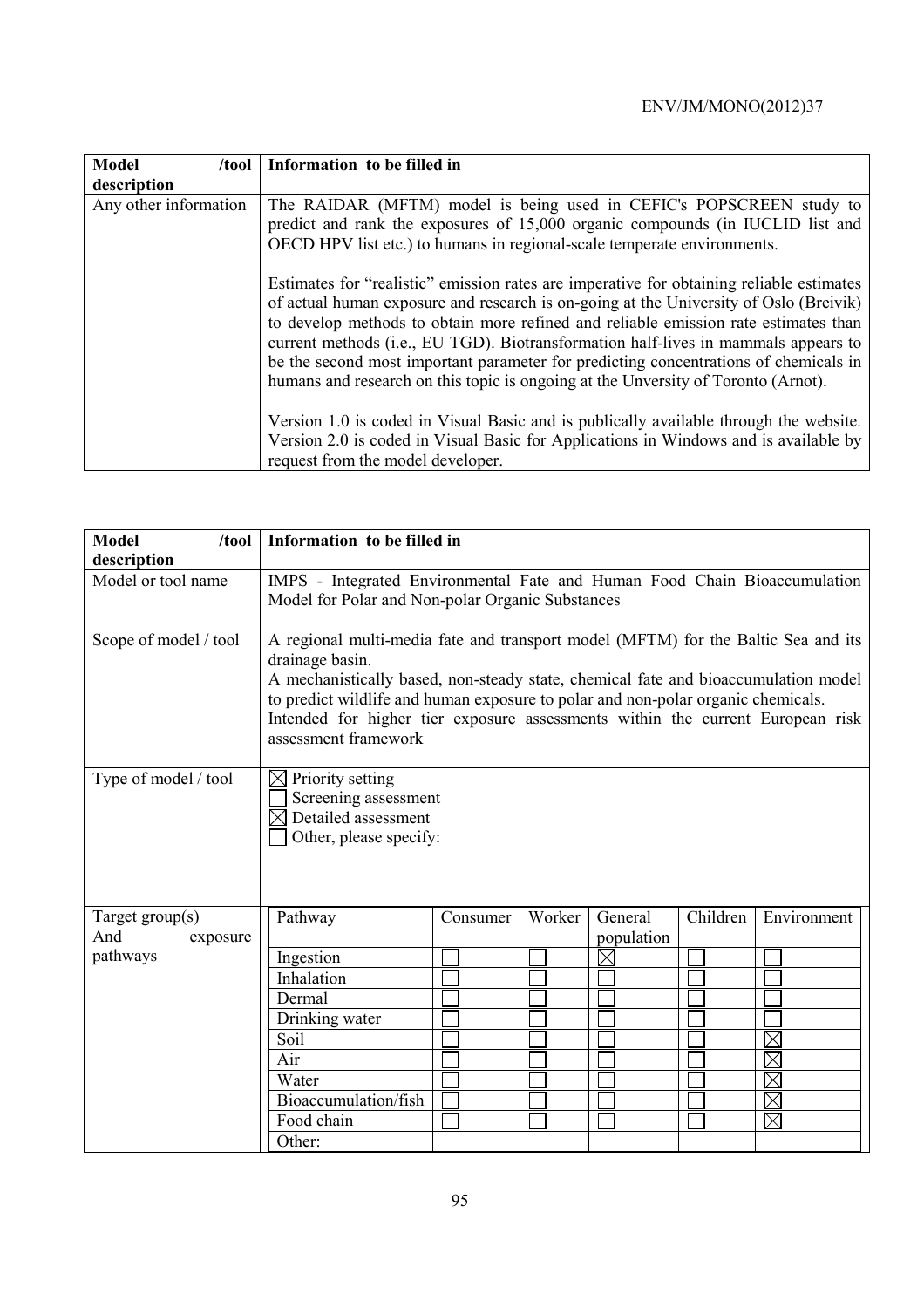| Model /tool description | Information to be filled in |
|---|---|
| Any other information | The RAIDAR (MFTM) model is being used in CEFIC's POPSCREEN study to predict and rank the exposures of 15,000 organic compounds (in IUCLID list and OECD HPV list etc.) to humans in regional-scale temperate environments.<br><br>Estimates for "realistic" emission rates are imperative for obtaining reliable estimates of actual human exposure and research is on-going at the University of Oslo (Breivik) to develop methods to obtain more refined and reliable emission rate estimates than current methods (i.e., EU TGD). Biotransformation half-lives in mammals appears to be the second most important parameter for predicting concentrations of chemicals in humans and research on this topic is ongoing at the Unversity of Toronto (Arnot).<br><br>Version 1.0 is coded in Visual Basic and is publically available through the website. Version 2.0 is coded in Visual Basic for Applications in Windows and is available by request from the model developer. |

| Model /tool description | Information to be filled in |
|---|---|
| Model or tool name | IMPS - Integrated Environmental Fate and Human Food Chain Bioaccumulation Model for Polar and Non-polar Organic Substances |
| Scope of model / tool | A regional multi-media fate and transport model (MFTM) for the Baltic Sea and its drainage basin.<br>A mechanistically based, non-steady state, chemical fate and bioaccumulation model to predict wildlife and human exposure to polar and non-polar organic chemicals.<br>Intended for higher tier exposure assessments within the current European risk assessment framework |
| Type of model / tool | ☒ Priority setting<br>☐ Screening assessment<br>☒ Detailed assessment<br>☐ Other, please specify: |
| Target group(s) And exposure pathways | (see table below) |

| Pathway | Consumer | Worker | General population | Children | Environment |
|---|---|---|---|---|---|
| Ingestion | ☐ | ☐ | ☒ | ☐ | ☐ |
| Inhalation | ☐ | ☐ | ☐ | ☐ | ☐ |
| Dermal | ☐ | ☐ | ☐ | ☐ | ☐ |
| Drinking water | ☐ | ☐ | ☐ | ☐ | ☐ |
| Soil | ☐ | ☐ | ☐ | ☐ | ☒ |
| Air | ☐ | ☐ | ☐ | ☐ | ☒ |
| Water | ☐ | ☐ | ☐ | ☐ | ☒ |
| Bioaccumulation/fish | ☐ | ☐ | ☐ | ☐ | ☒ |
| Food chain | ☐ | ☐ | ☐ | ☐ | ☒ |
| Other: | | | | | |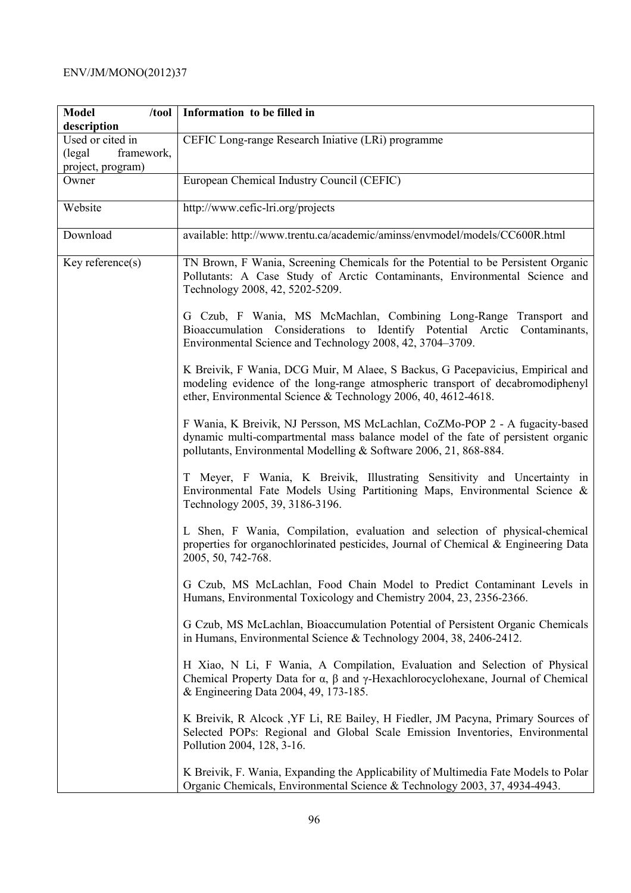| Model /tool description | Information to be filled in |
|---|---|
| Used or cited in (legal framework, project, program) | CEFIC Long-range Research Iniative (LRi) programme |
| Owner | European Chemical Industry Council (CEFIC) |
| Website | http://www.cefic-lri.org/projects |
| Download | available: http://www.trentu.ca/academic/aminss/envmodel/models/CC600R.html |
| Key reference(s) | TN Brown, F Wania, Screening Chemicals for the Potential to be Persistent Organic Pollutants: A Case Study of Arctic Contaminants, Environmental Science and Technology 2008, 42, 5202-5209.<br><br>G Czub, F Wania, MS McMachlan, Combining Long-Range Transport and Bioaccumulation Considerations to Identify Potential Arctic Contaminants, Environmental Science and Technology 2008, 42, 3704–3709.<br><br>K Breivik, F Wania, DCG Muir, M Alaee, S Backus, G Pacepavicius, Empirical and modeling evidence of the long-range atmospheric transport of decabromodiphenyl ether, Environmental Science & Technology 2006, 40, 4612-4618.<br><br>F Wania, K Breivik, NJ Persson, MS McLachlan, CoZMo-POP 2 - A fugacity-based dynamic multi-compartmental mass balance model of the fate of persistent organic pollutants, Environmental Modelling & Software 2006, 21, 868-884.<br><br>T Meyer, F Wania, K Breivik, Illustrating Sensitivity and Uncertainty in Environmental Fate Models Using Partitioning Maps, Environmental Science & Technology 2005, 39, 3186-3196.<br><br>L Shen, F Wania, Compilation, evaluation and selection of physical-chemical properties for organochlorinated pesticides, Journal of Chemical & Engineering Data 2005, 50, 742-768.<br><br>G Czub, MS McLachlan, Food Chain Model to Predict Contaminant Levels in Humans, Environmental Toxicology and Chemistry 2004, 23, 2356-2366.<br><br>G Czub, MS McLachlan, Bioaccumulation Potential of Persistent Organic Chemicals in Humans, Environmental Science & Technology 2004, 38, 2406-2412.<br><br>H Xiao, N Li, F Wania, A Compilation, Evaluation and Selection of Physical Chemical Property Data for α, β and γ-Hexachlorocyclohexane, Journal of Chemical & Engineering Data 2004, 49, 173-185.<br><br>K Breivik, R Alcock ,YF Li, RE Bailey, H Fiedler, JM Pacyna, Primary Sources of Selected POPs: Regional and Global Scale Emission Inventories, Environmental Pollution 2004, 128, 3-16.<br><br>K Breivik, F. Wania, Expanding the Applicability of Multimedia Fate Models to Polar Organic Chemicals, Environmental Science & Technology 2003, 37, 4934-4943. |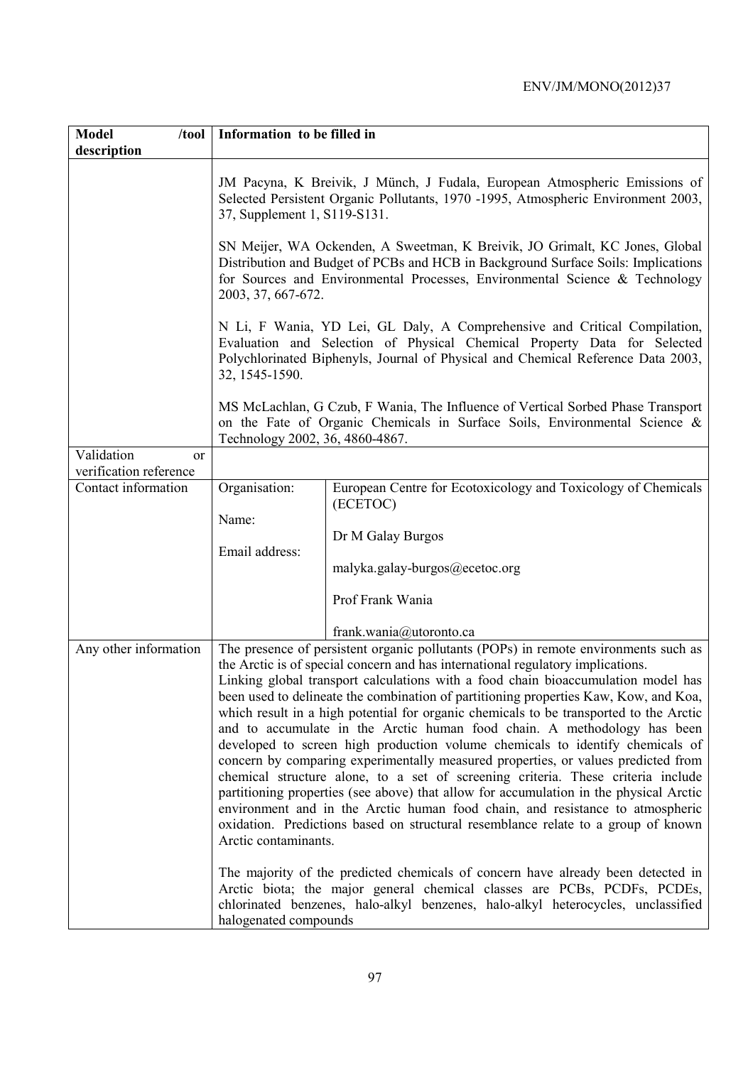| Model /tool description | Information to be filled in | |
|---|---|---|
| | JM Pacyna, K Breivik, J Münch, J Fudala, European Atmospheric Emissions of Selected Persistent Organic Pollutants, 1970 -1995, Atmospheric Environment 2003, 37, Supplement 1, S119-S131.<br><br>SN Meijer, WA Ockenden, A Sweetman, K Breivik, JO Grimalt, KC Jones, Global Distribution and Budget of PCBs and HCB in Background Surface Soils: Implications for Sources and Environmental Processes, Environmental Science & Technology 2003, 37, 667-672.<br><br>N Li, F Wania, YD Lei, GL Daly, A Comprehensive and Critical Compilation, Evaluation and Selection of Physical Chemical Property Data for Selected Polychlorinated Biphenyls, Journal of Physical and Chemical Reference Data 2003, 32, 1545-1590.<br><br>MS McLachlan, G Czub, F Wania, The Influence of Vertical Sorbed Phase Transport on the Fate of Organic Chemicals in Surface Soils, Environmental Science & Technology 2002, 36, 4860-4867. | |
| Validation or verification reference | | |
| Contact information | Organisation:<br><br>Name:<br><br>Email address: | European Centre for Ecotoxicology and Toxicology of Chemicals (ECETOC)<br><br>Dr M Galay Burgos<br><br>malyka.galay-burgos@ecetoc.org<br><br>Prof Frank Wania<br><br>frank.wania@utoronto.ca |
| Any other information | The presence of persistent organic pollutants (POPs) in remote environments such as the Arctic is of special concern and has international regulatory implications.<br>Linking global transport calculations with a food chain bioaccumulation model has been used to delineate the combination of partitioning properties Kaw, Kow, and Koa, which result in a high potential for organic chemicals to be transported to the Arctic and to accumulate in the Arctic human food chain. A methodology has been developed to screen high production volume chemicals to identify chemicals of concern by comparing experimentally measured properties, or values predicted from chemical structure alone, to a set of screening criteria. These criteria include partitioning properties (see above) that allow for accumulation in the physical Arctic environment and in the Arctic human food chain, and resistance to atmospheric oxidation. Predictions based on structural resemblance relate to a group of known Arctic contaminants.<br><br>The majority of the predicted chemicals of concern have already been detected in Arctic biota; the major general chemical classes are PCBs, PCDFs, PCDEs, chlorinated benzenes, halo-alkyl benzenes, halo-alkyl heterocycles, unclassified halogenated compounds | |